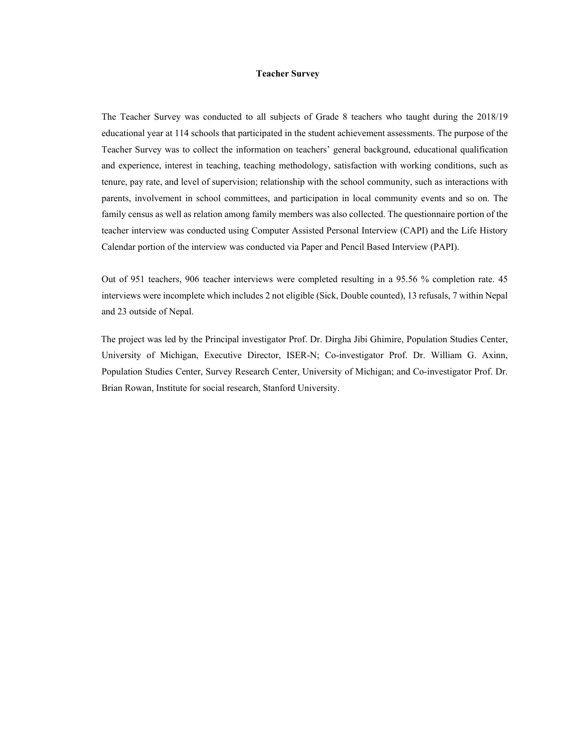# Teacher Survey

The Teacher Survey was conducted to all subjects of Grade 8 teachers who taught during the 2018/19 educational year at 114 schools that participated in the student achievement assessments. The purpose of the Teacher Survey was to collect the information on teachers' general background, educational qualification and experience, interest in teaching, teaching methodology, satisfaction with working conditions, such as tenure, pay rate, and level of supervision; relationship with the school community, such as interactions with parents, involvement in school committees, and participation in local community events and so on. The family census as well as relation among family members was also collected. The questionnaire portion of the teacher interview was conducted using Computer Assisted Personal Interview (CAPI) and the Life History Calendar portion of the interview was conducted via Paper and Pencil Based Interview (PAPI).

Out of 951 teachers, 906 teacher interviews were completed resulting in a 95.56 % completion rate. 45 interviews were incomplete which includes 2 not eligible (Sick, Double counted), 13 refusals, 7 within Nepal and 23 outside of Nepal.

The project was led by the Principal investigator Prof. Dr. Dirgha Jibi Ghimire, Population Studies Center, University of Michigan, Executive Director, ISER-N; Co-investigator Prof. Dr. William G. Axinn, Population Studies Center, Survey Research Center, University of Michigan; and Co-investigator Prof. Dr. Brian Rowan, Institute for social research, Stanford University.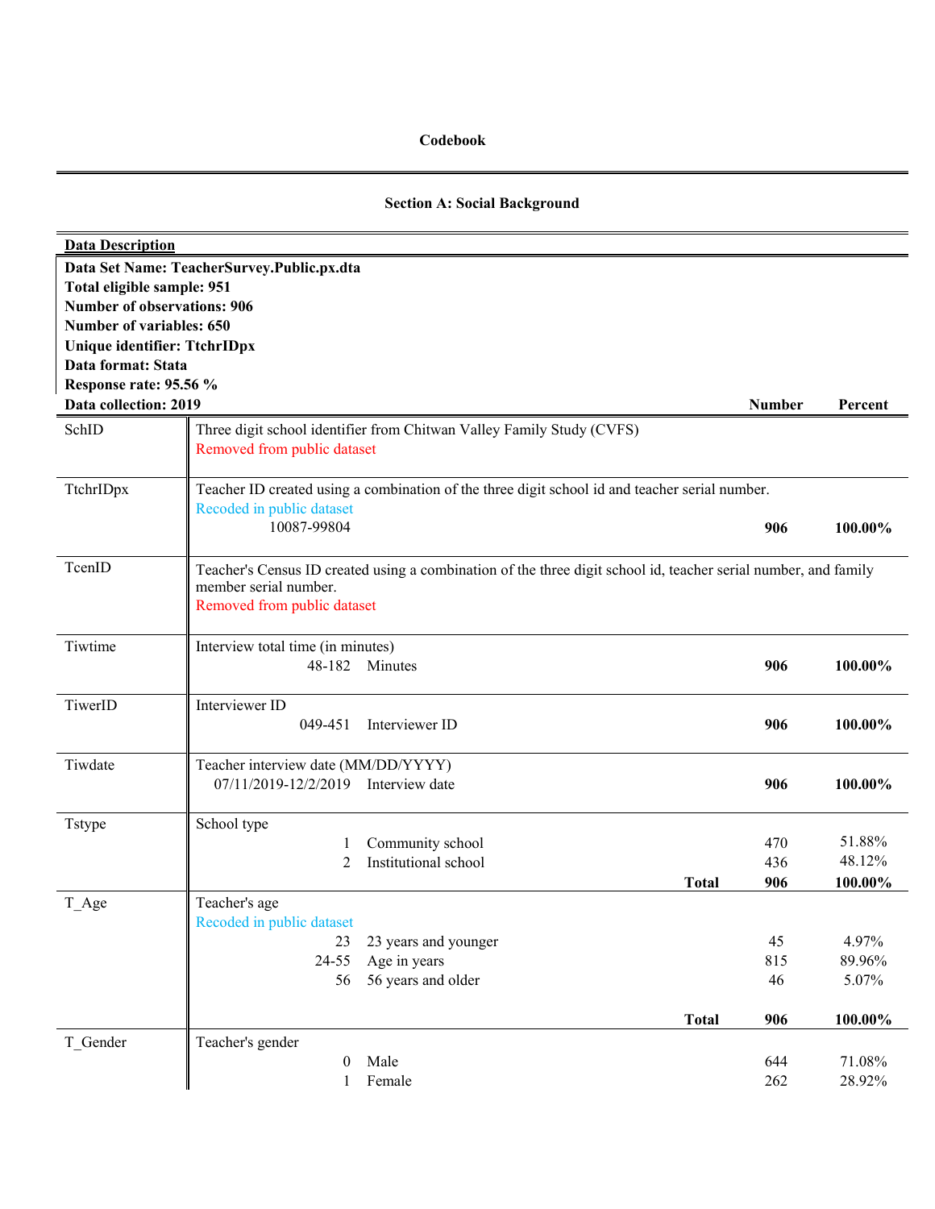**Codebook**

**Section A: Social Background**

**Data Description**

**Data Set Name: TeacherSurvey.Public.px.dta**
**Total eligible sample: 951**
**Number of observations: 906**
**Number of variables: 650**
**Unique identifier: TtchrIDpx**
**Data format: Stata**
**Response rate: 95.56 %**
**Data collection: 2019**

| Variable | Description | | | Number | Percent |
|---|---|---|---|---|---|
| SchID | Three digit school identifier from Chitwan Valley Family Study (CVFS) | | | | |
| | Removed from public dataset | | | | |
| TtchrIDpx | Teacher ID created using a combination of the three digit school id and teacher serial number. | | | | |
| | Recoded in public dataset | | | | |
| | 10087-99804 | | | **906** | **100.00%** |
| TcenID | Teacher's Census ID created using a combination of the three digit school id, teacher serial number, and family member serial number. | | | | |
| | Removed from public dataset | | | | |
| Tiwtime | Interview total time (in minutes) | | | | |
| | 48-182 | Minutes | | **906** | **100.00%** |
| TiwerID | Interviewer ID | | | | |
| | 049-451 | Interviewer ID | | **906** | **100.00%** |
| Tiwdate | Teacher interview date (MM/DD/YYYY) | | | | |
| | 07/11/2019-12/2/2019 | Interview date | | **906** | **100.00%** |
| Tstype | School type | | | | |
| | 1 | Community school | | 470 | 51.88% |
| | 2 | Institutional school | | 436 | 48.12% |
| | | | **Total** | **906** | **100.00%** |
| T_Age | Teacher's age | | | | |
| | Recoded in public dataset | | | | |
| | 23 | 23 years and younger | | 45 | 4.97% |
| | 24-55 | Age in years | | 815 | 89.96% |
| | 56 | 56 years and older | | 46 | 5.07% |
| | | | **Total** | **906** | **100.00%** |
| T_Gender | Teacher's gender | | | | |
| | 0 | Male | | 644 | 71.08% |
| | 1 | Female | | 262 | 28.92% |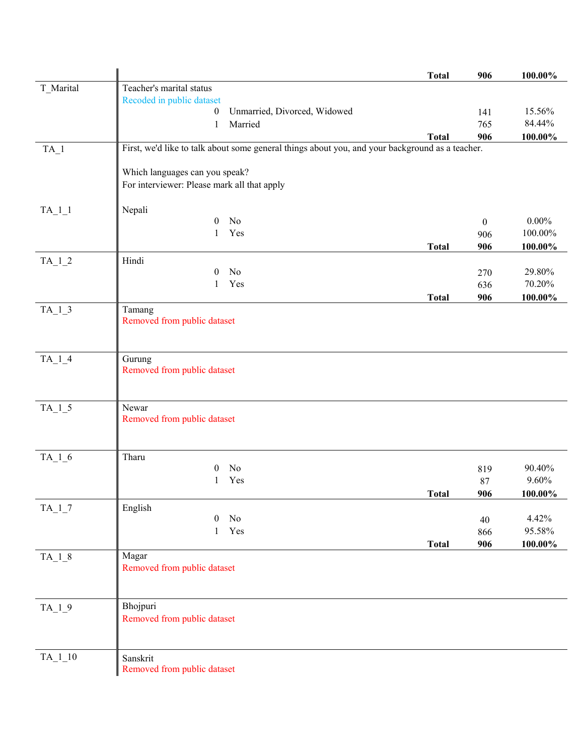| Variable | Description | | | Count | Percent |
|---|---|---|---|---|---|
| | | | **Total** | **906** | **100.00%** |
| T_Marital | Teacher's marital status<br>Recoded in public dataset | | | | |
| | | 0 | Unmarried, Divorced, Widowed | 141 | 15.56% |
| | | 1 | Married | 765 | 84.44% |
| | | | **Total** | **906** | **100.00%** |
| TA_1 | First, we'd like to talk about some general things about you, and your background as a teacher.<br><br>Which languages can you speak?<br>For interviewer: Please mark all that apply | | | | |
| TA_1_1 | Nepali | | | | |
| | | 0 | No | 0 | 0.00% |
| | | 1 | Yes | 906 | 100.00% |
| | | | **Total** | **906** | **100.00%** |
| TA_1_2 | Hindi | | | | |
| | | 0 | No | 270 | 29.80% |
| | | 1 | Yes | 636 | 70.20% |
| | | | **Total** | **906** | **100.00%** |
| TA_1_3 | Tamang<br>Removed from public dataset | | | | |
| TA_1_4 | Gurung<br>Removed from public dataset | | | | |
| TA_1_5 | Newar<br>Removed from public dataset | | | | |
| TA_1_6 | Tharu | | | | |
| | | 0 | No | 819 | 90.40% |
| | | 1 | Yes | 87 | 9.60% |
| | | | **Total** | **906** | **100.00%** |
| TA_1_7 | English | | | | |
| | | 0 | No | 40 | 4.42% |
| | | 1 | Yes | 866 | 95.58% |
| | | | **Total** | **906** | **100.00%** |
| TA_1_8 | Magar<br>Removed from public dataset | | | | |
| TA_1_9 | Bhojpuri<br>Removed from public dataset | | | | |
| TA_1_10 | Sanskrit<br>Removed from public dataset | | | | |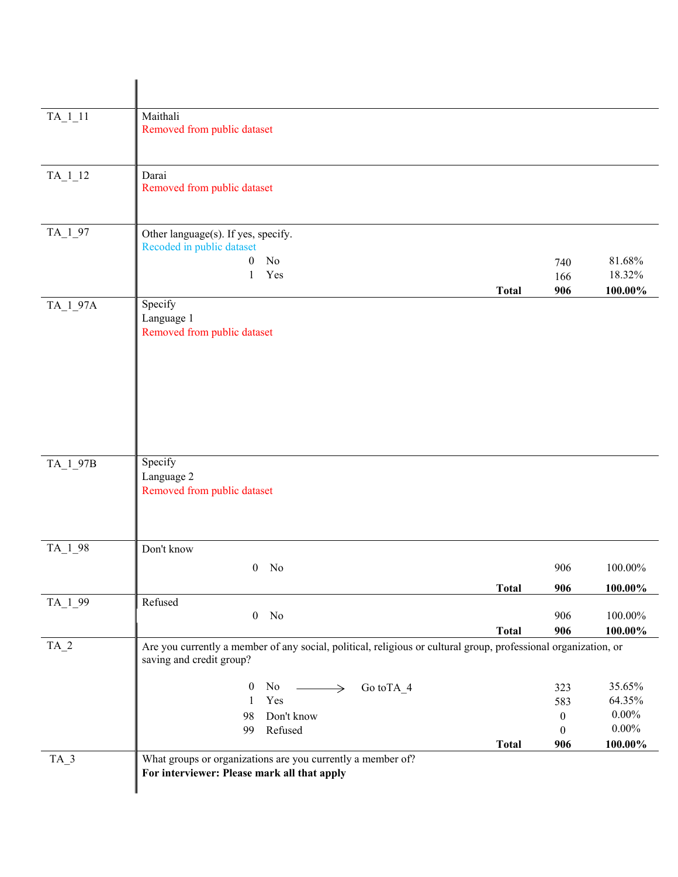| Variable | Question / Response | | Frequency | Percent |
|---|---|---|---|---|
| TA_1_11 | Maithali<br>Removed from public dataset | | | |
| TA_1_12 | Darai<br>Removed from public dataset | | | |
| TA_1_97 | Other language(s). If yes, specify.<br>Recoded in public dataset | | | |
| | 0 No | | 740 | 81.68% |
| | 1 Yes | | 166 | 18.32% |
| | | **Total** | **906** | **100.00%** |
| TA_1_97A | Specify<br>Language 1<br>Removed from public dataset | | | |
| TA_1_97B | Specify<br>Language 2<br>Removed from public dataset | | | |
| TA_1_98 | Don't know | | | |
| | 0 No | | 906 | 100.00% |
| | | **Total** | **906** | **100.00%** |
| TA_1_99 | Refused | | | |
| | 0 No | | 906 | 100.00% |
| | | **Total** | **906** | **100.00%** |
| TA_2 | Are you currently a member of any social, political, religious or cultural group, professional organization, or saving and credit group? | | | |
| | 0 No ⟶ Go toTA_4 | | 323 | 35.65% |
| | 1 Yes | | 583 | 64.35% |
| | 98 Don't know | | 0 | 0.00% |
| | 99 Refused | | 0 | 0.00% |
| | | **Total** | **906** | **100.00%** |
| TA_3 | What groups or organizations are you currently a member of?<br>**For interviewer: Please mark all that apply** | | | |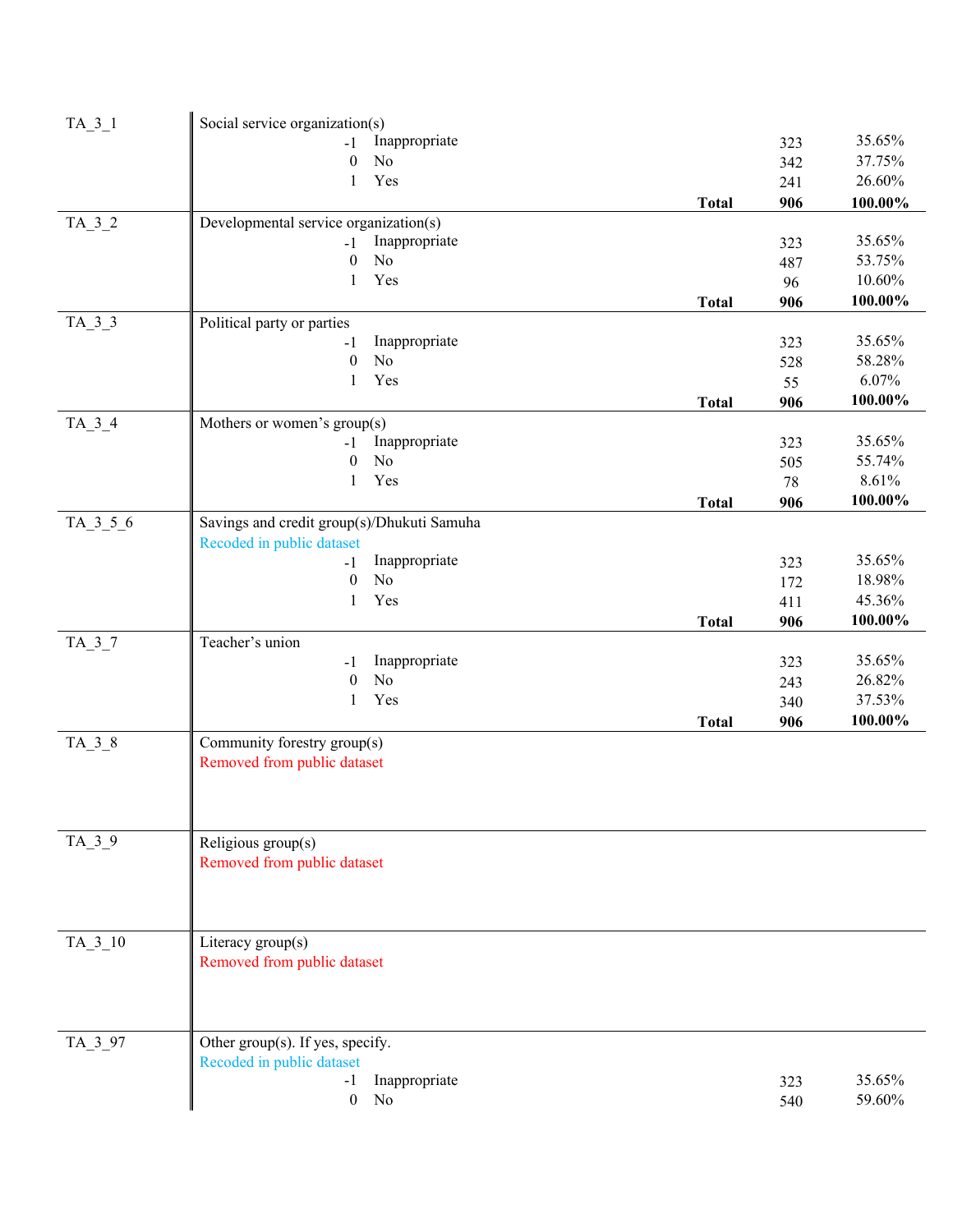| Variable | Description | Code | Label | | Frequency | Percent |
|---|---|---|---|---|---|---|
| TA_3_1 | Social service organization(s) | | | | | |
| | | -1 | Inappropriate | | 323 | 35.65% |
| | | 0 | No | | 342 | 37.75% |
| | | 1 | Yes | | 241 | 26.60% |
| | | | | **Total** | **906** | **100.00%** |
| TA_3_2 | Developmental service organization(s) | | | | | |
| | | -1 | Inappropriate | | 323 | 35.65% |
| | | 0 | No | | 487 | 53.75% |
| | | 1 | Yes | | 96 | 10.60% |
| | | | | **Total** | **906** | **100.00%** |
| TA_3_3 | Political party or parties | | | | | |
| | | -1 | Inappropriate | | 323 | 35.65% |
| | | 0 | No | | 528 | 58.28% |
| | | 1 | Yes | | 55 | 6.07% |
| | | | | **Total** | **906** | **100.00%** |
| TA_3_4 | Mothers or women's group(s) | | | | | |
| | | -1 | Inappropriate | | 323 | 35.65% |
| | | 0 | No | | 505 | 55.74% |
| | | 1 | Yes | | 78 | 8.61% |
| | | | | **Total** | **906** | **100.00%** |
| TA_3_5_6 | Savings and credit group(s)/Dhukuti Samuha<br>Recoded in public dataset | | | | | |
| | | -1 | Inappropriate | | 323 | 35.65% |
| | | 0 | No | | 172 | 18.98% |
| | | 1 | Yes | | 411 | 45.36% |
| | | | | **Total** | **906** | **100.00%** |
| TA_3_7 | Teacher's union | | | | | |
| | | -1 | Inappropriate | | 323 | 35.65% |
| | | 0 | No | | 243 | 26.82% |
| | | 1 | Yes | | 340 | 37.53% |
| | | | | **Total** | **906** | **100.00%** |
| TA_3_8 | Community forestry group(s)<br>Removed from public dataset | | | | | |
| TA_3_9 | Religious group(s)<br>Removed from public dataset | | | | | |
| TA_3_10 | Literacy group(s)<br>Removed from public dataset | | | | | |
| TA_3_97 | Other group(s). If yes, specify.<br>Recoded in public dataset | | | | | |
| | | -1 | Inappropriate | | 323 | 35.65% |
| | | 0 | No | | 540 | 59.60% |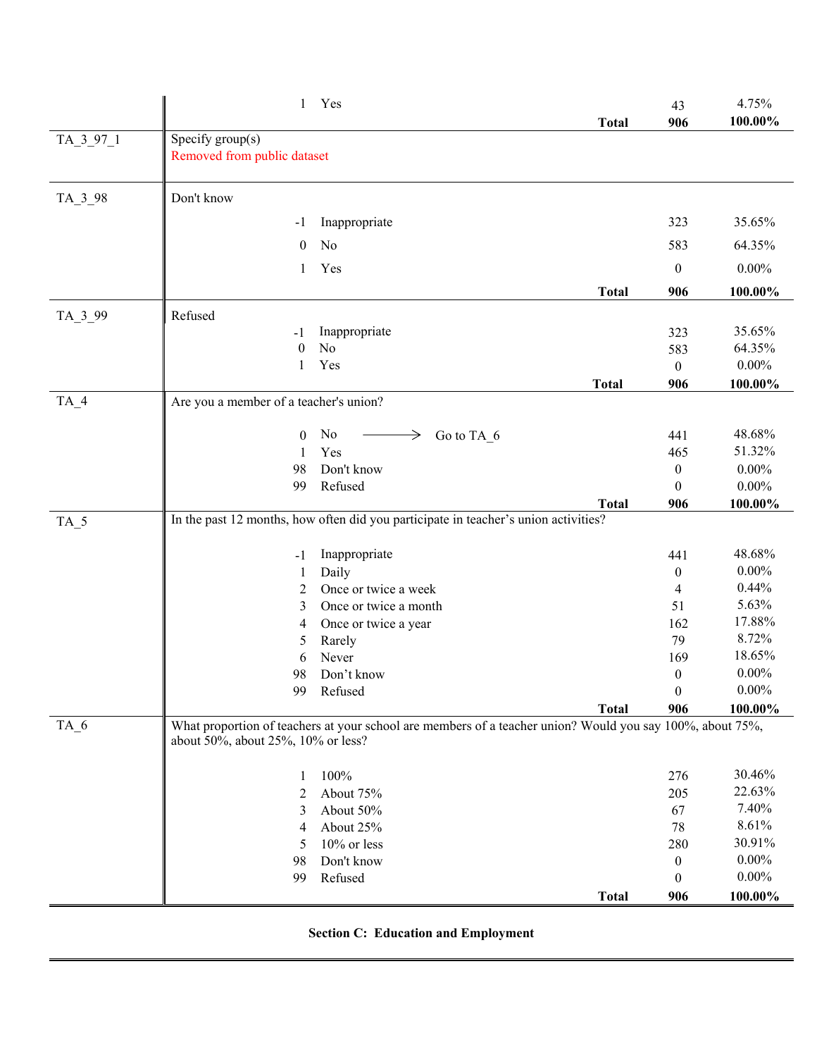| Variable | Question / Response | | | Count | Percent |
|---|---|---|---|---|---|
| | 1 | Yes | | 43 | 4.75% |
| | | | **Total** | **906** | **100.00%** |
| TA_3_97_1 | Specify group(s) | | | | |
| | Removed from public dataset | | | | |
| TA_3_98 | Don't know | | | | |
| | -1 | Inappropriate | | 323 | 35.65% |
| | 0 | No | | 583 | 64.35% |
| | 1 | Yes | | 0 | 0.00% |
| | | | **Total** | **906** | **100.00%** |
| TA_3_99 | Refused | | | | |
| | -1 | Inappropriate | | 323 | 35.65% |
| | 0 | No | | 583 | 64.35% |
| | 1 | Yes | | 0 | 0.00% |
| | | | **Total** | **906** | **100.00%** |
| TA_4 | Are you a member of a teacher's union? | | | | |
| | 0 | No ⟶ Go to TA_6 | | 441 | 48.68% |
| | 1 | Yes | | 465 | 51.32% |
| | 98 | Don't know | | 0 | 0.00% |
| | 99 | Refused | | 0 | 0.00% |
| | | | **Total** | **906** | **100.00%** |
| TA_5 | In the past 12 months, how often did you participate in teacher's union activities? | | | | |
| | -1 | Inappropriate | | 441 | 48.68% |
| | 1 | Daily | | 0 | 0.00% |
| | 2 | Once or twice a week | | 4 | 0.44% |
| | 3 | Once or twice a month | | 51 | 5.63% |
| | 4 | Once or twice a year | | 162 | 17.88% |
| | 5 | Rarely | | 79 | 8.72% |
| | 6 | Never | | 169 | 18.65% |
| | 98 | Don't know | | 0 | 0.00% |
| | 99 | Refused | | 0 | 0.00% |
| | | | **Total** | **906** | **100.00%** |
| TA_6 | What proportion of teachers at your school are members of a teacher union? Would you say 100%, about 75%, about 50%, about 25%, 10% or less? | | | | |
| | 1 | 100% | | 276 | 30.46% |
| | 2 | About 75% | | 205 | 22.63% |
| | 3 | About 50% | | 67 | 7.40% |
| | 4 | About 25% | | 78 | 8.61% |
| | 5 | 10% or less | | 280 | 30.91% |
| | 98 | Don't know | | 0 | 0.00% |
| | 99 | Refused | | 0 | 0.00% |
| | | | **Total** | **906** | **100.00%** |

**Section C: Education and Employment**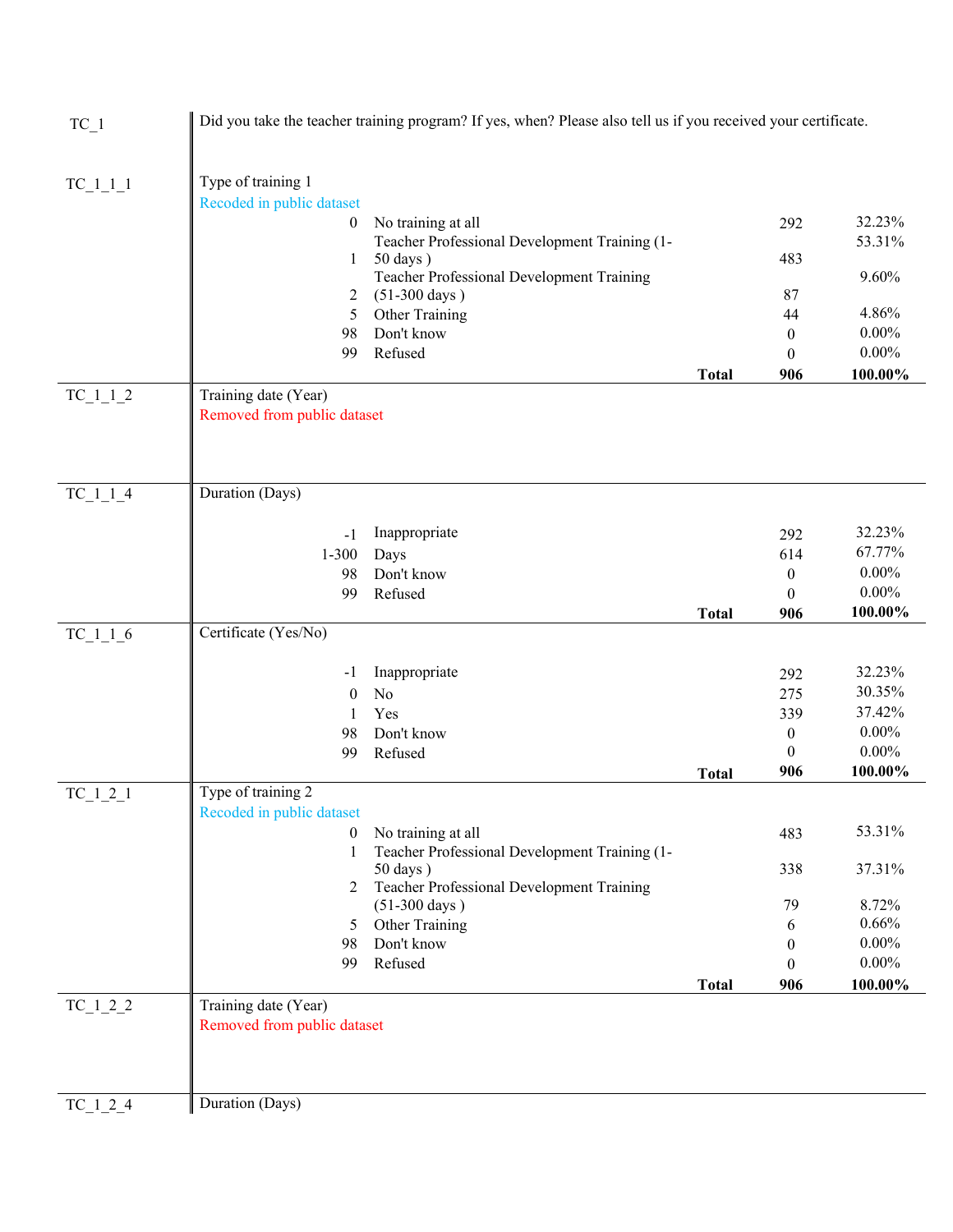| Variable | Description | Code | Label | Count | Percent |
|---|---|---|---|---|---|
| TC_1 | Did you take the teacher training program? If yes, when? Please also tell us if you received your certificate. | | | | |
| TC_1_1_1 | Type of training 1 | | | | |
| | Recoded in public dataset | | | | |
| | | 0 | No training at all | 292 | 32.23% |
| | | 1 | Teacher Professional Development Training (1-50 days ) | 483 | 53.31% |
| | | 2 | Teacher Professional Development Training (51-300 days ) | 87 | 9.60% |
| | | 5 | Other Training | 44 | 4.86% |
| | | 98 | Don't know | 0 | 0.00% |
| | | 99 | Refused | 0 | 0.00% |
| | | | **Total** | **906** | **100.00%** |
| TC_1_1_2 | Training date (Year) | | | | |
| | Removed from public dataset | | | | |
| TC_1_1_4 | Duration (Days) | | | | |
| | | -1 | Inappropriate | 292 | 32.23% |
| | | 1-300 | Days | 614 | 67.77% |
| | | 98 | Don't know | 0 | 0.00% |
| | | 99 | Refused | 0 | 0.00% |
| | | | **Total** | **906** | **100.00%** |
| TC_1_1_6 | Certificate (Yes/No) | | | | |
| | | -1 | Inappropriate | 292 | 32.23% |
| | | 0 | No | 275 | 30.35% |
| | | 1 | Yes | 339 | 37.42% |
| | | 98 | Don't know | 0 | 0.00% |
| | | 99 | Refused | 0 | 0.00% |
| | | | **Total** | **906** | **100.00%** |
| TC_1_2_1 | Type of training 2 | | | | |
| | Recoded in public dataset | | | | |
| | | 0 | No training at all | 483 | 53.31% |
| | | 1 | Teacher Professional Development Training (1-50 days ) | 338 | 37.31% |
| | | 2 | Teacher Professional Development Training (51-300 days ) | 79 | 8.72% |
| | | 5 | Other Training | 6 | 0.66% |
| | | 98 | Don't know | 0 | 0.00% |
| | | 99 | Refused | 0 | 0.00% |
| | | | **Total** | **906** | **100.00%** |
| TC_1_2_2 | Training date (Year) | | | | |
| | Removed from public dataset | | | | |
| TC_1_2_4 | Duration (Days) | | | | |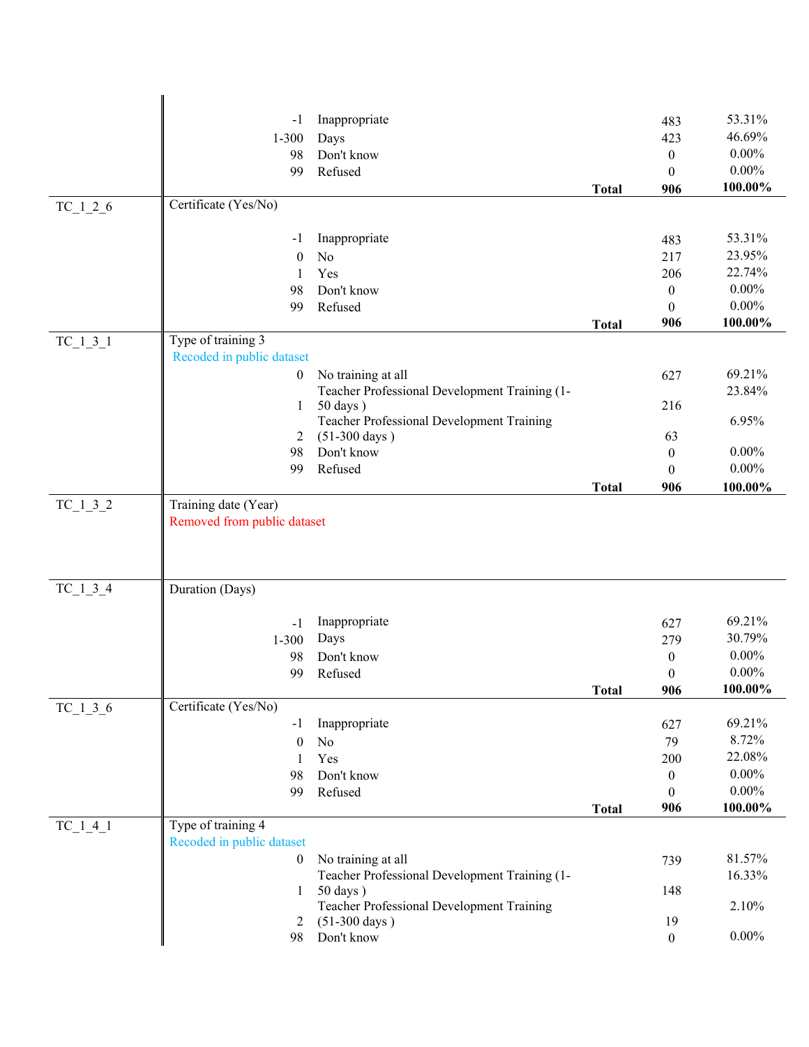| Variable | Description | Code | Label | | Frequency | Percent |
|---|---|---|---|---|---|---|
| | | -1 | Inappropriate | | 483 | 53.31% |
| | | 1-300 | Days | | 423 | 46.69% |
| | | 98 | Don't know | | 0 | 0.00% |
| | | 99 | Refused | | 0 | 0.00% |
| | | | | **Total** | **906** | **100.00%** |
| TC_1_2_6 | Certificate (Yes/No) | | | | | |
| | | -1 | Inappropriate | | 483 | 53.31% |
| | | 0 | No | | 217 | 23.95% |
| | | 1 | Yes | | 206 | 22.74% |
| | | 98 | Don't know | | 0 | 0.00% |
| | | 99 | Refused | | 0 | 0.00% |
| | | | | **Total** | **906** | **100.00%** |
| TC_1_3_1 | Type of training 3<br>Recoded in public dataset | | | | | |
| | | 0 | No training at all | | 627 | 69.21% |
| | | 1 | Teacher Professional Development Training (1-50 days ) | | 216 | 23.84% |
| | | 2 | Teacher Professional Development Training (51-300 days ) | | 63 | 6.95% |
| | | 98 | Don't know | | 0 | 0.00% |
| | | 99 | Refused | | 0 | 0.00% |
| | | | | **Total** | **906** | **100.00%** |
| TC_1_3_2 | Training date (Year)<br>Removed from public dataset | | | | | |
| TC_1_3_4 | Duration (Days) | | | | | |
| | | -1 | Inappropriate | | 627 | 69.21% |
| | | 1-300 | Days | | 279 | 30.79% |
| | | 98 | Don't know | | 0 | 0.00% |
| | | 99 | Refused | | 0 | 0.00% |
| | | | | **Total** | **906** | **100.00%** |
| TC_1_3_6 | Certificate (Yes/No) | | | | | |
| | | -1 | Inappropriate | | 627 | 69.21% |
| | | 0 | No | | 79 | 8.72% |
| | | 1 | Yes | | 200 | 22.08% |
| | | 98 | Don't know | | 0 | 0.00% |
| | | 99 | Refused | | 0 | 0.00% |
| | | | | **Total** | **906** | **100.00%** |
| TC_1_4_1 | Type of training 4<br>Recoded in public dataset | | | | | |
| | | 0 | No training at all | | 739 | 81.57% |
| | | 1 | Teacher Professional Development Training (1-50 days ) | | 148 | 16.33% |
| | | 2 | Teacher Professional Development Training (51-300 days ) | | 19 | 2.10% |
| | | 98 | Don't know | | 0 | 0.00% |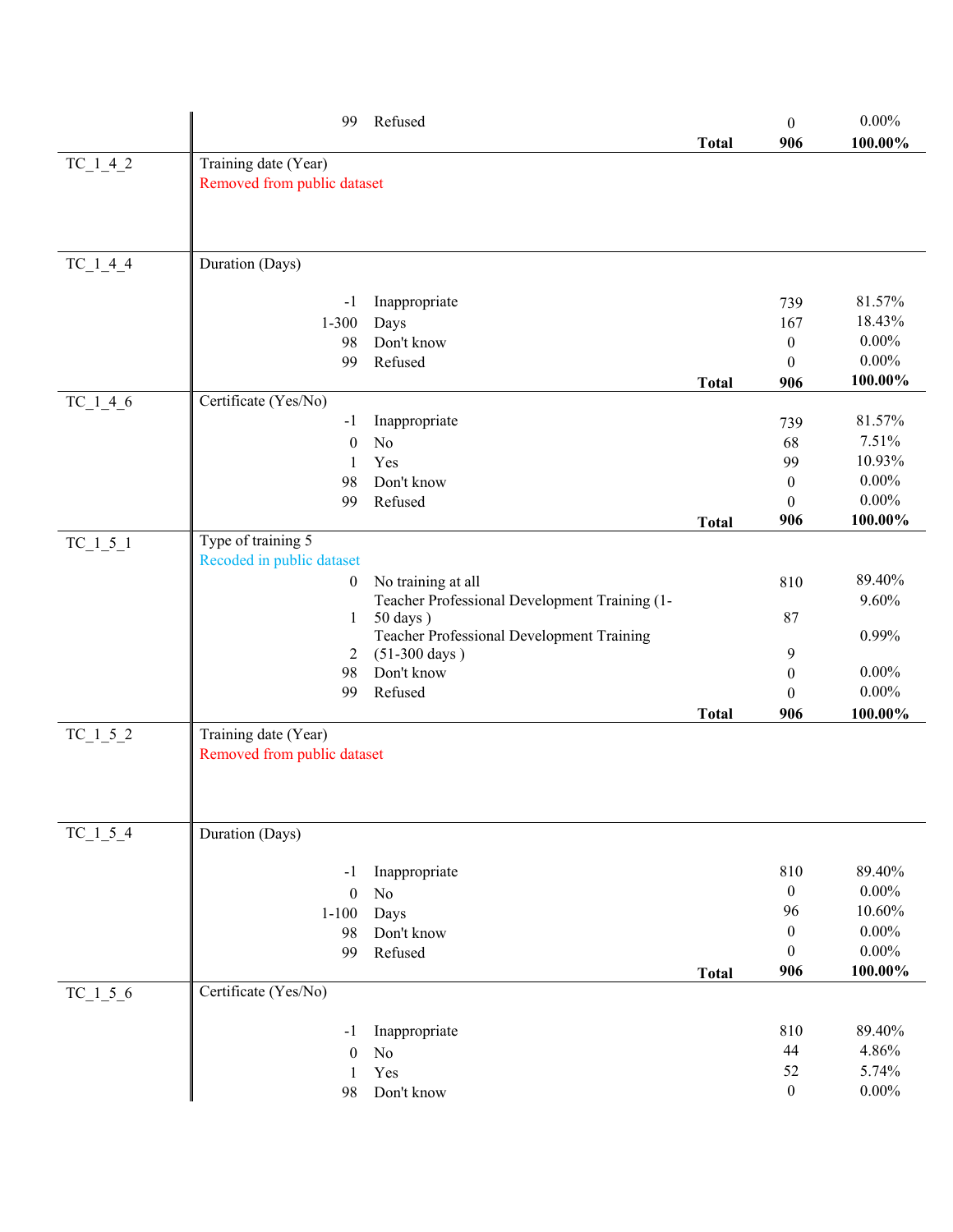| Variable | Description | Code | Label | Count | Percent |
|---|---|---|---|---|---|
| | | 99 | Refused | 0 | 0.00% |
| | | | **Total** | **906** | **100.00%** |
| TC_1_4_2 | Training date (Year)<br>Removed from public dataset | | | | |
| TC_1_4_4 | Duration (Days) | | | | |
| | | -1 | Inappropriate | 739 | 81.57% |
| | | 1-300 | Days | 167 | 18.43% |
| | | 98 | Don't know | 0 | 0.00% |
| | | 99 | Refused | 0 | 0.00% |
| | | | **Total** | **906** | **100.00%** |
| TC_1_4_6 | Certificate (Yes/No) | | | | |
| | | -1 | Inappropriate | 739 | 81.57% |
| | | 0 | No | 68 | 7.51% |
| | | 1 | Yes | 99 | 10.93% |
| | | 98 | Don't know | 0 | 0.00% |
| | | 99 | Refused | 0 | 0.00% |
| | | | **Total** | **906** | **100.00%** |
| TC_1_5_1 | Type of training 5<br>Recoded in public dataset | | | | |
| | | 0 | No training at all | 810 | 89.40% |
| | | 1 | Teacher Professional Development Training (1-50 days ) | 87 | 9.60% |
| | | 2 | Teacher Professional Development Training (51-300 days ) | 9 | 0.99% |
| | | 98 | Don't know | 0 | 0.00% |
| | | 99 | Refused | 0 | 0.00% |
| | | | **Total** | **906** | **100.00%** |
| TC_1_5_2 | Training date (Year)<br>Removed from public dataset | | | | |
| TC_1_5_4 | Duration (Days) | | | | |
| | | -1 | Inappropriate | 810 | 89.40% |
| | | 0 | No | 0 | 0.00% |
| | | 1-100 | Days | 96 | 10.60% |
| | | 98 | Don't know | 0 | 0.00% |
| | | 99 | Refused | 0 | 0.00% |
| | | | **Total** | **906** | **100.00%** |
| TC_1_5_6 | Certificate (Yes/No) | | | | |
| | | -1 | Inappropriate | 810 | 89.40% |
| | | 0 | No | 44 | 4.86% |
| | | 1 | Yes | 52 | 5.74% |
| | | 98 | Don't know | 0 | 0.00% |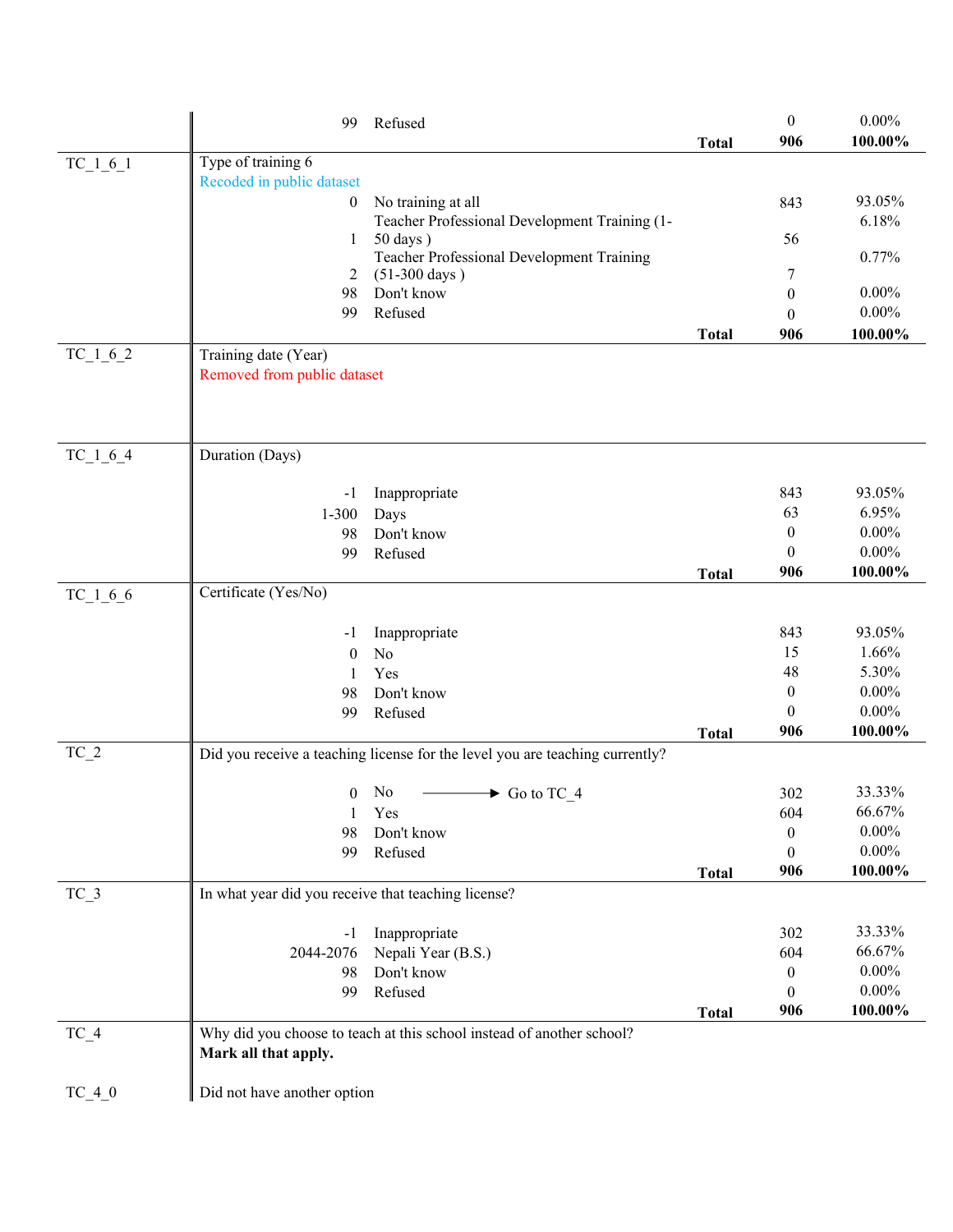| Variable | Description | Code | Label | Frequency | Percent |
|---|---|---|---|---|---|
| | | 99 | Refused | 0 | 0.00% |
| | | | **Total** | **906** | **100.00%** |
| TC_1_6_1 | Type of training 6<br>Recoded in public dataset | | | | |
| | | 0 | No training at all | 843 | 93.05% |
| | | 1 | Teacher Professional Development Training (1-50 days ) | 56 | 6.18% |
| | | 2 | Teacher Professional Development Training (51-300 days ) | 7 | 0.77% |
| | | 98 | Don't know | 0 | 0.00% |
| | | 99 | Refused | 0 | 0.00% |
| | | | **Total** | **906** | **100.00%** |
| TC_1_6_2 | Training date (Year)<br>Removed from public dataset | | | | |
| TC_1_6_4 | Duration (Days) | | | | |
| | | -1 | Inappropriate | 843 | 93.05% |
| | | 1-300 | Days | 63 | 6.95% |
| | | 98 | Don't know | 0 | 0.00% |
| | | 99 | Refused | 0 | 0.00% |
| | | | **Total** | **906** | **100.00%** |
| TC_1_6_6 | Certificate (Yes/No) | | | | |
| | | -1 | Inappropriate | 843 | 93.05% |
| | | 0 | No | 15 | 1.66% |
| | | 1 | Yes | 48 | 5.30% |
| | | 98 | Don't know | 0 | 0.00% |
| | | 99 | Refused | 0 | 0.00% |
| | | | **Total** | **906** | **100.00%** |
| TC_2 | Did you receive a teaching license for the level you are teaching currently? | | | | |
| | | 0 | No → Go to TC_4 | 302 | 33.33% |
| | | 1 | Yes | 604 | 66.67% |
| | | 98 | Don't know | 0 | 0.00% |
| | | 99 | Refused | 0 | 0.00% |
| | | | **Total** | **906** | **100.00%** |
| TC_3 | In what year did you receive that teaching license? | | | | |
| | | -1 | Inappropriate | 302 | 33.33% |
| | | 2044-2076 | Nepali Year (B.S.) | 604 | 66.67% |
| | | 98 | Don't know | 0 | 0.00% |
| | | 99 | Refused | 0 | 0.00% |
| | | | **Total** | **906** | **100.00%** |
| TC_4 | Why did you choose to teach at this school instead of another school?<br>**Mark all that apply.** | | | | |
| TC_4_0 | Did not have another option | | | | |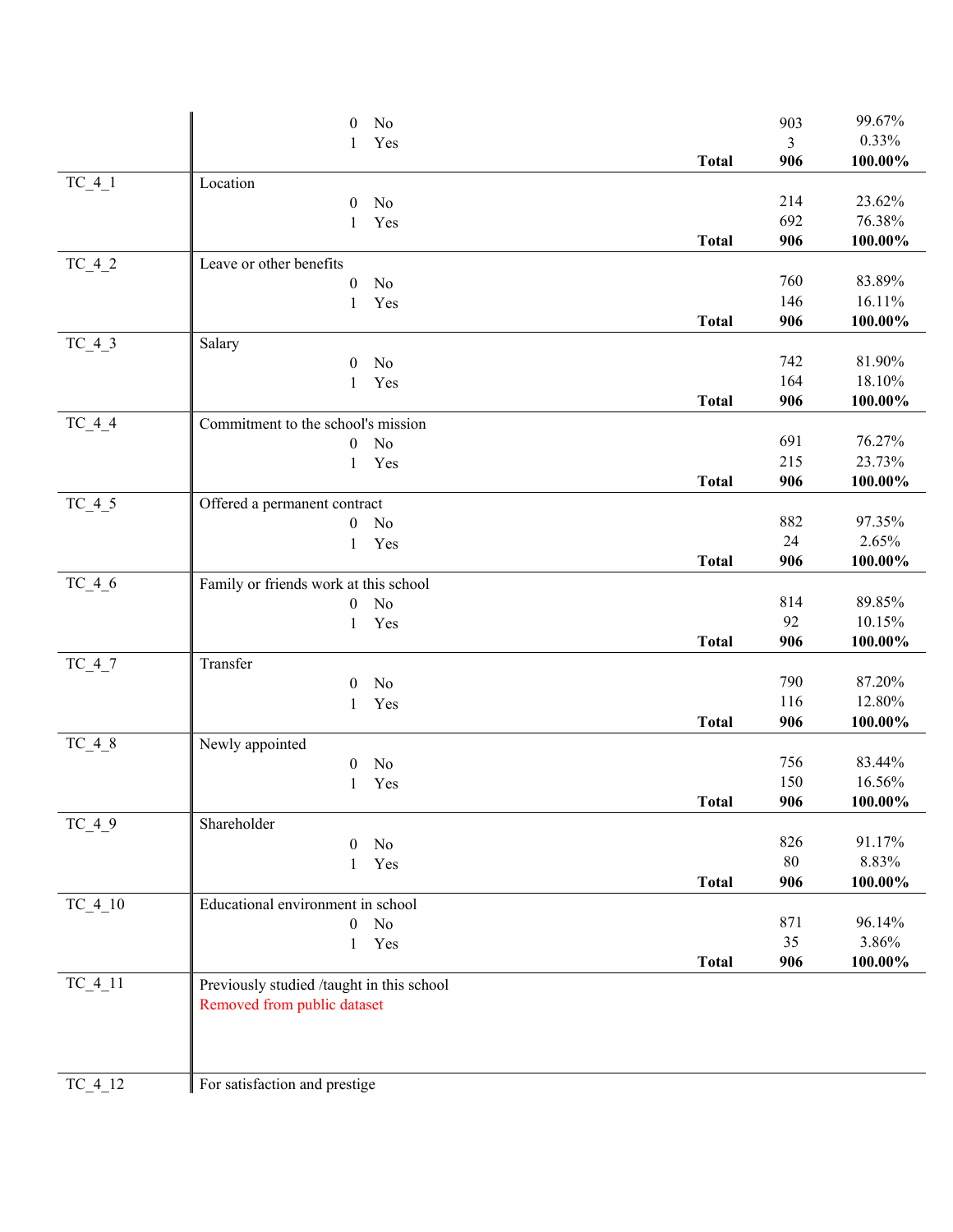| Variable | Label | | Frequency | Percent |
|---|---|---|---|---|
| | 0 No | | 903 | 99.67% |
| | 1 Yes | | 3 | 0.33% |
| | | **Total** | **906** | **100.00%** |
| TC_4_1 | Location | | | |
| | 0 No | | 214 | 23.62% |
| | 1 Yes | | 692 | 76.38% |
| | | **Total** | **906** | **100.00%** |
| TC_4_2 | Leave or other benefits | | | |
| | 0 No | | 760 | 83.89% |
| | 1 Yes | | 146 | 16.11% |
| | | **Total** | **906** | **100.00%** |
| TC_4_3 | Salary | | | |
| | 0 No | | 742 | 81.90% |
| | 1 Yes | | 164 | 18.10% |
| | | **Total** | **906** | **100.00%** |
| TC_4_4 | Commitment to the school's mission | | | |
| | 0 No | | 691 | 76.27% |
| | 1 Yes | | 215 | 23.73% |
| | | **Total** | **906** | **100.00%** |
| TC_4_5 | Offered a permanent contract | | | |
| | 0 No | | 882 | 97.35% |
| | 1 Yes | | 24 | 2.65% |
| | | **Total** | **906** | **100.00%** |
| TC_4_6 | Family or friends work at this school | | | |
| | 0 No | | 814 | 89.85% |
| | 1 Yes | | 92 | 10.15% |
| | | **Total** | **906** | **100.00%** |
| TC_4_7 | Transfer | | | |
| | 0 No | | 790 | 87.20% |
| | 1 Yes | | 116 | 12.80% |
| | | **Total** | **906** | **100.00%** |
| TC_4_8 | Newly appointed | | | |
| | 0 No | | 756 | 83.44% |
| | 1 Yes | | 150 | 16.56% |
| | | **Total** | **906** | **100.00%** |
| TC_4_9 | Shareholder | | | |
| | 0 No | | 826 | 91.17% |
| | 1 Yes | | 80 | 8.83% |
| | | **Total** | **906** | **100.00%** |
| TC_4_10 | Educational environment in school | | | |
| | 0 No | | 871 | 96.14% |
| | 1 Yes | | 35 | 3.86% |
| | | **Total** | **906** | **100.00%** |
| TC_4_11 | Previously studied /taught in this school<br>Removed from public dataset | | | |
| TC_4_12 | For satisfaction and prestige | | | |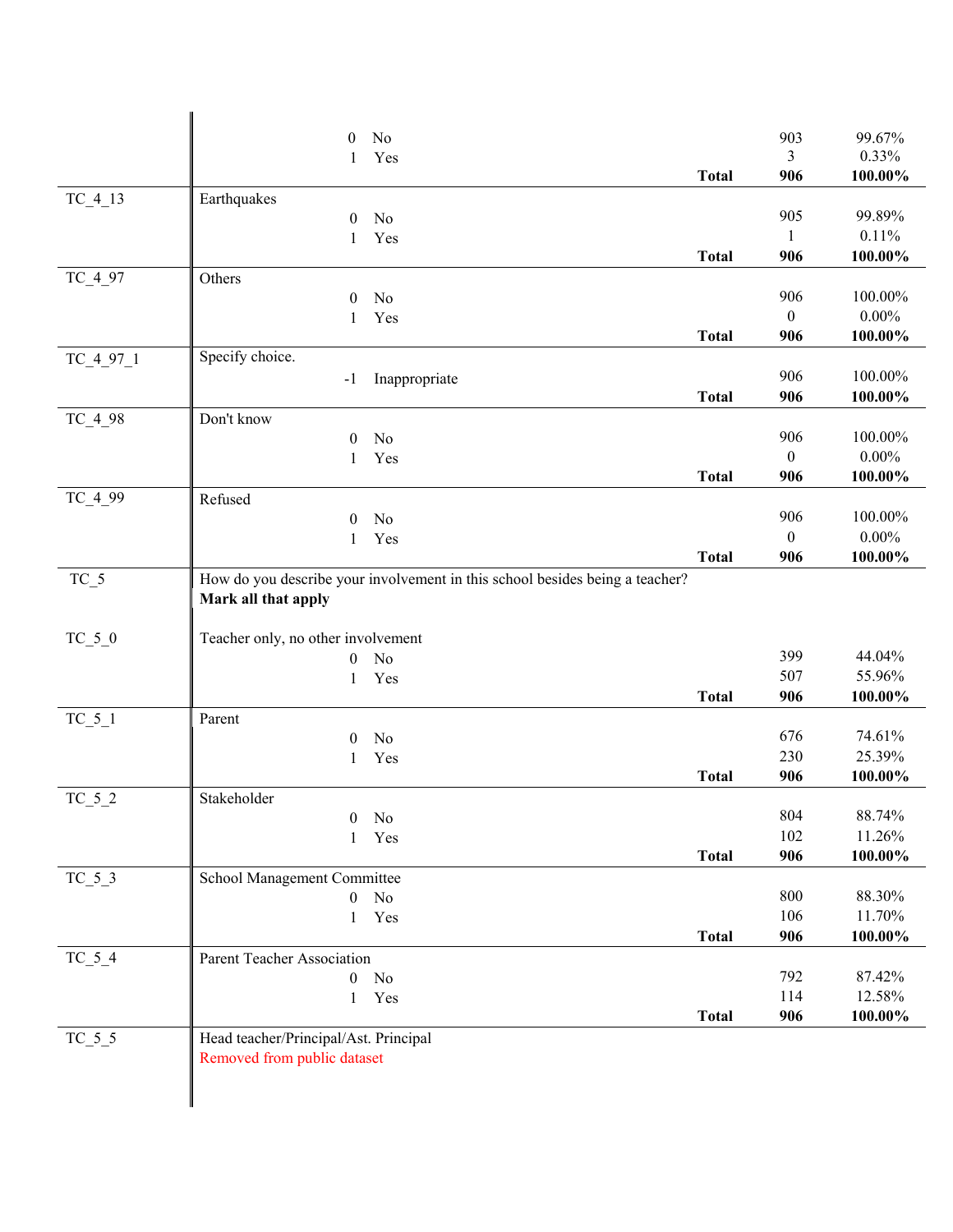| Variable | Label | Code | Value | | Frequency | Percent |
|---|---|---|---|---|---|---|
| | | 0 | No | | 903 | 99.67% |
| | | 1 | Yes | | 3 | 0.33% |
| | | | | **Total** | **906** | **100.00%** |
| TC_4_13 | Earthquakes | | | | | |
| | | 0 | No | | 905 | 99.89% |
| | | 1 | Yes | | 1 | 0.11% |
| | | | | **Total** | **906** | **100.00%** |
| TC_4_97 | Others | | | | | |
| | | 0 | No | | 906 | 100.00% |
| | | 1 | Yes | | 0 | 0.00% |
| | | | | **Total** | **906** | **100.00%** |
| TC_4_97_1 | Specify choice. | | | | | |
| | | -1 | Inappropriate | | 906 | 100.00% |
| | | | | **Total** | **906** | **100.00%** |
| TC_4_98 | Don't know | | | | | |
| | | 0 | No | | 906 | 100.00% |
| | | 1 | Yes | | 0 | 0.00% |
| | | | | **Total** | **906** | **100.00%** |
| TC_4_99 | Refused | | | | | |
| | | 0 | No | | 906 | 100.00% |
| | | 1 | Yes | | 0 | 0.00% |
| | | | | **Total** | **906** | **100.00%** |
| TC_5 | How do you describe your involvement in this school besides being a teacher? **Mark all that apply** | | | | | |
| TC_5_0 | Teacher only, no other involvement | | | | | |
| | | 0 | No | | 399 | 44.04% |
| | | 1 | Yes | | 507 | 55.96% |
| | | | | **Total** | **906** | **100.00%** |
| TC_5_1 | Parent | | | | | |
| | | 0 | No | | 676 | 74.61% |
| | | 1 | Yes | | 230 | 25.39% |
| | | | | **Total** | **906** | **100.00%** |
| TC_5_2 | Stakeholder | | | | | |
| | | 0 | No | | 804 | 88.74% |
| | | 1 | Yes | | 102 | 11.26% |
| | | | | **Total** | **906** | **100.00%** |
| TC_5_3 | School Management Committee | | | | | |
| | | 0 | No | | 800 | 88.30% |
| | | 1 | Yes | | 106 | 11.70% |
| | | | | **Total** | **906** | **100.00%** |
| TC_5_4 | Parent Teacher Association | | | | | |
| | | 0 | No | | 792 | 87.42% |
| | | 1 | Yes | | 114 | 12.58% |
| | | | | **Total** | **906** | **100.00%** |
| TC_5_5 | Head teacher/Principal/Ast. Principal<br>Removed from public dataset | | | | | |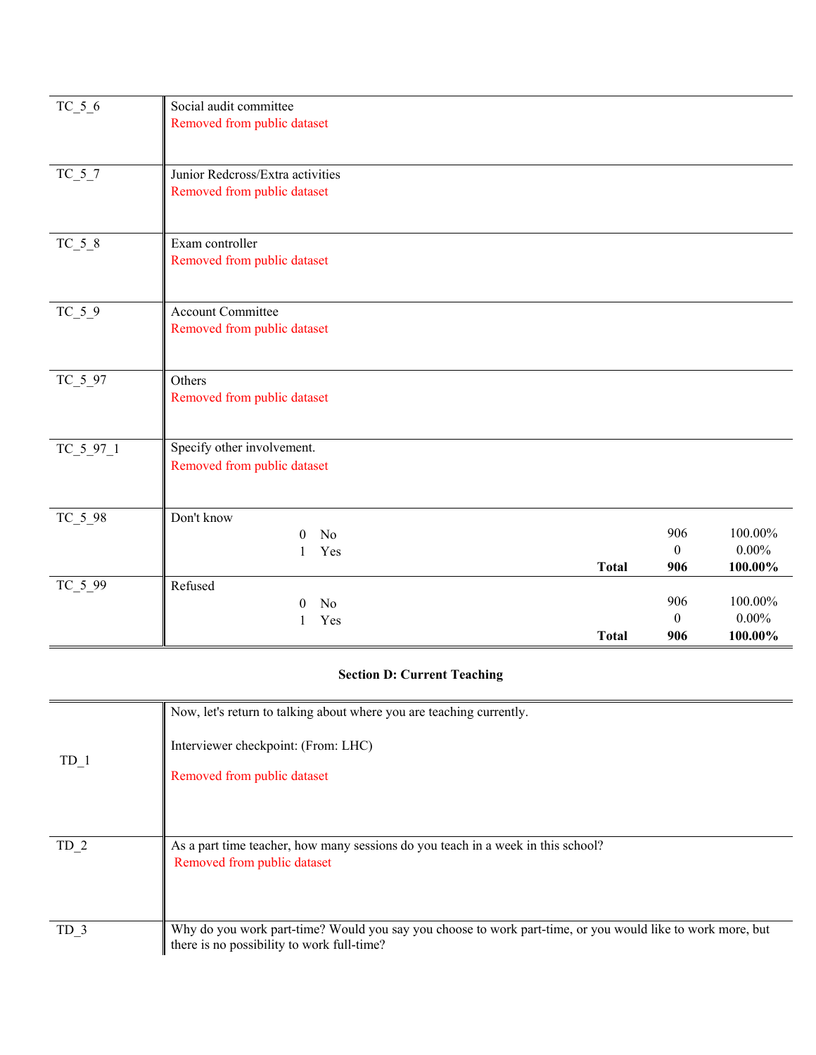| Variable | Description | | | |
|---|---|---|---|---|
| TC_5_6 | Social audit committee<br>Removed from public dataset | | | |
| TC_5_7 | Junior Redcross/Extra activities<br>Removed from public dataset | | | |
| TC_5_8 | Exam controller<br>Removed from public dataset | | | |
| TC_5_9 | Account Committee<br>Removed from public dataset | | | |
| TC_5_97 | Others<br>Removed from public dataset | | | |
| TC_5_97_1 | Specify other involvement.<br>Removed from public dataset | | | |
| TC_5_98 | Don't know | | | |
| | 0 No | | 906 | 100.00% |
| | 1 Yes | | 0 | 0.00% |
| | | **Total** | **906** | **100.00%** |
| TC_5_99 | Refused | | | |
| | 0 No | | 906 | 100.00% |
| | 1 Yes | | 0 | 0.00% |
| | | **Total** | **906** | **100.00%** |

**Section D: Current Teaching**

| Variable | Description |
|---|---|
| TD_1 | Now, let's return to talking about where you are teaching currently.<br><br>Interviewer checkpoint: (From: LHC)<br><br>Removed from public dataset |
| TD_2 | As a part time teacher, how many sessions do you teach in a week in this school?<br>Removed from public dataset |
| TD_3 | Why do you work part-time? Would you say you choose to work part-time, or you would like to work more, but there is no possibility to work full-time? |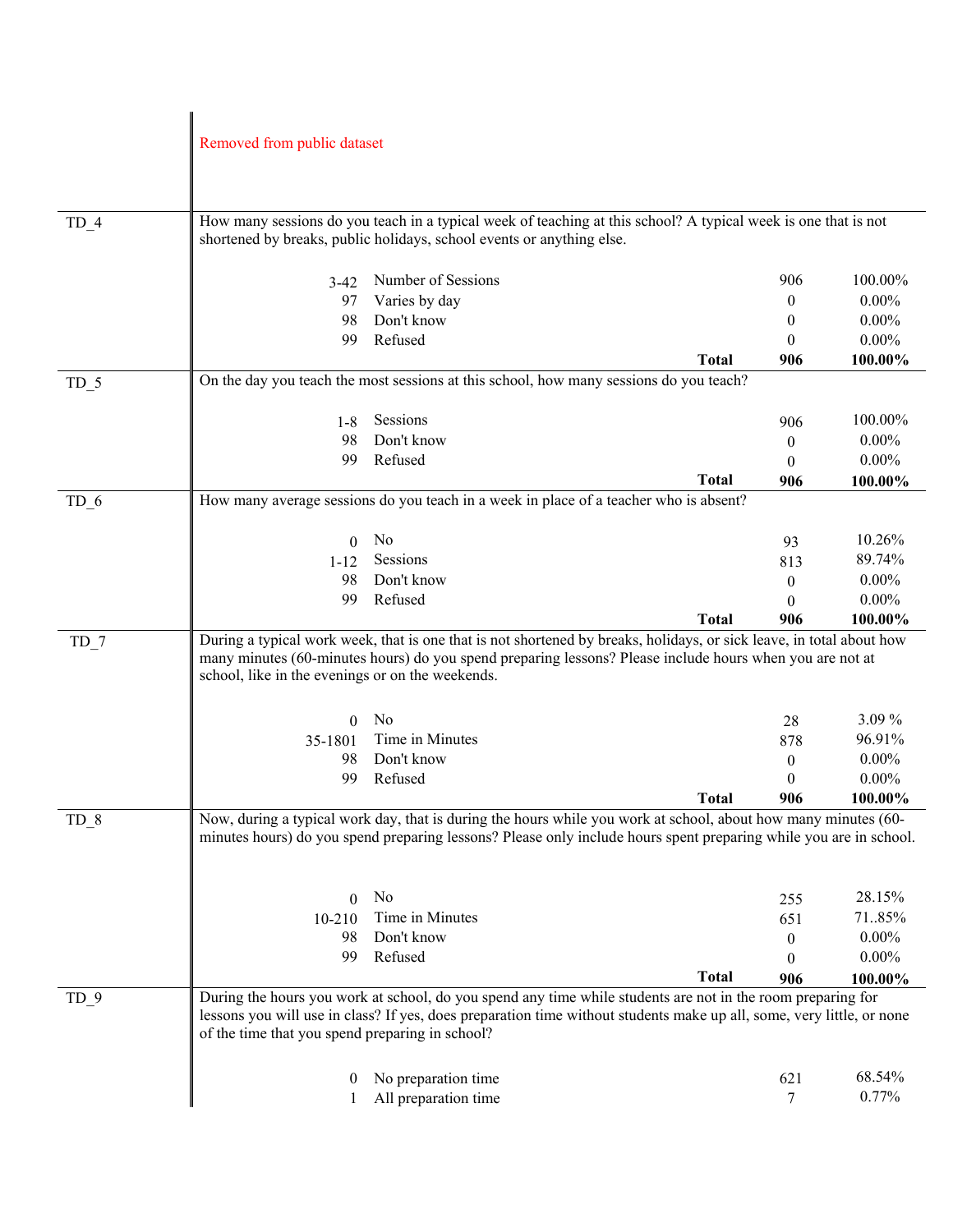| | |
|---|---|
| | Removed from public dataset |

| | | | | |
|---|---|---|---|---|
| **TD_4** | How many sessions do you teach in a typical week of teaching at this school? A typical week is one that is not shortened by breaks, public holidays, school events or anything else. | | | |
| | 3-42 | Number of Sessions | 906 | 100.00% |
| | 97 | Varies by day | 0 | 0.00% |
| | 98 | Don't know | 0 | 0.00% |
| | 99 | Refused | 0 | 0.00% |
| | | **Total** | **906** | **100.00%** |
| **TD_5** | On the day you teach the most sessions at this school, how many sessions do you teach? | | | |
| | 1-8 | Sessions | 906 | 100.00% |
| | 98 | Don't know | 0 | 0.00% |
| | 99 | Refused | 0 | 0.00% |
| | | **Total** | **906** | **100.00%** |
| **TD_6** | How many average sessions do you teach in a week in place of a teacher who is absent? | | | |
| | 0 | No | 93 | 10.26% |
| | 1-12 | Sessions | 813 | 89.74% |
| | 98 | Don't know | 0 | 0.00% |
| | 99 | Refused | 0 | 0.00% |
| | | **Total** | **906** | **100.00%** |
| **TD_7** | During a typical work week, that is one that is not shortened by breaks, holidays, or sick leave, in total about how many minutes (60-minutes hours) do you spend preparing lessons? Please include hours when you are not at school, like in the evenings or on the weekends. | | | |
| | 0 | No | 28 | 3.09 % |
| | 35-1801 | Time in Minutes | 878 | 96.91% |
| | 98 | Don't know | 0 | 0.00% |
| | 99 | Refused | 0 | 0.00% |
| | | **Total** | **906** | **100.00%** |
| **TD_8** | Now, during a typical work day, that is during the hours while you work at school, about how many minutes (60-minutes hours) do you spend preparing lessons? Please only include hours spent preparing while you are in school. | | | |
| | 0 | No | 255 | 28.15% |
| | 10-210 | Time in Minutes | 651 | 71..85% |
| | 98 | Don't know | 0 | 0.00% |
| | 99 | Refused | 0 | 0.00% |
| | | **Total** | **906** | **100.00%** |
| **TD_9** | During the hours you work at school, do you spend any time while students are not in the room preparing for lessons you will use in class? If yes, does preparation time without students make up all, some, very little, or none of the time that you spend preparing in school? | | | |
| | 0 | No preparation time | 621 | 68.54% |
| | 1 | All preparation time | 7 | 0.77% |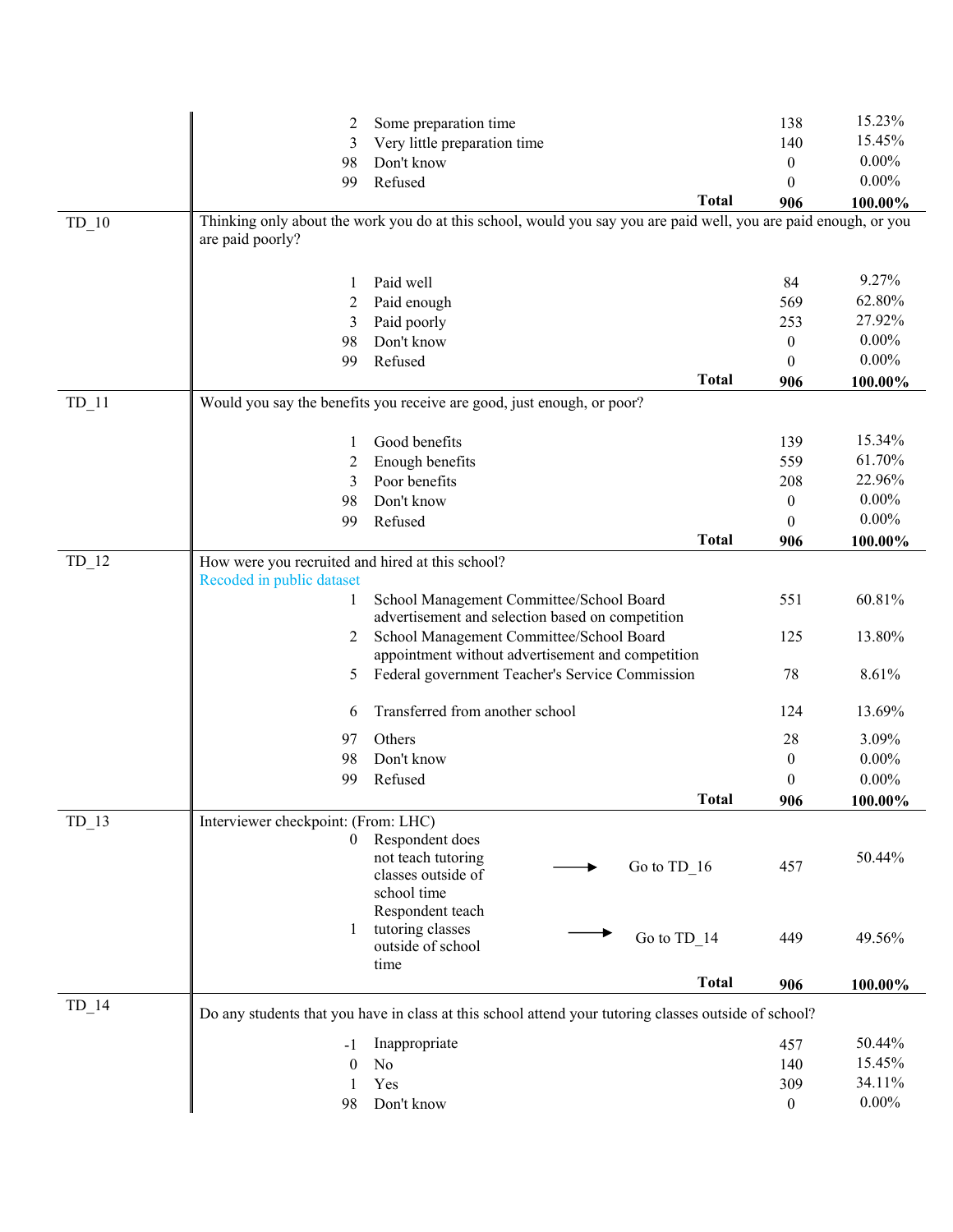| Variable | Question / Code | Response | Frequency | Percent |
|---|---|---|---|---|
| | 2 | Some preparation time | 138 | 15.23% |
| | 3 | Very little preparation time | 140 | 15.45% |
| | 98 | Don't know | 0 | 0.00% |
| | 99 | Refused | 0 | 0.00% |
| | | **Total** | **906** | **100.00%** |
| TD_10 | Thinking only about the work you do at this school, would you say you are paid well, you are paid enough, or you are paid poorly? | | | |
| | 1 | Paid well | 84 | 9.27% |
| | 2 | Paid enough | 569 | 62.80% |
| | 3 | Paid poorly | 253 | 27.92% |
| | 98 | Don't know | 0 | 0.00% |
| | 99 | Refused | 0 | 0.00% |
| | | **Total** | **906** | **100.00%** |
| TD_11 | Would you say the benefits you receive are good, just enough, or poor? | | | |
| | 1 | Good benefits | 139 | 15.34% |
| | 2 | Enough benefits | 559 | 61.70% |
| | 3 | Poor benefits | 208 | 22.96% |
| | 98 | Don't know | 0 | 0.00% |
| | 99 | Refused | 0 | 0.00% |
| | | **Total** | **906** | **100.00%** |
| TD_12 | How were you recruited and hired at this school? Recoded in public dataset | | | |
| | 1 | School Management Committee/School Board advertisement and selection based on competition | 551 | 60.81% |
| | 2 | School Management Committee/School Board appointment without advertisement and competition | 125 | 13.80% |
| | 5 | Federal government Teacher's Service Commission | 78 | 8.61% |
| | 6 | Transferred from another school | 124 | 13.69% |
| | 97 | Others | 28 | 3.09% |
| | 98 | Don't know | 0 | 0.00% |
| | 99 | Refused | 0 | 0.00% |
| | | **Total** | **906** | **100.00%** |
| TD_13 | Interviewer checkpoint: (From: LHC) | | | |
| | 0 | Respondent does not teach tutoring classes outside of school time → Go to TD_16 | 457 | 50.44% |
| | 1 | Respondent teach tutoring classes outside of school time → Go to TD_14 | 449 | 49.56% |
| | | **Total** | **906** | **100.00%** |
| TD_14 | Do any students that you have in class at this school attend your tutoring classes outside of school? | | | |
| | -1 | Inappropriate | 457 | 50.44% |
| | 0 | No | 140 | 15.45% |
| | 1 | Yes | 309 | 34.11% |
| | 98 | Don't know | 0 | 0.00% |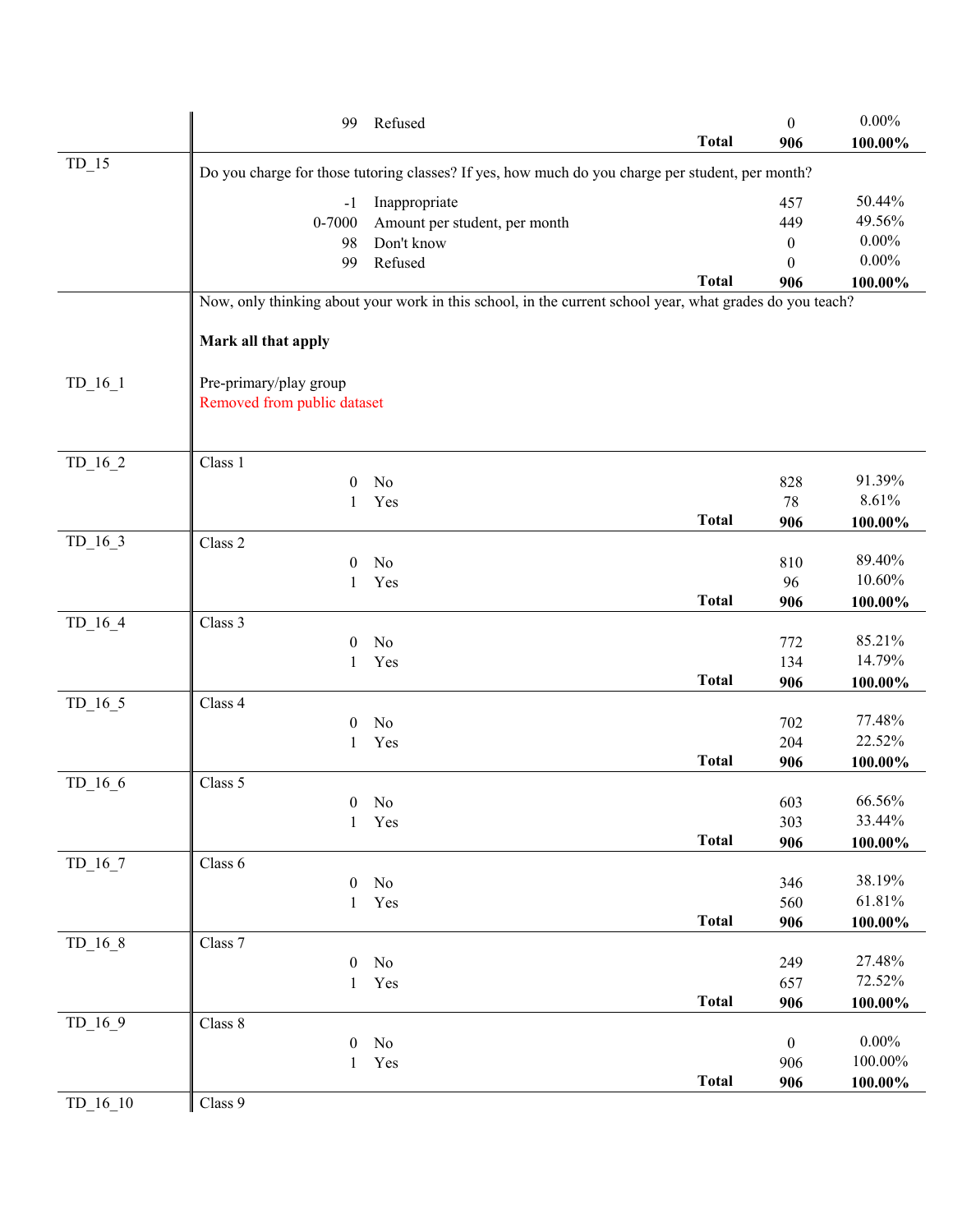| Variable | Code | Label | | Count | Percent |
|---|---|---|---|---|---|
| | 99 | Refused | | 0 | 0.00% |
| | | | **Total** | **906** | **100.00%** |
| TD_15 | Do you charge for those tutoring classes? If yes, how much do you charge per student, per month? | | | | |
| | -1 | Inappropriate | | 457 | 50.44% |
| | 0-7000 | Amount per student, per month | | 449 | 49.56% |
| | 98 | Don't know | | 0 | 0.00% |
| | 99 | Refused | | 0 | 0.00% |
| | | | **Total** | **906** | **100.00%** |
| | Now, only thinking about your work in this school, in the current school year, what grades do you teach? **Mark all that apply** | | | | |
| TD_16_1 | Pre-primary/play group | | | | |
| | Removed from public dataset | | | | |
| TD_16_2 | Class 1 | | | | |
| | 0 | No | | 828 | 91.39% |
| | 1 | Yes | | 78 | 8.61% |
| | | | **Total** | **906** | **100.00%** |
| TD_16_3 | Class 2 | | | | |
| | 0 | No | | 810 | 89.40% |
| | 1 | Yes | | 96 | 10.60% |
| | | | **Total** | **906** | **100.00%** |
| TD_16_4 | Class 3 | | | | |
| | 0 | No | | 772 | 85.21% |
| | 1 | Yes | | 134 | 14.79% |
| | | | **Total** | **906** | **100.00%** |
| TD_16_5 | Class 4 | | | | |
| | 0 | No | | 702 | 77.48% |
| | 1 | Yes | | 204 | 22.52% |
| | | | **Total** | **906** | **100.00%** |
| TD_16_6 | Class 5 | | | | |
| | 0 | No | | 603 | 66.56% |
| | 1 | Yes | | 303 | 33.44% |
| | | | **Total** | **906** | **100.00%** |
| TD_16_7 | Class 6 | | | | |
| | 0 | No | | 346 | 38.19% |
| | 1 | Yes | | 560 | 61.81% |
| | | | **Total** | **906** | **100.00%** |
| TD_16_8 | Class 7 | | | | |
| | 0 | No | | 249 | 27.48% |
| | 1 | Yes | | 657 | 72.52% |
| | | | **Total** | **906** | **100.00%** |
| TD_16_9 | Class 8 | | | | |
| | 0 | No | | 0 | 0.00% |
| | 1 | Yes | | 906 | 100.00% |
| | | | **Total** | **906** | **100.00%** |
| TD_16_10 | Class 9 | | | | |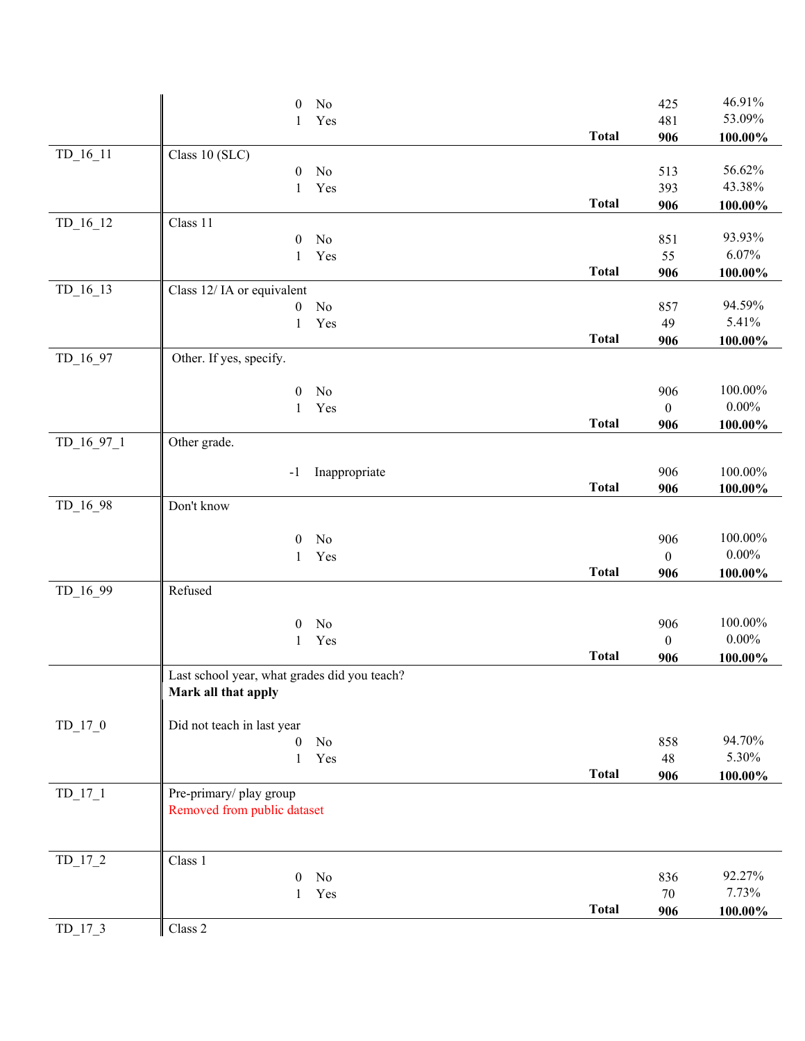| Variable | Description | Code | Label | | Frequency | Percent |
|---|---|---|---|---|---|---|
| | | 0 | No | | 425 | 46.91% |
| | | 1 | Yes | | 481 | 53.09% |
| | | | | **Total** | **906** | **100.00%** |
| TD_16_11 | Class 10 (SLC) | | | | | |
| | | 0 | No | | 513 | 56.62% |
| | | 1 | Yes | | 393 | 43.38% |
| | | | | **Total** | **906** | **100.00%** |
| TD_16_12 | Class 11 | | | | | |
| | | 0 | No | | 851 | 93.93% |
| | | 1 | Yes | | 55 | 6.07% |
| | | | | **Total** | **906** | **100.00%** |
| TD_16_13 | Class 12/ IA or equivalent | | | | | |
| | | 0 | No | | 857 | 94.59% |
| | | 1 | Yes | | 49 | 5.41% |
| | | | | **Total** | **906** | **100.00%** |
| TD_16_97 | Other. If yes, specify. | | | | | |
| | | 0 | No | | 906 | 100.00% |
| | | 1 | Yes | | 0 | 0.00% |
| | | | | **Total** | **906** | **100.00%** |
| TD_16_97_1 | Other grade. | | | | | |
| | | -1 | Inappropriate | | 906 | 100.00% |
| | | | | **Total** | **906** | **100.00%** |
| TD_16_98 | Don't know | | | | | |
| | | 0 | No | | 906 | 100.00% |
| | | 1 | Yes | | 0 | 0.00% |
| | | | | **Total** | **906** | **100.00%** |
| TD_16_99 | Refused | | | | | |
| | | 0 | No | | 906 | 100.00% |
| | | 1 | Yes | | 0 | 0.00% |
| | | | | **Total** | **906** | **100.00%** |
| | Last school year, what grades did you teach? **Mark all that apply** | | | | | |
| TD_17_0 | Did not teach in last year | | | | | |
| | | 0 | No | | 858 | 94.70% |
| | | 1 | Yes | | 48 | 5.30% |
| | | | | **Total** | **906** | **100.00%** |
| TD_17_1 | Pre-primary/ play group<br>Removed from public dataset | | | | | |
| TD_17_2 | Class 1 | | | | | |
| | | 0 | No | | 836 | 92.27% |
| | | 1 | Yes | | 70 | 7.73% |
| | | | | **Total** | **906** | **100.00%** |
| TD_17_3 | Class 2 | | | | | |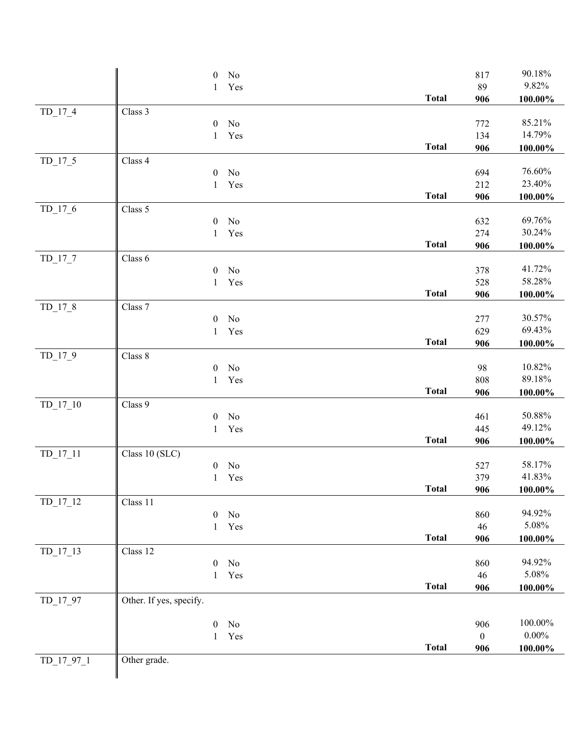| Variable | Label | Code | Value | | Frequency | Percent |
|---|---|---|---|---|---|---|
| | | 0 | No | | 817 | 90.18% |
| | | 1 | Yes | | 89 | 9.82% |
| | | | | **Total** | **906** | **100.00%** |
| TD_17_4 | Class 3 | | | | | |
| | | 0 | No | | 772 | 85.21% |
| | | 1 | Yes | | 134 | 14.79% |
| | | | | **Total** | **906** | **100.00%** |
| TD_17_5 | Class 4 | | | | | |
| | | 0 | No | | 694 | 76.60% |
| | | 1 | Yes | | 212 | 23.40% |
| | | | | **Total** | **906** | **100.00%** |
| TD_17_6 | Class 5 | | | | | |
| | | 0 | No | | 632 | 69.76% |
| | | 1 | Yes | | 274 | 30.24% |
| | | | | **Total** | **906** | **100.00%** |
| TD_17_7 | Class 6 | | | | | |
| | | 0 | No | | 378 | 41.72% |
| | | 1 | Yes | | 528 | 58.28% |
| | | | | **Total** | **906** | **100.00%** |
| TD_17_8 | Class 7 | | | | | |
| | | 0 | No | | 277 | 30.57% |
| | | 1 | Yes | | 629 | 69.43% |
| | | | | **Total** | **906** | **100.00%** |
| TD_17_9 | Class 8 | | | | | |
| | | 0 | No | | 98 | 10.82% |
| | | 1 | Yes | | 808 | 89.18% |
| | | | | **Total** | **906** | **100.00%** |
| TD_17_10 | Class 9 | | | | | |
| | | 0 | No | | 461 | 50.88% |
| | | 1 | Yes | | 445 | 49.12% |
| | | | | **Total** | **906** | **100.00%** |
| TD_17_11 | Class 10 (SLC) | | | | | |
| | | 0 | No | | 527 | 58.17% |
| | | 1 | Yes | | 379 | 41.83% |
| | | | | **Total** | **906** | **100.00%** |
| TD_17_12 | Class 11 | | | | | |
| | | 0 | No | | 860 | 94.92% |
| | | 1 | Yes | | 46 | 5.08% |
| | | | | **Total** | **906** | **100.00%** |
| TD_17_13 | Class 12 | | | | | |
| | | 0 | No | | 860 | 94.92% |
| | | 1 | Yes | | 46 | 5.08% |
| | | | | **Total** | **906** | **100.00%** |
| TD_17_97 | Other. If yes, specify. | | | | | |
| | | 0 | No | | 906 | 100.00% |
| | | 1 | Yes | | 0 | 0.00% |
| | | | | **Total** | **906** | **100.00%** |
| TD_17_97_1 | Other grade. | | | | | |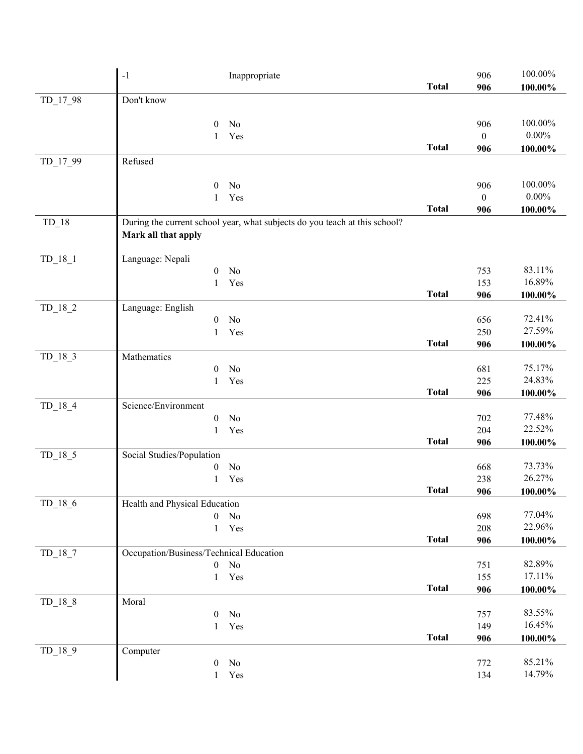| Variable | Description | | | Frequency | Percent |
|---|---|---|---|---|---|
| | -1 | Inappropriate | | 906 | 100.00% |
| | | | **Total** | **906** | **100.00%** |
| TD_17_98 | Don't know | | | | |
| | 0 | No | | 906 | 100.00% |
| | 1 | Yes | | 0 | 0.00% |
| | | | **Total** | **906** | **100.00%** |
| TD_17_99 | Refused | | | | |
| | 0 | No | | 906 | 100.00% |
| | 1 | Yes | | 0 | 0.00% |
| | | | **Total** | **906** | **100.00%** |
| TD_18 | During the current school year, what subjects do you teach at this school? **Mark all that apply** | | | | |
| TD_18_1 | Language: Nepali | | | | |
| | 0 | No | | 753 | 83.11% |
| | 1 | Yes | | 153 | 16.89% |
| | | | **Total** | **906** | **100.00%** |
| TD_18_2 | Language: English | | | | |
| | 0 | No | | 656 | 72.41% |
| | 1 | Yes | | 250 | 27.59% |
| | | | **Total** | **906** | **100.00%** |
| TD_18_3 | Mathematics | | | | |
| | 0 | No | | 681 | 75.17% |
| | 1 | Yes | | 225 | 24.83% |
| | | | **Total** | **906** | **100.00%** |
| TD_18_4 | Science/Environment | | | | |
| | 0 | No | | 702 | 77.48% |
| | 1 | Yes | | 204 | 22.52% |
| | | | **Total** | **906** | **100.00%** |
| TD_18_5 | Social Studies/Population | | | | |
| | 0 | No | | 668 | 73.73% |
| | 1 | Yes | | 238 | 26.27% |
| | | | **Total** | **906** | **100.00%** |
| TD_18_6 | Health and Physical Education | | | | |
| | 0 | No | | 698 | 77.04% |
| | 1 | Yes | | 208 | 22.96% |
| | | | **Total** | **906** | **100.00%** |
| TD_18_7 | Occupation/Business/Technical Education | | | | |
| | 0 | No | | 751 | 82.89% |
| | 1 | Yes | | 155 | 17.11% |
| | | | **Total** | **906** | **100.00%** |
| TD_18_8 | Moral | | | | |
| | 0 | No | | 757 | 83.55% |
| | 1 | Yes | | 149 | 16.45% |
| | | | **Total** | **906** | **100.00%** |
| TD_18_9 | Computer | | | | |
| | 0 | No | | 772 | 85.21% |
| | 1 | Yes | | 134 | 14.79% |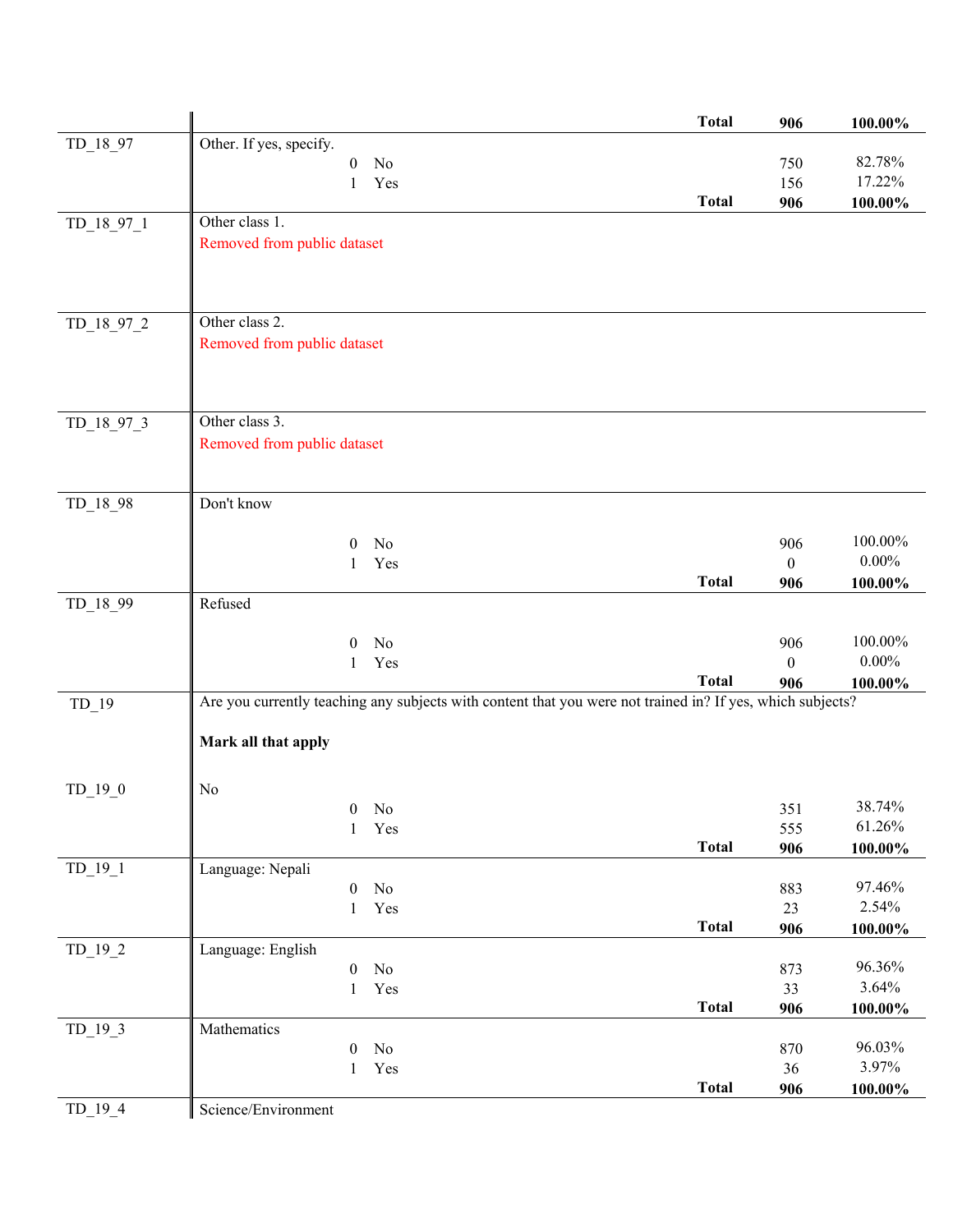| Variable | Description | | | Total/Count | Percent |
|---|---|---|---|---|---|
| | | | **Total** | **906** | **100.00%** |
| TD_18_97 | Other. If yes, specify. | | | | |
| | 0 | No | | 750 | 82.78% |
| | 1 | Yes | | 156 | 17.22% |
| | | | **Total** | **906** | **100.00%** |
| TD_18_97_1 | Other class 1. | | | | |
| | Removed from public dataset | | | | |
| TD_18_97_2 | Other class 2. | | | | |
| | Removed from public dataset | | | | |
| TD_18_97_3 | Other class 3. | | | | |
| | Removed from public dataset | | | | |
| TD_18_98 | Don't know | | | | |
| | 0 | No | | 906 | 100.00% |
| | 1 | Yes | | 0 | 0.00% |
| | | | **Total** | **906** | **100.00%** |
| TD_18_99 | Refused | | | | |
| | 0 | No | | 906 | 100.00% |
| | 1 | Yes | | 0 | 0.00% |
| | | | **Total** | **906** | **100.00%** |
| TD_19 | Are you currently teaching any subjects with content that you were not trained in? If yes, which subjects? **Mark all that apply** | | | | |
| TD_19_0 | No | | | | |
| | 0 | No | | 351 | 38.74% |
| | 1 | Yes | | 555 | 61.26% |
| | | | **Total** | **906** | **100.00%** |
| TD_19_1 | Language: Nepali | | | | |
| | 0 | No | | 883 | 97.46% |
| | 1 | Yes | | 23 | 2.54% |
| | | | **Total** | **906** | **100.00%** |
| TD_19_2 | Language: English | | | | |
| | 0 | No | | 873 | 96.36% |
| | 1 | Yes | | 33 | 3.64% |
| | | | **Total** | **906** | **100.00%** |
| TD_19_3 | Mathematics | | | | |
| | 0 | No | | 870 | 96.03% |
| | 1 | Yes | | 36 | 3.97% |
| | | | **Total** | **906** | **100.00%** |
| TD_19_4 | Science/Environment | | | | |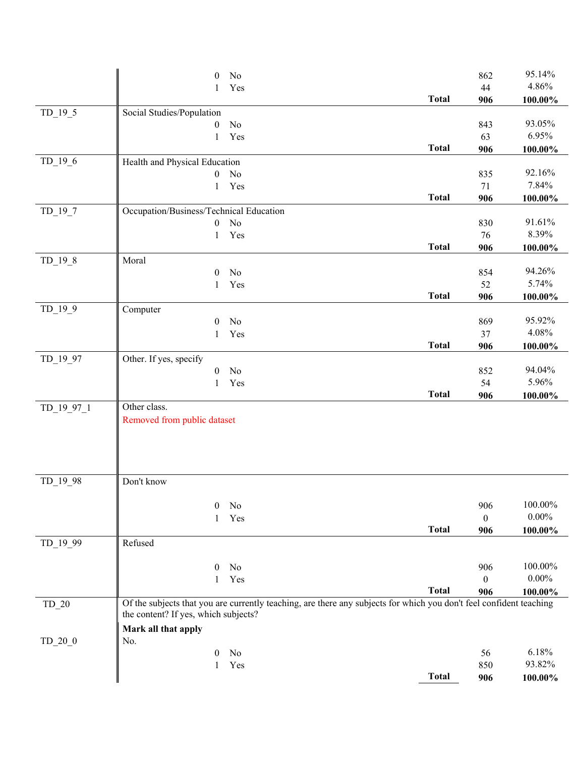| Variable | Label / Value | | | Frequency | Percent |
|---|---|---|---|---|---|
| | 0 | No | | 862 | 95.14% |
| | 1 | Yes | | 44 | 4.86% |
| | | | **Total** | **906** | **100.00%** |
| TD_19_5 | Social Studies/Population | | | | |
| | 0 | No | | 843 | 93.05% |
| | 1 | Yes | | 63 | 6.95% |
| | | | **Total** | **906** | **100.00%** |
| TD_19_6 | Health and Physical Education | | | | |
| | 0 | No | | 835 | 92.16% |
| | 1 | Yes | | 71 | 7.84% |
| | | | **Total** | **906** | **100.00%** |
| TD_19_7 | Occupation/Business/Technical Education | | | | |
| | 0 | No | | 830 | 91.61% |
| | 1 | Yes | | 76 | 8.39% |
| | | | **Total** | **906** | **100.00%** |
| TD_19_8 | Moral | | | | |
| | 0 | No | | 854 | 94.26% |
| | 1 | Yes | | 52 | 5.74% |
| | | | **Total** | **906** | **100.00%** |
| TD_19_9 | Computer | | | | |
| | 0 | No | | 869 | 95.92% |
| | 1 | Yes | | 37 | 4.08% |
| | | | **Total** | **906** | **100.00%** |
| TD_19_97 | Other. If yes, specify | | | | |
| | 0 | No | | 852 | 94.04% |
| | 1 | Yes | | 54 | 5.96% |
| | | | **Total** | **906** | **100.00%** |
| TD_19_97_1 | Other class. Removed from public dataset | | | | |
| TD_19_98 | Don't know | | | | |
| | 0 | No | | 906 | 100.00% |
| | 1 | Yes | | 0 | 0.00% |
| | | | **Total** | **906** | **100.00%** |
| TD_19_99 | Refused | | | | |
| | 0 | No | | 906 | 100.00% |
| | 1 | Yes | | 0 | 0.00% |
| | | | **Total** | **906** | **100.00%** |
| TD_20 | Of the subjects that you are currently teaching, are there any subjects for which you don't feel confident teaching the content? If yes, which subjects? **Mark all that apply** | | | | |
| TD_20_0 | No. | | | | |
| | 0 | No | | 56 | 6.18% |
| | 1 | Yes | | 850 | 93.82% |
| | | | **Total** | **906** | **100.00%** |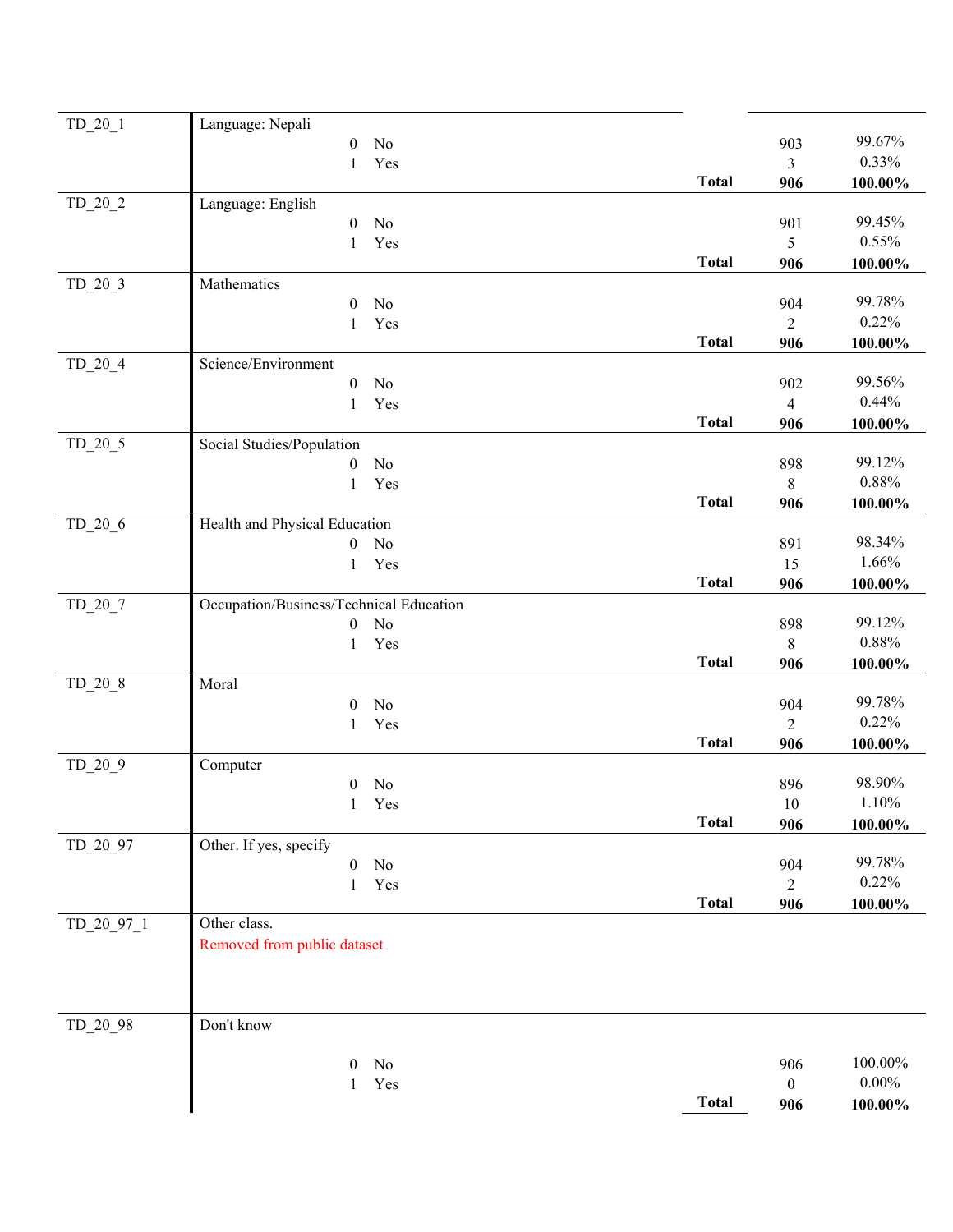| Variable | Description | | | | Count | Percent |
|---|---|---|---|---|---|---|
| TD_20_1 | Language: Nepali | | | | | |
| | | 0 | No | | 903 | 99.67% |
| | | 1 | Yes | | 3 | 0.33% |
| | | | | **Total** | **906** | **100.00%** |
| TD_20_2 | Language: English | | | | | |
| | | 0 | No | | 901 | 99.45% |
| | | 1 | Yes | | 5 | 0.55% |
| | | | | **Total** | **906** | **100.00%** |
| TD_20_3 | Mathematics | | | | | |
| | | 0 | No | | 904 | 99.78% |
| | | 1 | Yes | | 2 | 0.22% |
| | | | | **Total** | **906** | **100.00%** |
| TD_20_4 | Science/Environment | | | | | |
| | | 0 | No | | 902 | 99.56% |
| | | 1 | Yes | | 4 | 0.44% |
| | | | | **Total** | **906** | **100.00%** |
| TD_20_5 | Social Studies/Population | | | | | |
| | | 0 | No | | 898 | 99.12% |
| | | 1 | Yes | | 8 | 0.88% |
| | | | | **Total** | **906** | **100.00%** |
| TD_20_6 | Health and Physical Education | | | | | |
| | | 0 | No | | 891 | 98.34% |
| | | 1 | Yes | | 15 | 1.66% |
| | | | | **Total** | **906** | **100.00%** |
| TD_20_7 | Occupation/Business/Technical Education | | | | | |
| | | 0 | No | | 898 | 99.12% |
| | | 1 | Yes | | 8 | 0.88% |
| | | | | **Total** | **906** | **100.00%** |
| TD_20_8 | Moral | | | | | |
| | | 0 | No | | 904 | 99.78% |
| | | 1 | Yes | | 2 | 0.22% |
| | | | | **Total** | **906** | **100.00%** |
| TD_20_9 | Computer | | | | | |
| | | 0 | No | | 896 | 98.90% |
| | | 1 | Yes | | 10 | 1.10% |
| | | | | **Total** | **906** | **100.00%** |
| TD_20_97 | Other. If yes, specify | | | | | |
| | | 0 | No | | 904 | 99.78% |
| | | 1 | Yes | | 2 | 0.22% |
| | | | | **Total** | **906** | **100.00%** |
| TD_20_97_1 | Other class. | | | | | |
| | Removed from public dataset | | | | | |
| TD_20_98 | Don't know | | | | | |
| | | 0 | No | | 906 | 100.00% |
| | | 1 | Yes | | 0 | 0.00% |
| | | | | **Total** | **906** | **100.00%** |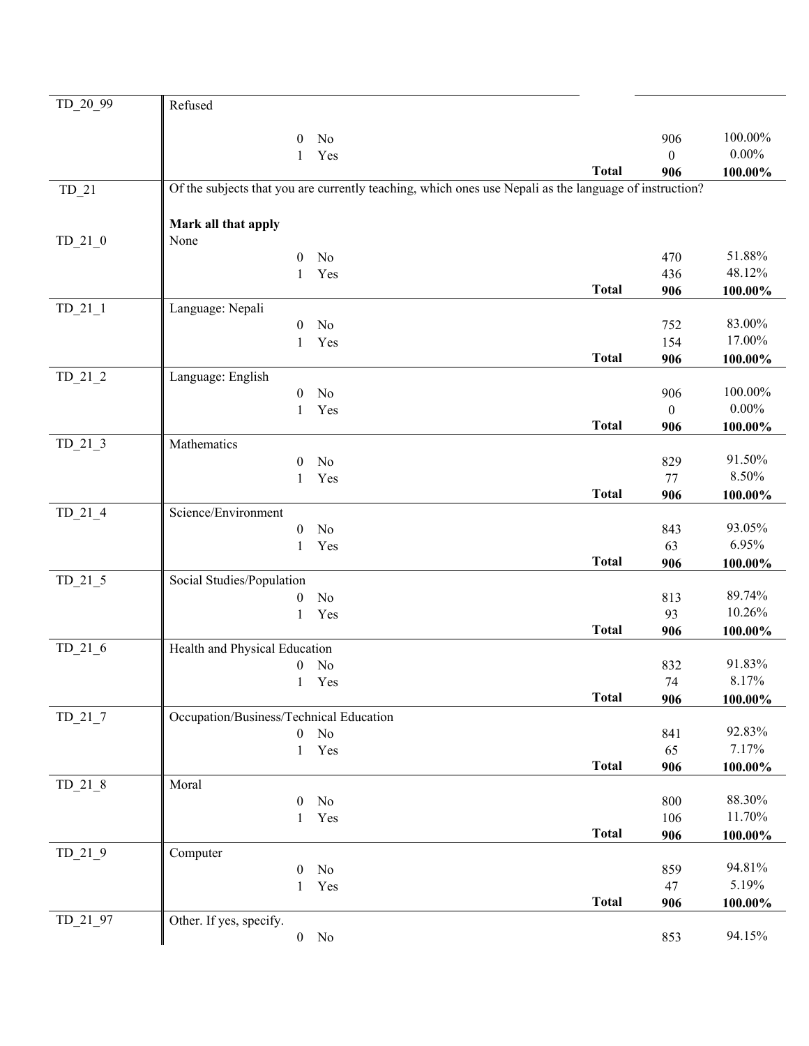| Variable | Label / Value | | Total | Frequency | Percent |
|---|---|---|---|---|---|
| TD_20_99 | Refused | | | | |
| | 0 | No | | 906 | 100.00% |
| | 1 | Yes | | 0 | 0.00% |
| | | | **Total** | **906** | **100.00%** |
| TD_21 | Of the subjects that you are currently teaching, which ones use Nepali as the language of instruction? | | | | |
| | **Mark all that apply** | | | | |
| TD_21_0 | None | | | | |
| | 0 | No | | 470 | 51.88% |
| | 1 | Yes | | 436 | 48.12% |
| | | | **Total** | **906** | **100.00%** |
| TD_21_1 | Language: Nepali | | | | |
| | 0 | No | | 752 | 83.00% |
| | 1 | Yes | | 154 | 17.00% |
| | | | **Total** | **906** | **100.00%** |
| TD_21_2 | Language: English | | | | |
| | 0 | No | | 906 | 100.00% |
| | 1 | Yes | | 0 | 0.00% |
| | | | **Total** | **906** | **100.00%** |
| TD_21_3 | Mathematics | | | | |
| | 0 | No | | 829 | 91.50% |
| | 1 | Yes | | 77 | 8.50% |
| | | | **Total** | **906** | **100.00%** |
| TD_21_4 | Science/Environment | | | | |
| | 0 | No | | 843 | 93.05% |
| | 1 | Yes | | 63 | 6.95% |
| | | | **Total** | **906** | **100.00%** |
| TD_21_5 | Social Studies/Population | | | | |
| | 0 | No | | 813 | 89.74% |
| | 1 | Yes | | 93 | 10.26% |
| | | | **Total** | **906** | **100.00%** |
| TD_21_6 | Health and Physical Education | | | | |
| | 0 | No | | 832 | 91.83% |
| | 1 | Yes | | 74 | 8.17% |
| | | | **Total** | **906** | **100.00%** |
| TD_21_7 | Occupation/Business/Technical Education | | | | |
| | 0 | No | | 841 | 92.83% |
| | 1 | Yes | | 65 | 7.17% |
| | | | **Total** | **906** | **100.00%** |
| TD_21_8 | Moral | | | | |
| | 0 | No | | 800 | 88.30% |
| | 1 | Yes | | 106 | 11.70% |
| | | | **Total** | **906** | **100.00%** |
| TD_21_9 | Computer | | | | |
| | 0 | No | | 859 | 94.81% |
| | 1 | Yes | | 47 | 5.19% |
| | | | **Total** | **906** | **100.00%** |
| TD_21_97 | Other. If yes, specify. | | | | |
| | 0 | No | | 853 | 94.15% |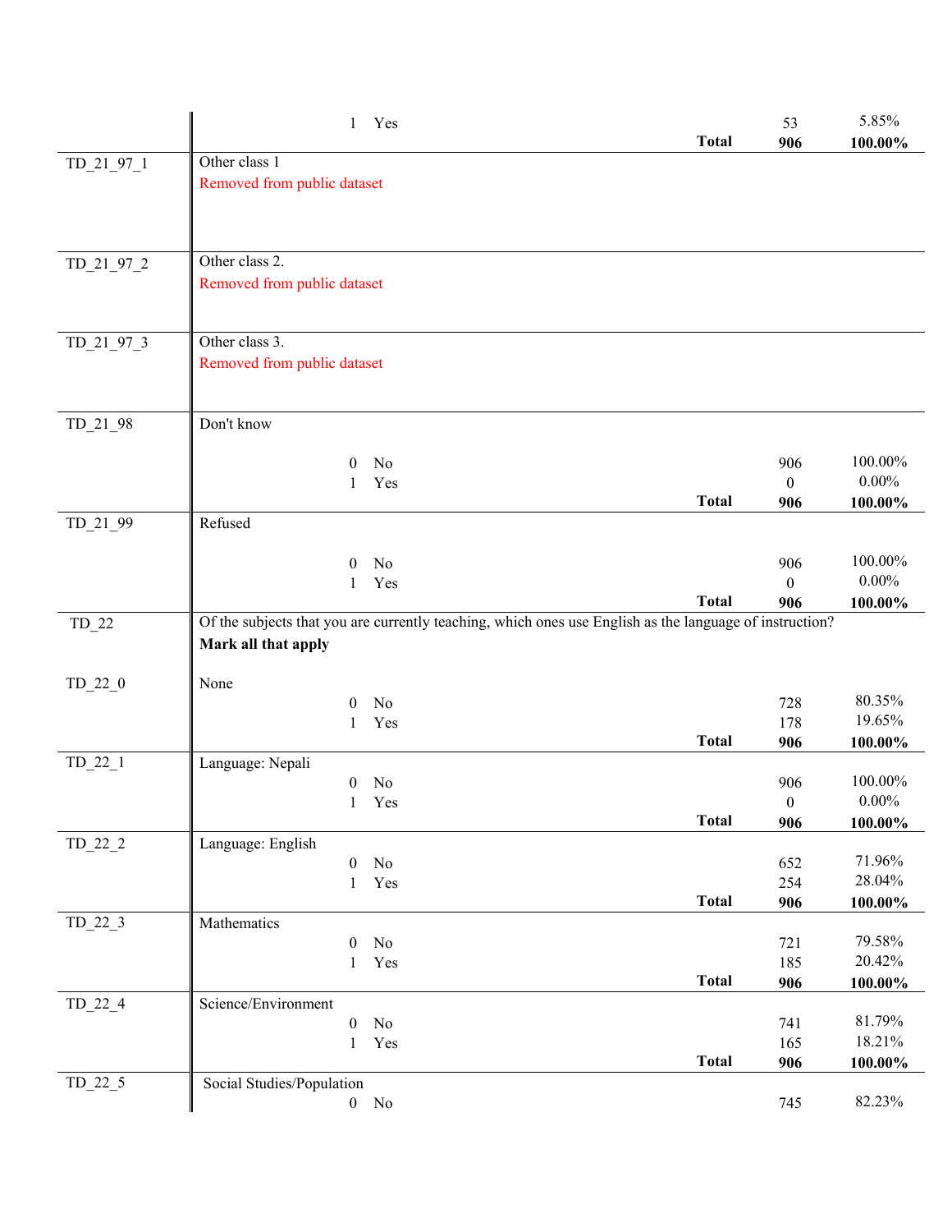| Variable | Description | Code | Label | Frequency | Percent |
|---|---|---|---|---|---|
| | | 1 | Yes | 53 | 5.85% |
| | | | **Total** | **906** | **100.00%** |
| TD_21_97_1 | Other class 1<br>Removed from public dataset | | | | |
| TD_21_97_2 | Other class 2.<br>Removed from public dataset | | | | |
| TD_21_97_3 | Other class 3.<br>Removed from public dataset | | | | |
| TD_21_98 | Don't know | | | | |
| | | 0 | No | 906 | 100.00% |
| | | 1 | Yes | 0 | 0.00% |
| | | | **Total** | **906** | **100.00%** |
| TD_21_99 | Refused | | | | |
| | | 0 | No | 906 | 100.00% |
| | | 1 | Yes | 0 | 0.00% |
| | | | **Total** | **906** | **100.00%** |
| TD_22 | Of the subjects that you are currently teaching, which ones use English as the language of instruction?<br>**Mark all that apply** | | | | |
| TD_22_0 | None | | | | |
| | | 0 | No | 728 | 80.35% |
| | | 1 | Yes | 178 | 19.65% |
| | | | **Total** | **906** | **100.00%** |
| TD_22_1 | Language: Nepali | | | | |
| | | 0 | No | 906 | 100.00% |
| | | 1 | Yes | 0 | 0.00% |
| | | | **Total** | **906** | **100.00%** |
| TD_22_2 | Language: English | | | | |
| | | 0 | No | 652 | 71.96% |
| | | 1 | Yes | 254 | 28.04% |
| | | | **Total** | **906** | **100.00%** |
| TD_22_3 | Mathematics | | | | |
| | | 0 | No | 721 | 79.58% |
| | | 1 | Yes | 185 | 20.42% |
| | | | **Total** | **906** | **100.00%** |
| TD_22_4 | Science/Environment | | | | |
| | | 0 | No | 741 | 81.79% |
| | | 1 | Yes | 165 | 18.21% |
| | | | **Total** | **906** | **100.00%** |
| TD_22_5 | Social Studies/Population | | | | |
| | | 0 | No | 745 | 82.23% |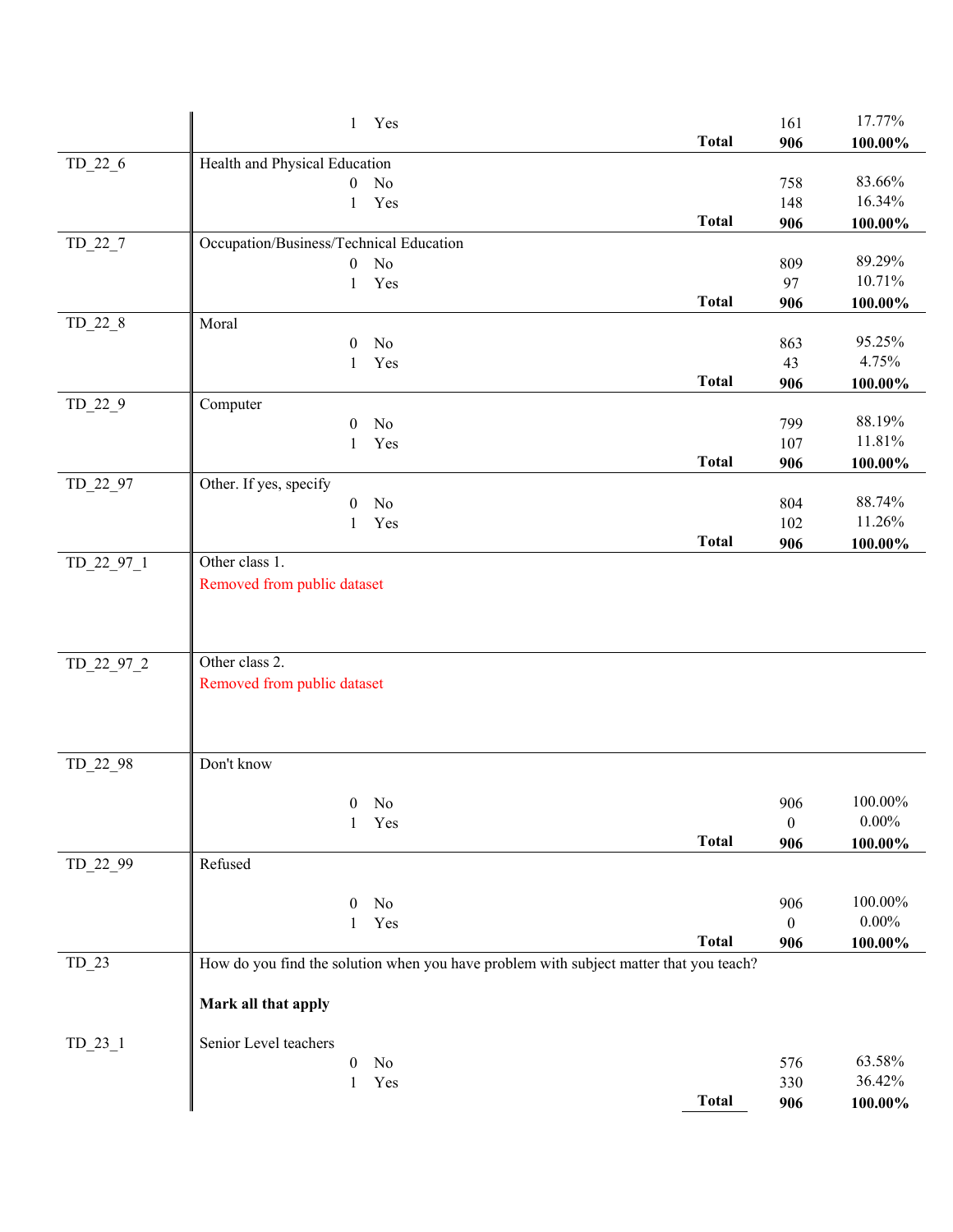| Variable | Label | | Value | Label | | Frequency | Percent |
|---|---|---|---|---|---|---|---|
| | | | 1 | Yes | | 161 | 17.77% |
| | | | | | **Total** | **906** | **100.00%** |
| TD_22_6 | Health and Physical Education | | | | | | |
| | | | 0 | No | | 758 | 83.66% |
| | | | 1 | Yes | | 148 | 16.34% |
| | | | | | **Total** | **906** | **100.00%** |
| TD_22_7 | Occupation/Business/Technical Education | | | | | | |
| | | | 0 | No | | 809 | 89.29% |
| | | | 1 | Yes | | 97 | 10.71% |
| | | | | | **Total** | **906** | **100.00%** |
| TD_22_8 | Moral | | | | | | |
| | | | 0 | No | | 863 | 95.25% |
| | | | 1 | Yes | | 43 | 4.75% |
| | | | | | **Total** | **906** | **100.00%** |
| TD_22_9 | Computer | | | | | | |
| | | | 0 | No | | 799 | 88.19% |
| | | | 1 | Yes | | 107 | 11.81% |
| | | | | | **Total** | **906** | **100.00%** |
| TD_22_97 | Other. If yes, specify | | | | | | |
| | | | 0 | No | | 804 | 88.74% |
| | | | 1 | Yes | | 102 | 11.26% |
| | | | | | **Total** | **906** | **100.00%** |
| TD_22_97_1 | Other class 1. | | | | | | |
| | Removed from public dataset | | | | | | |
| TD_22_97_2 | Other class 2. | | | | | | |
| | Removed from public dataset | | | | | | |
| TD_22_98 | Don't know | | | | | | |
| | | | 0 | No | | 906 | 100.00% |
| | | | 1 | Yes | | 0 | 0.00% |
| | | | | | **Total** | **906** | **100.00%** |
| TD_22_99 | Refused | | | | | | |
| | | | 0 | No | | 906 | 100.00% |
| | | | 1 | Yes | | 0 | 0.00% |
| | | | | | **Total** | **906** | **100.00%** |
| TD_23 | How do you find the solution when you have problem with subject matter that you teach? | | | | | | |
| | **Mark all that apply** | | | | | | |
| TD_23_1 | Senior Level teachers | | | | | | |
| | | | 0 | No | | 576 | 63.58% |
| | | | 1 | Yes | | 330 | 36.42% |
| | | | | | **Total** | **906** | **100.00%** |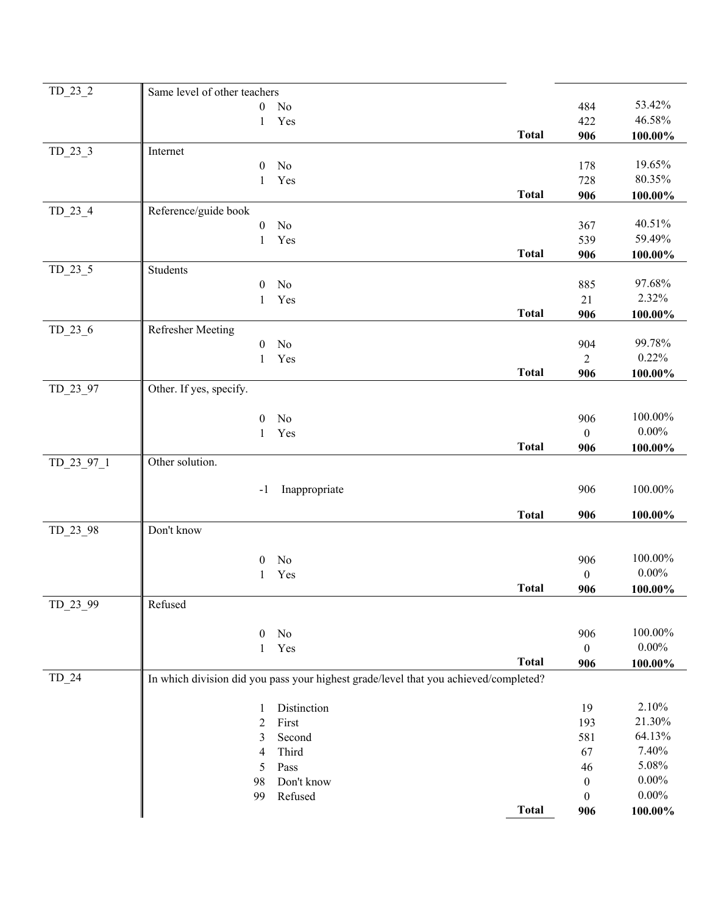| Variable | Label / Value | | Frequency | Percent |
|---|---|---|---|---|
| TD_23_2 | Same level of other teachers | | | |
| | 0 No | | 484 | 53.42% |
| | 1 Yes | | 422 | 46.58% |
| | | **Total** | **906** | **100.00%** |
| TD_23_3 | Internet | | | |
| | 0 No | | 178 | 19.65% |
| | 1 Yes | | 728 | 80.35% |
| | | **Total** | **906** | **100.00%** |
| TD_23_4 | Reference/guide book | | | |
| | 0 No | | 367 | 40.51% |
| | 1 Yes | | 539 | 59.49% |
| | | **Total** | **906** | **100.00%** |
| TD_23_5 | Students | | | |
| | 0 No | | 885 | 97.68% |
| | 1 Yes | | 21 | 2.32% |
| | | **Total** | **906** | **100.00%** |
| TD_23_6 | Refresher Meeting | | | |
| | 0 No | | 904 | 99.78% |
| | 1 Yes | | 2 | 0.22% |
| | | **Total** | **906** | **100.00%** |
| TD_23_97 | Other. If yes, specify. | | | |
| | 0 No | | 906 | 100.00% |
| | 1 Yes | | 0 | 0.00% |
| | | **Total** | **906** | **100.00%** |
| TD_23_97_1 | Other solution. | | | |
| | -1 Inappropriate | | 906 | 100.00% |
| | | **Total** | **906** | **100.00%** |
| TD_23_98 | Don't know | | | |
| | 0 No | | 906 | 100.00% |
| | 1 Yes | | 0 | 0.00% |
| | | **Total** | **906** | **100.00%** |
| TD_23_99 | Refused | | | |
| | 0 No | | 906 | 100.00% |
| | 1 Yes | | 0 | 0.00% |
| | | **Total** | **906** | **100.00%** |
| TD_24 | In which division did you pass your highest grade/level that you achieved/completed? | | | |
| | 1 Distinction | | 19 | 2.10% |
| | 2 First | | 193 | 21.30% |
| | 3 Second | | 581 | 64.13% |
| | 4 Third | | 67 | 7.40% |
| | 5 Pass | | 46 | 5.08% |
| | 98 Don't know | | 0 | 0.00% |
| | 99 Refused | | 0 | 0.00% |
| | | **Total** | **906** | **100.00%** |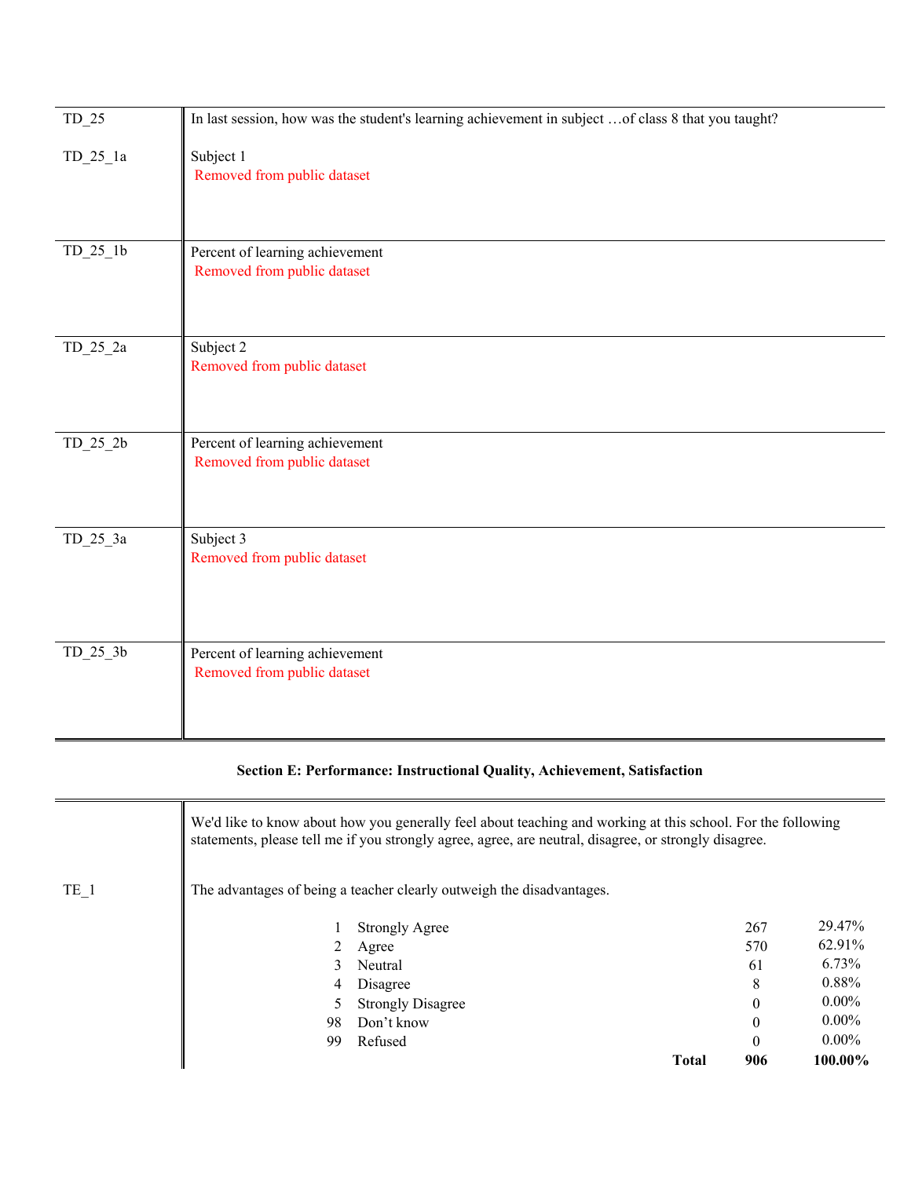| | |
|---|---|
| TD_25 | In last session, how was the student's learning achievement in subject …of class 8 that you taught? |
| TD_25_1a | Subject 1<br>Removed from public dataset |
| TD_25_1b | Percent of learning achievement<br>Removed from public dataset |
| TD_25_2a | Subject 2<br>Removed from public dataset |
| TD_25_2b | Percent of learning achievement<br>Removed from public dataset |
| TD_25_3a | Subject 3<br>Removed from public dataset |
| TD_25_3b | Percent of learning achievement<br>Removed from public dataset |

**Section E: Performance: Instructional Quality, Achievement, Satisfaction**

We'd like to know about how you generally feel about teaching and working at this school. For the following statements, please tell me if you strongly agree, agree, are neutral, disagree, or strongly disagree.

TE_1 — The advantages of being a teacher clearly outweigh the disadvantages.

| Code | Response | N | % |
|---|---|---|---|
| 1 | Strongly Agree | 267 | 29.47% |
| 2 | Agree | 570 | 62.91% |
| 3 | Neutral | 61 | 6.73% |
| 4 | Disagree | 8 | 0.88% |
| 5 | Strongly Disagree | 0 | 0.00% |
| 98 | Don't know | 0 | 0.00% |
| 99 | Refused | 0 | 0.00% |
| | **Total** | **906** | **100.00%** |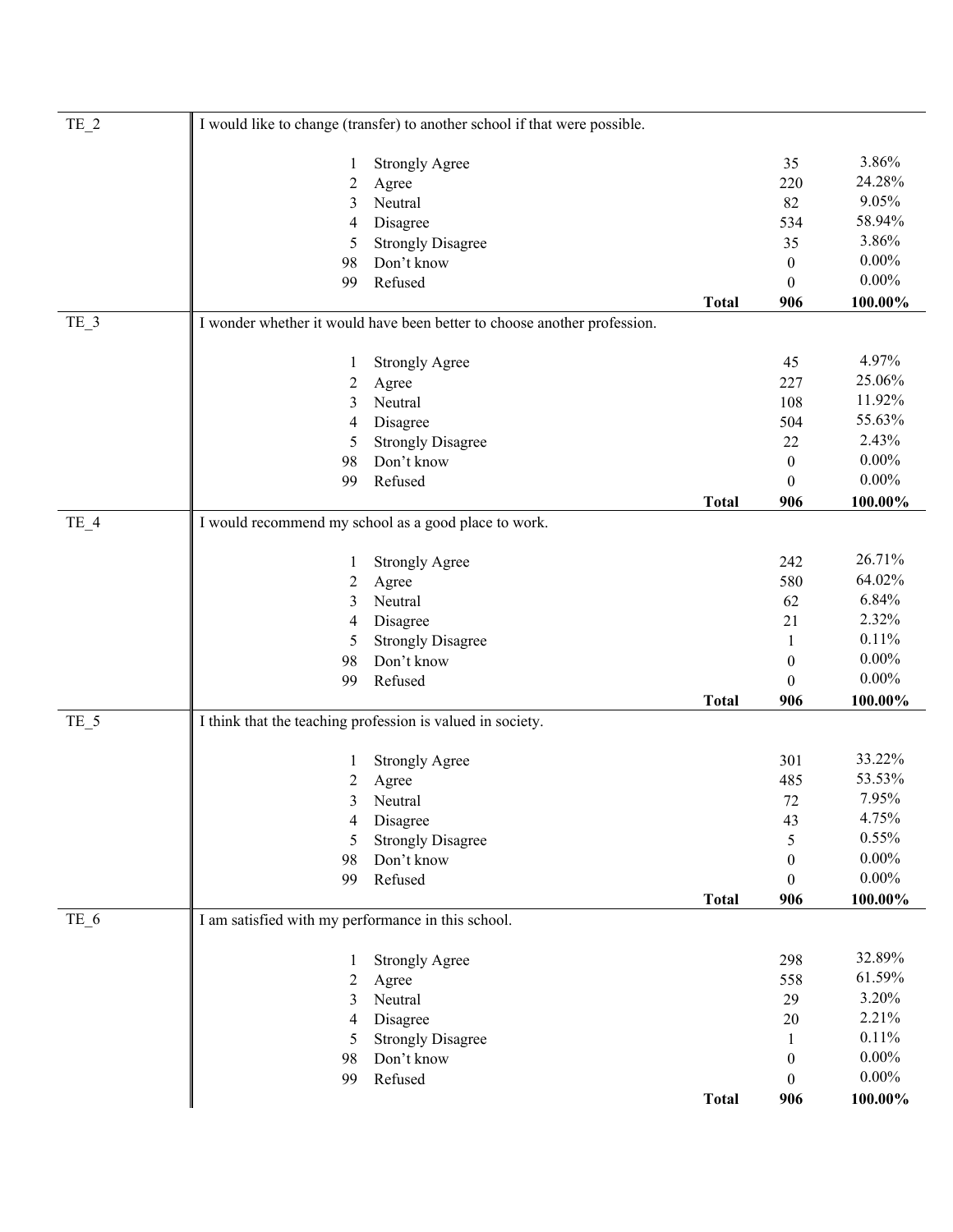| Variable | Question / Response | | Count | Percent |
|---|---|---|---|---|
| TE_2 | I would like to change (transfer) to another school if that were possible. | | | |
| | 1 | Strongly Agree | 35 | 3.86% |
| | 2 | Agree | 220 | 24.28% |
| | 3 | Neutral | 82 | 9.05% |
| | 4 | Disagree | 534 | 58.94% |
| | 5 | Strongly Disagree | 35 | 3.86% |
| | 98 | Don't know | 0 | 0.00% |
| | 99 | Refused | 0 | 0.00% |
| | | **Total** | **906** | **100.00%** |
| TE_3 | I wonder whether it would have been better to choose another profession. | | | |
| | 1 | Strongly Agree | 45 | 4.97% |
| | 2 | Agree | 227 | 25.06% |
| | 3 | Neutral | 108 | 11.92% |
| | 4 | Disagree | 504 | 55.63% |
| | 5 | Strongly Disagree | 22 | 2.43% |
| | 98 | Don't know | 0 | 0.00% |
| | 99 | Refused | 0 | 0.00% |
| | | **Total** | **906** | **100.00%** |
| TE_4 | I would recommend my school as a good place to work. | | | |
| | 1 | Strongly Agree | 242 | 26.71% |
| | 2 | Agree | 580 | 64.02% |
| | 3 | Neutral | 62 | 6.84% |
| | 4 | Disagree | 21 | 2.32% |
| | 5 | Strongly Disagree | 1 | 0.11% |
| | 98 | Don't know | 0 | 0.00% |
| | 99 | Refused | 0 | 0.00% |
| | | **Total** | **906** | **100.00%** |
| TE_5 | I think that the teaching profession is valued in society. | | | |
| | 1 | Strongly Agree | 301 | 33.22% |
| | 2 | Agree | 485 | 53.53% |
| | 3 | Neutral | 72 | 7.95% |
| | 4 | Disagree | 43 | 4.75% |
| | 5 | Strongly Disagree | 5 | 0.55% |
| | 98 | Don't know | 0 | 0.00% |
| | 99 | Refused | 0 | 0.00% |
| | | **Total** | **906** | **100.00%** |
| TE_6 | I am satisfied with my performance in this school. | | | |
| | 1 | Strongly Agree | 298 | 32.89% |
| | 2 | Agree | 558 | 61.59% |
| | 3 | Neutral | 29 | 3.20% |
| | 4 | Disagree | 20 | 2.21% |
| | 5 | Strongly Disagree | 1 | 0.11% |
| | 98 | Don't know | 0 | 0.00% |
| | 99 | Refused | 0 | 0.00% |
| | | **Total** | **906** | **100.00%** |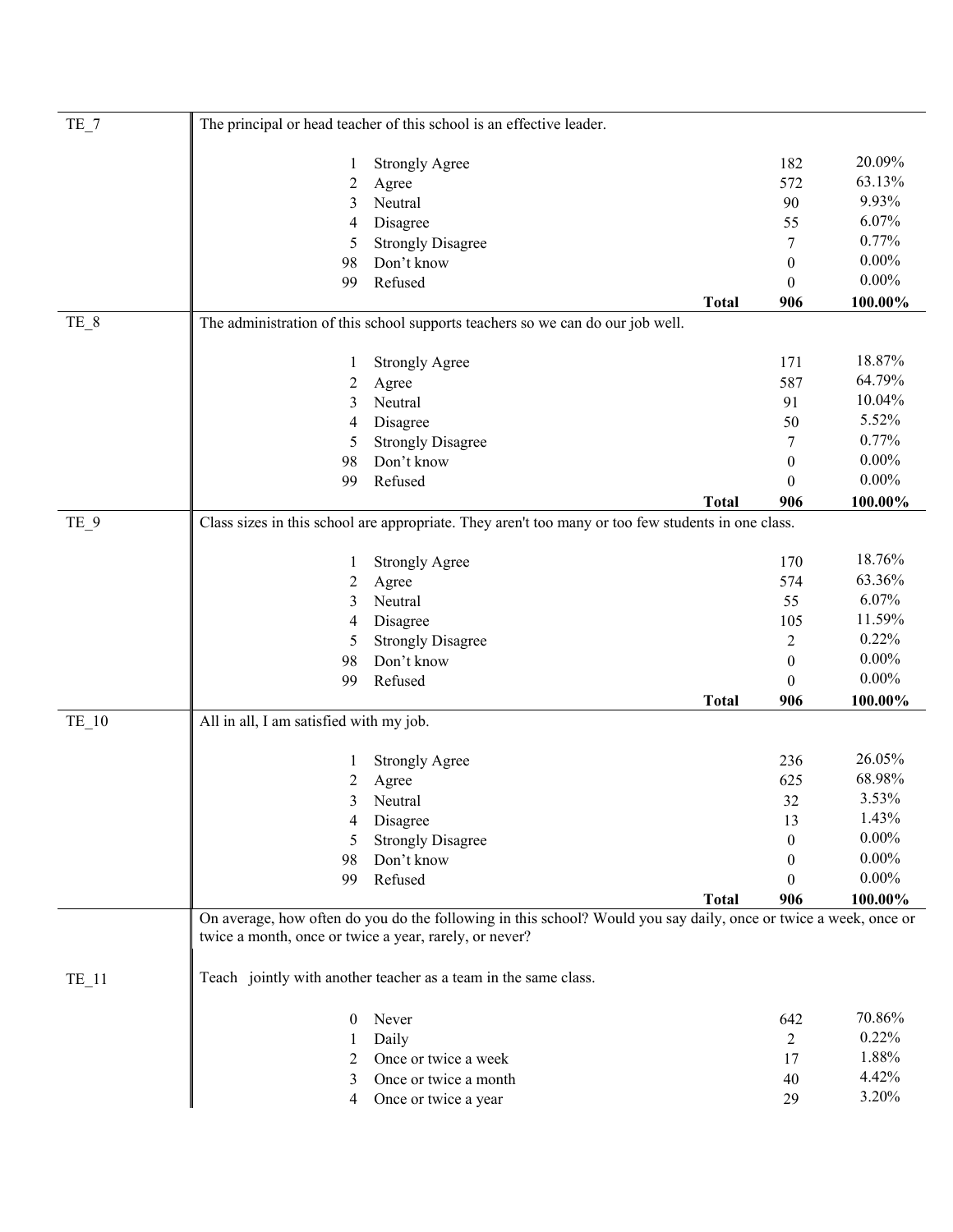| Variable | Question / Response | | Count | Percent |
|---|---|---|---|---|
| TE_7 | The principal or head teacher of this school is an effective leader. | | | |
| | 1 | Strongly Agree | 182 | 20.09% |
| | 2 | Agree | 572 | 63.13% |
| | 3 | Neutral | 90 | 9.93% |
| | 4 | Disagree | 55 | 6.07% |
| | 5 | Strongly Disagree | 7 | 0.77% |
| | 98 | Don't know | 0 | 0.00% |
| | 99 | Refused | 0 | 0.00% |
| | | **Total** | **906** | **100.00%** |
| TE_8 | The administration of this school supports teachers so we can do our job well. | | | |
| | 1 | Strongly Agree | 171 | 18.87% |
| | 2 | Agree | 587 | 64.79% |
| | 3 | Neutral | 91 | 10.04% |
| | 4 | Disagree | 50 | 5.52% |
| | 5 | Strongly Disagree | 7 | 0.77% |
| | 98 | Don't know | 0 | 0.00% |
| | 99 | Refused | 0 | 0.00% |
| | | **Total** | **906** | **100.00%** |
| TE_9 | Class sizes in this school are appropriate. They aren't too many or too few students in one class. | | | |
| | 1 | Strongly Agree | 170 | 18.76% |
| | 2 | Agree | 574 | 63.36% |
| | 3 | Neutral | 55 | 6.07% |
| | 4 | Disagree | 105 | 11.59% |
| | 5 | Strongly Disagree | 2 | 0.22% |
| | 98 | Don't know | 0 | 0.00% |
| | 99 | Refused | 0 | 0.00% |
| | | **Total** | **906** | **100.00%** |
| TE_10 | All in all, I am satisfied with my job. | | | |
| | 1 | Strongly Agree | 236 | 26.05% |
| | 2 | Agree | 625 | 68.98% |
| | 3 | Neutral | 32 | 3.53% |
| | 4 | Disagree | 13 | 1.43% |
| | 5 | Strongly Disagree | 0 | 0.00% |
| | 98 | Don't know | 0 | 0.00% |
| | 99 | Refused | 0 | 0.00% |
| | | **Total** | **906** | **100.00%** |
| | On average, how often do you do the following in this school? Would you say daily, once or twice a week, once or twice a month, once or twice a year, rarely, or never? | | | |
| TE_11 | Teach jointly with another teacher as a team in the same class. | | | |
| | 0 | Never | 642 | 70.86% |
| | 1 | Daily | 2 | 0.22% |
| | 2 | Once or twice a week | 17 | 1.88% |
| | 3 | Once or twice a month | 40 | 4.42% |
| | 4 | Once or twice a year | 29 | 3.20% |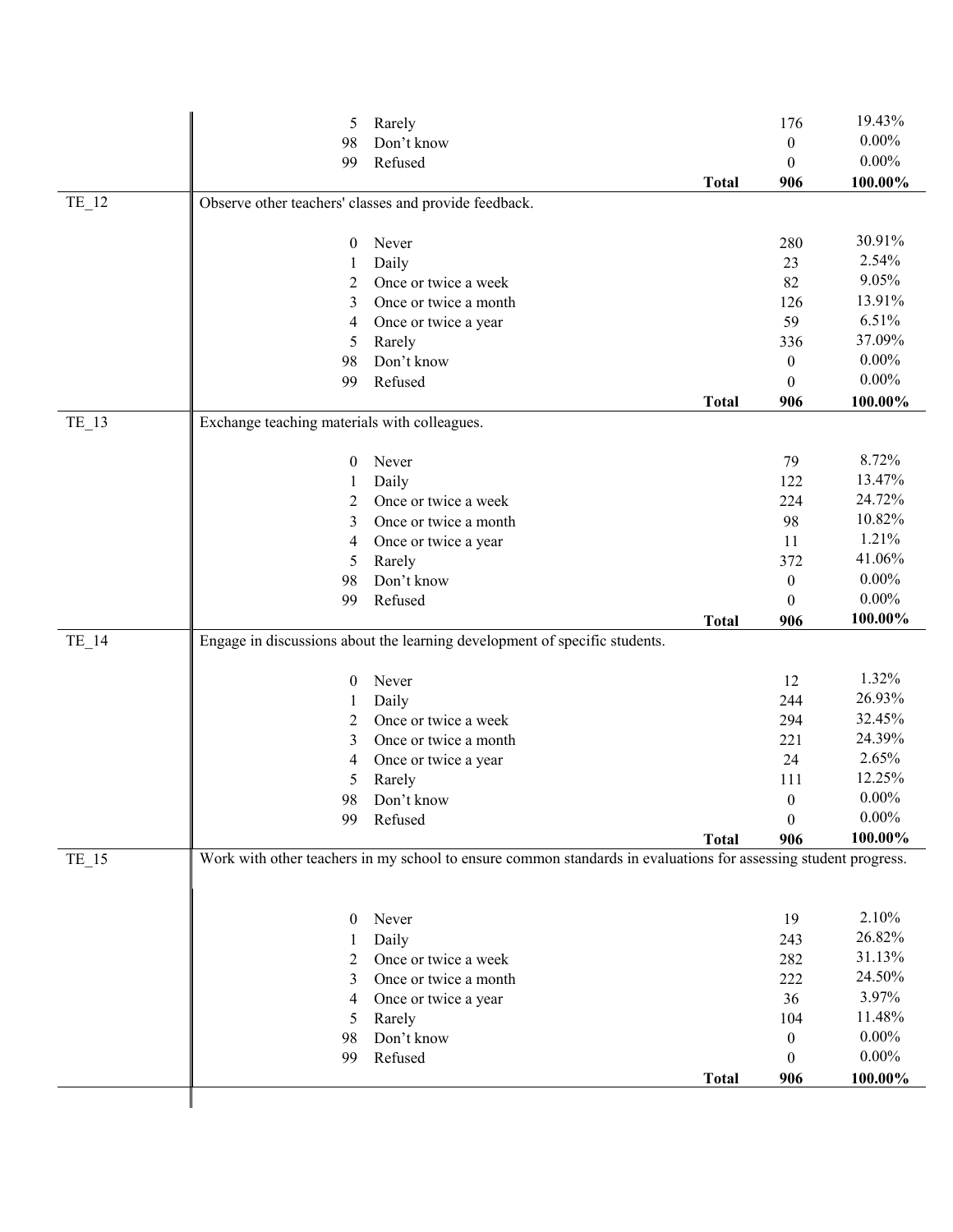| | | | | | |
|---|---|---|---|---|---|
| | 5 | Rarely | | 176 | 19.43% |
| | 98 | Don't know | | 0 | 0.00% |
| | 99 | Refused | | 0 | 0.00% |
| | | | **Total** | **906** | **100.00%** |
| TE_12 | Observe other teachers' classes and provide feedback. | | | | |
| | 0 | Never | | 280 | 30.91% |
| | 1 | Daily | | 23 | 2.54% |
| | 2 | Once or twice a week | | 82 | 9.05% |
| | 3 | Once or twice a month | | 126 | 13.91% |
| | 4 | Once or twice a year | | 59 | 6.51% |
| | 5 | Rarely | | 336 | 37.09% |
| | 98 | Don't know | | 0 | 0.00% |
| | 99 | Refused | | 0 | 0.00% |
| | | | **Total** | **906** | **100.00%** |
| TE_13 | Exchange teaching materials with colleagues. | | | | |
| | 0 | Never | | 79 | 8.72% |
| | 1 | Daily | | 122 | 13.47% |
| | 2 | Once or twice a week | | 224 | 24.72% |
| | 3 | Once or twice a month | | 98 | 10.82% |
| | 4 | Once or twice a year | | 11 | 1.21% |
| | 5 | Rarely | | 372 | 41.06% |
| | 98 | Don't know | | 0 | 0.00% |
| | 99 | Refused | | 0 | 0.00% |
| | | | **Total** | **906** | **100.00%** |
| TE_14 | Engage in discussions about the learning development of specific students. | | | | |
| | 0 | Never | | 12 | 1.32% |
| | 1 | Daily | | 244 | 26.93% |
| | 2 | Once or twice a week | | 294 | 32.45% |
| | 3 | Once or twice a month | | 221 | 24.39% |
| | 4 | Once or twice a year | | 24 | 2.65% |
| | 5 | Rarely | | 111 | 12.25% |
| | 98 | Don't know | | 0 | 0.00% |
| | 99 | Refused | | 0 | 0.00% |
| | | | **Total** | **906** | **100.00%** |
| TE_15 | Work with other teachers in my school to ensure common standards in evaluations for assessing student progress. | | | | |
| | 0 | Never | | 19 | 2.10% |
| | 1 | Daily | | 243 | 26.82% |
| | 2 | Once or twice a week | | 282 | 31.13% |
| | 3 | Once or twice a month | | 222 | 24.50% |
| | 4 | Once or twice a year | | 36 | 3.97% |
| | 5 | Rarely | | 104 | 11.48% |
| | 98 | Don't know | | 0 | 0.00% |
| | 99 | Refused | | 0 | 0.00% |
| | | | **Total** | **906** | **100.00%** |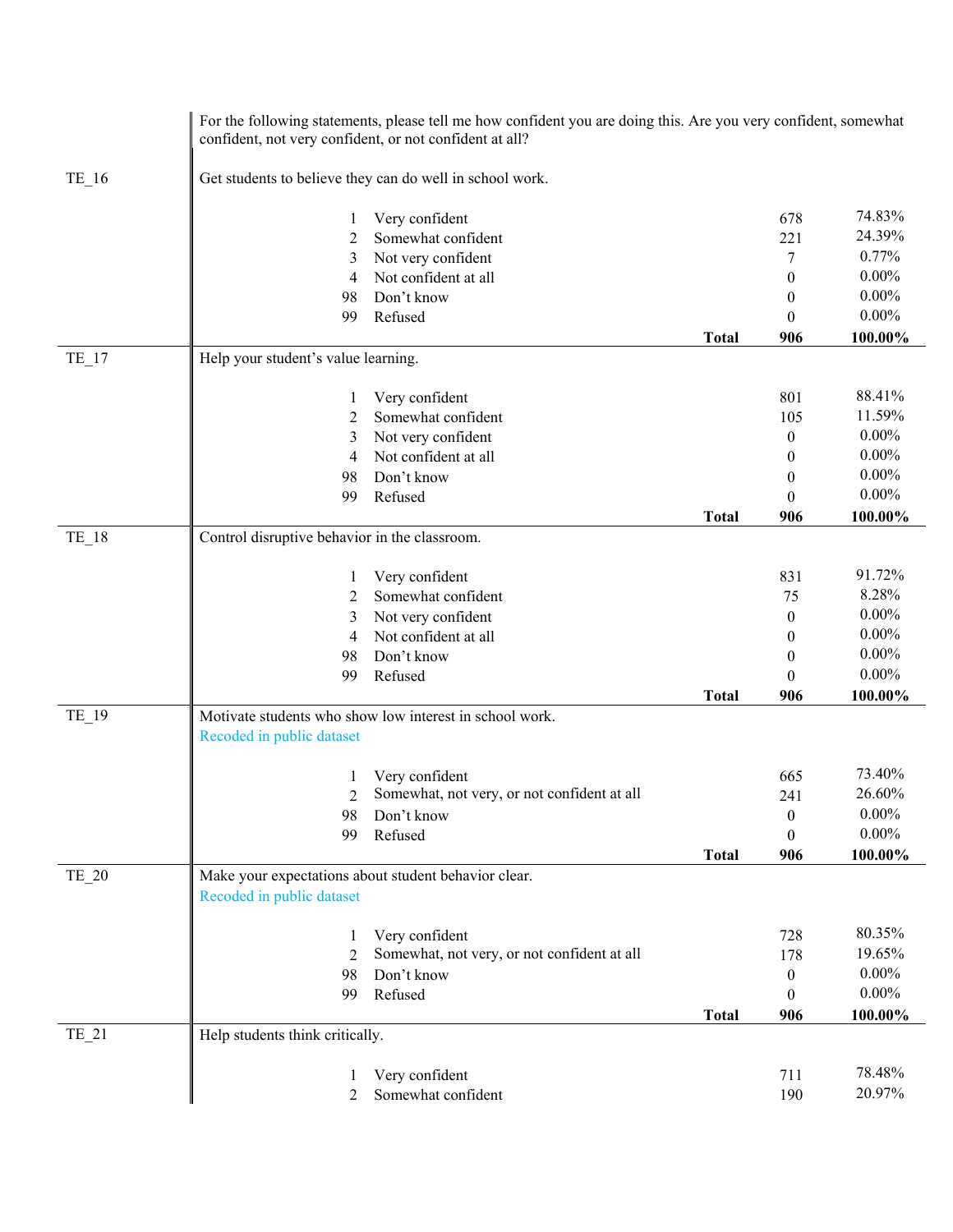For the following statements, please tell me how confident you are doing this. Are you very confident, somewhat confident, not very confident, or not confident at all?

| Variable | Code | Response | N | % |
|---|---|---|---|---|
| TE_16 | | Get students to believe they can do well in school work. | | |
| | 1 | Very confident | 678 | 74.83% |
| | 2 | Somewhat confident | 221 | 24.39% |
| | 3 | Not very confident | 7 | 0.77% |
| | 4 | Not confident at all | 0 | 0.00% |
| | 98 | Don't know | 0 | 0.00% |
| | 99 | Refused | 0 | 0.00% |
| | | **Total** | **906** | **100.00%** |
| TE_17 | | Help your student's value learning. | | |
| | 1 | Very confident | 801 | 88.41% |
| | 2 | Somewhat confident | 105 | 11.59% |
| | 3 | Not very confident | 0 | 0.00% |
| | 4 | Not confident at all | 0 | 0.00% |
| | 98 | Don't know | 0 | 0.00% |
| | 99 | Refused | 0 | 0.00% |
| | | **Total** | **906** | **100.00%** |
| TE_18 | | Control disruptive behavior in the classroom. | | |
| | 1 | Very confident | 831 | 91.72% |
| | 2 | Somewhat confident | 75 | 8.28% |
| | 3 | Not very confident | 0 | 0.00% |
| | 4 | Not confident at all | 0 | 0.00% |
| | 98 | Don't know | 0 | 0.00% |
| | 99 | Refused | 0 | 0.00% |
| | | **Total** | **906** | **100.00%** |
| TE_19 | | Motivate students who show low interest in school work. Recoded in public dataset | | |
| | 1 | Very confident | 665 | 73.40% |
| | 2 | Somewhat, not very, or not confident at all | 241 | 26.60% |
| | 98 | Don't know | 0 | 0.00% |
| | 99 | Refused | 0 | 0.00% |
| | | **Total** | **906** | **100.00%** |
| TE_20 | | Make your expectations about student behavior clear. Recoded in public dataset | | |
| | 1 | Very confident | 728 | 80.35% |
| | 2 | Somewhat, not very, or not confident at all | 178 | 19.65% |
| | 98 | Don't know | 0 | 0.00% |
| | 99 | Refused | 0 | 0.00% |
| | | **Total** | **906** | **100.00%** |
| TE_21 | | Help students think critically. | | |
| | 1 | Very confident | 711 | 78.48% |
| | 2 | Somewhat confident | 190 | 20.97% |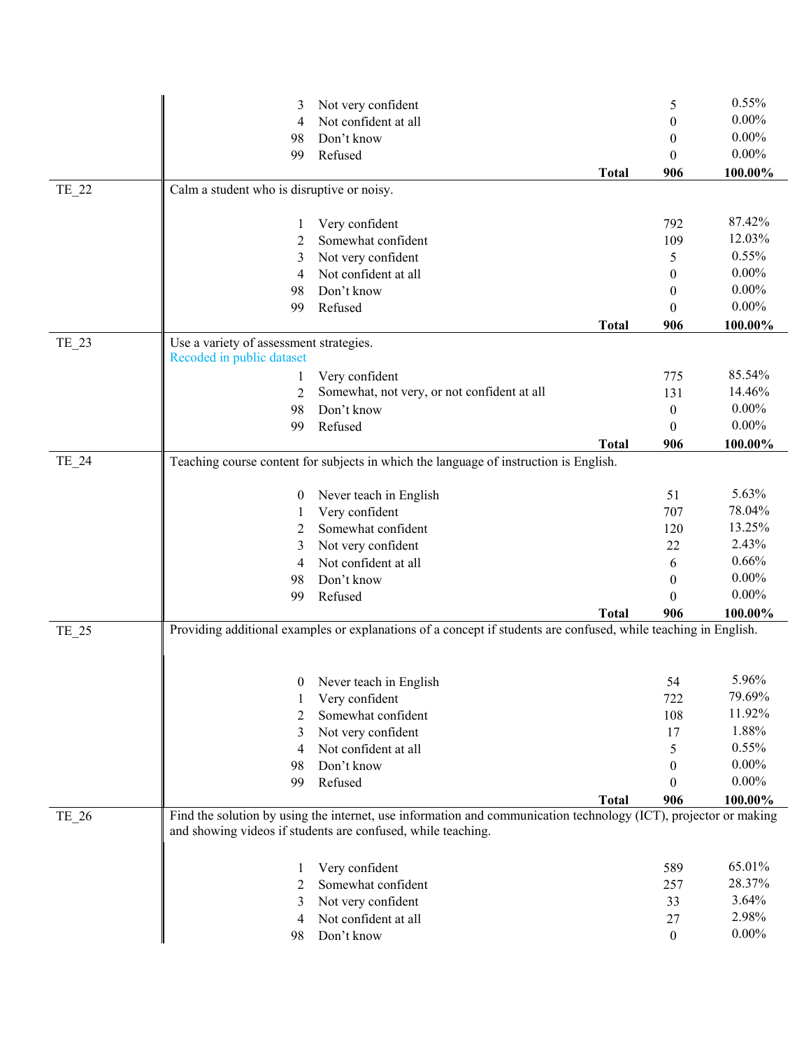| Variable | Description | Code | Label | N | % |
|---|---|---|---|---|---|
| | | 3 | Not very confident | 5 | 0.55% |
| | | 4 | Not confident at all | 0 | 0.00% |
| | | 98 | Don't know | 0 | 0.00% |
| | | 99 | Refused | 0 | 0.00% |
| | | | **Total** | **906** | **100.00%** |
| TE_22 | Calm a student who is disruptive or noisy. | | | | |
| | | 1 | Very confident | 792 | 87.42% |
| | | 2 | Somewhat confident | 109 | 12.03% |
| | | 3 | Not very confident | 5 | 0.55% |
| | | 4 | Not confident at all | 0 | 0.00% |
| | | 98 | Don't know | 0 | 0.00% |
| | | 99 | Refused | 0 | 0.00% |
| | | | **Total** | **906** | **100.00%** |
| TE_23 | Use a variety of assessment strategies. Recoded in public dataset | | | | |
| | | 1 | Very confident | 775 | 85.54% |
| | | 2 | Somewhat, not very, or not confident at all | 131 | 14.46% |
| | | 98 | Don't know | 0 | 0.00% |
| | | 99 | Refused | 0 | 0.00% |
| | | | **Total** | **906** | **100.00%** |
| TE_24 | Teaching course content for subjects in which the language of instruction is English. | | | | |
| | | 0 | Never teach in English | 51 | 5.63% |
| | | 1 | Very confident | 707 | 78.04% |
| | | 2 | Somewhat confident | 120 | 13.25% |
| | | 3 | Not very confident | 22 | 2.43% |
| | | 4 | Not confident at all | 6 | 0.66% |
| | | 98 | Don't know | 0 | 0.00% |
| | | 99 | Refused | 0 | 0.00% |
| | | | **Total** | **906** | **100.00%** |
| TE_25 | Providing additional examples or explanations of a concept if students are confused, while teaching in English. | | | | |
| | | 0 | Never teach in English | 54 | 5.96% |
| | | 1 | Very confident | 722 | 79.69% |
| | | 2 | Somewhat confident | 108 | 11.92% |
| | | 3 | Not very confident | 17 | 1.88% |
| | | 4 | Not confident at all | 5 | 0.55% |
| | | 98 | Don't know | 0 | 0.00% |
| | | 99 | Refused | 0 | 0.00% |
| | | | **Total** | **906** | **100.00%** |
| TE_26 | Find the solution by using the internet, use information and communication technology (ICT), projector or making and showing videos if students are confused, while teaching. | | | | |
| | | 1 | Very confident | 589 | 65.01% |
| | | 2 | Somewhat confident | 257 | 28.37% |
| | | 3 | Not very confident | 33 | 3.64% |
| | | 4 | Not confident at all | 27 | 2.98% |
| | | 98 | Don't know | 0 | 0.00% |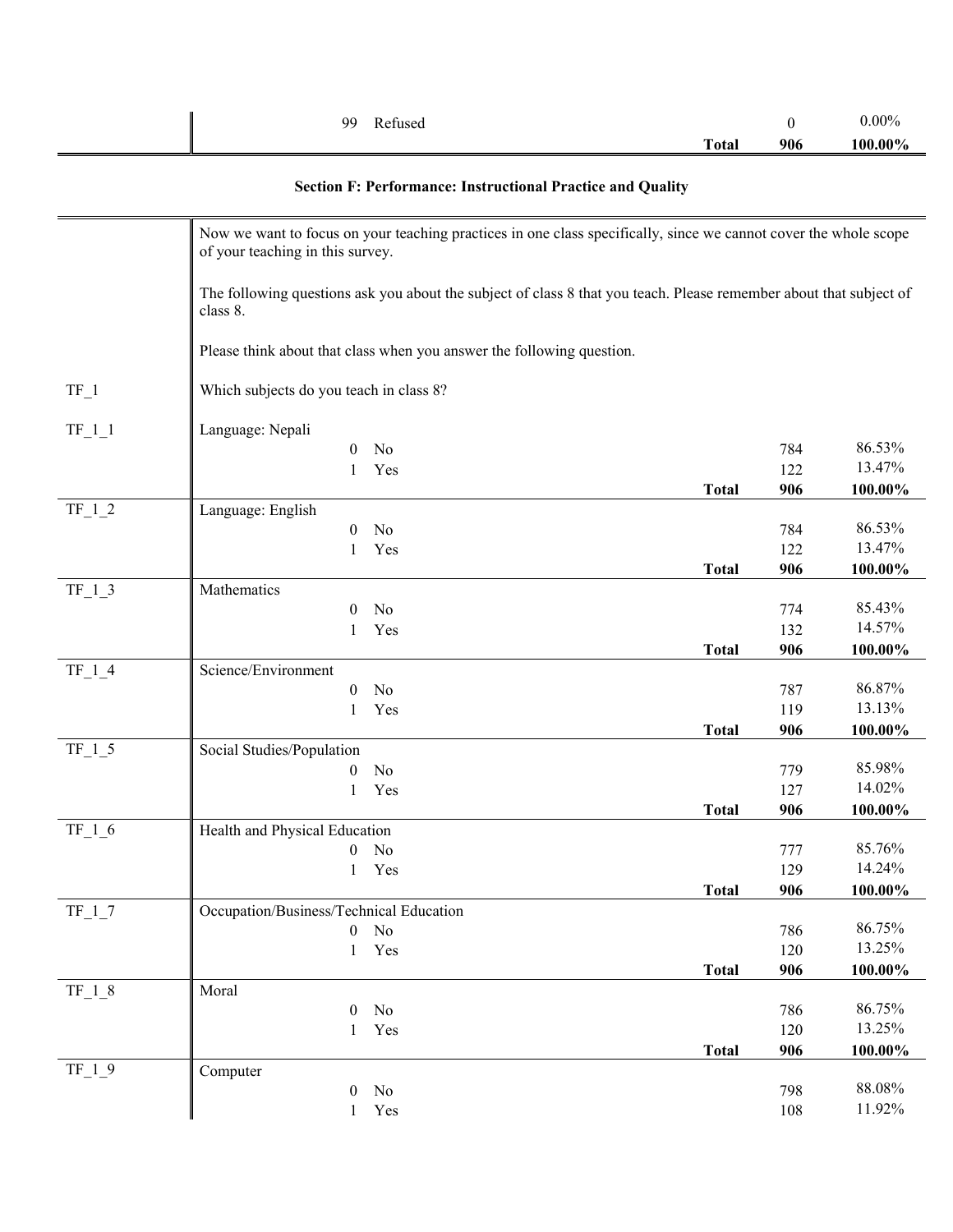| | | | | |
|---|---|---|---|---|
| | 99 Refused | | 0 | 0.00% |
| | | **Total** | **906** | **100.00%** |

### Section F: Performance: Instructional Practice and Quality

Now we want to focus on your teaching practices in one class specifically, since we cannot cover the whole scope of your teaching in this survey.

The following questions ask you about the subject of class 8 that you teach. Please remember about that subject of class 8.

Please think about that class when you answer the following question.

TF_1 Which subjects do you teach in class 8?

| Variable | Question / Response | | Count | Percent |
|---|---|---|---|---|
| TF_1_1 | Language: Nepali | | | |
| | 0 No | | 784 | 86.53% |
| | 1 Yes | | 122 | 13.47% |
| | | **Total** | **906** | **100.00%** |
| TF_1_2 | Language: English | | | |
| | 0 No | | 784 | 86.53% |
| | 1 Yes | | 122 | 13.47% |
| | | **Total** | **906** | **100.00%** |
| TF_1_3 | Mathematics | | | |
| | 0 No | | 774 | 85.43% |
| | 1 Yes | | 132 | 14.57% |
| | | **Total** | **906** | **100.00%** |
| TF_1_4 | Science/Environment | | | |
| | 0 No | | 787 | 86.87% |
| | 1 Yes | | 119 | 13.13% |
| | | **Total** | **906** | **100.00%** |
| TF_1_5 | Social Studies/Population | | | |
| | 0 No | | 779 | 85.98% |
| | 1 Yes | | 127 | 14.02% |
| | | **Total** | **906** | **100.00%** |
| TF_1_6 | Health and Physical Education | | | |
| | 0 No | | 777 | 85.76% |
| | 1 Yes | | 129 | 14.24% |
| | | **Total** | **906** | **100.00%** |
| TF_1_7 | Occupation/Business/Technical Education | | | |
| | 0 No | | 786 | 86.75% |
| | 1 Yes | | 120 | 13.25% |
| | | **Total** | **906** | **100.00%** |
| TF_1_8 | Moral | | | |
| | 0 No | | 786 | 86.75% |
| | 1 Yes | | 120 | 13.25% |
| | | **Total** | **906** | **100.00%** |
| TF_1_9 | Computer | | | |
| | 0 No | | 798 | 88.08% |
| | 1 Yes | | 108 | 11.92% |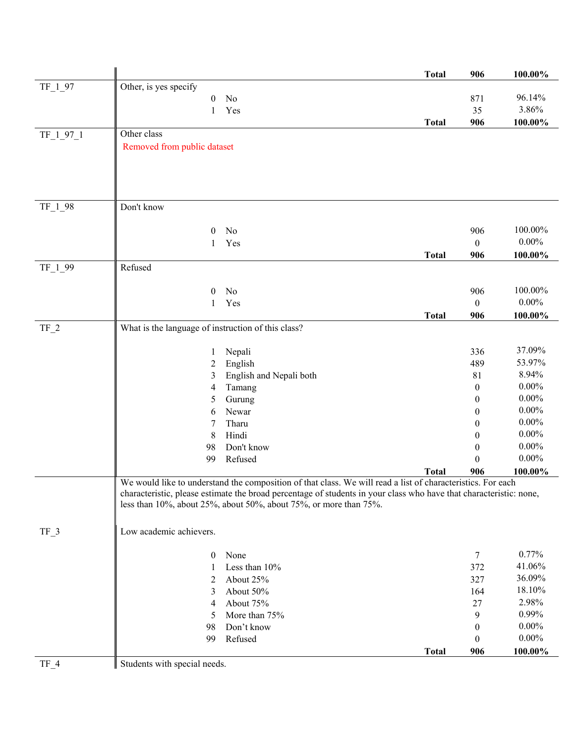| Variable | Description | | | Total | Count | Percent |
|---|---|---|---|---|---|---|
| | | | | **Total** | **906** | **100.00%** |
| TF_1_97 | Other, is yes specify | | | | | |
| | | 0 | No | | 871 | 96.14% |
| | | 1 | Yes | | 35 | 3.86% |
| | | | | **Total** | **906** | **100.00%** |
| TF_1_97_1 | Other class | | | | | |
| | Removed from public dataset | | | | | |
| TF_1_98 | Don't know | | | | | |
| | | 0 | No | | 906 | 100.00% |
| | | 1 | Yes | | 0 | 0.00% |
| | | | | **Total** | **906** | **100.00%** |
| TF_1_99 | Refused | | | | | |
| | | 0 | No | | 906 | 100.00% |
| | | 1 | Yes | | 0 | 0.00% |
| | | | | **Total** | **906** | **100.00%** |
| TF_2 | What is the language of instruction of this class? | | | | | |
| | | 1 | Nepali | | 336 | 37.09% |
| | | 2 | English | | 489 | 53.97% |
| | | 3 | English and Nepali both | | 81 | 8.94% |
| | | 4 | Tamang | | 0 | 0.00% |
| | | 5 | Gurung | | 0 | 0.00% |
| | | 6 | Newar | | 0 | 0.00% |
| | | 7 | Tharu | | 0 | 0.00% |
| | | 8 | Hindi | | 0 | 0.00% |
| | | 98 | Don't know | | 0 | 0.00% |
| | | 99 | Refused | | 0 | 0.00% |
| | | | | **Total** | **906** | **100.00%** |
| | We would like to understand the composition of that class. We will read a list of characteristics. For each characteristic, please estimate the broad percentage of students in your class who have that characteristic: none, less than 10%, about 25%, about 50%, about 75%, or more than 75%. | | | | | |
| TF_3 | Low academic achievers. | | | | | |
| | | 0 | None | | 7 | 0.77% |
| | | 1 | Less than 10% | | 372 | 41.06% |
| | | 2 | About 25% | | 327 | 36.09% |
| | | 3 | About 50% | | 164 | 18.10% |
| | | 4 | About 75% | | 27 | 2.98% |
| | | 5 | More than 75% | | 9 | 0.99% |
| | | 98 | Don't know | | 0 | 0.00% |
| | | 99 | Refused | | 0 | 0.00% |
| | | | | **Total** | **906** | **100.00%** |
| TF_4 | Students with special needs. | | | | | |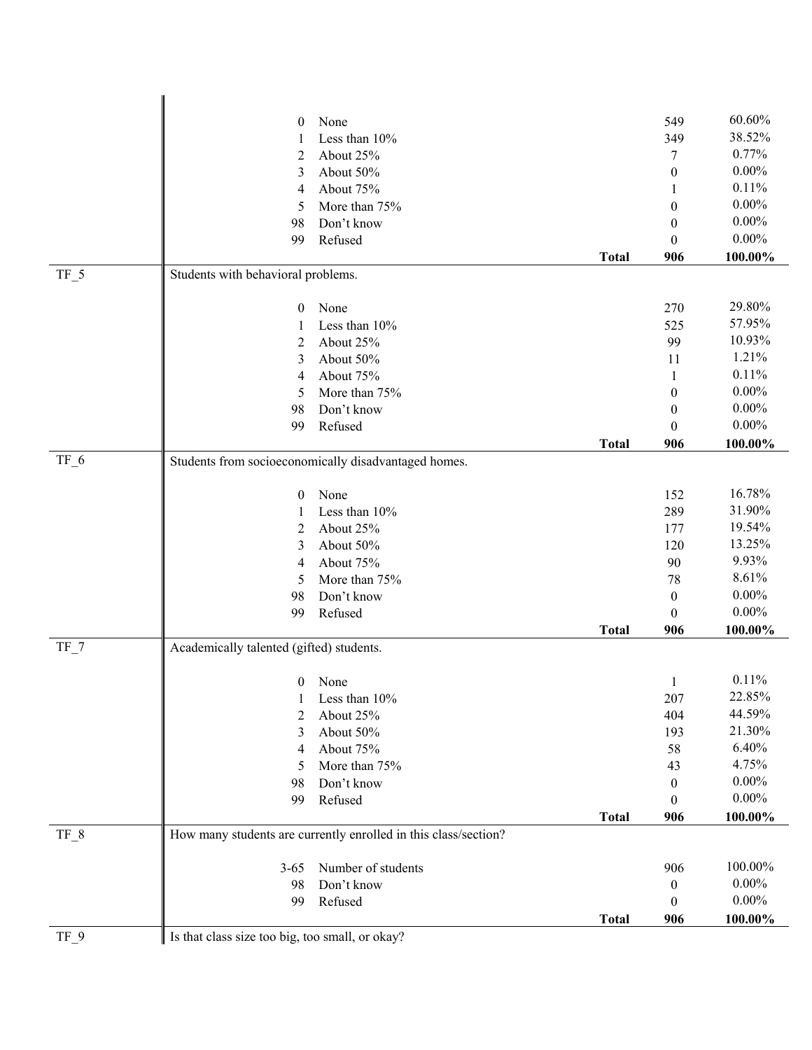| | | | | | |
|---|---|---|---|---|---|
| | 0 | None | | 549 | 60.60% |
| | 1 | Less than 10% | | 349 | 38.52% |
| | 2 | About 25% | | 7 | 0.77% |
| | 3 | About 50% | | 0 | 0.00% |
| | 4 | About 75% | | 1 | 0.11% |
| | 5 | More than 75% | | 0 | 0.00% |
| | 98 | Don't know | | 0 | 0.00% |
| | 99 | Refused | | 0 | 0.00% |
| | | | **Total** | **906** | **100.00%** |
| TF_5 | Students with behavioral problems. | | | | |
| | 0 | None | | 270 | 29.80% |
| | 1 | Less than 10% | | 525 | 57.95% |
| | 2 | About 25% | | 99 | 10.93% |
| | 3 | About 50% | | 11 | 1.21% |
| | 4 | About 75% | | 1 | 0.11% |
| | 5 | More than 75% | | 0 | 0.00% |
| | 98 | Don't know | | 0 | 0.00% |
| | 99 | Refused | | 0 | 0.00% |
| | | | **Total** | **906** | **100.00%** |
| TF_6 | Students from socioeconomically disadvantaged homes. | | | | |
| | 0 | None | | 152 | 16.78% |
| | 1 | Less than 10% | | 289 | 31.90% |
| | 2 | About 25% | | 177 | 19.54% |
| | 3 | About 50% | | 120 | 13.25% |
| | 4 | About 75% | | 90 | 9.93% |
| | 5 | More than 75% | | 78 | 8.61% |
| | 98 | Don't know | | 0 | 0.00% |
| | 99 | Refused | | 0 | 0.00% |
| | | | **Total** | **906** | **100.00%** |
| TF_7 | Academically talented (gifted) students. | | | | |
| | 0 | None | | 1 | 0.11% |
| | 1 | Less than 10% | | 207 | 22.85% |
| | 2 | About 25% | | 404 | 44.59% |
| | 3 | About 50% | | 193 | 21.30% |
| | 4 | About 75% | | 58 | 6.40% |
| | 5 | More than 75% | | 43 | 4.75% |
| | 98 | Don't know | | 0 | 0.00% |
| | 99 | Refused | | 0 | 0.00% |
| | | | **Total** | **906** | **100.00%** |
| TF_8 | How many students are currently enrolled in this class/section? | | | | |
| | 3-65 | Number of students | | 906 | 100.00% |
| | 98 | Don't know | | 0 | 0.00% |
| | 99 | Refused | | 0 | 0.00% |
| | | | **Total** | **906** | **100.00%** |
| TF_9 | Is that class size too big, too small, or okay? | | | | |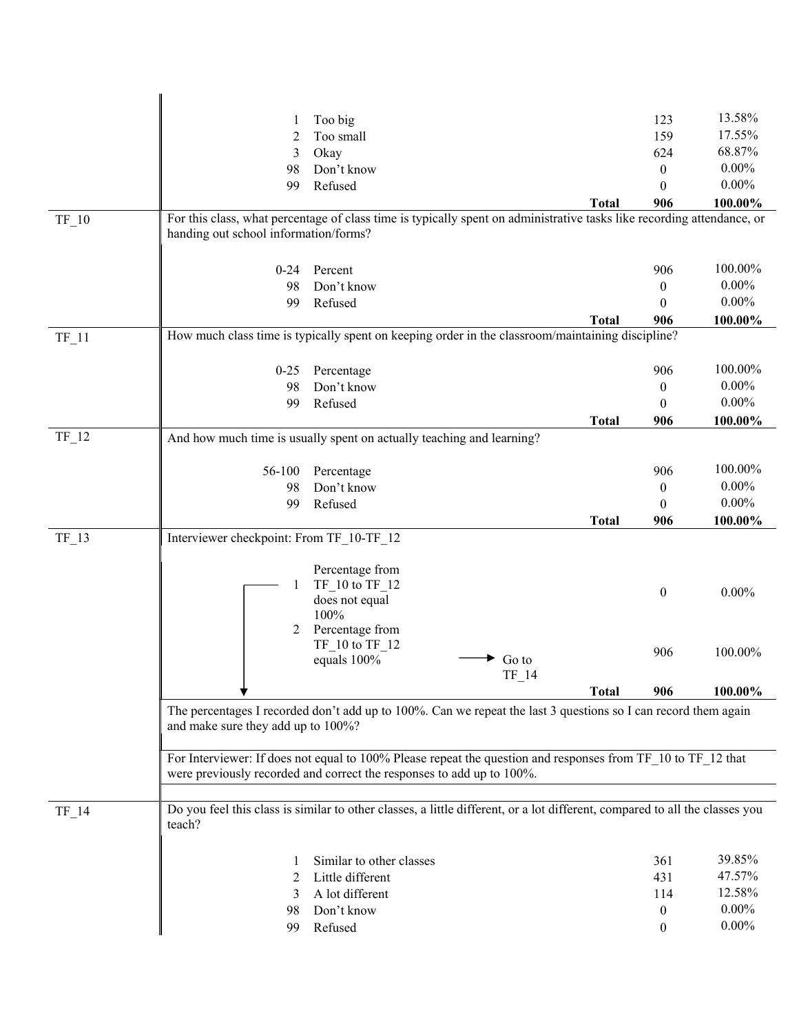| | | | | |
|---|---|---|---|---|
| | 1 | Too big | 123 | 13.58% |
| | 2 | Too small | 159 | 17.55% |
| | 3 | Okay | 624 | 68.87% |
| | 98 | Don't know | 0 | 0.00% |
| | 99 | Refused | 0 | 0.00% |
| | | **Total** | **906** | **100.00%** |

| | | | | |
|---|---|---|---|---|
| TF_10 | For this class, what percentage of class time is typically spent on administrative tasks like recording attendance, or handing out school information/forms? | | | |
| | 0-24 | Percent | 906 | 100.00% |
| | 98 | Don't know | 0 | 0.00% |
| | 99 | Refused | 0 | 0.00% |
| | | **Total** | **906** | **100.00%** |

| | | | | |
|---|---|---|---|---|
| TF_11 | How much class time is typically spent on keeping order in the classroom/maintaining discipline? | | | |
| | 0-25 | Percentage | 906 | 100.00% |
| | 98 | Don't know | 0 | 0.00% |
| | 99 | Refused | 0 | 0.00% |
| | | **Total** | **906** | **100.00%** |

| | | | | |
|---|---|---|---|---|
| TF_12 | And how much time is usually spent on actually teaching and learning? | | | |
| | 56-100 | Percentage | 906 | 100.00% |
| | 98 | Don't know | 0 | 0.00% |
| | 99 | Refused | 0 | 0.00% |
| | | **Total** | **906** | **100.00%** |

| | | | | |
|---|---|---|---|---|
| TF_13 | Interviewer checkpoint: From TF_10-TF_12 | | | |
| | 1 | Percentage from TF_10 to TF_12 does not equal 100% | 0 | 0.00% |
| | 2 | Percentage from TF_10 to TF_12 equals 100% → Go to TF_14 | 906 | 100.00% |
| | | **Total** | **906** | **100.00%** |

The percentages I recorded don't add up to 100%. Can we repeat the last 3 questions so I can record them again and make sure they add up to 100%?

For Interviewer: If does not equal to 100% Please repeat the question and responses from TF_10 to TF_12 that were previously recorded and correct the responses to add up to 100%.

| | | | | |
|---|---|---|---|---|
| TF_14 | Do you feel this class is similar to other classes, a little different, or a lot different, compared to all the classes you teach? | | | |
| | 1 | Similar to other classes | 361 | 39.85% |
| | 2 | Little different | 431 | 47.57% |
| | 3 | A lot different | 114 | 12.58% |
| | 98 | Don't know | 0 | 0.00% |
| | 99 | Refused | 0 | 0.00% |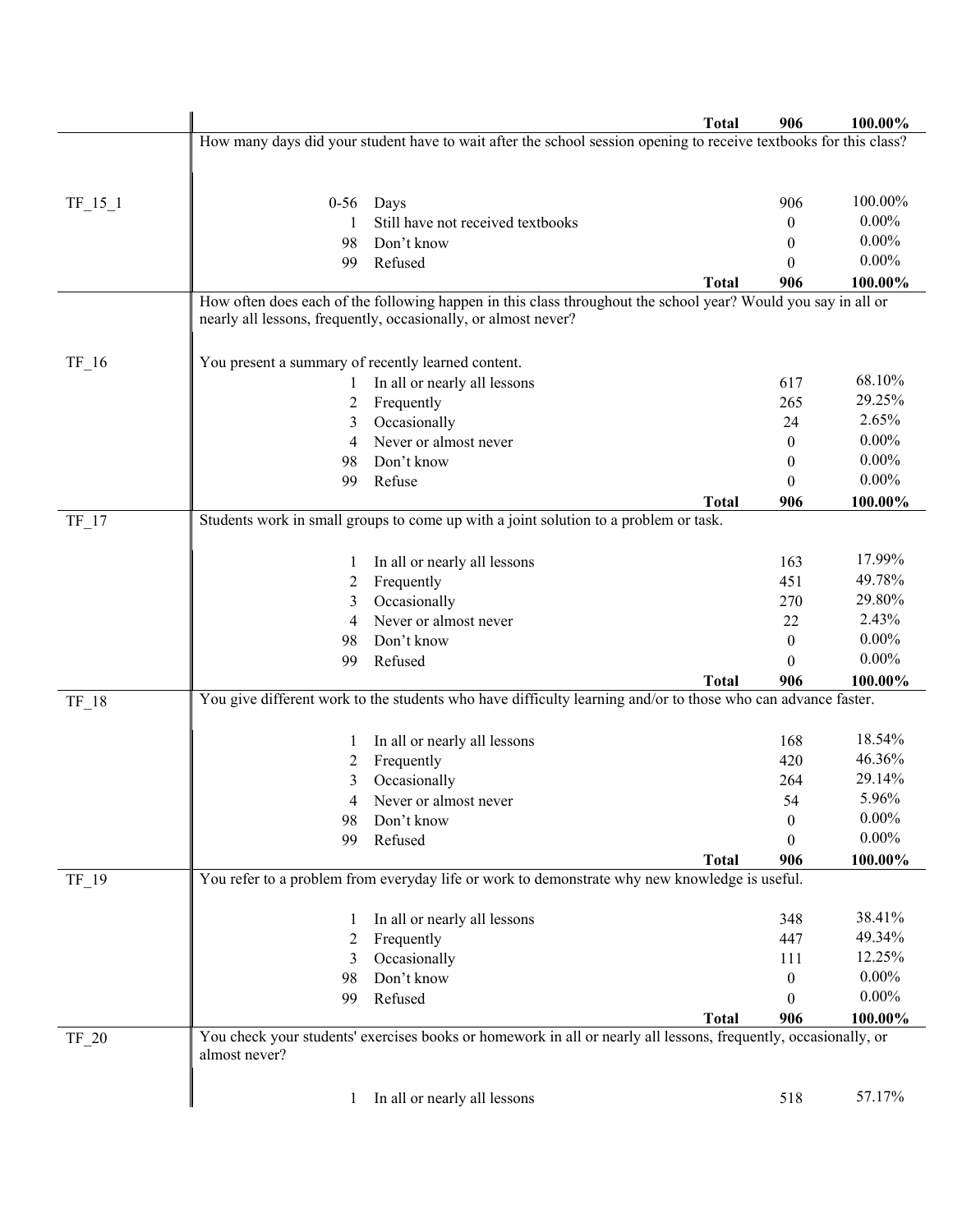| Variable | Code | Response | Frequency | Percent |
|---|---|---|---|---|
| | | **Total** | **906** | **100.00%** |
| | How many days did your student have to wait after the school session opening to receive textbooks for this class? | | | |
| TF_15_1 | 0-56 | Days | 906 | 100.00% |
| | 1 | Still have not received textbooks | 0 | 0.00% |
| | 98 | Don't know | 0 | 0.00% |
| | 99 | Refused | 0 | 0.00% |
| | | **Total** | **906** | **100.00%** |
| | How often does each of the following happen in this class throughout the school year? Would you say in all or nearly all lessons, frequently, occasionally, or almost never? | | | |
| TF_16 | You present a summary of recently learned content. | | | |
| | 1 | In all or nearly all lessons | 617 | 68.10% |
| | 2 | Frequently | 265 | 29.25% |
| | 3 | Occasionally | 24 | 2.65% |
| | 4 | Never or almost never | 0 | 0.00% |
| | 98 | Don't know | 0 | 0.00% |
| | 99 | Refuse | 0 | 0.00% |
| | | **Total** | **906** | **100.00%** |
| TF_17 | Students work in small groups to come up with a joint solution to a problem or task. | | | |
| | 1 | In all or nearly all lessons | 163 | 17.99% |
| | 2 | Frequently | 451 | 49.78% |
| | 3 | Occasionally | 270 | 29.80% |
| | 4 | Never or almost never | 22 | 2.43% |
| | 98 | Don't know | 0 | 0.00% |
| | 99 | Refused | 0 | 0.00% |
| | | **Total** | **906** | **100.00%** |
| TF_18 | You give different work to the students who have difficulty learning and/or to those who can advance faster. | | | |
| | 1 | In all or nearly all lessons | 168 | 18.54% |
| | 2 | Frequently | 420 | 46.36% |
| | 3 | Occasionally | 264 | 29.14% |
| | 4 | Never or almost never | 54 | 5.96% |
| | 98 | Don't know | 0 | 0.00% |
| | 99 | Refused | 0 | 0.00% |
| | | **Total** | **906** | **100.00%** |
| TF_19 | You refer to a problem from everyday life or work to demonstrate why new knowledge is useful. | | | |
| | 1 | In all or nearly all lessons | 348 | 38.41% |
| | 2 | Frequently | 447 | 49.34% |
| | 3 | Occasionally | 111 | 12.25% |
| | 98 | Don't know | 0 | 0.00% |
| | 99 | Refused | 0 | 0.00% |
| | | **Total** | **906** | **100.00%** |
| TF_20 | You check your students' exercises books or homework in all or nearly all lessons, frequently, occasionally, or almost never? | | | |
| | 1 | In all or nearly all lessons | 518 | 57.17% |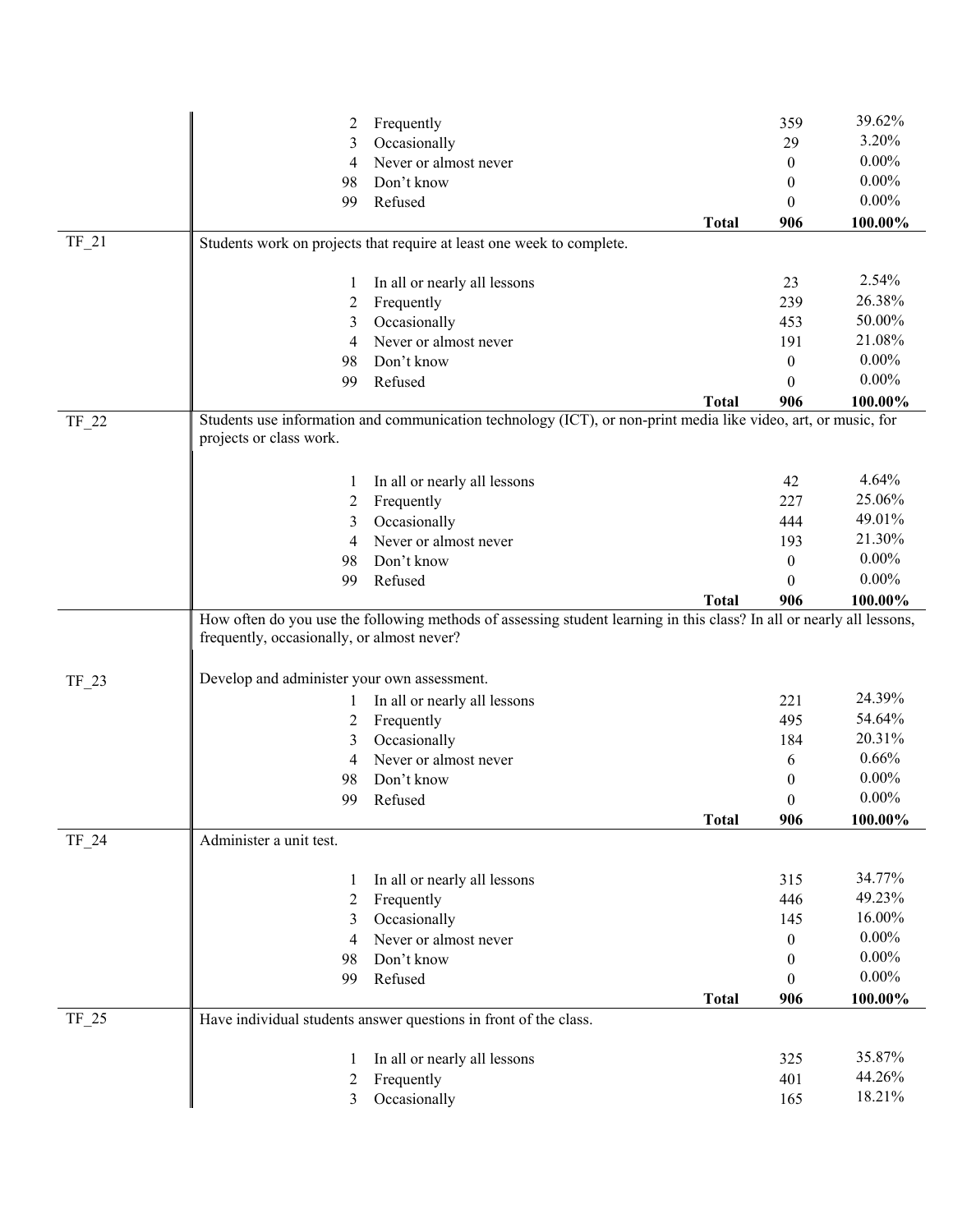| Variable | Code | Response | Total | N | Percent |
|---|---|---|---|---|---|
| | 2 | Frequently | | 359 | 39.62% |
| | 3 | Occasionally | | 29 | 3.20% |
| | 4 | Never or almost never | | 0 | 0.00% |
| | 98 | Don't know | | 0 | 0.00% |
| | 99 | Refused | | 0 | 0.00% |
| | | | **Total** | **906** | **100.00%** |
| TF_21 | Students work on projects that require at least one week to complete. | | | | |
| | 1 | In all or nearly all lessons | | 23 | 2.54% |
| | 2 | Frequently | | 239 | 26.38% |
| | 3 | Occasionally | | 453 | 50.00% |
| | 4 | Never or almost never | | 191 | 21.08% |
| | 98 | Don't know | | 0 | 0.00% |
| | 99 | Refused | | 0 | 0.00% |
| | | | **Total** | **906** | **100.00%** |
| TF_22 | Students use information and communication technology (ICT), or non-print media like video, art, or music, for projects or class work. | | | | |
| | 1 | In all or nearly all lessons | | 42 | 4.64% |
| | 2 | Frequently | | 227 | 25.06% |
| | 3 | Occasionally | | 444 | 49.01% |
| | 4 | Never or almost never | | 193 | 21.30% |
| | 98 | Don't know | | 0 | 0.00% |
| | 99 | Refused | | 0 | 0.00% |
| | | | **Total** | **906** | **100.00%** |
| | How often do you use the following methods of assessing student learning in this class? In all or nearly all lessons, frequently, occasionally, or almost never? | | | | |
| TF_23 | Develop and administer your own assessment. | | | | |
| | 1 | In all or nearly all lessons | | 221 | 24.39% |
| | 2 | Frequently | | 495 | 54.64% |
| | 3 | Occasionally | | 184 | 20.31% |
| | 4 | Never or almost never | | 6 | 0.66% |
| | 98 | Don't know | | 0 | 0.00% |
| | 99 | Refused | | 0 | 0.00% |
| | | | **Total** | **906** | **100.00%** |
| TF_24 | Administer a unit test. | | | | |
| | 1 | In all or nearly all lessons | | 315 | 34.77% |
| | 2 | Frequently | | 446 | 49.23% |
| | 3 | Occasionally | | 145 | 16.00% |
| | 4 | Never or almost never | | 0 | 0.00% |
| | 98 | Don't know | | 0 | 0.00% |
| | 99 | Refused | | 0 | 0.00% |
| | | | **Total** | **906** | **100.00%** |
| TF_25 | Have individual students answer questions in front of the class. | | | | |
| | 1 | In all or nearly all lessons | | 325 | 35.87% |
| | 2 | Frequently | | 401 | 44.26% |
| | 3 | Occasionally | | 165 | 18.21% |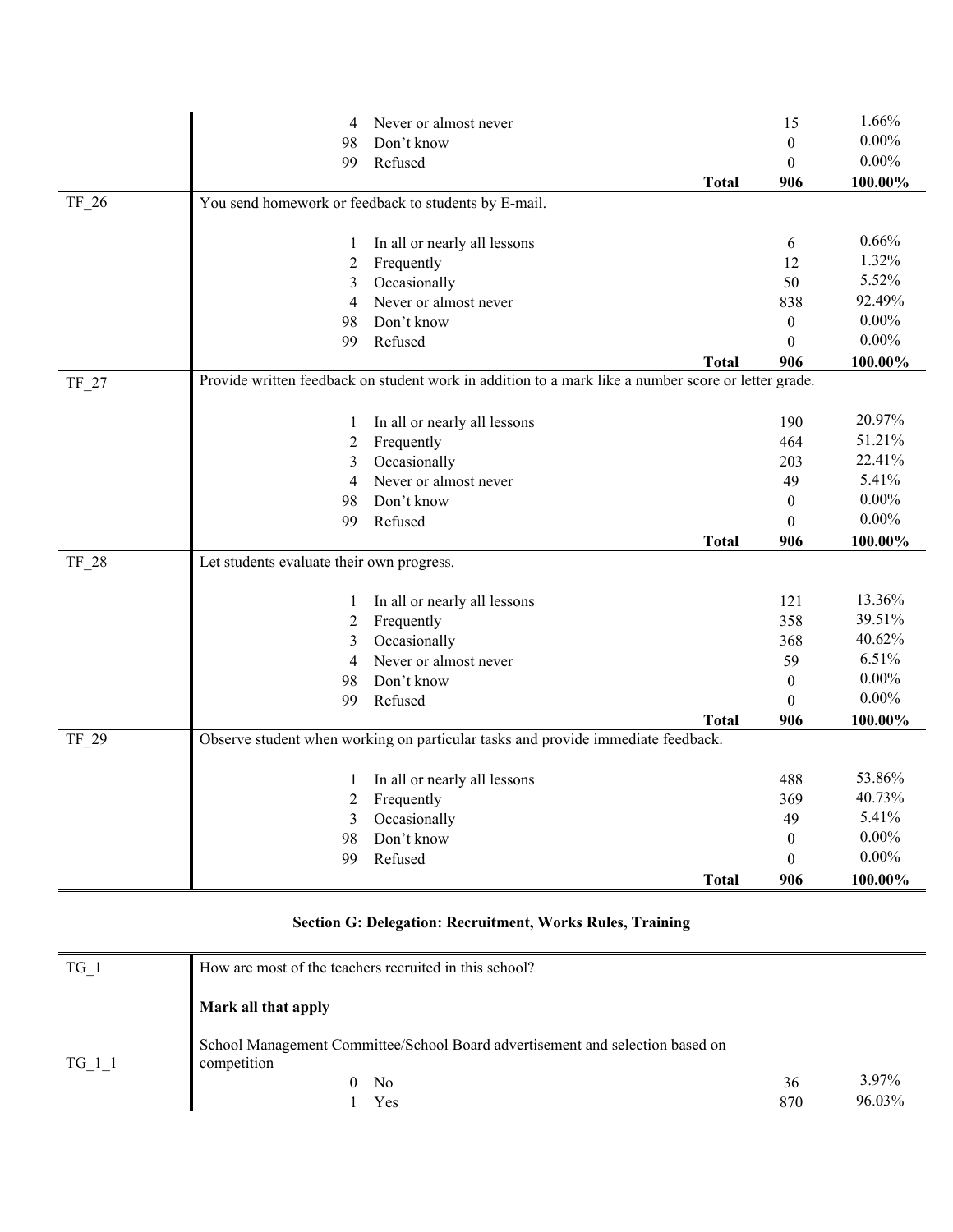| | | | | |
|---|---|---|---|---|
| | 4 | Never or almost never | 15 | 1.66% |
| | 98 | Don't know | 0 | 0.00% |
| | 99 | Refused | 0 | 0.00% |
| | | **Total** | **906** | **100.00%** |
| TF_26 | You send homework or feedback to students by E-mail. | | | |
| | 1 | In all or nearly all lessons | 6 | 0.66% |
| | 2 | Frequently | 12 | 1.32% |
| | 3 | Occasionally | 50 | 5.52% |
| | 4 | Never or almost never | 838 | 92.49% |
| | 98 | Don't know | 0 | 0.00% |
| | 99 | Refused | 0 | 0.00% |
| | | **Total** | **906** | **100.00%** |
| TF_27 | Provide written feedback on student work in addition to a mark like a number score or letter grade. | | | |
| | 1 | In all or nearly all lessons | 190 | 20.97% |
| | 2 | Frequently | 464 | 51.21% |
| | 3 | Occasionally | 203 | 22.41% |
| | 4 | Never or almost never | 49 | 5.41% |
| | 98 | Don't know | 0 | 0.00% |
| | 99 | Refused | 0 | 0.00% |
| | | **Total** | **906** | **100.00%** |
| TF_28 | Let students evaluate their own progress. | | | |
| | 1 | In all or nearly all lessons | 121 | 13.36% |
| | 2 | Frequently | 358 | 39.51% |
| | 3 | Occasionally | 368 | 40.62% |
| | 4 | Never or almost never | 59 | 6.51% |
| | 98 | Don't know | 0 | 0.00% |
| | 99 | Refused | 0 | 0.00% |
| | | **Total** | **906** | **100.00%** |
| TF_29 | Observe student when working on particular tasks and provide immediate feedback. | | | |
| | 1 | In all or nearly all lessons | 488 | 53.86% |
| | 2 | Frequently | 369 | 40.73% |
| | 3 | Occasionally | 49 | 5.41% |
| | 98 | Don't know | 0 | 0.00% |
| | 99 | Refused | 0 | 0.00% |
| | | **Total** | **906** | **100.00%** |

### Section G: Delegation: Recruitment, Works Rules, Training

| | | | | |
|---|---|---|---|---|
| TG_1 | How are most of the teachers recruited in this school? | | | |
| | **Mark all that apply** | | | |
| TG_1_1 | School Management Committee/School Board advertisement and selection based on competition | | | |
| | 0 | No | 36 | 3.97% |
| | 1 | Yes | 870 | 96.03% |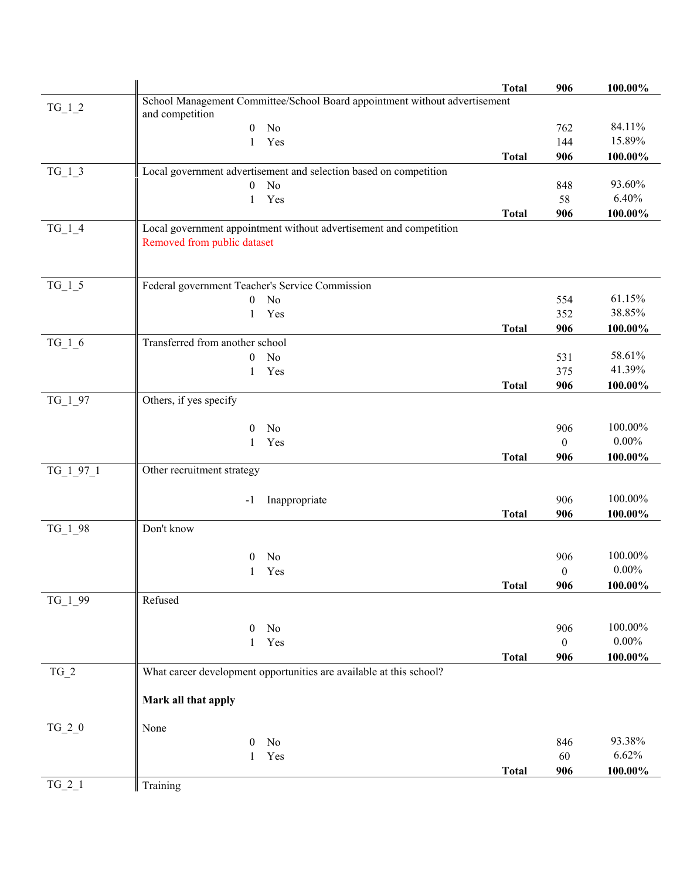| Variable | Description | Code | Label | Frequency | Percent |
|---|---|---|---|---|---|
| | | | **Total** | **906** | **100.00%** |
| TG_1_2 | School Management Committee/School Board appointment without advertisement and competition | | | | |
| | | 0 | No | 762 | 84.11% |
| | | 1 | Yes | 144 | 15.89% |
| | | | **Total** | **906** | **100.00%** |
| TG_1_3 | Local government advertisement and selection based on competition | | | | |
| | | 0 | No | 848 | 93.60% |
| | | 1 | Yes | 58 | 6.40% |
| | | | **Total** | **906** | **100.00%** |
| TG_1_4 | Local government appointment without advertisement and competition<br>Removed from public dataset | | | | |
| TG_1_5 | Federal government Teacher's Service Commission | | | | |
| | | 0 | No | 554 | 61.15% |
| | | 1 | Yes | 352 | 38.85% |
| | | | **Total** | **906** | **100.00%** |
| TG_1_6 | Transferred from another school | | | | |
| | | 0 | No | 531 | 58.61% |
| | | 1 | Yes | 375 | 41.39% |
| | | | **Total** | **906** | **100.00%** |
| TG_1_97 | Others, if yes specify | | | | |
| | | 0 | No | 906 | 100.00% |
| | | 1 | Yes | 0 | 0.00% |
| | | | **Total** | **906** | **100.00%** |
| TG_1_97_1 | Other recruitment strategy | | | | |
| | | -1 | Inappropriate | 906 | 100.00% |
| | | | **Total** | **906** | **100.00%** |
| TG_1_98 | Don't know | | | | |
| | | 0 | No | 906 | 100.00% |
| | | 1 | Yes | 0 | 0.00% |
| | | | **Total** | **906** | **100.00%** |
| TG_1_99 | Refused | | | | |
| | | 0 | No | 906 | 100.00% |
| | | 1 | Yes | 0 | 0.00% |
| | | | **Total** | **906** | **100.00%** |
| TG_2 | What career development opportunities are available at this school?<br><br>**Mark all that apply** | | | | |
| TG_2_0 | None | | | | |
| | | 0 | No | 846 | 93.38% |
| | | 1 | Yes | 60 | 6.62% |
| | | | **Total** | **906** | **100.00%** |
| TG_2_1 | Training | | | | |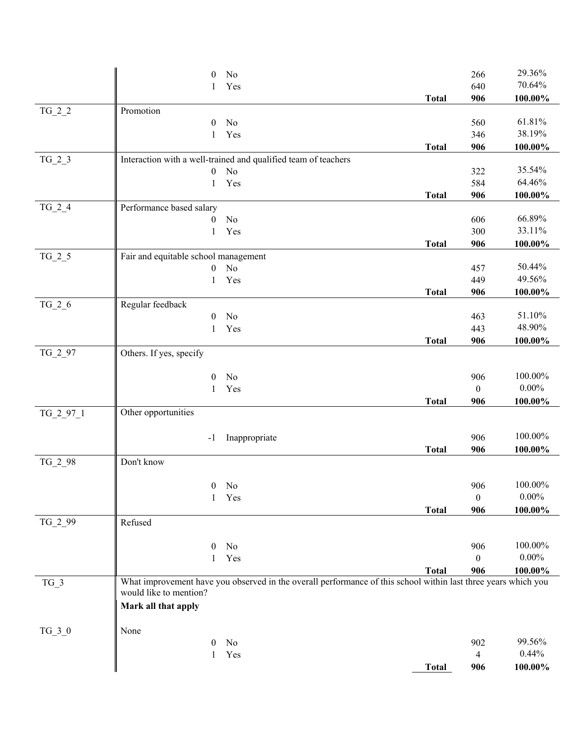| Variable | Code | Label | | Count | Percent |
|---|---|---|---|---|---|
| | 0 | No | | 266 | 29.36% |
| | 1 | Yes | | 640 | 70.64% |
| | | | **Total** | **906** | **100.00%** |
| TG_2_2 | Promotion | | | | |
| | 0 | No | | 560 | 61.81% |
| | 1 | Yes | | 346 | 38.19% |
| | | | **Total** | **906** | **100.00%** |
| TG_2_3 | Interaction with a well-trained and qualified team of teachers | | | | |
| | 0 | No | | 322 | 35.54% |
| | 1 | Yes | | 584 | 64.46% |
| | | | **Total** | **906** | **100.00%** |
| TG_2_4 | Performance based salary | | | | |
| | 0 | No | | 606 | 66.89% |
| | 1 | Yes | | 300 | 33.11% |
| | | | **Total** | **906** | **100.00%** |
| TG_2_5 | Fair and equitable school management | | | | |
| | 0 | No | | 457 | 50.44% |
| | 1 | Yes | | 449 | 49.56% |
| | | | **Total** | **906** | **100.00%** |
| TG_2_6 | Regular feedback | | | | |
| | 0 | No | | 463 | 51.10% |
| | 1 | Yes | | 443 | 48.90% |
| | | | **Total** | **906** | **100.00%** |
| TG_2_97 | Others. If yes, specify | | | | |
| | 0 | No | | 906 | 100.00% |
| | 1 | Yes | | 0 | 0.00% |
| | | | **Total** | **906** | **100.00%** |
| TG_2_97_1 | Other opportunities | | | | |
| | -1 | Inappropriate | | 906 | 100.00% |
| | | | **Total** | **906** | **100.00%** |
| TG_2_98 | Don't know | | | | |
| | 0 | No | | 906 | 100.00% |
| | 1 | Yes | | 0 | 0.00% |
| | | | **Total** | **906** | **100.00%** |
| TG_2_99 | Refused | | | | |
| | 0 | No | | 906 | 100.00% |
| | 1 | Yes | | 0 | 0.00% |
| | | | **Total** | **906** | **100.00%** |
| TG_3 | What improvement have you observed in the overall performance of this school within last three years which you would like to mention? **Mark all that apply** | | | | |
| TG_3_0 | None | | | | |
| | 0 | No | | 902 | 99.56% |
| | 1 | Yes | | 4 | 0.44% |
| | | | **Total** | **906** | **100.00%** |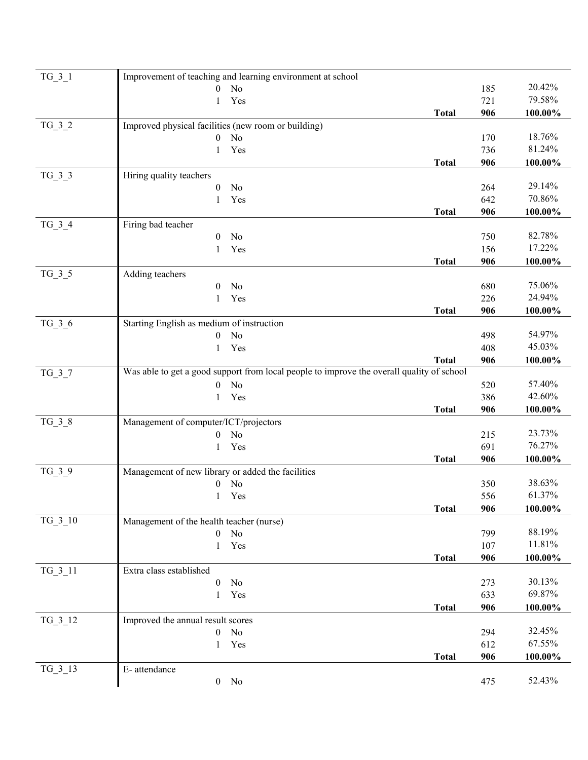| Variable | Description | | Frequency | Percent |
|---|---|---|---|---|
| TG_3_1 | Improvement of teaching and learning environment at school | | | |
| | 0 No | | 185 | 20.42% |
| | 1 Yes | | 721 | 79.58% |
| | | **Total** | **906** | **100.00%** |
| TG_3_2 | Improved physical facilities (new room or building) | | | |
| | 0 No | | 170 | 18.76% |
| | 1 Yes | | 736 | 81.24% |
| | | **Total** | **906** | **100.00%** |
| TG_3_3 | Hiring quality teachers | | | |
| | 0 No | | 264 | 29.14% |
| | 1 Yes | | 642 | 70.86% |
| | | **Total** | **906** | **100.00%** |
| TG_3_4 | Firing bad teacher | | | |
| | 0 No | | 750 | 82.78% |
| | 1 Yes | | 156 | 17.22% |
| | | **Total** | **906** | **100.00%** |
| TG_3_5 | Adding teachers | | | |
| | 0 No | | 680 | 75.06% |
| | 1 Yes | | 226 | 24.94% |
| | | **Total** | **906** | **100.00%** |
| TG_3_6 | Starting English as medium of instruction | | | |
| | 0 No | | 498 | 54.97% |
| | 1 Yes | | 408 | 45.03% |
| | | **Total** | **906** | **100.00%** |
| TG_3_7 | Was able to get a good support from local people to improve the overall quality of school | | | |
| | 0 No | | 520 | 57.40% |
| | 1 Yes | | 386 | 42.60% |
| | | **Total** | **906** | **100.00%** |
| TG_3_8 | Management of computer/ICT/projectors | | | |
| | 0 No | | 215 | 23.73% |
| | 1 Yes | | 691 | 76.27% |
| | | **Total** | **906** | **100.00%** |
| TG_3_9 | Management of new library or added the facilities | | | |
| | 0 No | | 350 | 38.63% |
| | 1 Yes | | 556 | 61.37% |
| | | **Total** | **906** | **100.00%** |
| TG_3_10 | Management of the health teacher (nurse) | | | |
| | 0 No | | 799 | 88.19% |
| | 1 Yes | | 107 | 11.81% |
| | | **Total** | **906** | **100.00%** |
| TG_3_11 | Extra class established | | | |
| | 0 No | | 273 | 30.13% |
| | 1 Yes | | 633 | 69.87% |
| | | **Total** | **906** | **100.00%** |
| TG_3_12 | Improved the annual result scores | | | |
| | 0 No | | 294 | 32.45% |
| | 1 Yes | | 612 | 67.55% |
| | | **Total** | **906** | **100.00%** |
| TG_3_13 | E- attendance | | | |
| | 0 No | | 475 | 52.43% |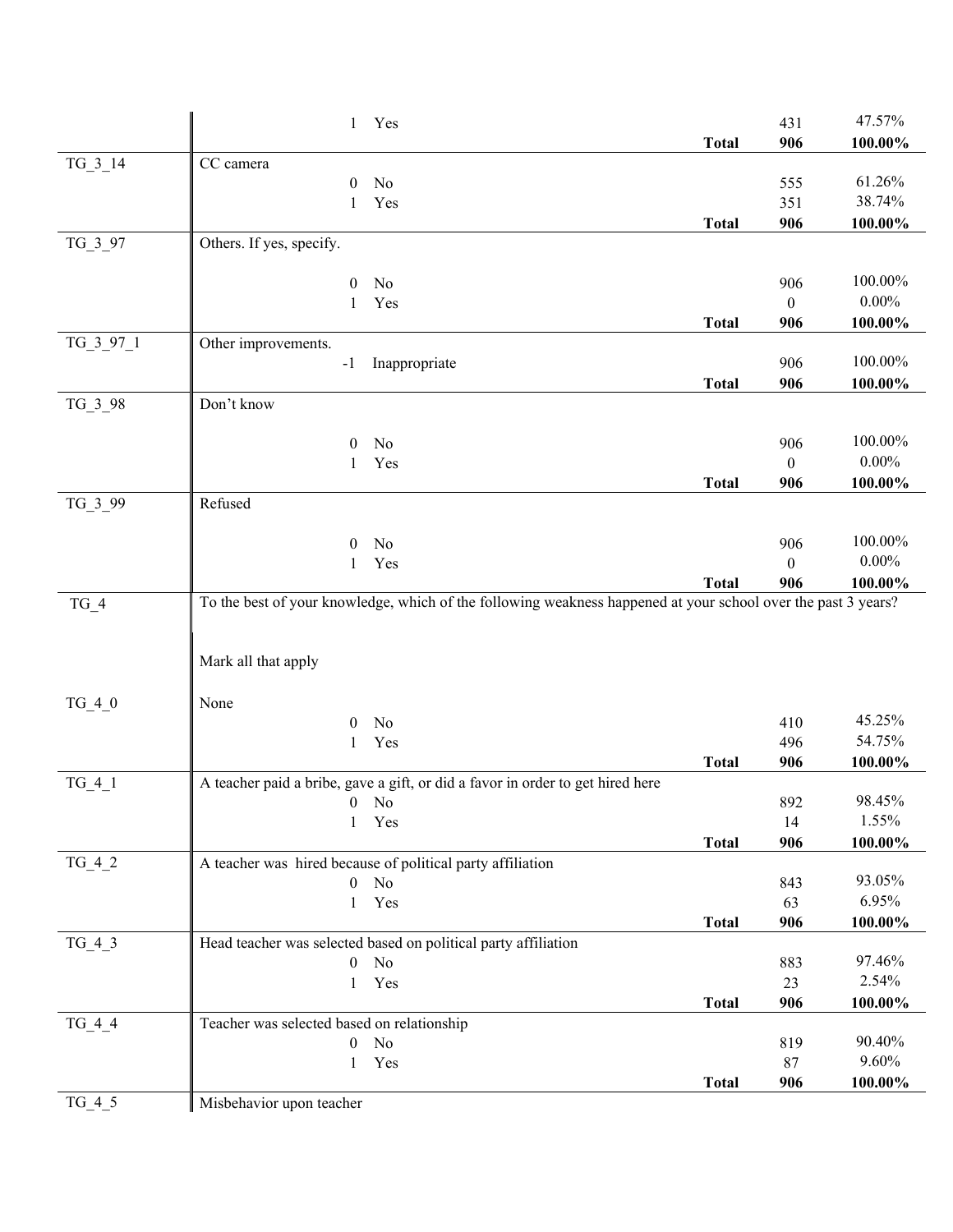| Variable | Question / Response | | Frequency | Percent |
|---|---|---|---|---|
| | 1 Yes | | 431 | 47.57% |
| | | **Total** | **906** | **100.00%** |
| TG_3_14 | CC camera | | | |
| | 0 No | | 555 | 61.26% |
| | 1 Yes | | 351 | 38.74% |
| | | **Total** | **906** | **100.00%** |
| TG_3_97 | Others. If yes, specify. | | | |
| | 0 No | | 906 | 100.00% |
| | 1 Yes | | 0 | 0.00% |
| | | **Total** | **906** | **100.00%** |
| TG_3_97_1 | Other improvements. | | | |
| | -1 Inappropriate | | 906 | 100.00% |
| | | **Total** | **906** | **100.00%** |
| TG_3_98 | Don't know | | | |
| | 0 No | | 906 | 100.00% |
| | 1 Yes | | 0 | 0.00% |
| | | **Total** | **906** | **100.00%** |
| TG_3_99 | Refused | | | |
| | 0 No | | 906 | 100.00% |
| | 1 Yes | | 0 | 0.00% |
| | | **Total** | **906** | **100.00%** |
| TG_4 | To the best of your knowledge, which of the following weakness happened at your school over the past 3 years? Mark all that apply | | | |
| TG_4_0 | None | | | |
| | 0 No | | 410 | 45.25% |
| | 1 Yes | | 496 | 54.75% |
| | | **Total** | **906** | **100.00%** |
| TG_4_1 | A teacher paid a bribe, gave a gift, or did a favor in order to get hired here | | | |
| | 0 No | | 892 | 98.45% |
| | 1 Yes | | 14 | 1.55% |
| | | **Total** | **906** | **100.00%** |
| TG_4_2 | A teacher was hired because of political party affiliation | | | |
| | 0 No | | 843 | 93.05% |
| | 1 Yes | | 63 | 6.95% |
| | | **Total** | **906** | **100.00%** |
| TG_4_3 | Head teacher was selected based on political party affiliation | | | |
| | 0 No | | 883 | 97.46% |
| | 1 Yes | | 23 | 2.54% |
| | | **Total** | **906** | **100.00%** |
| TG_4_4 | Teacher was selected based on relationship | | | |
| | 0 No | | 819 | 90.40% |
| | 1 Yes | | 87 | 9.60% |
| | | **Total** | **906** | **100.00%** |
| TG_4_5 | Misbehavior upon teacher | | | |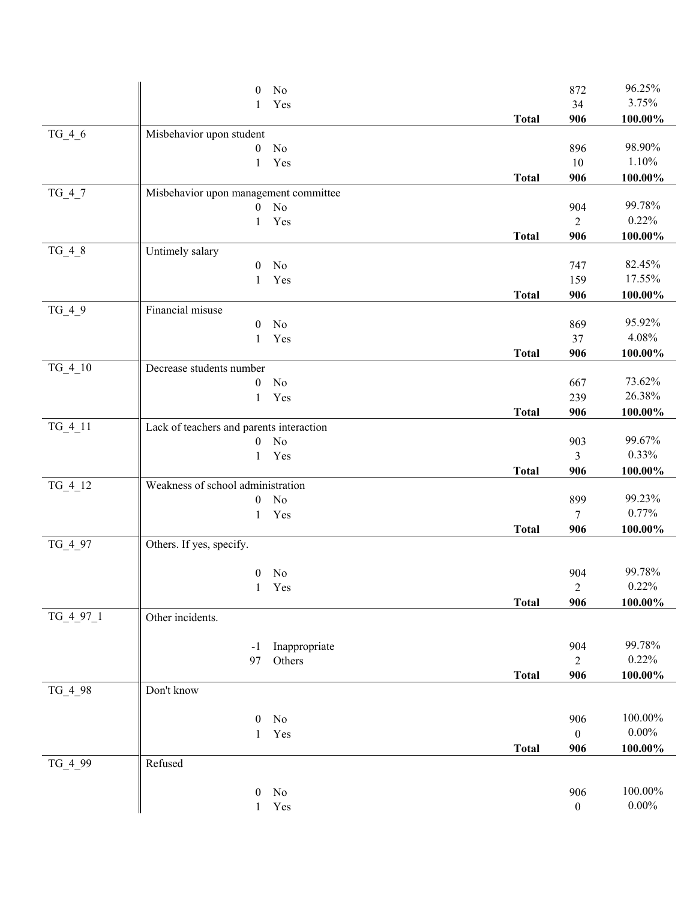| Variable | Label / Code | Value | | Count | Percent |
|---|---|---|---|---|---|
| | 0 | No | | 872 | 96.25% |
| | 1 | Yes | | 34 | 3.75% |
| | | | **Total** | **906** | **100.00%** |
| TG_4_6 | Misbehavior upon student | | | | |
| | 0 | No | | 896 | 98.90% |
| | 1 | Yes | | 10 | 1.10% |
| | | | **Total** | **906** | **100.00%** |
| TG_4_7 | Misbehavior upon management committee | | | | |
| | 0 | No | | 904 | 99.78% |
| | 1 | Yes | | 2 | 0.22% |
| | | | **Total** | **906** | **100.00%** |
| TG_4_8 | Untimely salary | | | | |
| | 0 | No | | 747 | 82.45% |
| | 1 | Yes | | 159 | 17.55% |
| | | | **Total** | **906** | **100.00%** |
| TG_4_9 | Financial misuse | | | | |
| | 0 | No | | 869 | 95.92% |
| | 1 | Yes | | 37 | 4.08% |
| | | | **Total** | **906** | **100.00%** |
| TG_4_10 | Decrease students number | | | | |
| | 0 | No | | 667 | 73.62% |
| | 1 | Yes | | 239 | 26.38% |
| | | | **Total** | **906** | **100.00%** |
| TG_4_11 | Lack of teachers and parents interaction | | | | |
| | 0 | No | | 903 | 99.67% |
| | 1 | Yes | | 3 | 0.33% |
| | | | **Total** | **906** | **100.00%** |
| TG_4_12 | Weakness of school administration | | | | |
| | 0 | No | | 899 | 99.23% |
| | 1 | Yes | | 7 | 0.77% |
| | | | **Total** | **906** | **100.00%** |
| TG_4_97 | Others. If yes, specify. | | | | |
| | 0 | No | | 904 | 99.78% |
| | 1 | Yes | | 2 | 0.22% |
| | | | **Total** | **906** | **100.00%** |
| TG_4_97_1 | Other incidents. | | | | |
| | -1 | Inappropriate | | 904 | 99.78% |
| | 97 | Others | | 2 | 0.22% |
| | | | **Total** | **906** | **100.00%** |
| TG_4_98 | Don't know | | | | |
| | 0 | No | | 906 | 100.00% |
| | 1 | Yes | | 0 | 0.00% |
| | | | **Total** | **906** | **100.00%** |
| TG_4_99 | Refused | | | | |
| | 0 | No | | 906 | 100.00% |
| | 1 | Yes | | 0 | 0.00% |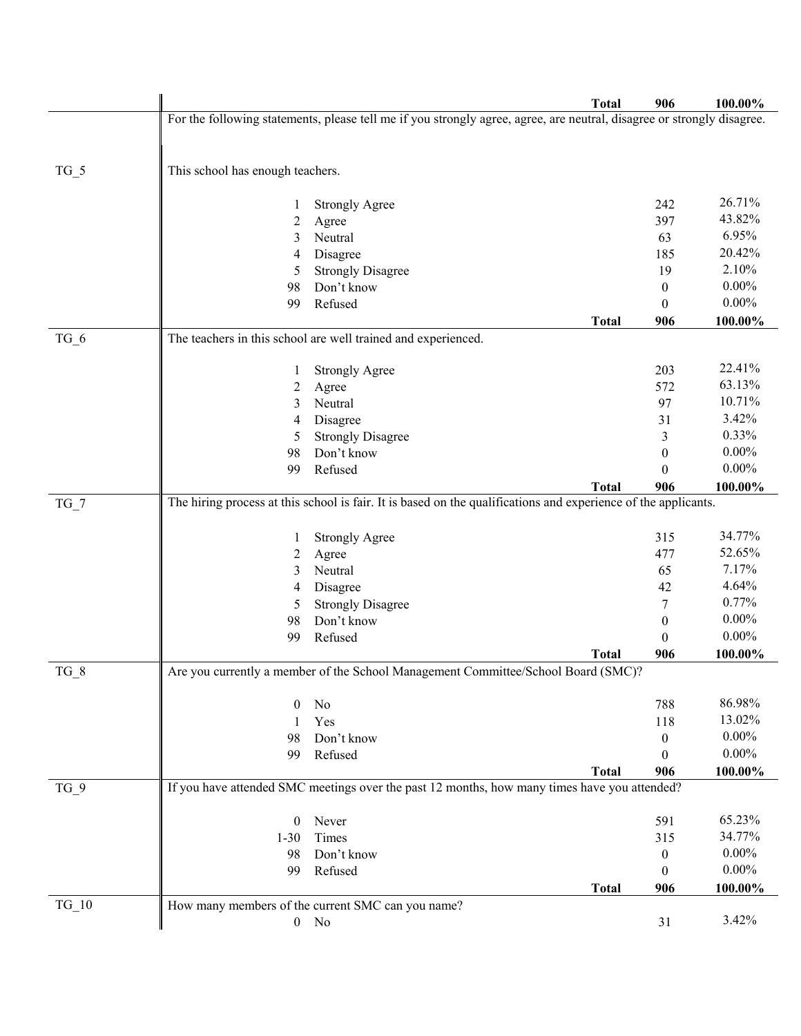| | | | | |
|---|---|---|---|---|
| | | **Total** | **906** | **100.00%** |
| | For the following statements, please tell me if you strongly agree, agree, are neutral, disagree or strongly disagree. | | | |
| TG_5 | This school has enough teachers. | | | |
| | 1 | Strongly Agree | 242 | 26.71% |
| | 2 | Agree | 397 | 43.82% |
| | 3 | Neutral | 63 | 6.95% |
| | 4 | Disagree | 185 | 20.42% |
| | 5 | Strongly Disagree | 19 | 2.10% |
| | 98 | Don't know | 0 | 0.00% |
| | 99 | Refused | 0 | 0.00% |
| | | **Total** | **906** | **100.00%** |
| TG_6 | The teachers in this school are well trained and experienced. | | | |
| | 1 | Strongly Agree | 203 | 22.41% |
| | 2 | Agree | 572 | 63.13% |
| | 3 | Neutral | 97 | 10.71% |
| | 4 | Disagree | 31 | 3.42% |
| | 5 | Strongly Disagree | 3 | 0.33% |
| | 98 | Don't know | 0 | 0.00% |
| | 99 | Refused | 0 | 0.00% |
| | | **Total** | **906** | **100.00%** |
| TG_7 | The hiring process at this school is fair. It is based on the qualifications and experience of the applicants. | | | |
| | 1 | Strongly Agree | 315 | 34.77% |
| | 2 | Agree | 477 | 52.65% |
| | 3 | Neutral | 65 | 7.17% |
| | 4 | Disagree | 42 | 4.64% |
| | 5 | Strongly Disagree | 7 | 0.77% |
| | 98 | Don't know | 0 | 0.00% |
| | 99 | Refused | 0 | 0.00% |
| | | **Total** | **906** | **100.00%** |
| TG_8 | Are you currently a member of the School Management Committee/School Board (SMC)? | | | |
| | 0 | No | 788 | 86.98% |
| | 1 | Yes | 118 | 13.02% |
| | 98 | Don't know | 0 | 0.00% |
| | 99 | Refused | 0 | 0.00% |
| | | **Total** | **906** | **100.00%** |
| TG_9 | If you have attended SMC meetings over the past 12 months, how many times have you attended? | | | |
| | 0 | Never | 591 | 65.23% |
| | 1-30 | Times | 315 | 34.77% |
| | 98 | Don't know | 0 | 0.00% |
| | 99 | Refused | 0 | 0.00% |
| | | **Total** | **906** | **100.00%** |
| TG_10 | How many members of the current SMC can you name? | | | |
| | 0 | No | 31 | 3.42% |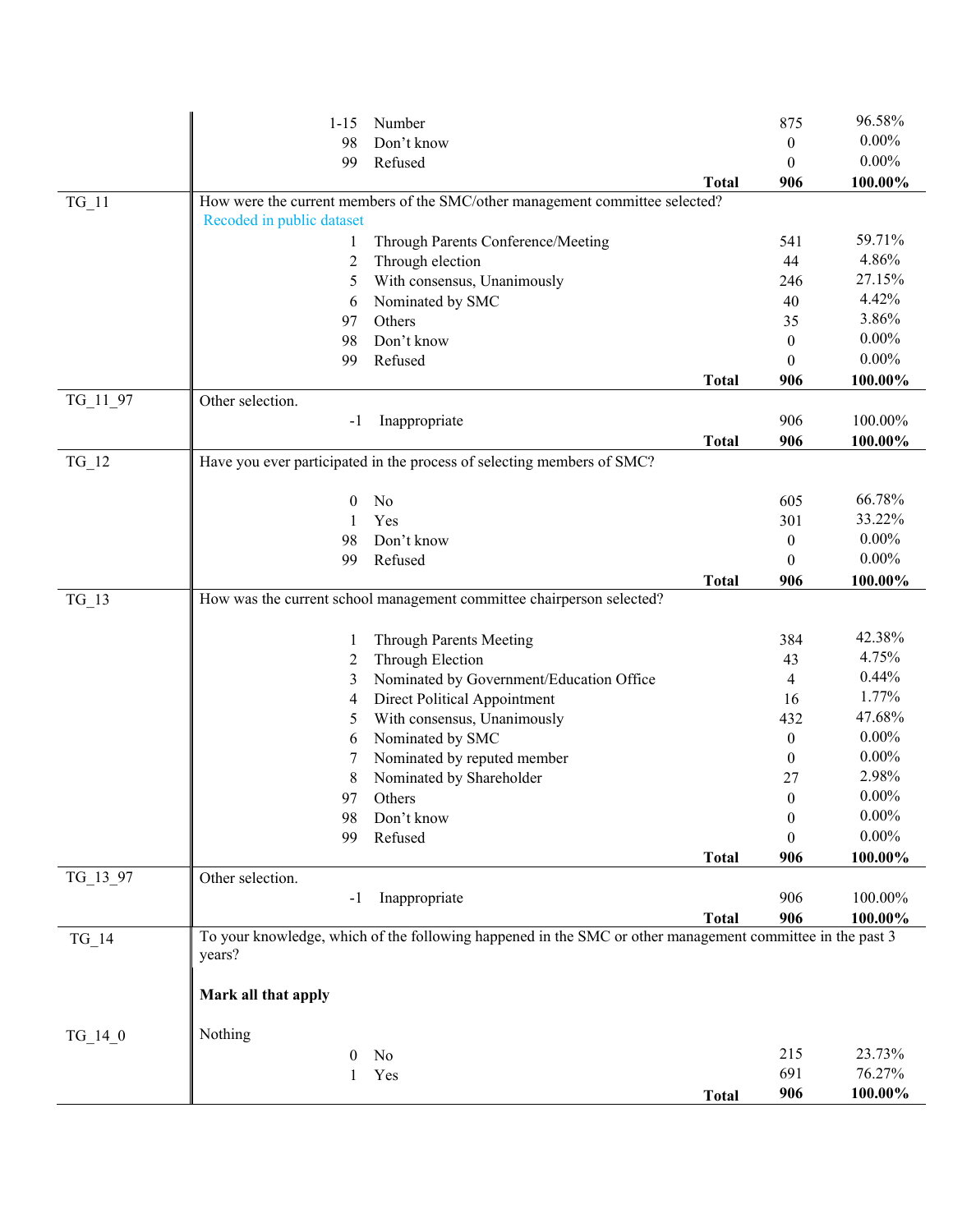| Variable | Question / Code | Label | Count | Percent |
|---|---|---|---|---|
| | 1-15 | Number | 875 | 96.58% |
| | 98 | Don't know | 0 | 0.00% |
| | 99 | Refused | 0 | 0.00% |
| | | **Total** | **906** | **100.00%** |
| TG_11 | How were the current members of the SMC/other management committee selected? Recoded in public dataset | | | |
| | 1 | Through Parents Conference/Meeting | 541 | 59.71% |
| | 2 | Through election | 44 | 4.86% |
| | 5 | With consensus, Unanimously | 246 | 27.15% |
| | 6 | Nominated by SMC | 40 | 4.42% |
| | 97 | Others | 35 | 3.86% |
| | 98 | Don't know | 0 | 0.00% |
| | 99 | Refused | 0 | 0.00% |
| | | **Total** | **906** | **100.00%** |
| TG_11_97 | Other selection. | | | |
| | -1 | Inappropriate | 906 | 100.00% |
| | | **Total** | **906** | **100.00%** |
| TG_12 | Have you ever participated in the process of selecting members of SMC? | | | |
| | 0 | No | 605 | 66.78% |
| | 1 | Yes | 301 | 33.22% |
| | 98 | Don't know | 0 | 0.00% |
| | 99 | Refused | 0 | 0.00% |
| | | **Total** | **906** | **100.00%** |
| TG_13 | How was the current school management committee chairperson selected? | | | |
| | 1 | Through Parents Meeting | 384 | 42.38% |
| | 2 | Through Election | 43 | 4.75% |
| | 3 | Nominated by Government/Education Office | 4 | 0.44% |
| | 4 | Direct Political Appointment | 16 | 1.77% |
| | 5 | With consensus, Unanimously | 432 | 47.68% |
| | 6 | Nominated by SMC | 0 | 0.00% |
| | 7 | Nominated by reputed member | 0 | 0.00% |
| | 8 | Nominated by Shareholder | 27 | 2.98% |
| | 97 | Others | 0 | 0.00% |
| | 98 | Don't know | 0 | 0.00% |
| | 99 | Refused | 0 | 0.00% |
| | | **Total** | **906** | **100.00%** |
| TG_13_97 | Other selection. | | | |
| | -1 | Inappropriate | 906 | 100.00% |
| | | **Total** | **906** | **100.00%** |
| TG_14 | To your knowledge, which of the following happened in the SMC or other management committee in the past 3 years? **Mark all that apply** | | | |
| TG_14_0 | Nothing | | | |
| | 0 | No | 215 | 23.73% |
| | 1 | Yes | 691 | 76.27% |
| | | **Total** | **906** | **100.00%** |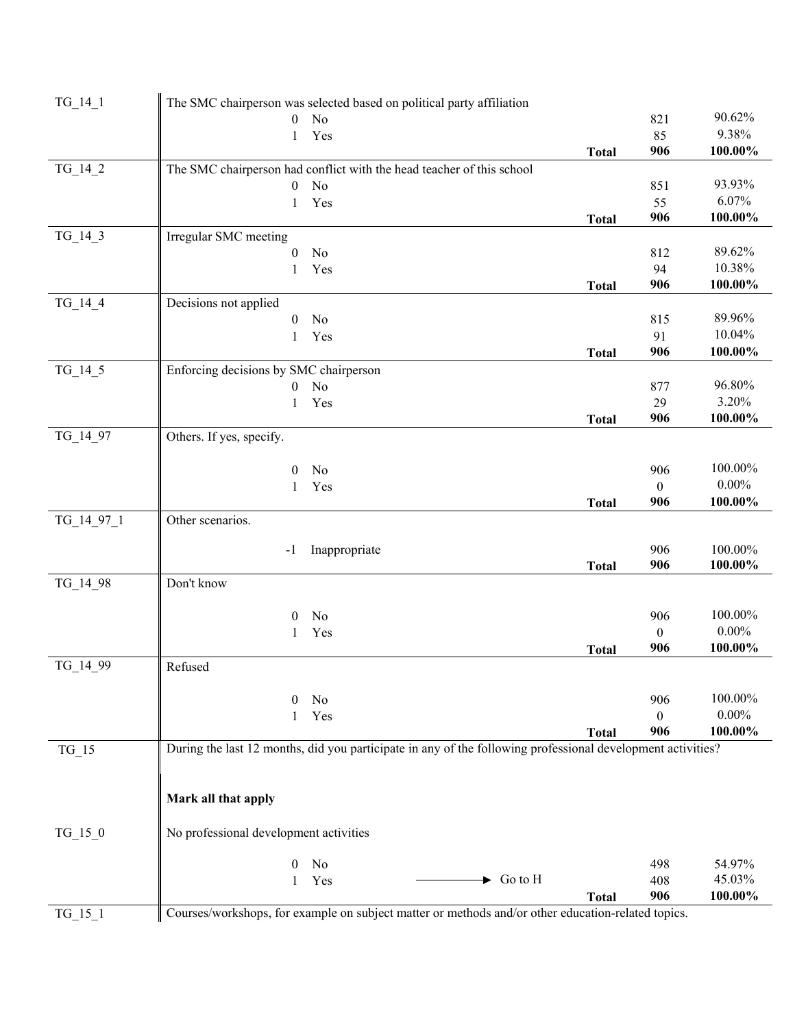| Variable | Description | | Frequency | Percent |
|---|---|---|---|---|
| TG_14_1 | The SMC chairperson was selected based on political party affiliation | | | |
| | 0 No | | 821 | 90.62% |
| | 1 Yes | | 85 | 9.38% |
| | | **Total** | **906** | **100.00%** |
| TG_14_2 | The SMC chairperson had conflict with the head teacher of this school | | | |
| | 0 No | | 851 | 93.93% |
| | 1 Yes | | 55 | 6.07% |
| | | **Total** | **906** | **100.00%** |
| TG_14_3 | Irregular SMC meeting | | | |
| | 0 No | | 812 | 89.62% |
| | 1 Yes | | 94 | 10.38% |
| | | **Total** | **906** | **100.00%** |
| TG_14_4 | Decisions not applied | | | |
| | 0 No | | 815 | 89.96% |
| | 1 Yes | | 91 | 10.04% |
| | | **Total** | **906** | **100.00%** |
| TG_14_5 | Enforcing decisions by SMC chairperson | | | |
| | 0 No | | 877 | 96.80% |
| | 1 Yes | | 29 | 3.20% |
| | | **Total** | **906** | **100.00%** |
| TG_14_97 | Others. If yes, specify. | | | |
| | 0 No | | 906 | 100.00% |
| | 1 Yes | | 0 | 0.00% |
| | | **Total** | **906** | **100.00%** |
| TG_14_97_1 | Other scenarios. | | | |
| | -1 Inappropriate | | 906 | 100.00% |
| | | **Total** | **906** | **100.00%** |
| TG_14_98 | Don't know | | | |
| | 0 No | | 906 | 100.00% |
| | 1 Yes | | 0 | 0.00% |
| | | **Total** | **906** | **100.00%** |
| TG_14_99 | Refused | | | |
| | 0 No | | 906 | 100.00% |
| | 1 Yes | | 0 | 0.00% |
| | | **Total** | **906** | **100.00%** |
| TG_15 | During the last 12 months, did you participate in any of the following professional development activities? | | | |
| | **Mark all that apply** | | | |
| TG_15_0 | No professional development activities | | | |
| | 0 No | | 498 | 54.97% |
| | 1 Yes → Go to H | | 408 | 45.03% |
| | | **Total** | **906** | **100.00%** |
| TG_15_1 | Courses/workshops, for example on subject matter or methods and/or other education-related topics. | | | |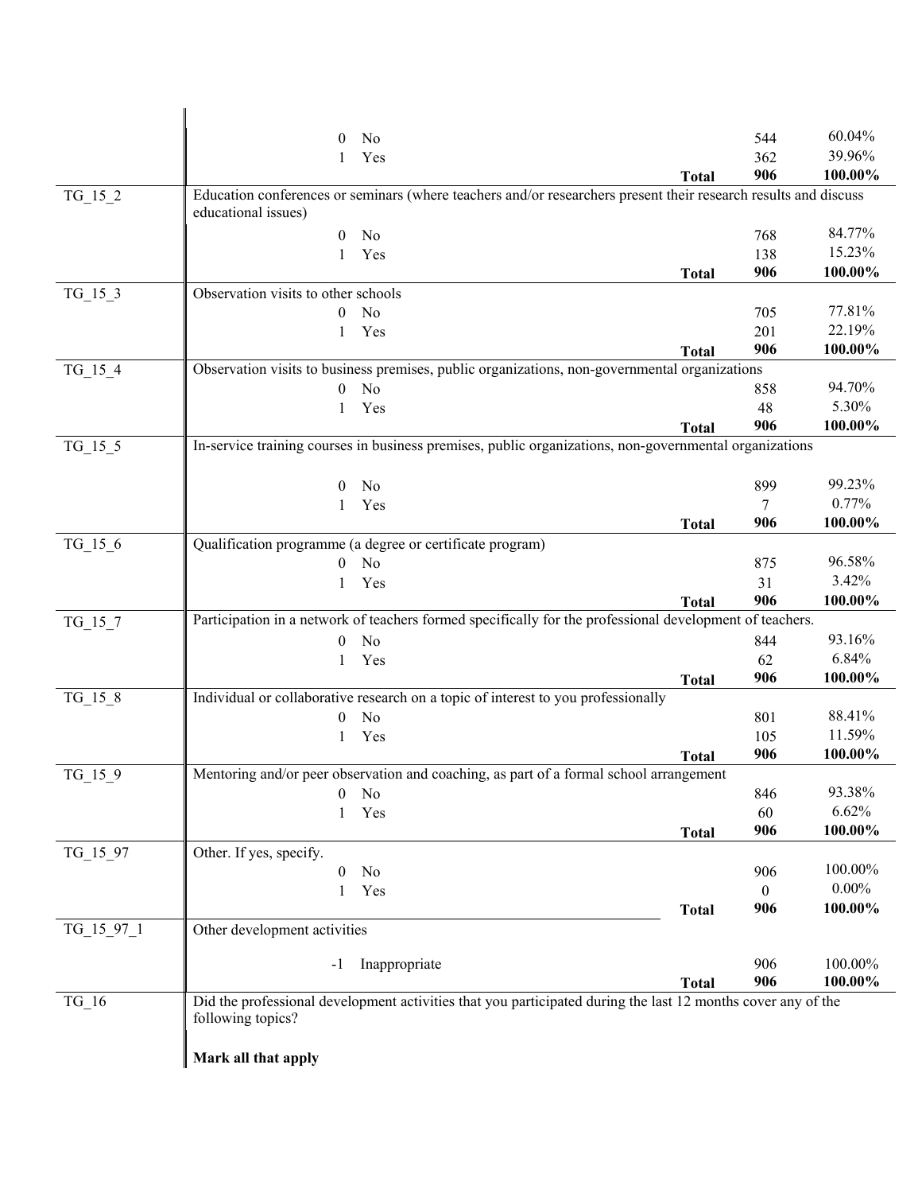| Variable | Values | Label | | Frequency | Percent |
|---|---|---|---|---|---|
| | 0 | No | | 544 | 60.04% |
| | 1 | Yes | | 362 | 39.96% |
| | | | **Total** | **906** | **100.00%** |
| TG_15_2 | Education conferences or seminars (where teachers and/or researchers present their research results and discuss educational issues) | | | | |
| | 0 | No | | 768 | 84.77% |
| | 1 | Yes | | 138 | 15.23% |
| | | | **Total** | **906** | **100.00%** |
| TG_15_3 | Observation visits to other schools | | | | |
| | 0 | No | | 705 | 77.81% |
| | 1 | Yes | | 201 | 22.19% |
| | | | **Total** | **906** | **100.00%** |
| TG_15_4 | Observation visits to business premises, public organizations, non-governmental organizations | | | | |
| | 0 | No | | 858 | 94.70% |
| | 1 | Yes | | 48 | 5.30% |
| | | | **Total** | **906** | **100.00%** |
| TG_15_5 | In-service training courses in business premises, public organizations, non-governmental organizations | | | | |
| | 0 | No | | 899 | 99.23% |
| | 1 | Yes | | 7 | 0.77% |
| | | | **Total** | **906** | **100.00%** |
| TG_15_6 | Qualification programme (a degree or certificate program) | | | | |
| | 0 | No | | 875 | 96.58% |
| | 1 | Yes | | 31 | 3.42% |
| | | | **Total** | **906** | **100.00%** |
| TG_15_7 | Participation in a network of teachers formed specifically for the professional development of teachers. | | | | |
| | 0 | No | | 844 | 93.16% |
| | 1 | Yes | | 62 | 6.84% |
| | | | **Total** | **906** | **100.00%** |
| TG_15_8 | Individual or collaborative research on a topic of interest to you professionally | | | | |
| | 0 | No | | 801 | 88.41% |
| | 1 | Yes | | 105 | 11.59% |
| | | | **Total** | **906** | **100.00%** |
| TG_15_9 | Mentoring and/or peer observation and coaching, as part of a formal school arrangement | | | | |
| | 0 | No | | 846 | 93.38% |
| | 1 | Yes | | 60 | 6.62% |
| | | | **Total** | **906** | **100.00%** |
| TG_15_97 | Other. If yes, specify. | | | | |
| | 0 | No | | 906 | 100.00% |
| | 1 | Yes | | 0 | 0.00% |
| | | | **Total** | **906** | **100.00%** |
| TG_15_97_1 | Other development activities | | | | |
| | -1 | Inappropriate | | 906 | 100.00% |
| | | | **Total** | **906** | **100.00%** |
| TG_16 | Did the professional development activities that you participated during the last 12 months cover any of the following topics? **Mark all that apply** | | | | |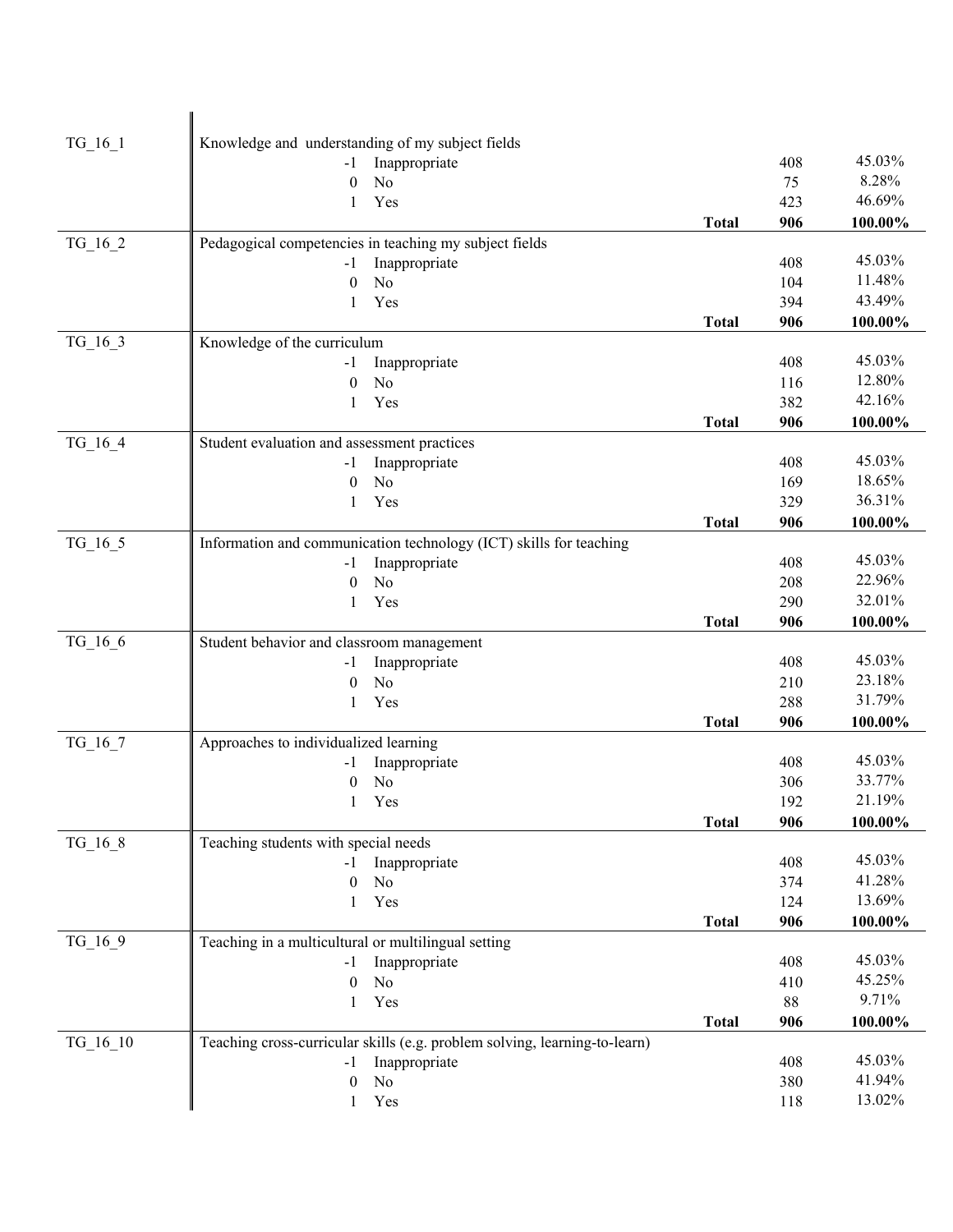| Variable | Label | | | |
|---|---|---|---|---|
| TG_16_1 | Knowledge and understanding of my subject fields | | | |
| | -1 Inappropriate | | 408 | 45.03% |
| | 0 No | | 75 | 8.28% |
| | 1 Yes | | 423 | 46.69% |
| | | **Total** | **906** | **100.00%** |
| TG_16_2 | Pedagogical competencies in teaching my subject fields | | | |
| | -1 Inappropriate | | 408 | 45.03% |
| | 0 No | | 104 | 11.48% |
| | 1 Yes | | 394 | 43.49% |
| | | **Total** | **906** | **100.00%** |
| TG_16_3 | Knowledge of the curriculum | | | |
| | -1 Inappropriate | | 408 | 45.03% |
| | 0 No | | 116 | 12.80% |
| | 1 Yes | | 382 | 42.16% |
| | | **Total** | **906** | **100.00%** |
| TG_16_4 | Student evaluation and assessment practices | | | |
| | -1 Inappropriate | | 408 | 45.03% |
| | 0 No | | 169 | 18.65% |
| | 1 Yes | | 329 | 36.31% |
| | | **Total** | **906** | **100.00%** |
| TG_16_5 | Information and communication technology (ICT) skills for teaching | | | |
| | -1 Inappropriate | | 408 | 45.03% |
| | 0 No | | 208 | 22.96% |
| | 1 Yes | | 290 | 32.01% |
| | | **Total** | **906** | **100.00%** |
| TG_16_6 | Student behavior and classroom management | | | |
| | -1 Inappropriate | | 408 | 45.03% |
| | 0 No | | 210 | 23.18% |
| | 1 Yes | | 288 | 31.79% |
| | | **Total** | **906** | **100.00%** |
| TG_16_7 | Approaches to individualized learning | | | |
| | -1 Inappropriate | | 408 | 45.03% |
| | 0 No | | 306 | 33.77% |
| | 1 Yes | | 192 | 21.19% |
| | | **Total** | **906** | **100.00%** |
| TG_16_8 | Teaching students with special needs | | | |
| | -1 Inappropriate | | 408 | 45.03% |
| | 0 No | | 374 | 41.28% |
| | 1 Yes | | 124 | 13.69% |
| | | **Total** | **906** | **100.00%** |
| TG_16_9 | Teaching in a multicultural or multilingual setting | | | |
| | -1 Inappropriate | | 408 | 45.03% |
| | 0 No | | 410 | 45.25% |
| | 1 Yes | | 88 | 9.71% |
| | | **Total** | **906** | **100.00%** |
| TG_16_10 | Teaching cross-curricular skills (e.g. problem solving, learning-to-learn) | | | |
| | -1 Inappropriate | | 408 | 45.03% |
| | 0 No | | 380 | 41.94% |
| | 1 Yes | | 118 | 13.02% |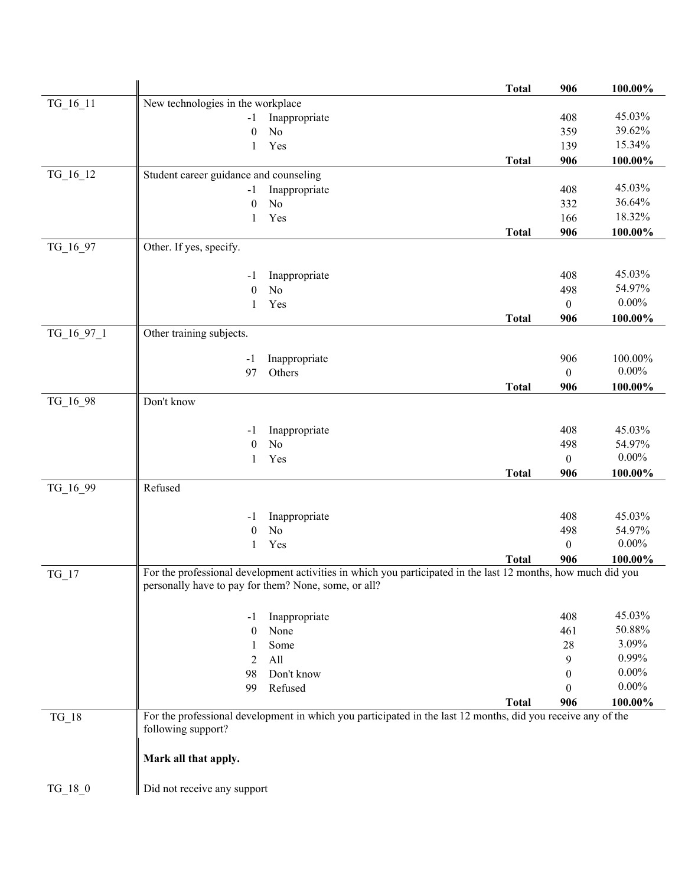| Variable | Description | | | Count | Percent |
|---|---|---|---|---|---|
| | | | **Total** | **906** | **100.00%** |
| TG_16_11 | New technologies in the workplace | | | | |
| | -1 | Inappropriate | | 408 | 45.03% |
| | 0 | No | | 359 | 39.62% |
| | 1 | Yes | | 139 | 15.34% |
| | | | **Total** | **906** | **100.00%** |
| TG_16_12 | Student career guidance and counseling | | | | |
| | -1 | Inappropriate | | 408 | 45.03% |
| | 0 | No | | 332 | 36.64% |
| | 1 | Yes | | 166 | 18.32% |
| | | | **Total** | **906** | **100.00%** |
| TG_16_97 | Other. If yes, specify. | | | | |
| | -1 | Inappropriate | | 408 | 45.03% |
| | 0 | No | | 498 | 54.97% |
| | 1 | Yes | | 0 | 0.00% |
| | | | **Total** | **906** | **100.00%** |
| TG_16_97_1 | Other training subjects. | | | | |
| | -1 | Inappropriate | | 906 | 100.00% |
| | 97 | Others | | 0 | 0.00% |
| | | | **Total** | **906** | **100.00%** |
| TG_16_98 | Don't know | | | | |
| | -1 | Inappropriate | | 408 | 45.03% |
| | 0 | No | | 498 | 54.97% |
| | 1 | Yes | | 0 | 0.00% |
| | | | **Total** | **906** | **100.00%** |
| TG_16_99 | Refused | | | | |
| | -1 | Inappropriate | | 408 | 45.03% |
| | 0 | No | | 498 | 54.97% |
| | 1 | Yes | | 0 | 0.00% |
| | | | **Total** | **906** | **100.00%** |
| TG_17 | For the professional development activities in which you participated in the last 12 months, how much did you personally have to pay for them? None, some, or all? | | | | |
| | -1 | Inappropriate | | 408 | 45.03% |
| | 0 | None | | 461 | 50.88% |
| | 1 | Some | | 28 | 3.09% |
| | 2 | All | | 9 | 0.99% |
| | 98 | Don't know | | 0 | 0.00% |
| | 99 | Refused | | 0 | 0.00% |
| | | | **Total** | **906** | **100.00%** |
| TG_18 | For the professional development in which you participated in the last 12 months, did you receive any of the following support? **Mark all that apply.** | | | | |
| TG_18_0 | Did not receive any support | | | | |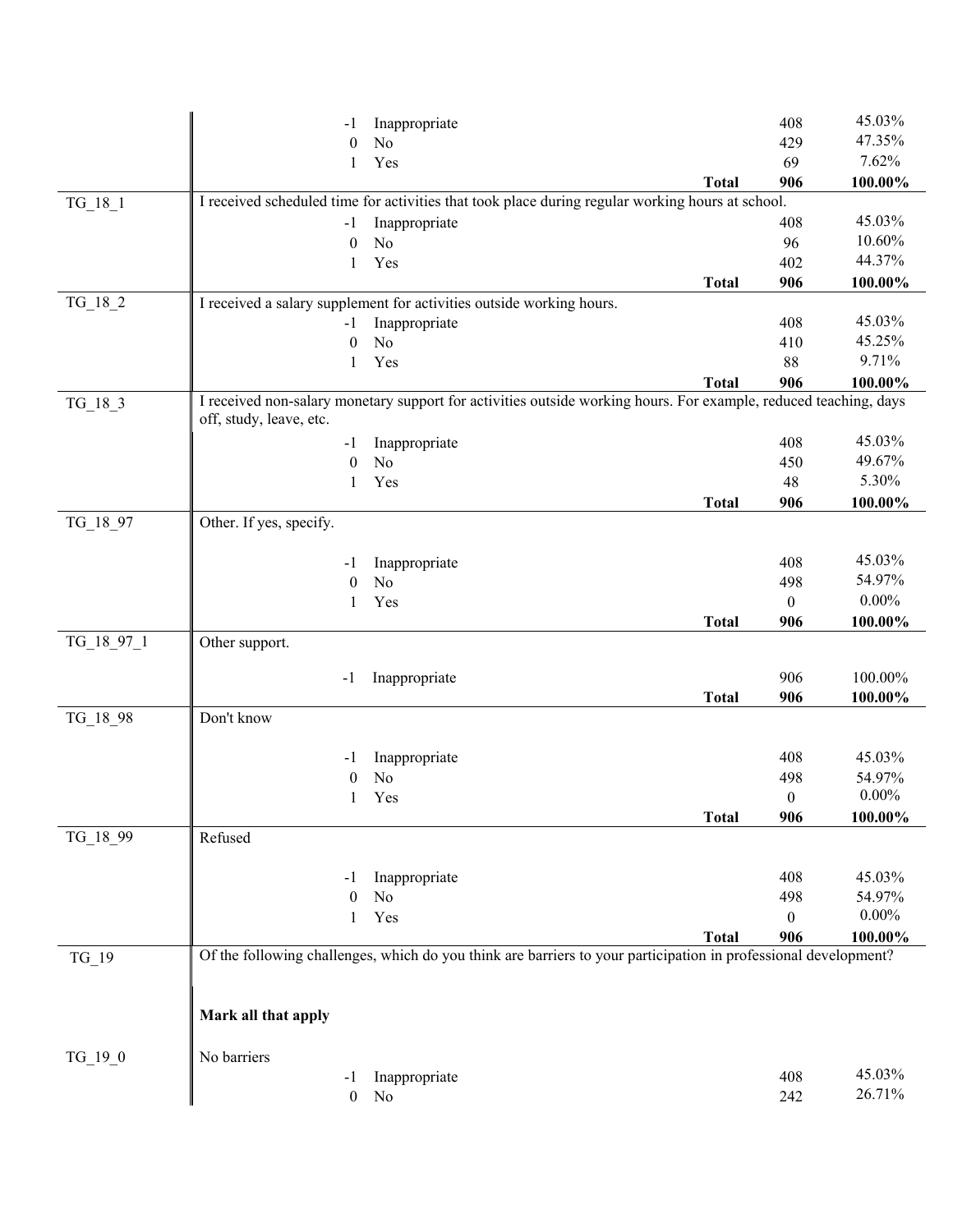| Variable | Description / Code | Label | | Count | Percent |
|---|---|---|---|---|---|
| | -1 | Inappropriate | | 408 | 45.03% |
| | 0 | No | | 429 | 47.35% |
| | 1 | Yes | | 69 | 7.62% |
| | | | **Total** | **906** | **100.00%** |
| TG_18_1 | I received scheduled time for activities that took place during regular working hours at school. | | | | |
| | -1 | Inappropriate | | 408 | 45.03% |
| | 0 | No | | 96 | 10.60% |
| | 1 | Yes | | 402 | 44.37% |
| | | | **Total** | **906** | **100.00%** |
| TG_18_2 | I received a salary supplement for activities outside working hours. | | | | |
| | -1 | Inappropriate | | 408 | 45.03% |
| | 0 | No | | 410 | 45.25% |
| | 1 | Yes | | 88 | 9.71% |
| | | | **Total** | **906** | **100.00%** |
| TG_18_3 | I received non-salary monetary support for activities outside working hours. For example, reduced teaching, days off, study, leave, etc. | | | | |
| | -1 | Inappropriate | | 408 | 45.03% |
| | 0 | No | | 450 | 49.67% |
| | 1 | Yes | | 48 | 5.30% |
| | | | **Total** | **906** | **100.00%** |
| TG_18_97 | Other. If yes, specify. | | | | |
| | -1 | Inappropriate | | 408 | 45.03% |
| | 0 | No | | 498 | 54.97% |
| | 1 | Yes | | 0 | 0.00% |
| | | | **Total** | **906** | **100.00%** |
| TG_18_97_1 | Other support. | | | | |
| | -1 | Inappropriate | | 906 | 100.00% |
| | | | **Total** | **906** | **100.00%** |
| TG_18_98 | Don't know | | | | |
| | -1 | Inappropriate | | 408 | 45.03% |
| | 0 | No | | 498 | 54.97% |
| | 1 | Yes | | 0 | 0.00% |
| | | | **Total** | **906** | **100.00%** |
| TG_18_99 | Refused | | | | |
| | -1 | Inappropriate | | 408 | 45.03% |
| | 0 | No | | 498 | 54.97% |
| | 1 | Yes | | 0 | 0.00% |
| | | | **Total** | **906** | **100.00%** |
| TG_19 | Of the following challenges, which do you think are barriers to your participation in professional development? **Mark all that apply** | | | | |
| TG_19_0 | No barriers | | | | |
| | -1 | Inappropriate | | 408 | 45.03% |
| | 0 | No | | 242 | 26.71% |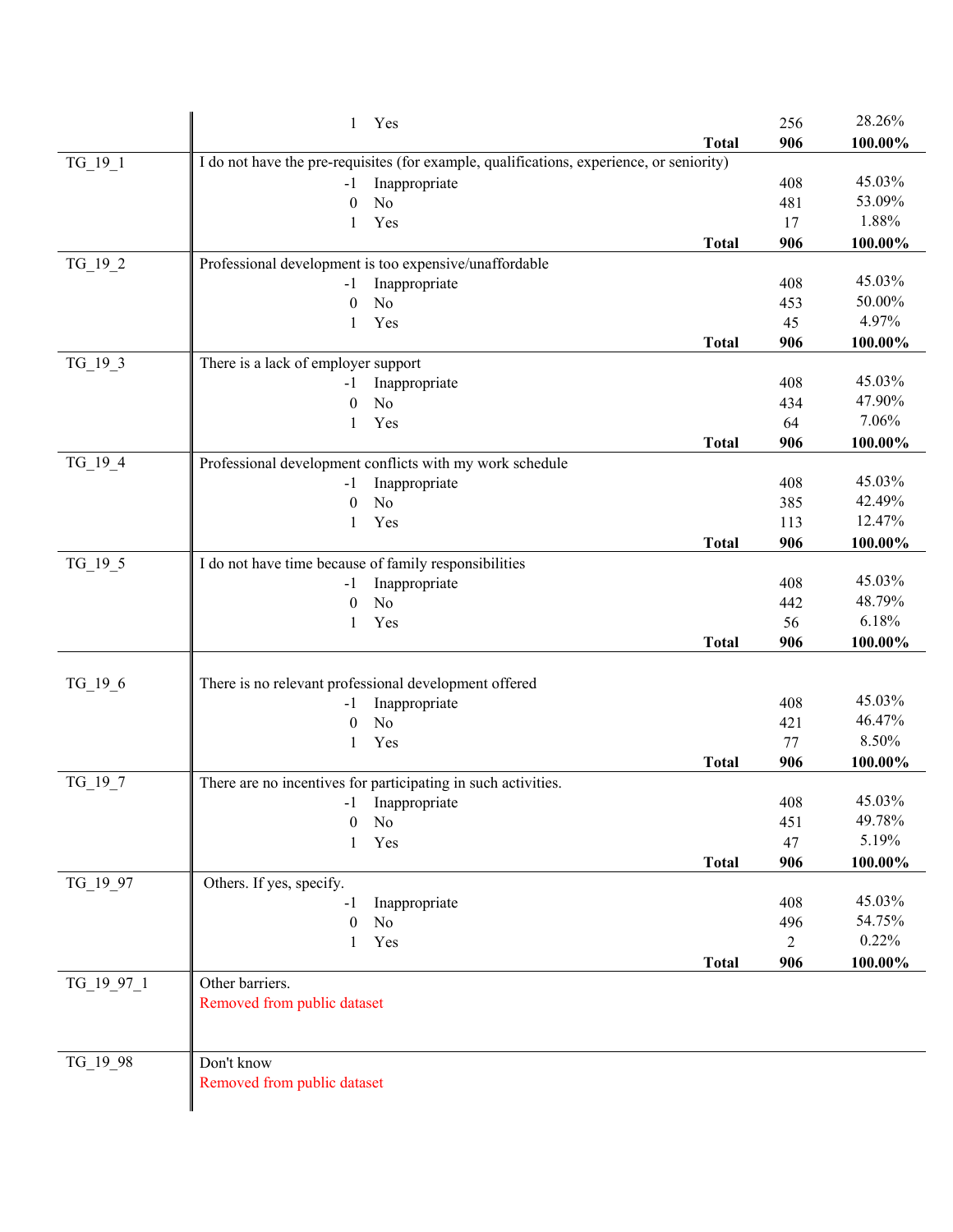| Variable | Description | | Frequency | Percent |
|---|---|---|---|---|
| | 1 Yes | | 256 | 28.26% |
| | | **Total** | **906** | **100.00%** |
| TG_19_1 | I do not have the pre-requisites (for example, qualifications, experience, or seniority) | | | |
| | -1 Inappropriate | | 408 | 45.03% |
| | 0 No | | 481 | 53.09% |
| | 1 Yes | | 17 | 1.88% |
| | | **Total** | **906** | **100.00%** |
| TG_19_2 | Professional development is too expensive/unaffordable | | | |
| | -1 Inappropriate | | 408 | 45.03% |
| | 0 No | | 453 | 50.00% |
| | 1 Yes | | 45 | 4.97% |
| | | **Total** | **906** | **100.00%** |
| TG_19_3 | There is a lack of employer support | | | |
| | -1 Inappropriate | | 408 | 45.03% |
| | 0 No | | 434 | 47.90% |
| | 1 Yes | | 64 | 7.06% |
| | | **Total** | **906** | **100.00%** |
| TG_19_4 | Professional development conflicts with my work schedule | | | |
| | -1 Inappropriate | | 408 | 45.03% |
| | 0 No | | 385 | 42.49% |
| | 1 Yes | | 113 | 12.47% |
| | | **Total** | **906** | **100.00%** |
| TG_19_5 | I do not have time because of family responsibilities | | | |
| | -1 Inappropriate | | 408 | 45.03% |
| | 0 No | | 442 | 48.79% |
| | 1 Yes | | 56 | 6.18% |
| | | **Total** | **906** | **100.00%** |
| TG_19_6 | There is no relevant professional development offered | | | |
| | -1 Inappropriate | | 408 | 45.03% |
| | 0 No | | 421 | 46.47% |
| | 1 Yes | | 77 | 8.50% |
| | | **Total** | **906** | **100.00%** |
| TG_19_7 | There are no incentives for participating in such activities. | | | |
| | -1 Inappropriate | | 408 | 45.03% |
| | 0 No | | 451 | 49.78% |
| | 1 Yes | | 47 | 5.19% |
| | | **Total** | **906** | **100.00%** |
| TG_19_97 | Others. If yes, specify. | | | |
| | -1 Inappropriate | | 408 | 45.03% |
| | 0 No | | 496 | 54.75% |
| | 1 Yes | | 2 | 0.22% |
| | | **Total** | **906** | **100.00%** |
| TG_19_97_1 | Other barriers. Removed from public dataset | | | |
| TG_19_98 | Don't know Removed from public dataset | | | |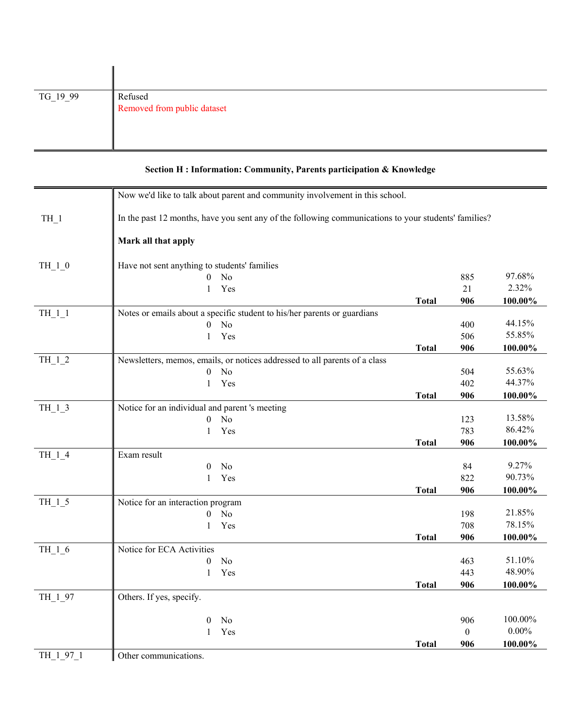| | |
|---|---|
| TG_19_99 | Refused<br>Removed from public dataset |

### Section H : Information: Community, Parents participation & Knowledge

Now we'd like to talk about parent and community involvement in this school.

**TH_1** In the past 12 months, have you sent any of the following communications to your students' families?

**Mark all that apply**

| Variable | Description | | Frequency | Percent |
|---|---|---|---|---|
| TH_1_0 | Have not sent anything to students' families | | | |
| | 0 No | | 885 | 97.68% |
| | 1 Yes | | 21 | 2.32% |
| | | **Total** | **906** | **100.00%** |
| TH_1_1 | Notes or emails about a specific student to his/her parents or guardians | | | |
| | 0 No | | 400 | 44.15% |
| | 1 Yes | | 506 | 55.85% |
| | | **Total** | **906** | **100.00%** |
| TH_1_2 | Newsletters, memos, emails, or notices addressed to all parents of a class | | | |
| | 0 No | | 504 | 55.63% |
| | 1 Yes | | 402 | 44.37% |
| | | **Total** | **906** | **100.00%** |
| TH_1_3 | Notice for an individual and parent 's meeting | | | |
| | 0 No | | 123 | 13.58% |
| | 1 Yes | | 783 | 86.42% |
| | | **Total** | **906** | **100.00%** |
| TH_1_4 | Exam result | | | |
| | 0 No | | 84 | 9.27% |
| | 1 Yes | | 822 | 90.73% |
| | | **Total** | **906** | **100.00%** |
| TH_1_5 | Notice for an interaction program | | | |
| | 0 No | | 198 | 21.85% |
| | 1 Yes | | 708 | 78.15% |
| | | **Total** | **906** | **100.00%** |
| TH_1_6 | Notice for ECA Activities | | | |
| | 0 No | | 463 | 51.10% |
| | 1 Yes | | 443 | 48.90% |
| | | **Total** | **906** | **100.00%** |
| TH_1_97 | Others. If yes, specify. | | | |
| | 0 No | | 906 | 100.00% |
| | 1 Yes | | 0 | 0.00% |
| | | **Total** | **906** | **100.00%** |
| TH_1_97_1 | Other communications. | | | |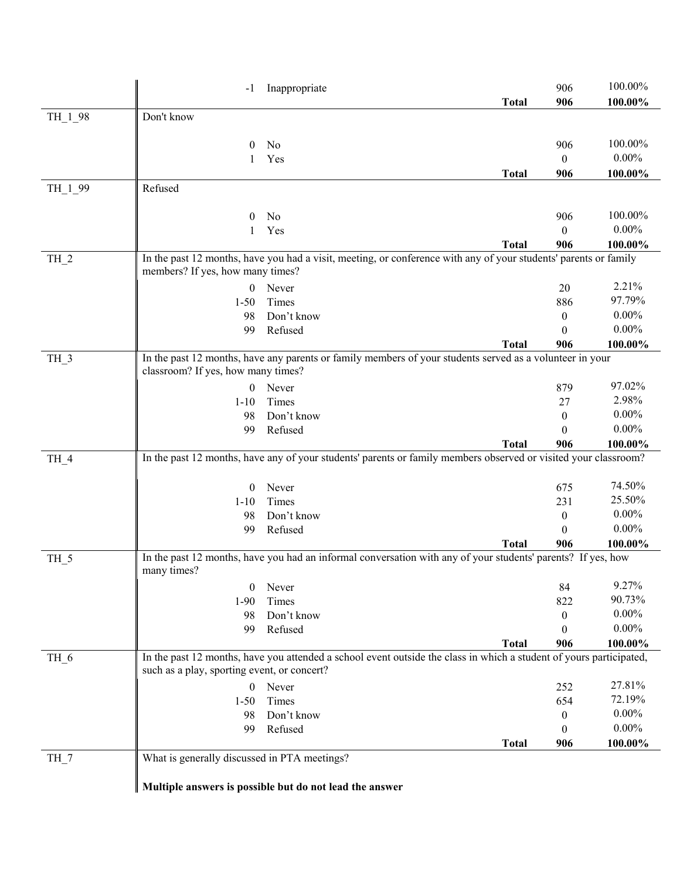| Variable | Description / Code | Label | | Frequency | Percent |
|---|---|---|---|---|---|
| | -1 | Inappropriate | | 906 | 100.00% |
| | | | **Total** | **906** | **100.00%** |
| TH_1_98 | Don't know | | | | |
| | 0 | No | | 906 | 100.00% |
| | 1 | Yes | | 0 | 0.00% |
| | | | **Total** | **906** | **100.00%** |
| TH_1_99 | Refused | | | | |
| | 0 | No | | 906 | 100.00% |
| | 1 | Yes | | 0 | 0.00% |
| | | | **Total** | **906** | **100.00%** |
| TH_2 | In the past 12 months, have you had a visit, meeting, or conference with any of your students' parents or family members? If yes, how many times? | | | | |
| | 0 | Never | | 20 | 2.21% |
| | 1-50 | Times | | 886 | 97.79% |
| | 98 | Don’t know | | 0 | 0.00% |
| | 99 | Refused | | 0 | 0.00% |
| | | | **Total** | **906** | **100.00%** |
| TH_3 | In the past 12 months, have any parents or family members of your students served as a volunteer in your classroom? If yes, how many times? | | | | |
| | 0 | Never | | 879 | 97.02% |
| | 1-10 | Times | | 27 | 2.98% |
| | 98 | Don’t know | | 0 | 0.00% |
| | 99 | Refused | | 0 | 0.00% |
| | | | **Total** | **906** | **100.00%** |
| TH_4 | In the past 12 months, have any of your students' parents or family members observed or visited your classroom? | | | | |
| | 0 | Never | | 675 | 74.50% |
| | 1-10 | Times | | 231 | 25.50% |
| | 98 | Don’t know | | 0 | 0.00% |
| | 99 | Refused | | 0 | 0.00% |
| | | | **Total** | **906** | **100.00%** |
| TH_5 | In the past 12 months, have you had an informal conversation with any of your students' parents? If yes, how many times? | | | | |
| | 0 | Never | | 84 | 9.27% |
| | 1-90 | Times | | 822 | 90.73% |
| | 98 | Don’t know | | 0 | 0.00% |
| | 99 | Refused | | 0 | 0.00% |
| | | | **Total** | **906** | **100.00%** |
| TH_6 | In the past 12 months, have you attended a school event outside the class in which a student of yours participated, such as a play, sporting event, or concert? | | | | |
| | 0 | Never | | 252 | 27.81% |
| | 1-50 | Times | | 654 | 72.19% |
| | 98 | Don’t know | | 0 | 0.00% |
| | 99 | Refused | | 0 | 0.00% |
| | | | **Total** | **906** | **100.00%** |
| TH_7 | What is generally discussed in PTA meetings? **Multiple answers is possible but do not lead the answer** | | | | |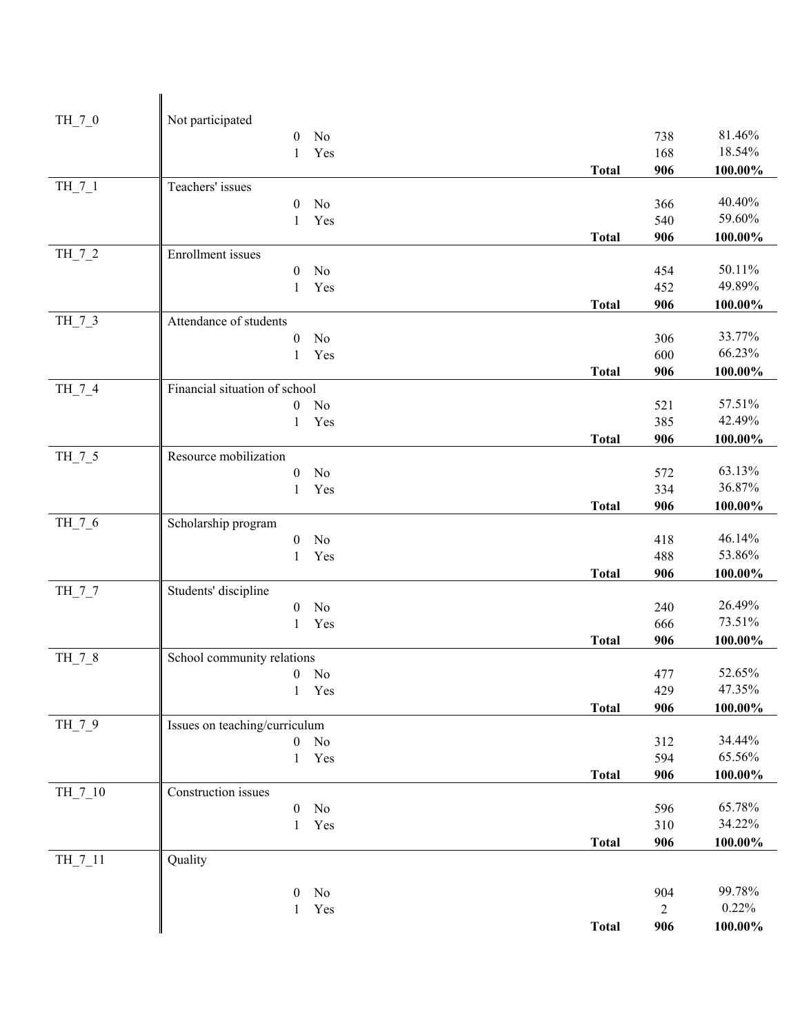| Variable | Label | Code | Value | | Frequency | Percent |
|---|---|---|---|---|---|---|
| TH_7_0 | Not participated | | | | | |
| | | 0 | No | | 738 | 81.46% |
| | | 1 | Yes | | 168 | 18.54% |
| | | | | **Total** | **906** | **100.00%** |
| TH_7_1 | Teachers' issues | | | | | |
| | | 0 | No | | 366 | 40.40% |
| | | 1 | Yes | | 540 | 59.60% |
| | | | | **Total** | **906** | **100.00%** |
| TH_7_2 | Enrollment issues | | | | | |
| | | 0 | No | | 454 | 50.11% |
| | | 1 | Yes | | 452 | 49.89% |
| | | | | **Total** | **906** | **100.00%** |
| TH_7_3 | Attendance of students | | | | | |
| | | 0 | No | | 306 | 33.77% |
| | | 1 | Yes | | 600 | 66.23% |
| | | | | **Total** | **906** | **100.00%** |
| TH_7_4 | Financial situation of school | | | | | |
| | | 0 | No | | 521 | 57.51% |
| | | 1 | Yes | | 385 | 42.49% |
| | | | | **Total** | **906** | **100.00%** |
| TH_7_5 | Resource mobilization | | | | | |
| | | 0 | No | | 572 | 63.13% |
| | | 1 | Yes | | 334 | 36.87% |
| | | | | **Total** | **906** | **100.00%** |
| TH_7_6 | Scholarship program | | | | | |
| | | 0 | No | | 418 | 46.14% |
| | | 1 | Yes | | 488 | 53.86% |
| | | | | **Total** | **906** | **100.00%** |
| TH_7_7 | Students' discipline | | | | | |
| | | 0 | No | | 240 | 26.49% |
| | | 1 | Yes | | 666 | 73.51% |
| | | | | **Total** | **906** | **100.00%** |
| TH_7_8 | School community relations | | | | | |
| | | 0 | No | | 477 | 52.65% |
| | | 1 | Yes | | 429 | 47.35% |
| | | | | **Total** | **906** | **100.00%** |
| TH_7_9 | Issues on teaching/curriculum | | | | | |
| | | 0 | No | | 312 | 34.44% |
| | | 1 | Yes | | 594 | 65.56% |
| | | | | **Total** | **906** | **100.00%** |
| TH_7_10 | Construction issues | | | | | |
| | | 0 | No | | 596 | 65.78% |
| | | 1 | Yes | | 310 | 34.22% |
| | | | | **Total** | **906** | **100.00%** |
| TH_7_11 | Quality | | | | | |
| | | 0 | No | | 904 | 99.78% |
| | | 1 | Yes | | 2 | 0.22% |
| | | | | **Total** | **906** | **100.00%** |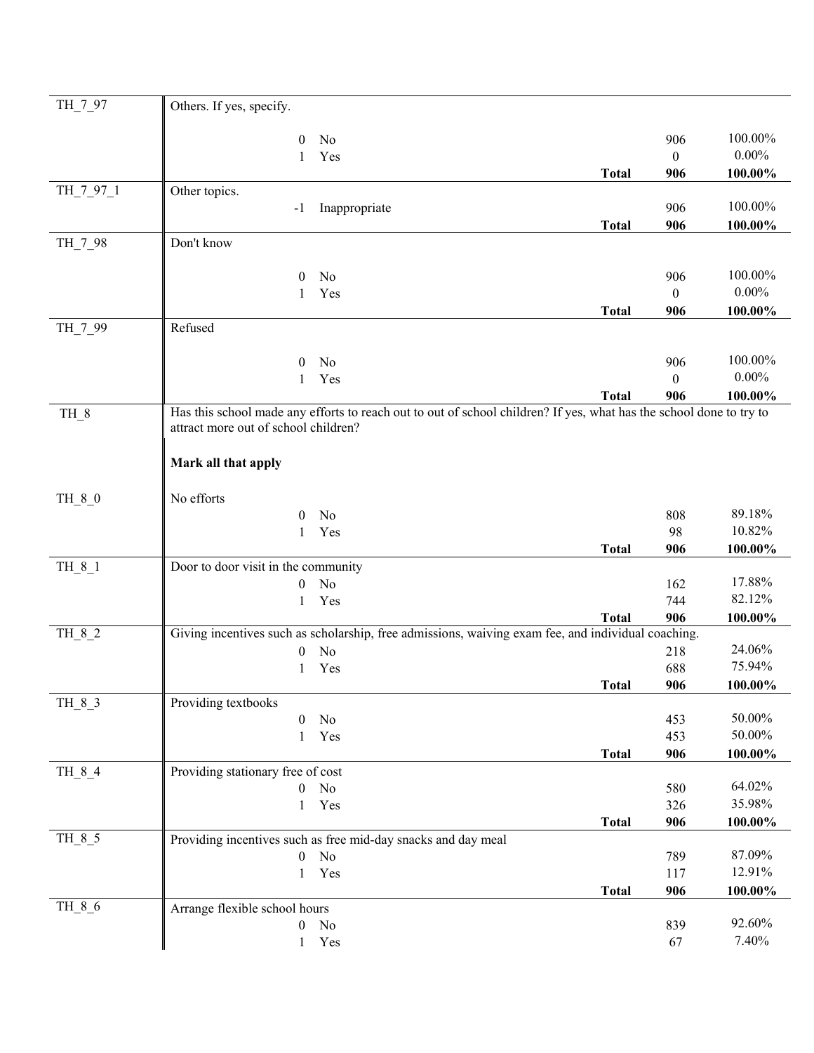| Variable | Description | | | | |
|---|---|---|---|---|---|
| TH_7_97 | Others. If yes, specify. | | | | |
| | 0 | No | | 906 | 100.00% |
| | 1 | Yes | | 0 | 0.00% |
| | | | **Total** | **906** | **100.00%** |
| TH_7_97_1 | Other topics. | | | | |
| | -1 | Inappropriate | | 906 | 100.00% |
| | | | **Total** | **906** | **100.00%** |
| TH_7_98 | Don't know | | | | |
| | 0 | No | | 906 | 100.00% |
| | 1 | Yes | | 0 | 0.00% |
| | | | **Total** | **906** | **100.00%** |
| TH_7_99 | Refused | | | | |
| | 0 | No | | 906 | 100.00% |
| | 1 | Yes | | 0 | 0.00% |
| | | | **Total** | **906** | **100.00%** |
| TH_8 | Has this school made any efforts to reach out to out of school children? If yes, what has the school done to try to attract more out of school children? **Mark all that apply** | | | | |
| TH_8_0 | No efforts | | | | |
| | 0 | No | | 808 | 89.18% |
| | 1 | Yes | | 98 | 10.82% |
| | | | **Total** | **906** | **100.00%** |
| TH_8_1 | Door to door visit in the community | | | | |
| | 0 | No | | 162 | 17.88% |
| | 1 | Yes | | 744 | 82.12% |
| | | | **Total** | **906** | **100.00%** |
| TH_8_2 | Giving incentives such as scholarship, free admissions, waiving exam fee, and individual coaching. | | | | |
| | 0 | No | | 218 | 24.06% |
| | 1 | Yes | | 688 | 75.94% |
| | | | **Total** | **906** | **100.00%** |
| TH_8_3 | Providing textbooks | | | | |
| | 0 | No | | 453 | 50.00% |
| | 1 | Yes | | 453 | 50.00% |
| | | | **Total** | **906** | **100.00%** |
| TH_8_4 | Providing stationary free of cost | | | | |
| | 0 | No | | 580 | 64.02% |
| | 1 | Yes | | 326 | 35.98% |
| | | | **Total** | **906** | **100.00%** |
| TH_8_5 | Providing incentives such as free mid-day snacks and day meal | | | | |
| | 0 | No | | 789 | 87.09% |
| | 1 | Yes | | 117 | 12.91% |
| | | | **Total** | **906** | **100.00%** |
| TH_8_6 | Arrange flexible school hours | | | | |
| | 0 | No | | 839 | 92.60% |
| | 1 | Yes | | 67 | 7.40% |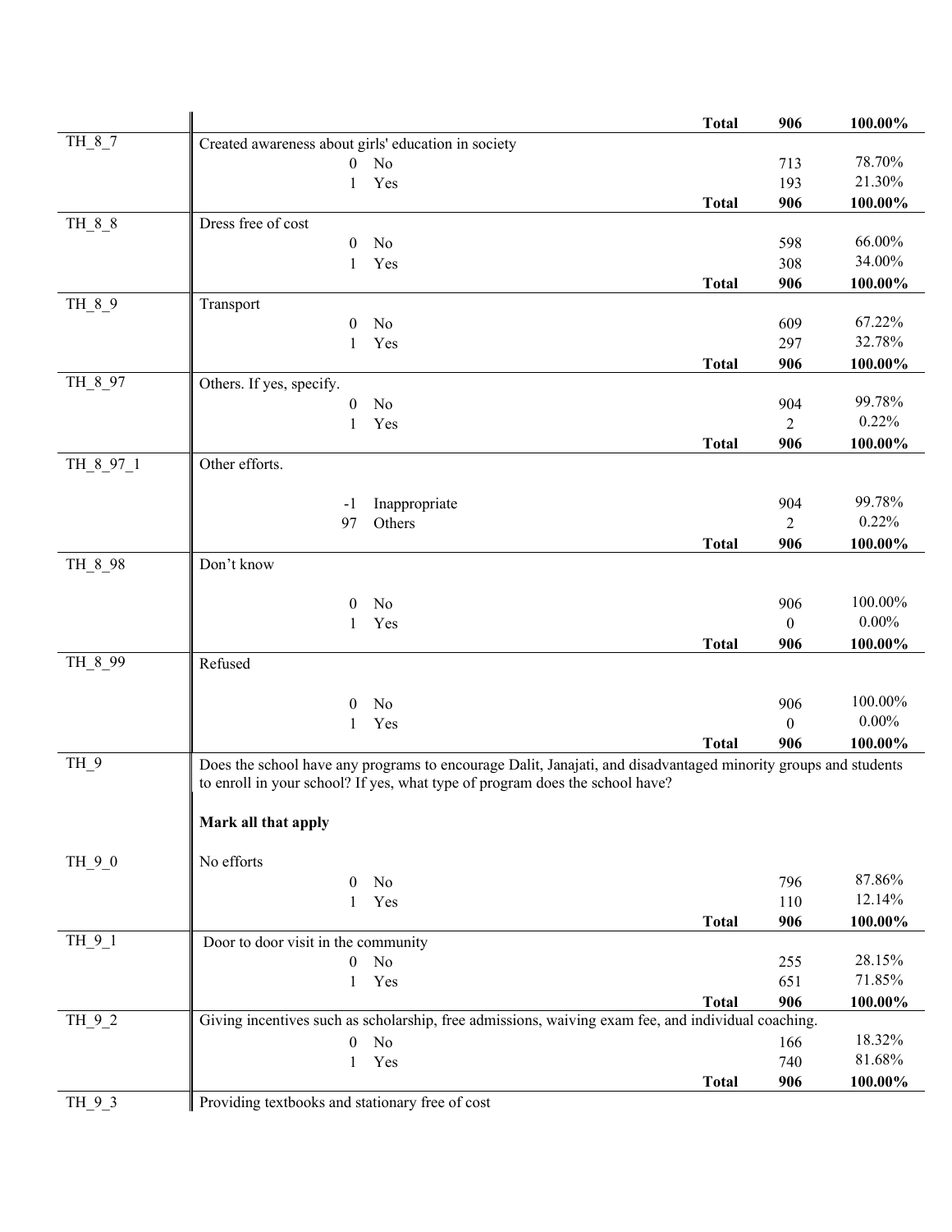| Variable | Description | | Frequency | Percent |
|---|---|---|---|---|
| | | **Total** | **906** | **100.00%** |
| TH_8_7 | Created awareness about girls' education in society | | | |
| | 0 No | | 713 | 78.70% |
| | 1 Yes | | 193 | 21.30% |
| | | **Total** | **906** | **100.00%** |
| TH_8_8 | Dress free of cost | | | |
| | 0 No | | 598 | 66.00% |
| | 1 Yes | | 308 | 34.00% |
| | | **Total** | **906** | **100.00%** |
| TH_8_9 | Transport | | | |
| | 0 No | | 609 | 67.22% |
| | 1 Yes | | 297 | 32.78% |
| | | **Total** | **906** | **100.00%** |
| TH_8_97 | Others. If yes, specify. | | | |
| | 0 No | | 904 | 99.78% |
| | 1 Yes | | 2 | 0.22% |
| | | **Total** | **906** | **100.00%** |
| TH_8_97_1 | Other efforts. | | | |
| | -1 Inappropriate | | 904 | 99.78% |
| | 97 Others | | 2 | 0.22% |
| | | **Total** | **906** | **100.00%** |
| TH_8_98 | Don't know | | | |
| | 0 No | | 906 | 100.00% |
| | 1 Yes | | 0 | 0.00% |
| | | **Total** | **906** | **100.00%** |
| TH_8_99 | Refused | | | |
| | 0 No | | 906 | 100.00% |
| | 1 Yes | | 0 | 0.00% |
| | | **Total** | **906** | **100.00%** |
| TH_9 | Does the school have any programs to encourage Dalit, Janajati, and disadvantaged minority groups and students to enroll in your school? If yes, what type of program does the school have? **Mark all that apply** | | | |
| TH_9_0 | No efforts | | | |
| | 0 No | | 796 | 87.86% |
| | 1 Yes | | 110 | 12.14% |
| | | **Total** | **906** | **100.00%** |
| TH_9_1 | Door to door visit in the community | | | |
| | 0 No | | 255 | 28.15% |
| | 1 Yes | | 651 | 71.85% |
| | | **Total** | **906** | **100.00%** |
| TH_9_2 | Giving incentives such as scholarship, free admissions, waiving exam fee, and individual coaching. | | | |
| | 0 No | | 166 | 18.32% |
| | 1 Yes | | 740 | 81.68% |
| | | **Total** | **906** | **100.00%** |
| TH_9_3 | Providing textbooks and stationary free of cost | | | |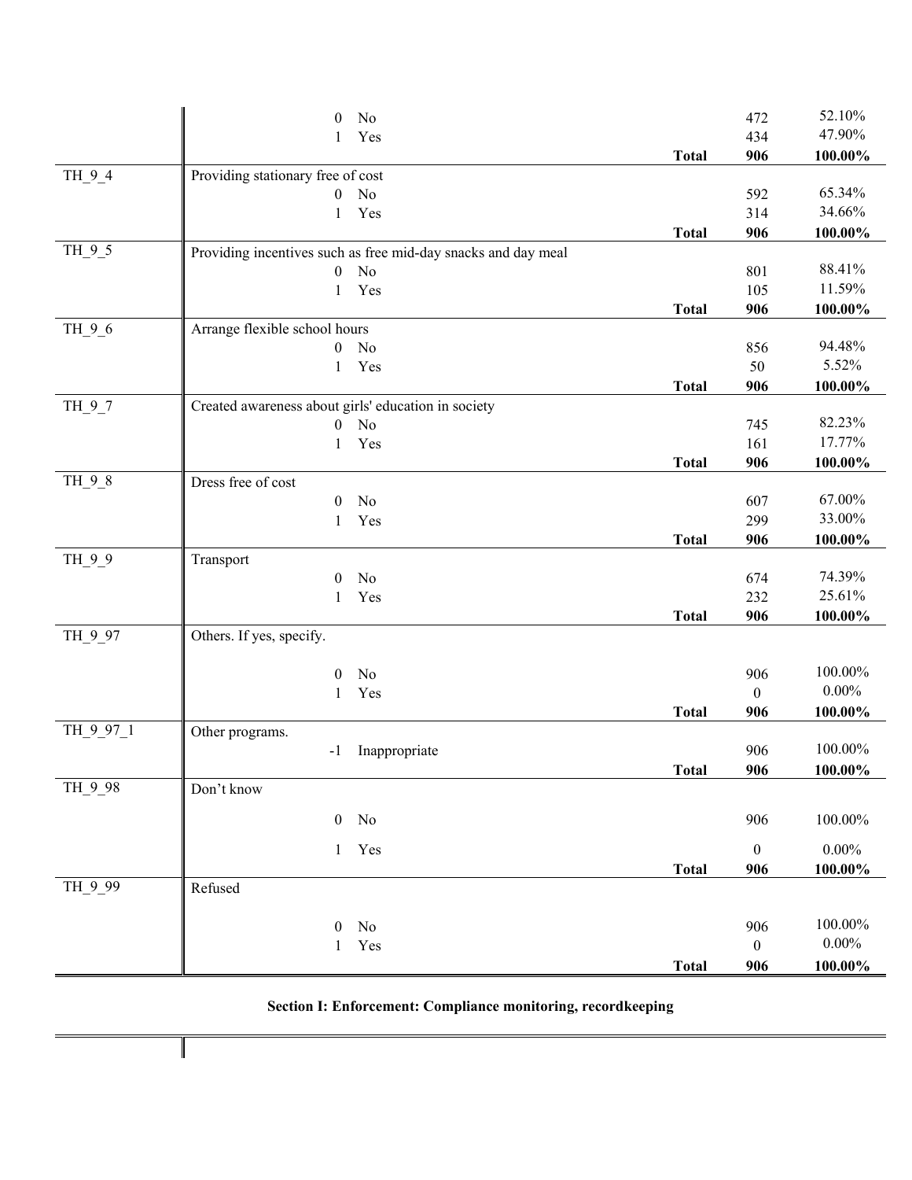| | | | | |
|---|---|---|---|---|
| | 0 No | | 472 | 52.10% |
| | 1 Yes | | 434 | 47.90% |
| | | **Total** | **906** | **100.00%** |
| TH_9_4 | Providing stationary free of cost | | | |
| | 0 No | | 592 | 65.34% |
| | 1 Yes | | 314 | 34.66% |
| | | **Total** | **906** | **100.00%** |
| TH_9_5 | Providing incentives such as free mid-day snacks and day meal | | | |
| | 0 No | | 801 | 88.41% |
| | 1 Yes | | 105 | 11.59% |
| | | **Total** | **906** | **100.00%** |
| TH_9_6 | Arrange flexible school hours | | | |
| | 0 No | | 856 | 94.48% |
| | 1 Yes | | 50 | 5.52% |
| | | **Total** | **906** | **100.00%** |
| TH_9_7 | Created awareness about girls' education in society | | | |
| | 0 No | | 745 | 82.23% |
| | 1 Yes | | 161 | 17.77% |
| | | **Total** | **906** | **100.00%** |
| TH_9_8 | Dress free of cost | | | |
| | 0 No | | 607 | 67.00% |
| | 1 Yes | | 299 | 33.00% |
| | | **Total** | **906** | **100.00%** |
| TH_9_9 | Transport | | | |
| | 0 No | | 674 | 74.39% |
| | 1 Yes | | 232 | 25.61% |
| | | **Total** | **906** | **100.00%** |
| TH_9_97 | Others. If yes, specify. | | | |
| | 0 No | | 906 | 100.00% |
| | 1 Yes | | 0 | 0.00% |
| | | **Total** | **906** | **100.00%** |
| TH_9_97_1 | Other programs. | | | |
| | -1 Inappropriate | | 906 | 100.00% |
| | | **Total** | **906** | **100.00%** |
| TH_9_98 | Don't know | | | |
| | 0 No | | 906 | 100.00% |
| | 1 Yes | | 0 | 0.00% |
| | | **Total** | **906** | **100.00%** |
| TH_9_99 | Refused | | | |
| | 0 No | | 906 | 100.00% |
| | 1 Yes | | 0 | 0.00% |
| | | **Total** | **906** | **100.00%** |

**Section I: Enforcement: Compliance monitoring, recordkeeping**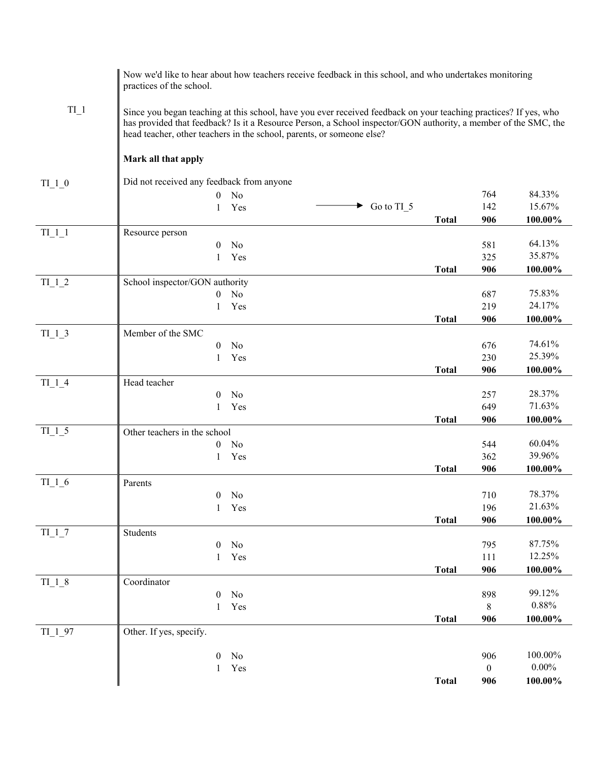Now we'd like to hear about how teachers receive feedback in this school, and who undertakes monitoring practices of the school.

**TI_1**

Since you began teaching at this school, have you ever received feedback on your teaching practices? If yes, who has provided that feedback? Is it a Resource Person, a School inspector/GON authority, a member of the SMC, the head teacher, other teachers in the school, parents, or someone else?

**Mark all that apply**

| Code | Question / Response | | Skip | Frequency | Percent |
|---|---|---|---|---|---|
| TI_1_0 | Did not received any feedback from anyone | | | | |
| | 0 | No | | 764 | 84.33% |
| | 1 | Yes | → Go to TI_5 | 142 | 15.67% |
| | | | **Total** | **906** | **100.00%** |
| TI_1_1 | Resource person | | | | |
| | 0 | No | | 581 | 64.13% |
| | 1 | Yes | | 325 | 35.87% |
| | | | **Total** | **906** | **100.00%** |
| TI_1_2 | School inspector/GON authority | | | | |
| | 0 | No | | 687 | 75.83% |
| | 1 | Yes | | 219 | 24.17% |
| | | | **Total** | **906** | **100.00%** |
| TI_1_3 | Member of the SMC | | | | |
| | 0 | No | | 676 | 74.61% |
| | 1 | Yes | | 230 | 25.39% |
| | | | **Total** | **906** | **100.00%** |
| TI_1_4 | Head teacher | | | | |
| | 0 | No | | 257 | 28.37% |
| | 1 | Yes | | 649 | 71.63% |
| | | | **Total** | **906** | **100.00%** |
| TI_1_5 | Other teachers in the school | | | | |
| | 0 | No | | 544 | 60.04% |
| | 1 | Yes | | 362 | 39.96% |
| | | | **Total** | **906** | **100.00%** |
| TI_1_6 | Parents | | | | |
| | 0 | No | | 710 | 78.37% |
| | 1 | Yes | | 196 | 21.63% |
| | | | **Total** | **906** | **100.00%** |
| TI_1_7 | Students | | | | |
| | 0 | No | | 795 | 87.75% |
| | 1 | Yes | | 111 | 12.25% |
| | | | **Total** | **906** | **100.00%** |
| TI_1_8 | Coordinator | | | | |
| | 0 | No | | 898 | 99.12% |
| | 1 | Yes | | 8 | 0.88% |
| | | | **Total** | **906** | **100.00%** |
| TI_1_97 | Other. If yes, specify. | | | | |
| | 0 | No | | 906 | 100.00% |
| | 1 | Yes | | 0 | 0.00% |
| | | | **Total** | **906** | **100.00%** |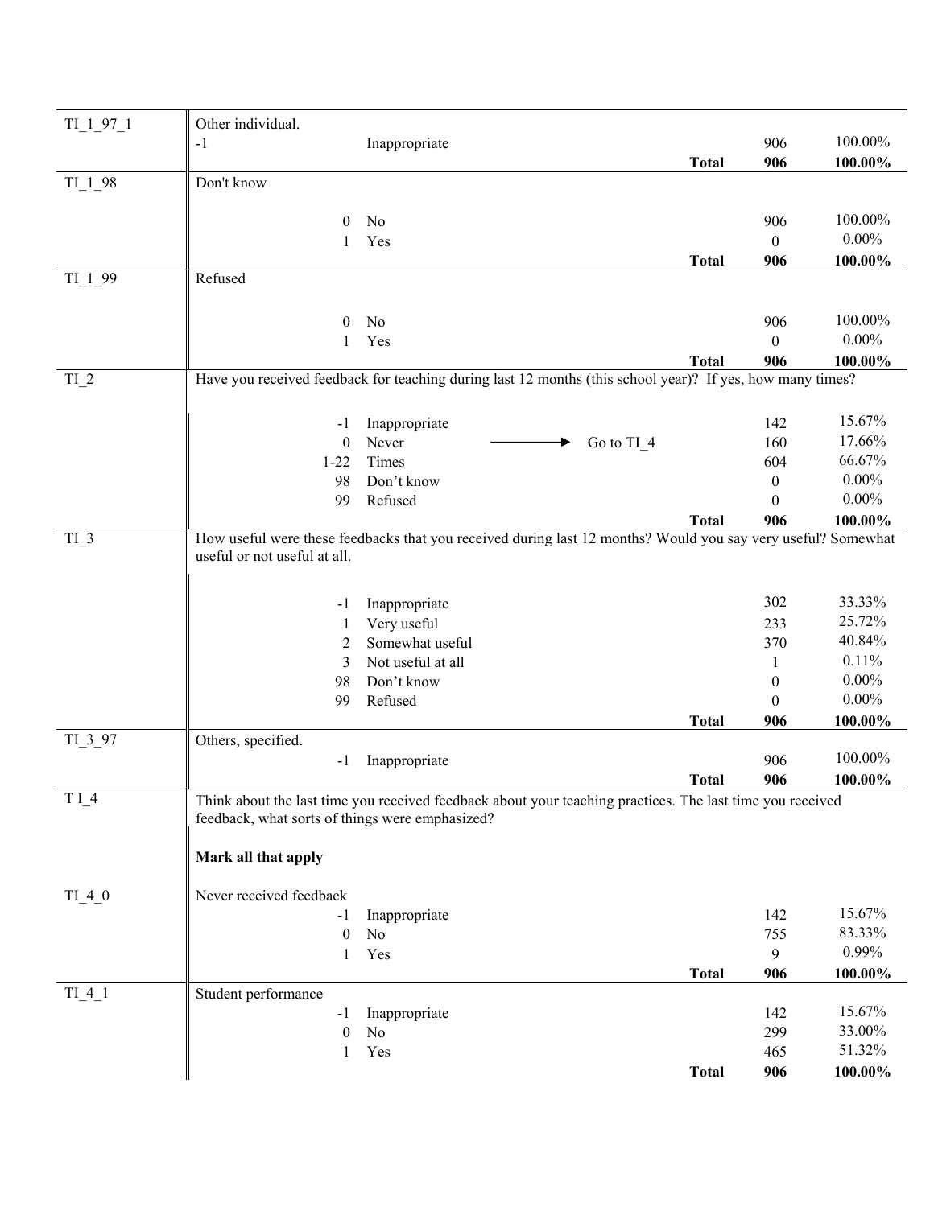| Variable | Description | | | | N | % |
|---|---|---|---|---|---|---|
| TI_1_97_1 | Other individual. | | | | | |
| | -1 | Inappropriate | | | 906 | 100.00% |
| | | | | **Total** | **906** | **100.00%** |
| TI_1_98 | Don't know | | | | | |
| | 0 | No | | | 906 | 100.00% |
| | 1 | Yes | | | 0 | 0.00% |
| | | | | **Total** | **906** | **100.00%** |
| TI_1_99 | Refused | | | | | |
| | 0 | No | | | 906 | 100.00% |
| | 1 | Yes | | | 0 | 0.00% |
| | | | | **Total** | **906** | **100.00%** |
| TI_2 | Have you received feedback for teaching during last 12 months (this school year)? If yes, how many times? | | | | | |
| | -1 | Inappropriate | | | 142 | 15.67% |
| | 0 | Never | ———→ Go to TI_4 | | 160 | 17.66% |
| | 1-22 | Times | | | 604 | 66.67% |
| | 98 | Don't know | | | 0 | 0.00% |
| | 99 | Refused | | | 0 | 0.00% |
| | | | | **Total** | **906** | **100.00%** |
| TI_3 | How useful were these feedbacks that you received during last 12 months? Would you say very useful? Somewhat useful or not useful at all. | | | | | |
| | -1 | Inappropriate | | | 302 | 33.33% |
| | 1 | Very useful | | | 233 | 25.72% |
| | 2 | Somewhat useful | | | 370 | 40.84% |
| | 3 | Not useful at all | | | 1 | 0.11% |
| | 98 | Don't know | | | 0 | 0.00% |
| | 99 | Refused | | | 0 | 0.00% |
| | | | | **Total** | **906** | **100.00%** |
| TI_3_97 | Others, specified. | | | | | |
| | -1 | Inappropriate | | | 906 | 100.00% |
| | | | | **Total** | **906** | **100.00%** |
| T I_4 | Think about the last time you received feedback about your teaching practices. The last time you received feedback, what sorts of things were emphasized? **Mark all that apply** | | | | | |
| TI_4_0 | Never received feedback | | | | | |
| | -1 | Inappropriate | | | 142 | 15.67% |
| | 0 | No | | | 755 | 83.33% |
| | 1 | Yes | | | 9 | 0.99% |
| | | | | **Total** | **906** | **100.00%** |
| TI_4_1 | Student performance | | | | | |
| | -1 | Inappropriate | | | 142 | 15.67% |
| | 0 | No | | | 299 | 33.00% |
| | 1 | Yes | | | 465 | 51.32% |
| | | | | **Total** | **906** | **100.00%** |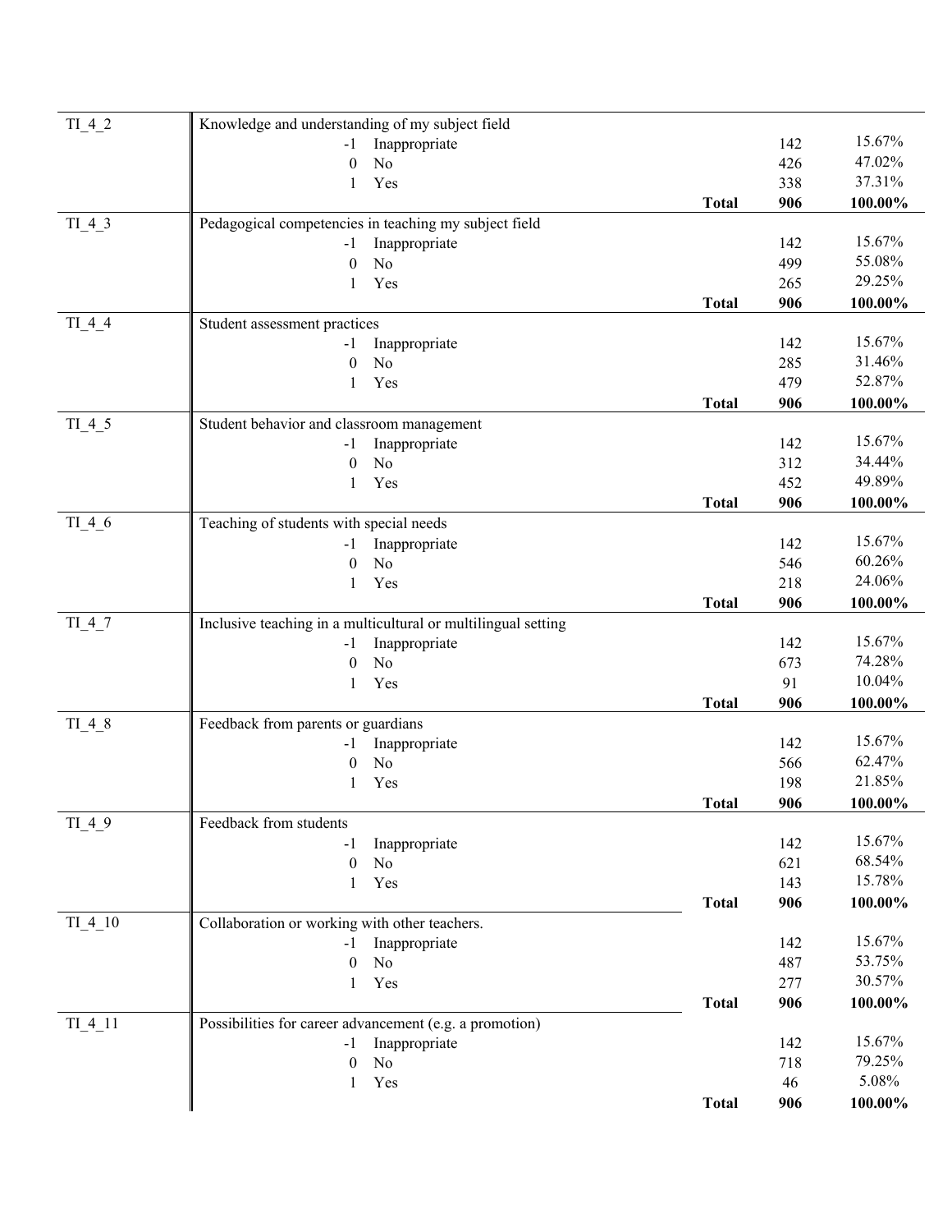| Variable | Description | | Frequency | Percent |
|---|---|---|---|---|
| TI_4_2 | Knowledge and understanding of my subject field | | | |
| | -1 Inappropriate | | 142 | 15.67% |
| | 0 No | | 426 | 47.02% |
| | 1 Yes | | 338 | 37.31% |
| | | **Total** | **906** | **100.00%** |
| TI_4_3 | Pedagogical competencies in teaching my subject field | | | |
| | -1 Inappropriate | | 142 | 15.67% |
| | 0 No | | 499 | 55.08% |
| | 1 Yes | | 265 | 29.25% |
| | | **Total** | **906** | **100.00%** |
| TI_4_4 | Student assessment practices | | | |
| | -1 Inappropriate | | 142 | 15.67% |
| | 0 No | | 285 | 31.46% |
| | 1 Yes | | 479 | 52.87% |
| | | **Total** | **906** | **100.00%** |
| TI_4_5 | Student behavior and classroom management | | | |
| | -1 Inappropriate | | 142 | 15.67% |
| | 0 No | | 312 | 34.44% |
| | 1 Yes | | 452 | 49.89% |
| | | **Total** | **906** | **100.00%** |
| TI_4_6 | Teaching of students with special needs | | | |
| | -1 Inappropriate | | 142 | 15.67% |
| | 0 No | | 546 | 60.26% |
| | 1 Yes | | 218 | 24.06% |
| | | **Total** | **906** | **100.00%** |
| TI_4_7 | Inclusive teaching in a multicultural or multilingual setting | | | |
| | -1 Inappropriate | | 142 | 15.67% |
| | 0 No | | 673 | 74.28% |
| | 1 Yes | | 91 | 10.04% |
| | | **Total** | **906** | **100.00%** |
| TI_4_8 | Feedback from parents or guardians | | | |
| | -1 Inappropriate | | 142 | 15.67% |
| | 0 No | | 566 | 62.47% |
| | 1 Yes | | 198 | 21.85% |
| | | **Total** | **906** | **100.00%** |
| TI_4_9 | Feedback from students | | | |
| | -1 Inappropriate | | 142 | 15.67% |
| | 0 No | | 621 | 68.54% |
| | 1 Yes | | 143 | 15.78% |
| | | **Total** | **906** | **100.00%** |
| TI_4_10 | Collaboration or working with other teachers. | | | |
| | -1 Inappropriate | | 142 | 15.67% |
| | 0 No | | 487 | 53.75% |
| | 1 Yes | | 277 | 30.57% |
| | | **Total** | **906** | **100.00%** |
| TI_4_11 | Possibilities for career advancement (e.g. a promotion) | | | |
| | -1 Inappropriate | | 142 | 15.67% |
| | 0 No | | 718 | 79.25% |
| | 1 Yes | | 46 | 5.08% |
| | | **Total** | **906** | **100.00%** |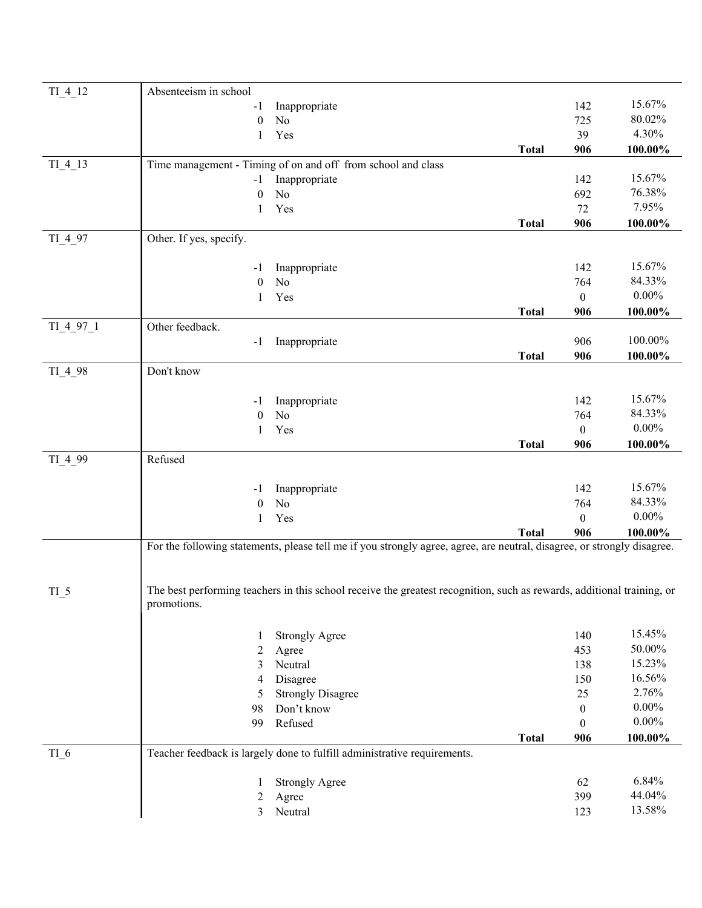| Variable | Description | | | Count | Percent |
|---|---|---|---|---|---|
| TI_4_12 | Absenteeism in school | | | | |
| | -1 | Inappropriate | | 142 | 15.67% |
| | 0 | No | | 725 | 80.02% |
| | 1 | Yes | | 39 | 4.30% |
| | | | **Total** | **906** | **100.00%** |
| TI_4_13 | Time management - Timing of on and off from school and class | | | | |
| | -1 | Inappropriate | | 142 | 15.67% |
| | 0 | No | | 692 | 76.38% |
| | 1 | Yes | | 72 | 7.95% |
| | | | **Total** | **906** | **100.00%** |
| TI_4_97 | Other. If yes, specify. | | | | |
| | -1 | Inappropriate | | 142 | 15.67% |
| | 0 | No | | 764 | 84.33% |
| | 1 | Yes | | 0 | 0.00% |
| | | | **Total** | **906** | **100.00%** |
| TI_4_97_1 | Other feedback. | | | | |
| | -1 | Inappropriate | | 906 | 100.00% |
| | | | **Total** | **906** | **100.00%** |
| TI_4_98 | Don't know | | | | |
| | -1 | Inappropriate | | 142 | 15.67% |
| | 0 | No | | 764 | 84.33% |
| | 1 | Yes | | 0 | 0.00% |
| | | | **Total** | **906** | **100.00%** |
| TI_4_99 | Refused | | | | |
| | -1 | Inappropriate | | 142 | 15.67% |
| | 0 | No | | 764 | 84.33% |
| | 1 | Yes | | 0 | 0.00% |
| | | | **Total** | **906** | **100.00%** |
| | For the following statements, please tell me if you strongly agree, agree, are neutral, disagree, or strongly disagree. | | | | |
| TI_5 | The best performing teachers in this school receive the greatest recognition, such as rewards, additional training, or promotions. | | | | |
| | 1 | Strongly Agree | | 140 | 15.45% |
| | 2 | Agree | | 453 | 50.00% |
| | 3 | Neutral | | 138 | 15.23% |
| | 4 | Disagree | | 150 | 16.56% |
| | 5 | Strongly Disagree | | 25 | 2.76% |
| | 98 | Don't know | | 0 | 0.00% |
| | 99 | Refused | | 0 | 0.00% |
| | | | **Total** | **906** | **100.00%** |
| TI_6 | Teacher feedback is largely done to fulfill administrative requirements. | | | | |
| | 1 | Strongly Agree | | 62 | 6.84% |
| | 2 | Agree | | 399 | 44.04% |
| | 3 | Neutral | | 123 | 13.58% |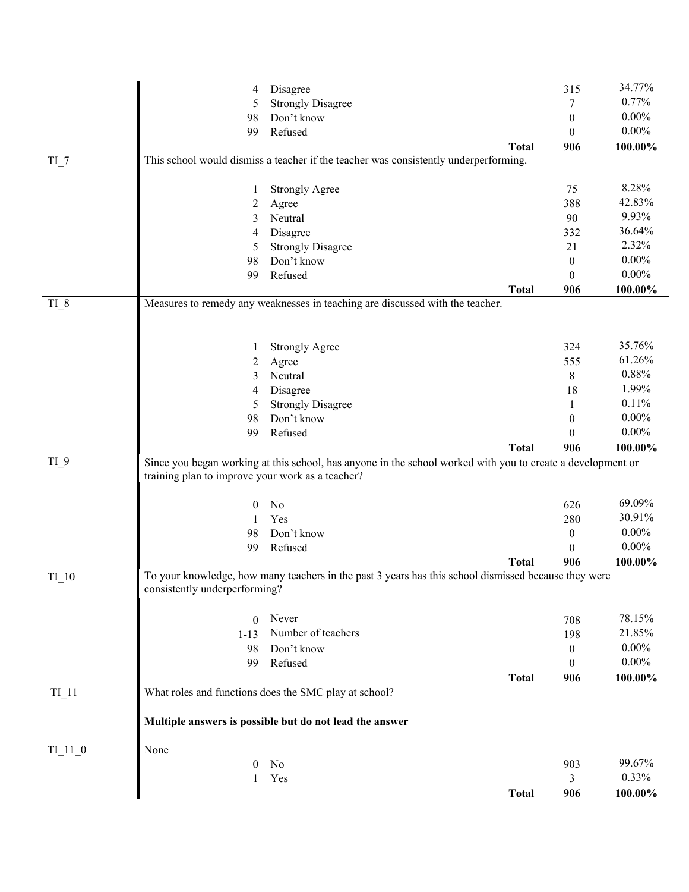| | | | | |
|---|---|---|---|---|
| | 4 Disagree | | 315 | 34.77% |
| | 5 Strongly Disagree | | 7 | 0.77% |
| | 98 Don't know | | 0 | 0.00% |
| | 99 Refused | | 0 | 0.00% |
| | | **Total** | **906** | **100.00%** |
| TI_7 | This school would dismiss a teacher if the teacher was consistently underperforming. | | | |
| | 1 Strongly Agree | | 75 | 8.28% |
| | 2 Agree | | 388 | 42.83% |
| | 3 Neutral | | 90 | 9.93% |
| | 4 Disagree | | 332 | 36.64% |
| | 5 Strongly Disagree | | 21 | 2.32% |
| | 98 Don't know | | 0 | 0.00% |
| | 99 Refused | | 0 | 0.00% |
| | | **Total** | **906** | **100.00%** |
| TI_8 | Measures to remedy any weaknesses in teaching are discussed with the teacher. | | | |
| | 1 Strongly Agree | | 324 | 35.76% |
| | 2 Agree | | 555 | 61.26% |
| | 3 Neutral | | 8 | 0.88% |
| | 4 Disagree | | 18 | 1.99% |
| | 5 Strongly Disagree | | 1 | 0.11% |
| | 98 Don't know | | 0 | 0.00% |
| | 99 Refused | | 0 | 0.00% |
| | | **Total** | **906** | **100.00%** |
| TI_9 | Since you began working at this school, has anyone in the school worked with you to create a development or training plan to improve your work as a teacher? | | | |
| | 0 No | | 626 | 69.09% |
| | 1 Yes | | 280 | 30.91% |
| | 98 Don't know | | 0 | 0.00% |
| | 99 Refused | | 0 | 0.00% |
| | | **Total** | **906** | **100.00%** |
| TI_10 | To your knowledge, how many teachers in the past 3 years has this school dismissed because they were consistently underperforming? | | | |
| | 0 Never | | 708 | 78.15% |
| | 1-13 Number of teachers | | 198 | 21.85% |
| | 98 Don't know | | 0 | 0.00% |
| | 99 Refused | | 0 | 0.00% |
| | | **Total** | **906** | **100.00%** |
| TI_11 | What roles and functions does the SMC play at school?<br><br>**Multiple answers is possible but do not lead the answer** | | | |
| TI_11_0 | None | | | |
| | 0 No | | 903 | 99.67% |
| | 1 Yes | | 3 | 0.33% |
| | | **Total** | **906** | **100.00%** |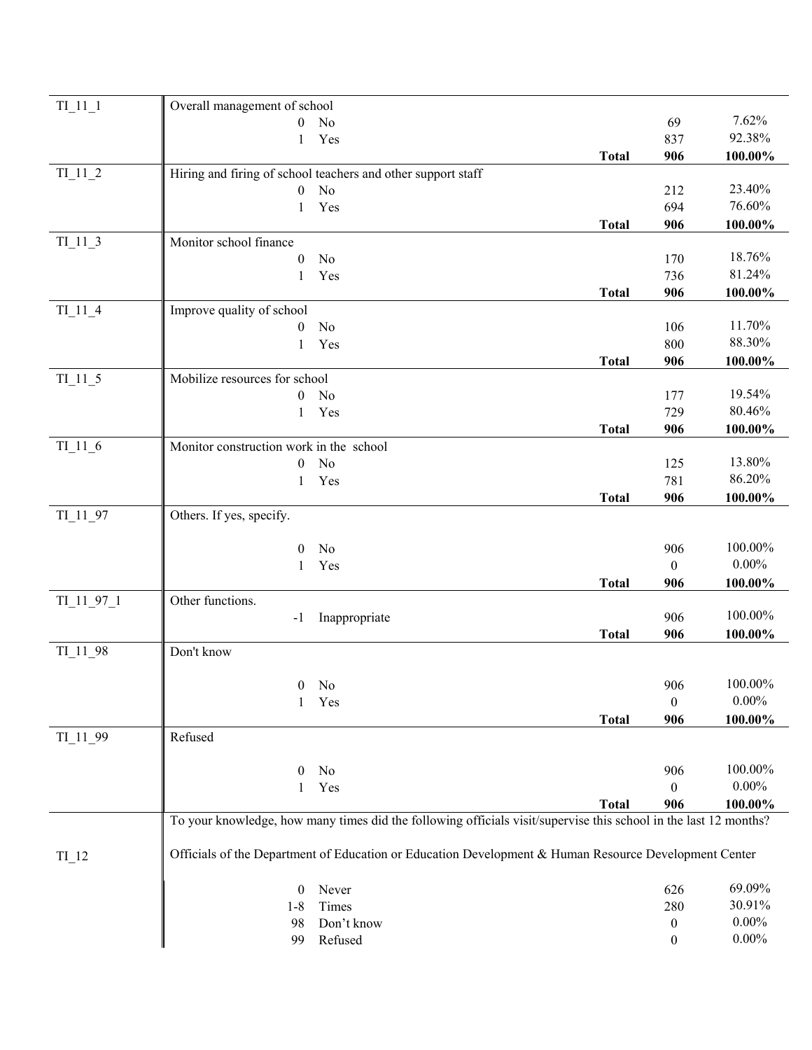| Variable | Description | | | Frequency | Percent |
|---|---|---|---|---|---|
| TI_11_1 | Overall management of school | | | | |
| | 0 | No | | 69 | 7.62% |
| | 1 | Yes | | 837 | 92.38% |
| | | | **Total** | **906** | **100.00%** |
| TI_11_2 | Hiring and firing of school teachers and other support staff | | | | |
| | 0 | No | | 212 | 23.40% |
| | 1 | Yes | | 694 | 76.60% |
| | | | **Total** | **906** | **100.00%** |
| TI_11_3 | Monitor school finance | | | | |
| | 0 | No | | 170 | 18.76% |
| | 1 | Yes | | 736 | 81.24% |
| | | | **Total** | **906** | **100.00%** |
| TI_11_4 | Improve quality of school | | | | |
| | 0 | No | | 106 | 11.70% |
| | 1 | Yes | | 800 | 88.30% |
| | | | **Total** | **906** | **100.00%** |
| TI_11_5 | Mobilize resources for school | | | | |
| | 0 | No | | 177 | 19.54% |
| | 1 | Yes | | 729 | 80.46% |
| | | | **Total** | **906** | **100.00%** |
| TI_11_6 | Monitor construction work in the school | | | | |
| | 0 | No | | 125 | 13.80% |
| | 1 | Yes | | 781 | 86.20% |
| | | | **Total** | **906** | **100.00%** |
| TI_11_97 | Others. If yes, specify. | | | | |
| | 0 | No | | 906 | 100.00% |
| | 1 | Yes | | 0 | 0.00% |
| | | | **Total** | **906** | **100.00%** |
| TI_11_97_1 | Other functions. | | | | |
| | -1 | Inappropriate | | 906 | 100.00% |
| | | | **Total** | **906** | **100.00%** |
| TI_11_98 | Don't know | | | | |
| | 0 | No | | 906 | 100.00% |
| | 1 | Yes | | 0 | 0.00% |
| | | | **Total** | **906** | **100.00%** |
| TI_11_99 | Refused | | | | |
| | 0 | No | | 906 | 100.00% |
| | 1 | Yes | | 0 | 0.00% |
| | | | **Total** | **906** | **100.00%** |
| TI_12 | To your knowledge, how many times did the following officials visit/supervise this school in the last 12 months? Officials of the Department of Education or Education Development & Human Resource Development Center | | | | |
| | 0 | Never | | 626 | 69.09% |
| | 1-8 | Times | | 280 | 30.91% |
| | 98 | Don't know | | 0 | 0.00% |
| | 99 | Refused | | 0 | 0.00% |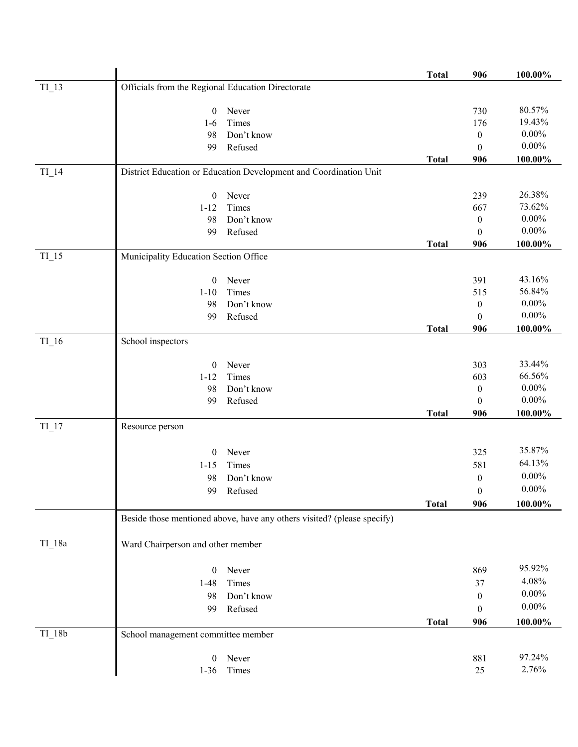| | | | Total | 906 | 100.00% |
|---|---|---|---|---|---|
| TI_13 | Officials from the Regional Education Directorate | | | | |
| | 0 | Never | | 730 | 80.57% |
| | 1-6 | Times | | 176 | 19.43% |
| | 98 | Don't know | | 0 | 0.00% |
| | 99 | Refused | | 0 | 0.00% |
| | | | Total | 906 | 100.00% |
| TI_14 | District Education or Education Development and Coordination Unit | | | | |
| | 0 | Never | | 239 | 26.38% |
| | 1-12 | Times | | 667 | 73.62% |
| | 98 | Don't know | | 0 | 0.00% |
| | 99 | Refused | | 0 | 0.00% |
| | | | Total | 906 | 100.00% |
| TI_15 | Municipality Education Section Office | | | | |
| | 0 | Never | | 391 | 43.16% |
| | 1-10 | Times | | 515 | 56.84% |
| | 98 | Don't know | | 0 | 0.00% |
| | 99 | Refused | | 0 | 0.00% |
| | | | Total | 906 | 100.00% |
| TI_16 | School inspectors | | | | |
| | 0 | Never | | 303 | 33.44% |
| | 1-12 | Times | | 603 | 66.56% |
| | 98 | Don't know | | 0 | 0.00% |
| | 99 | Refused | | 0 | 0.00% |
| | | | Total | 906 | 100.00% |
| TI_17 | Resource person | | | | |
| | 0 | Never | | 325 | 35.87% |
| | 1-15 | Times | | 581 | 64.13% |
| | 98 | Don't know | | 0 | 0.00% |
| | 99 | Refused | | 0 | 0.00% |
| | | | Total | 906 | 100.00% |
| | Beside those mentioned above, have any others visited? (please specify) | | | | |
| TI_18a | Ward Chairperson and other member | | | | |
| | 0 | Never | | 869 | 95.92% |
| | 1-48 | Times | | 37 | 4.08% |
| | 98 | Don't know | | 0 | 0.00% |
| | 99 | Refused | | 0 | 0.00% |
| | | | Total | 906 | 100.00% |
| TI_18b | School management committee member | | | | |
| | 0 | Never | | 881 | 97.24% |
| | 1-36 | Times | | 25 | 2.76% |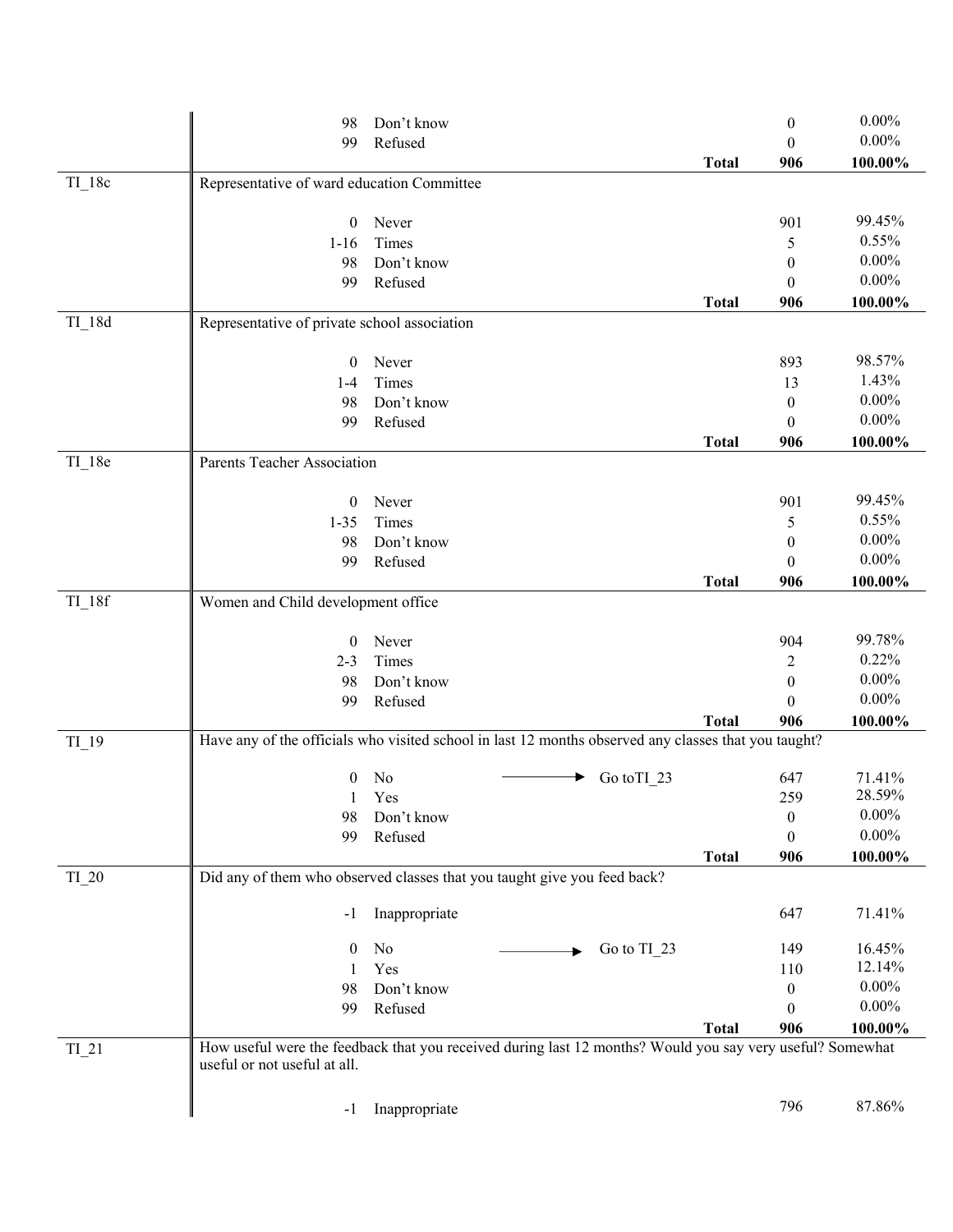| Variable | Question / Response | | Skip | Total | Count | Percent |
|---|---|---|---|---|---|---|
| | 98 | Don't know | | | 0 | 0.00% |
| | 99 | Refused | | | 0 | 0.00% |
| | | | | **Total** | **906** | **100.00%** |
| TI_18c | Representative of ward education Committee | | | | | |
| | 0 | Never | | | 901 | 99.45% |
| | 1-16 | Times | | | 5 | 0.55% |
| | 98 | Don't know | | | 0 | 0.00% |
| | 99 | Refused | | | 0 | 0.00% |
| | | | | **Total** | **906** | **100.00%** |
| TI_18d | Representative of private school association | | | | | |
| | 0 | Never | | | 893 | 98.57% |
| | 1-4 | Times | | | 13 | 1.43% |
| | 98 | Don't know | | | 0 | 0.00% |
| | 99 | Refused | | | 0 | 0.00% |
| | | | | **Total** | **906** | **100.00%** |
| TI_18e | Parents Teacher Association | | | | | |
| | 0 | Never | | | 901 | 99.45% |
| | 1-35 | Times | | | 5 | 0.55% |
| | 98 | Don't know | | | 0 | 0.00% |
| | 99 | Refused | | | 0 | 0.00% |
| | | | | **Total** | **906** | **100.00%** |
| TI_18f | Women and Child development office | | | | | |
| | 0 | Never | | | 904 | 99.78% |
| | 2-3 | Times | | | 2 | 0.22% |
| | 98 | Don't know | | | 0 | 0.00% |
| | 99 | Refused | | | 0 | 0.00% |
| | | | | **Total** | **906** | **100.00%** |
| TI_19 | Have any of the officials who visited school in last 12 months observed any classes that you taught? | | | | | |
| | 0 | No | → Go toTI_23 | | 647 | 71.41% |
| | 1 | Yes | | | 259 | 28.59% |
| | 98 | Don't know | | | 0 | 0.00% |
| | 99 | Refused | | | 0 | 0.00% |
| | | | | **Total** | **906** | **100.00%** |
| TI_20 | Did any of them who observed classes that you taught give you feed back? | | | | | |
| | -1 | Inappropriate | | | 647 | 71.41% |
| | 0 | No | → Go to TI_23 | | 149 | 16.45% |
| | 1 | Yes | | | 110 | 12.14% |
| | 98 | Don't know | | | 0 | 0.00% |
| | 99 | Refused | | | 0 | 0.00% |
| | | | | **Total** | **906** | **100.00%** |
| TI_21 | How useful were the feedback that you received during last 12 months? Would you say very useful? Somewhat useful or not useful at all. | | | | | |
| | -1 | Inappropriate | | | 796 | 87.86% |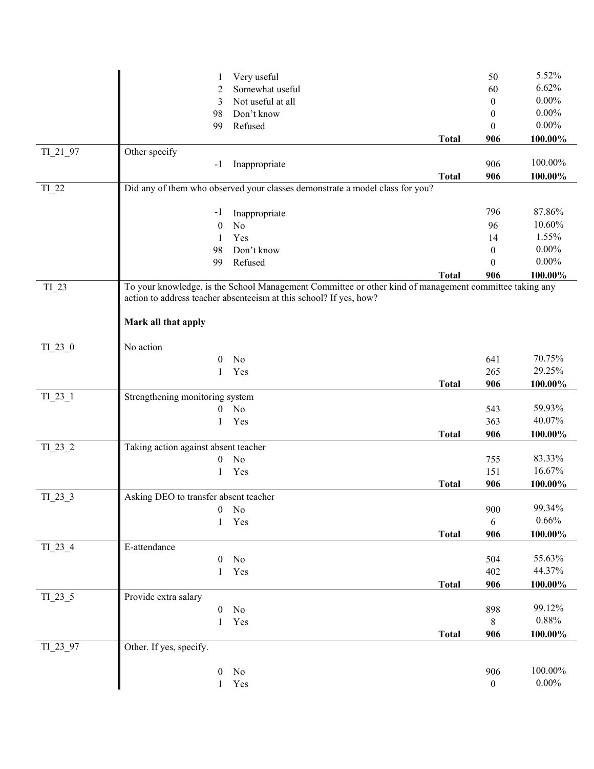| Variable | Question / Code | Label | | Frequency | Percent |
|---|---|---|---|---|---|
| | 1 | Very useful | | 50 | 5.52% |
| | 2 | Somewhat useful | | 60 | 6.62% |
| | 3 | Not useful at all | | 0 | 0.00% |
| | 98 | Don't know | | 0 | 0.00% |
| | 99 | Refused | | 0 | 0.00% |
| | | | **Total** | **906** | **100.00%** |
| TI_21_97 | Other specify | | | | |
| | -1 | Inappropriate | | 906 | 100.00% |
| | | | **Total** | **906** | **100.00%** |
| TI_22 | Did any of them who observed your classes demonstrate a model class for you? | | | | |
| | -1 | Inappropriate | | 796 | 87.86% |
| | 0 | No | | 96 | 10.60% |
| | 1 | Yes | | 14 | 1.55% |
| | 98 | Don't know | | 0 | 0.00% |
| | 99 | Refused | | 0 | 0.00% |
| | | | **Total** | **906** | **100.00%** |
| TI_23 | To your knowledge, is the School Management Committee or other kind of management committee taking any action to address teacher absenteeism at this school? If yes, how? **Mark all that apply** | | | | |
| TI_23_0 | No action | | | | |
| | 0 | No | | 641 | 70.75% |
| | 1 | Yes | | 265 | 29.25% |
| | | | **Total** | **906** | **100.00%** |
| TI_23_1 | Strengthening monitoring system | | | | |
| | 0 | No | | 543 | 59.93% |
| | 1 | Yes | | 363 | 40.07% |
| | | | **Total** | **906** | **100.00%** |
| TI_23_2 | Taking action against absent teacher | | | | |
| | 0 | No | | 755 | 83.33% |
| | 1 | Yes | | 151 | 16.67% |
| | | | **Total** | **906** | **100.00%** |
| TI_23_3 | Asking DEO to transfer absent teacher | | | | |
| | 0 | No | | 900 | 99.34% |
| | 1 | Yes | | 6 | 0.66% |
| | | | **Total** | **906** | **100.00%** |
| TI_23_4 | E-attendance | | | | |
| | 0 | No | | 504 | 55.63% |
| | 1 | Yes | | 402 | 44.37% |
| | | | **Total** | **906** | **100.00%** |
| TI_23_5 | Provide extra salary | | | | |
| | 0 | No | | 898 | 99.12% |
| | 1 | Yes | | 8 | 0.88% |
| | | | **Total** | **906** | **100.00%** |
| TI_23_97 | Other. If yes, specify. | | | | |
| | 0 | No | | 906 | 100.00% |
| | 1 | Yes | | 0 | 0.00% |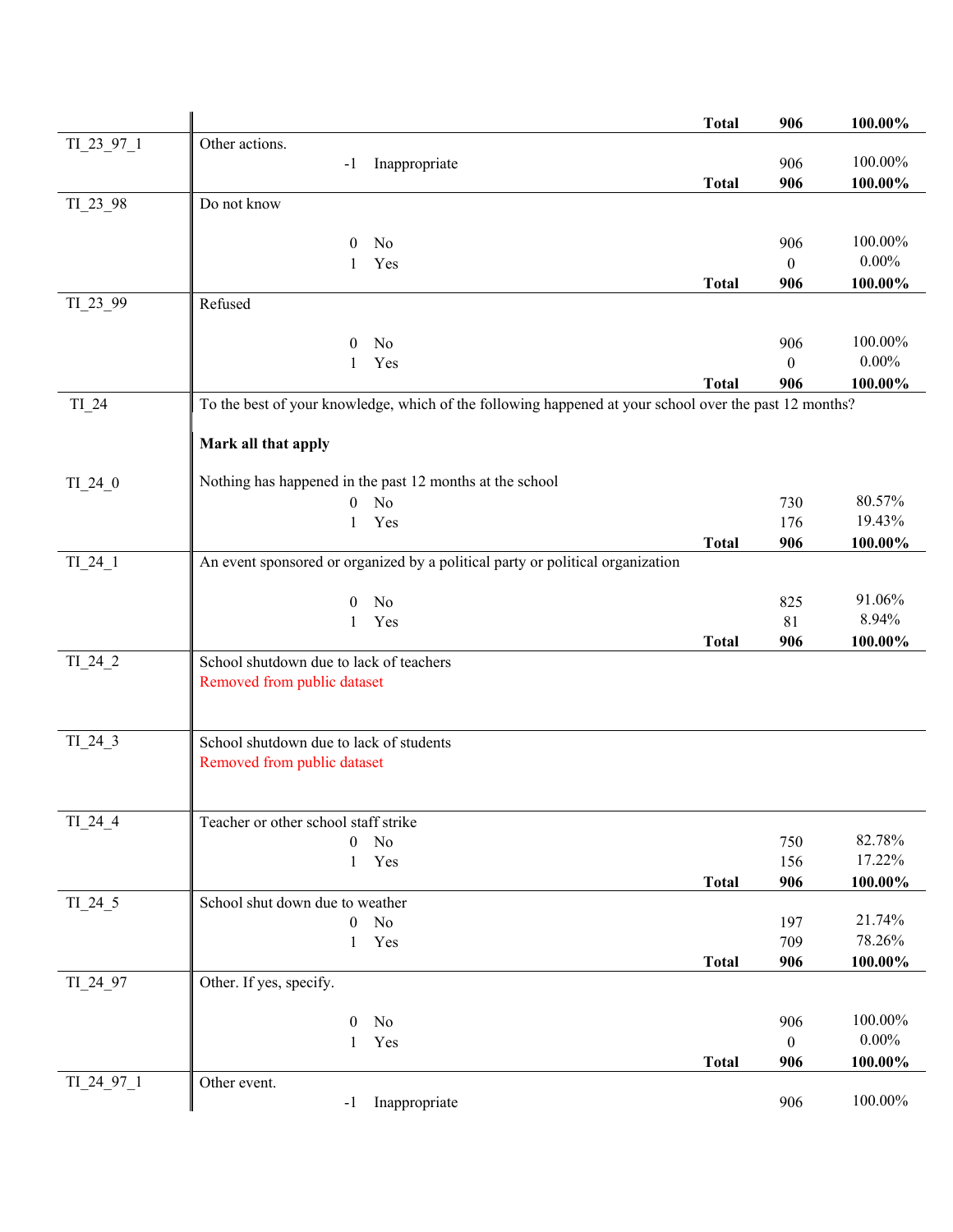| Variable | Description | | | Count | Percent |
|---|---|---|---|---|---|
| | | | **Total** | **906** | **100.00%** |
| TI_23_97_1 | Other actions. | | | | |
| | -1 | Inappropriate | | 906 | 100.00% |
| | | | **Total** | **906** | **100.00%** |
| TI_23_98 | Do not know | | | | |
| | 0 | No | | 906 | 100.00% |
| | 1 | Yes | | 0 | 0.00% |
| | | | **Total** | **906** | **100.00%** |
| TI_23_99 | Refused | | | | |
| | 0 | No | | 906 | 100.00% |
| | 1 | Yes | | 0 | 0.00% |
| | | | **Total** | **906** | **100.00%** |
| TI_24 | To the best of your knowledge, which of the following happened at your school over the past 12 months?<br><br>**Mark all that apply** | | | | |
| TI_24_0 | Nothing has happened in the past 12 months at the school | | | | |
| | 0 | No | | 730 | 80.57% |
| | 1 | Yes | | 176 | 19.43% |
| | | | **Total** | **906** | **100.00%** |
| TI_24_1 | An event sponsored or organized by a political party or political organization | | | | |
| | 0 | No | | 825 | 91.06% |
| | 1 | Yes | | 81 | 8.94% |
| | | | **Total** | **906** | **100.00%** |
| TI_24_2 | School shutdown due to lack of teachers<br>Removed from public dataset | | | | |
| TI_24_3 | School shutdown due to lack of students<br>Removed from public dataset | | | | |
| TI_24_4 | Teacher or other school staff strike | | | | |
| | 0 | No | | 750 | 82.78% |
| | 1 | Yes | | 156 | 17.22% |
| | | | **Total** | **906** | **100.00%** |
| TI_24_5 | School shut down due to weather | | | | |
| | 0 | No | | 197 | 21.74% |
| | 1 | Yes | | 709 | 78.26% |
| | | | **Total** | **906** | **100.00%** |
| TI_24_97 | Other. If yes, specify. | | | | |
| | 0 | No | | 906 | 100.00% |
| | 1 | Yes | | 0 | 0.00% |
| | | | **Total** | **906** | **100.00%** |
| TI_24_97_1 | Other event. | | | | |
| | -1 | Inappropriate | | 906 | 100.00% |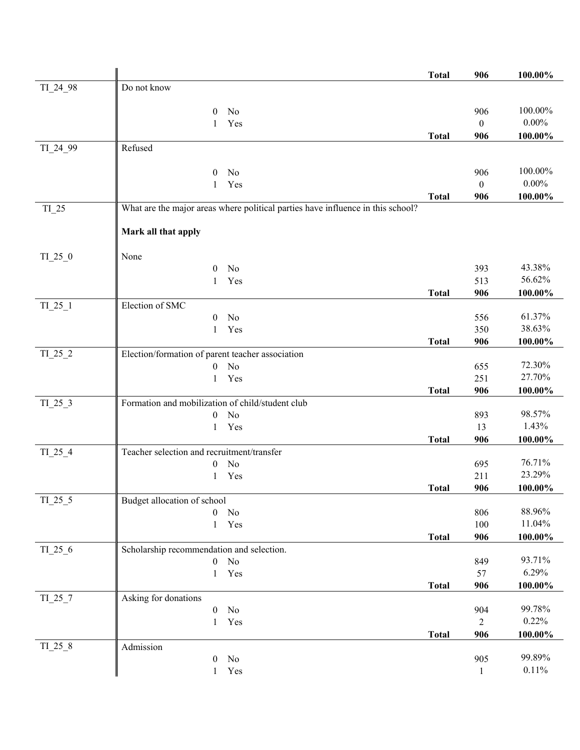| Variable | Description | | Count | Percent |
|---|---|---|---|---|
| | | Total | 906 | 100.00% |
| TI_24_98 | Do not know | | | |
| | 0 No | | 906 | 100.00% |
| | 1 Yes | | 0 | 0.00% |
| | | Total | 906 | 100.00% |
| TI_24_99 | Refused | | | |
| | 0 No | | 906 | 100.00% |
| | 1 Yes | | 0 | 0.00% |
| | | Total | 906 | 100.00% |
| TI_25 | What are the major areas where political parties have influence in this school? **Mark all that apply** | | | |
| TI_25_0 | None | | | |
| | 0 No | | 393 | 43.38% |
| | 1 Yes | | 513 | 56.62% |
| | | Total | 906 | 100.00% |
| TI_25_1 | Election of SMC | | | |
| | 0 No | | 556 | 61.37% |
| | 1 Yes | | 350 | 38.63% |
| | | Total | 906 | 100.00% |
| TI_25_2 | Election/formation of parent teacher association | | | |
| | 0 No | | 655 | 72.30% |
| | 1 Yes | | 251 | 27.70% |
| | | Total | 906 | 100.00% |
| TI_25_3 | Formation and mobilization of child/student club | | | |
| | 0 No | | 893 | 98.57% |
| | 1 Yes | | 13 | 1.43% |
| | | Total | 906 | 100.00% |
| TI_25_4 | Teacher selection and recruitment/transfer | | | |
| | 0 No | | 695 | 76.71% |
| | 1 Yes | | 211 | 23.29% |
| | | Total | 906 | 100.00% |
| TI_25_5 | Budget allocation of school | | | |
| | 0 No | | 806 | 88.96% |
| | 1 Yes | | 100 | 11.04% |
| | | Total | 906 | 100.00% |
| TI_25_6 | Scholarship recommendation and selection. | | | |
| | 0 No | | 849 | 93.71% |
| | 1 Yes | | 57 | 6.29% |
| | | Total | 906 | 100.00% |
| TI_25_7 | Asking for donations | | | |
| | 0 No | | 904 | 99.78% |
| | 1 Yes | | 2 | 0.22% |
| | | Total | 906 | 100.00% |
| TI_25_8 | Admission | | | |
| | 0 No | | 905 | 99.89% |
| | 1 Yes | | 1 | 0.11% |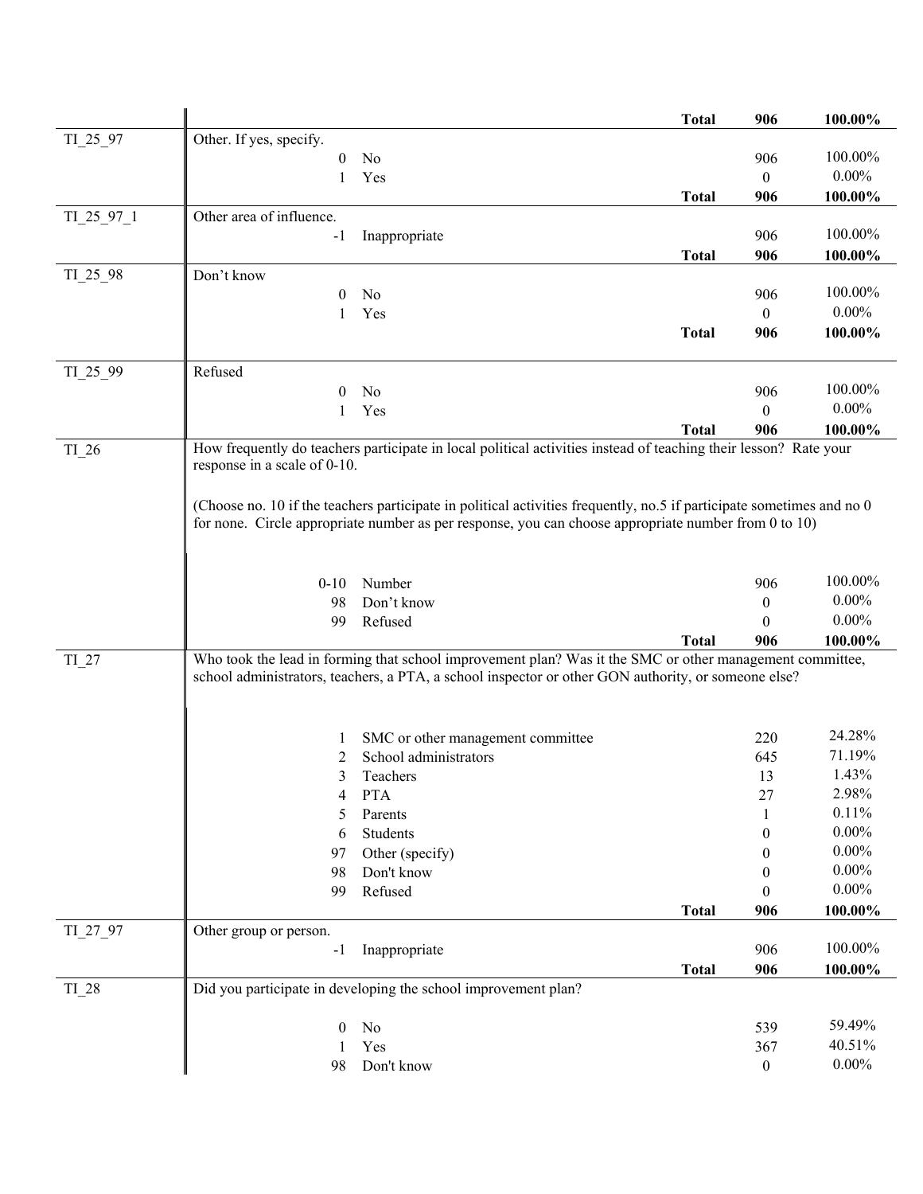| Variable | Question / Response | | | Frequency | Percent |
|---|---|---|---|---|---|
| | | | **Total** | **906** | **100.00%** |
| TI_25_97 | Other. If yes, specify. | | | | |
| | 0 | No | | 906 | 100.00% |
| | 1 | Yes | | 0 | 0.00% |
| | | | **Total** | **906** | **100.00%** |
| TI_25_97_1 | Other area of influence. | | | | |
| | -1 | Inappropriate | | 906 | 100.00% |
| | | | **Total** | **906** | **100.00%** |
| TI_25_98 | Don't know | | | | |
| | 0 | No | | 906 | 100.00% |
| | 1 | Yes | | 0 | 0.00% |
| | | | **Total** | **906** | **100.00%** |
| TI_25_99 | Refused | | | | |
| | 0 | No | | 906 | 100.00% |
| | 1 | Yes | | 0 | 0.00% |
| | | | **Total** | **906** | **100.00%** |
| TI_26 | How frequently do teachers participate in local political activities instead of teaching their lesson? Rate your response in a scale of 0-10. (Choose no. 10 if the teachers participate in political activities frequently, no.5 if participate sometimes and no 0 for none. Circle appropriate number as per response, you can choose appropriate number from 0 to 10) | | | | |
| | 0-10 | Number | | 906 | 100.00% |
| | 98 | Don't know | | 0 | 0.00% |
| | 99 | Refused | | 0 | 0.00% |
| | | | **Total** | **906** | **100.00%** |
| TI_27 | Who took the lead in forming that school improvement plan? Was it the SMC or other management committee, school administrators, teachers, a PTA, a school inspector or other GON authority, or someone else? | | | | |
| | 1 | SMC or other management committee | | 220 | 24.28% |
| | 2 | School administrators | | 645 | 71.19% |
| | 3 | Teachers | | 13 | 1.43% |
| | 4 | PTA | | 27 | 2.98% |
| | 5 | Parents | | 1 | 0.11% |
| | 6 | Students | | 0 | 0.00% |
| | 97 | Other (specify) | | 0 | 0.00% |
| | 98 | Don't know | | 0 | 0.00% |
| | 99 | Refused | | 0 | 0.00% |
| | | | **Total** | **906** | **100.00%** |
| TI_27_97 | Other group or person. | | | | |
| | -1 | Inappropriate | | 906 | 100.00% |
| | | | **Total** | **906** | **100.00%** |
| TI_28 | Did you participate in developing the school improvement plan? | | | | |
| | 0 | No | | 539 | 59.49% |
| | 1 | Yes | | 367 | 40.51% |
| | 98 | Don't know | | 0 | 0.00% |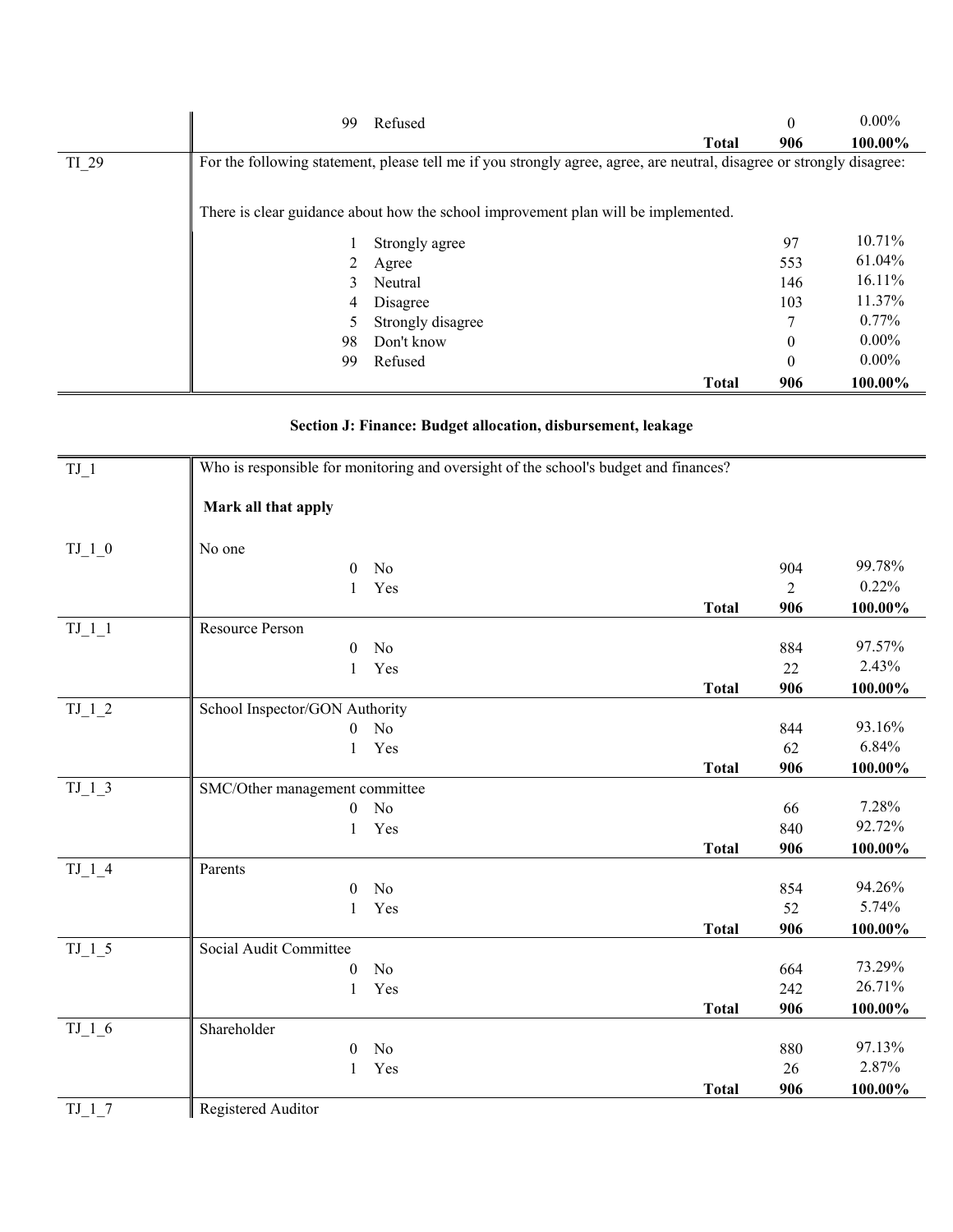| | | | | |
|---|---|---|---|---|
| | 99 | Refused | 0 | 0.00% |
| | | **Total** | **906** | **100.00%** |
| TI_29 | For the following statement, please tell me if you strongly agree, agree, are neutral, disagree or strongly disagree:<br><br>There is clear guidance about how the school improvement plan will be implemented. | | | |
| | 1 | Strongly agree | 97 | 10.71% |
| | 2 | Agree | 553 | 61.04% |
| | 3 | Neutral | 146 | 16.11% |
| | 4 | Disagree | 103 | 11.37% |
| | 5 | Strongly disagree | 7 | 0.77% |
| | 98 | Don't know | 0 | 0.00% |
| | 99 | Refused | 0 | 0.00% |
| | | **Total** | **906** | **100.00%** |

### Section J: Finance: Budget allocation, disbursement, leakage

| | | | | |
|---|---|---|---|---|
| TJ_1 | Who is responsible for monitoring and oversight of the school's budget and finances?<br><br>**Mark all that apply** | | | |
| TJ_1_0 | No one | | | |
| | 0 | No | 904 | 99.78% |
| | 1 | Yes | 2 | 0.22% |
| | | **Total** | **906** | **100.00%** |
| TJ_1_1 | Resource Person | | | |
| | 0 | No | 884 | 97.57% |
| | 1 | Yes | 22 | 2.43% |
| | | **Total** | **906** | **100.00%** |
| TJ_1_2 | School Inspector/GON Authority | | | |
| | 0 | No | 844 | 93.16% |
| | 1 | Yes | 62 | 6.84% |
| | | **Total** | **906** | **100.00%** |
| TJ_1_3 | SMC/Other management committee | | | |
| | 0 | No | 66 | 7.28% |
| | 1 | Yes | 840 | 92.72% |
| | | **Total** | **906** | **100.00%** |
| TJ_1_4 | Parents | | | |
| | 0 | No | 854 | 94.26% |
| | 1 | Yes | 52 | 5.74% |
| | | **Total** | **906** | **100.00%** |
| TJ_1_5 | Social Audit Committee | | | |
| | 0 | No | 664 | 73.29% |
| | 1 | Yes | 242 | 26.71% |
| | | **Total** | **906** | **100.00%** |
| TJ_1_6 | Shareholder | | | |
| | 0 | No | 880 | 97.13% |
| | 1 | Yes | 26 | 2.87% |
| | | **Total** | **906** | **100.00%** |
| TJ_1_7 | Registered Auditor | | | |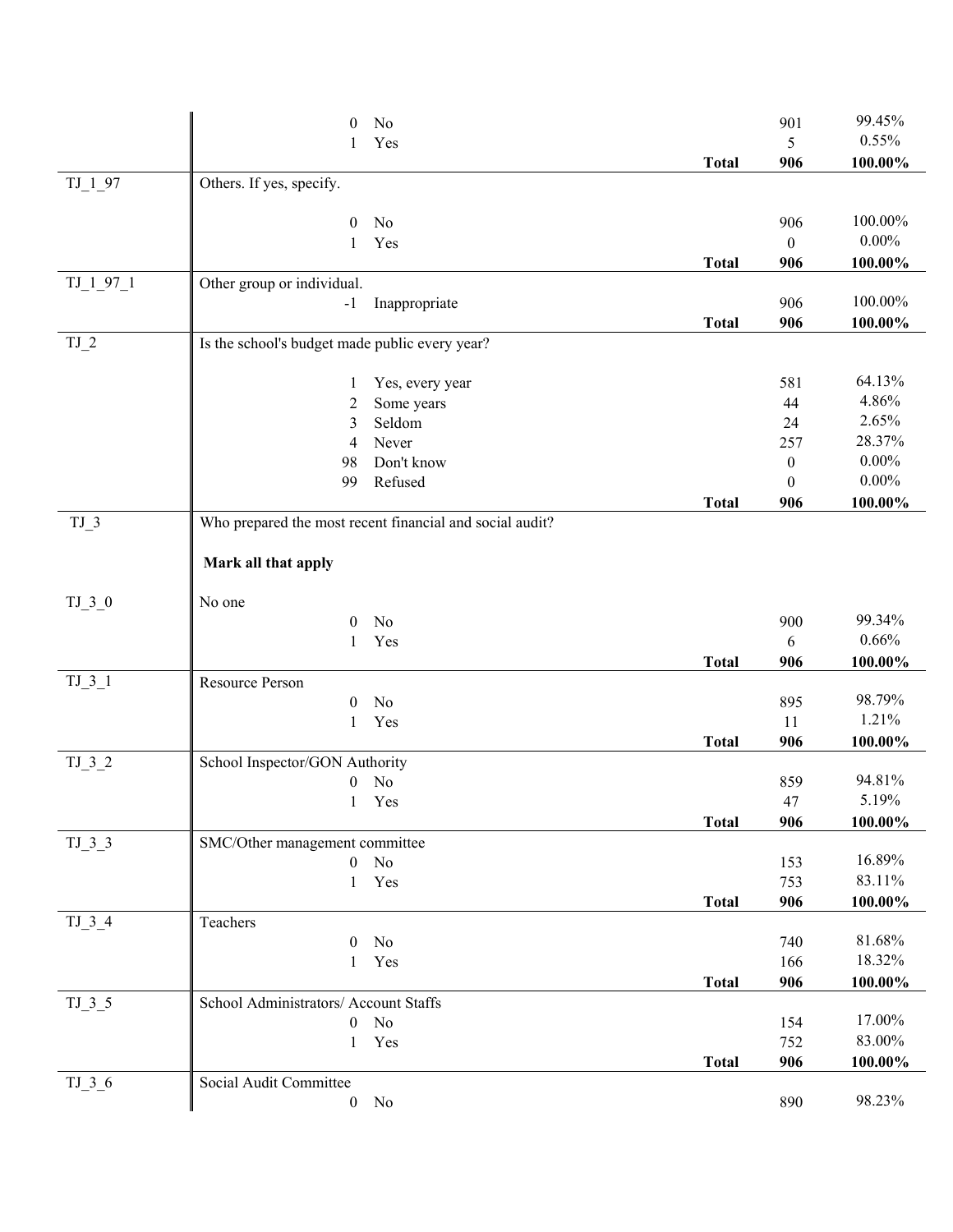| Variable | Description | | | Frequency | Percent |
|---|---|---|---|---|---|
| | 0 | No | | 901 | 99.45% |
| | 1 | Yes | | 5 | 0.55% |
| | | | **Total** | **906** | **100.00%** |
| TJ_1_97 | Others. If yes, specify. | | | | |
| | 0 | No | | 906 | 100.00% |
| | 1 | Yes | | 0 | 0.00% |
| | | | **Total** | **906** | **100.00%** |
| TJ_1_97_1 | Other group or individual. | | | | |
| | -1 | Inappropriate | | 906 | 100.00% |
| | | | **Total** | **906** | **100.00%** |
| TJ_2 | Is the school's budget made public every year? | | | | |
| | 1 | Yes, every year | | 581 | 64.13% |
| | 2 | Some years | | 44 | 4.86% |
| | 3 | Seldom | | 24 | 2.65% |
| | 4 | Never | | 257 | 28.37% |
| | 98 | Don't know | | 0 | 0.00% |
| | 99 | Refused | | 0 | 0.00% |
| | | | **Total** | **906** | **100.00%** |
| TJ_3 | Who prepared the most recent financial and social audit? **Mark all that apply** | | | | |
| TJ_3_0 | No one | | | | |
| | 0 | No | | 900 | 99.34% |
| | 1 | Yes | | 6 | 0.66% |
| | | | **Total** | **906** | **100.00%** |
| TJ_3_1 | Resource Person | | | | |
| | 0 | No | | 895 | 98.79% |
| | 1 | Yes | | 11 | 1.21% |
| | | | **Total** | **906** | **100.00%** |
| TJ_3_2 | School Inspector/GON Authority | | | | |
| | 0 | No | | 859 | 94.81% |
| | 1 | Yes | | 47 | 5.19% |
| | | | **Total** | **906** | **100.00%** |
| TJ_3_3 | SMC/Other management committee | | | | |
| | 0 | No | | 153 | 16.89% |
| | 1 | Yes | | 753 | 83.11% |
| | | | **Total** | **906** | **100.00%** |
| TJ_3_4 | Teachers | | | | |
| | 0 | No | | 740 | 81.68% |
| | 1 | Yes | | 166 | 18.32% |
| | | | **Total** | **906** | **100.00%** |
| TJ_3_5 | School Administrators/ Account Staffs | | | | |
| | 0 | No | | 154 | 17.00% |
| | 1 | Yes | | 752 | 83.00% |
| | | | **Total** | **906** | **100.00%** |
| TJ_3_6 | Social Audit Committee | | | | |
| | 0 | No | | 890 | 98.23% |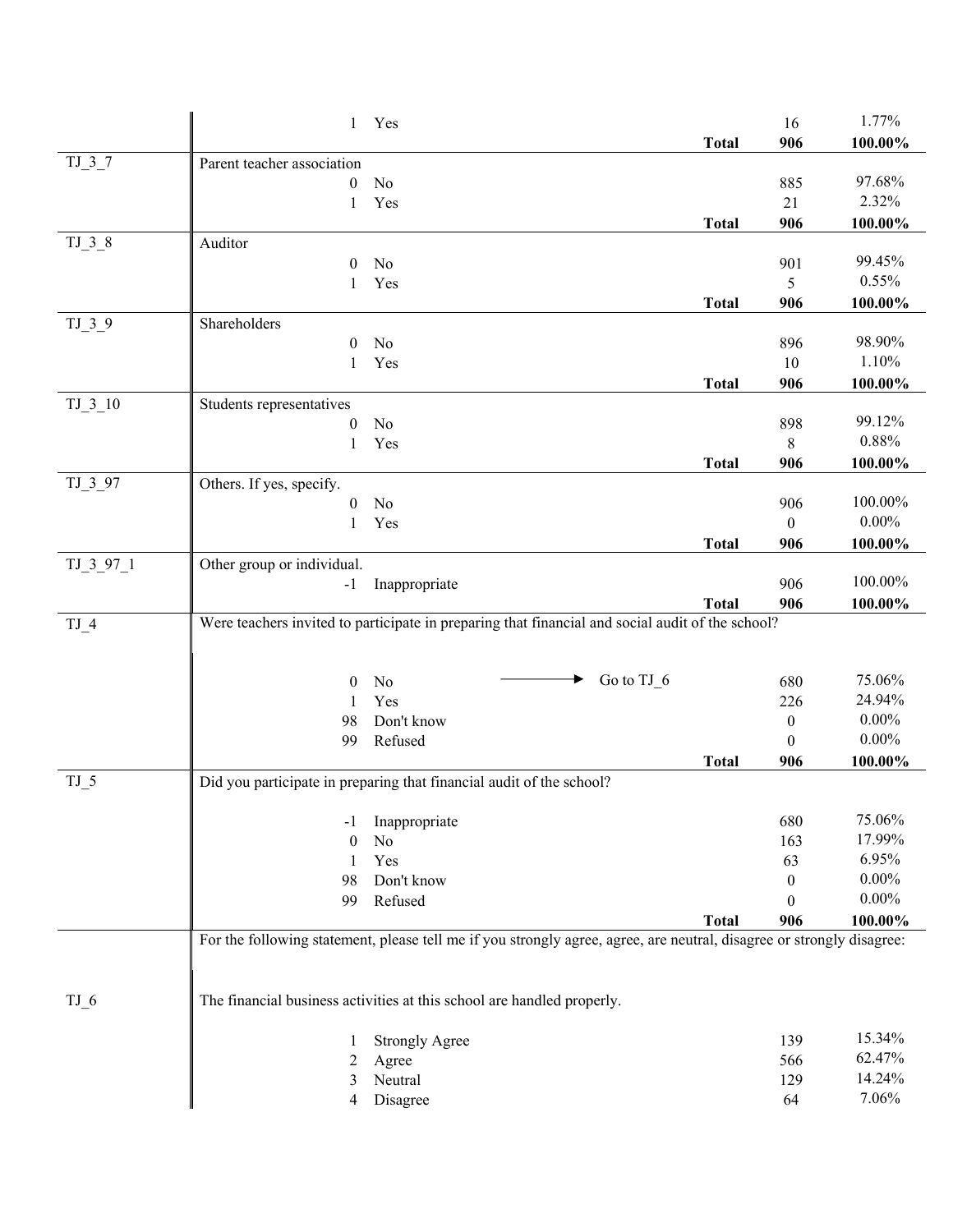| Variable | Question / Value | Label | Skip | | Count | Percent |
|---|---|---|---|---|---|---|
| | 1 | Yes | | | 16 | 1.77% |
| | | | | **Total** | **906** | **100.00%** |
| TJ_3_7 | Parent teacher association | | | | | |
| | 0 | No | | | 885 | 97.68% |
| | 1 | Yes | | | 21 | 2.32% |
| | | | | **Total** | **906** | **100.00%** |
| TJ_3_8 | Auditor | | | | | |
| | 0 | No | | | 901 | 99.45% |
| | 1 | Yes | | | 5 | 0.55% |
| | | | | **Total** | **906** | **100.00%** |
| TJ_3_9 | Shareholders | | | | | |
| | 0 | No | | | 896 | 98.90% |
| | 1 | Yes | | | 10 | 1.10% |
| | | | | **Total** | **906** | **100.00%** |
| TJ_3_10 | Students representatives | | | | | |
| | 0 | No | | | 898 | 99.12% |
| | 1 | Yes | | | 8 | 0.88% |
| | | | | **Total** | **906** | **100.00%** |
| TJ_3_97 | Others. If yes, specify. | | | | | |
| | 0 | No | | | 906 | 100.00% |
| | 1 | Yes | | | 0 | 0.00% |
| | | | | **Total** | **906** | **100.00%** |
| TJ_3_97_1 | Other group or individual. | | | | | |
| | -1 | Inappropriate | | | 906 | 100.00% |
| | | | | **Total** | **906** | **100.00%** |
| TJ_4 | Were teachers invited to participate in preparing that financial and social audit of the school? | | | | | |
| | 0 | No | → Go to TJ_6 | | 680 | 75.06% |
| | 1 | Yes | | | 226 | 24.94% |
| | 98 | Don't know | | | 0 | 0.00% |
| | 99 | Refused | | | 0 | 0.00% |
| | | | | **Total** | **906** | **100.00%** |
| TJ_5 | Did you participate in preparing that financial audit of the school? | | | | | |
| | -1 | Inappropriate | | | 680 | 75.06% |
| | 0 | No | | | 163 | 17.99% |
| | 1 | Yes | | | 63 | 6.95% |
| | 98 | Don't know | | | 0 | 0.00% |
| | 99 | Refused | | | 0 | 0.00% |
| | | | | **Total** | **906** | **100.00%** |
| | For the following statement, please tell me if you strongly agree, agree, are neutral, disagree or strongly disagree: | | | | | |
| TJ_6 | The financial business activities at this school are handled properly. | | | | | |
| | 1 | Strongly Agree | | | 139 | 15.34% |
| | 2 | Agree | | | 566 | 62.47% |
| | 3 | Neutral | | | 129 | 14.24% |
| | 4 | Disagree | | | 64 | 7.06% |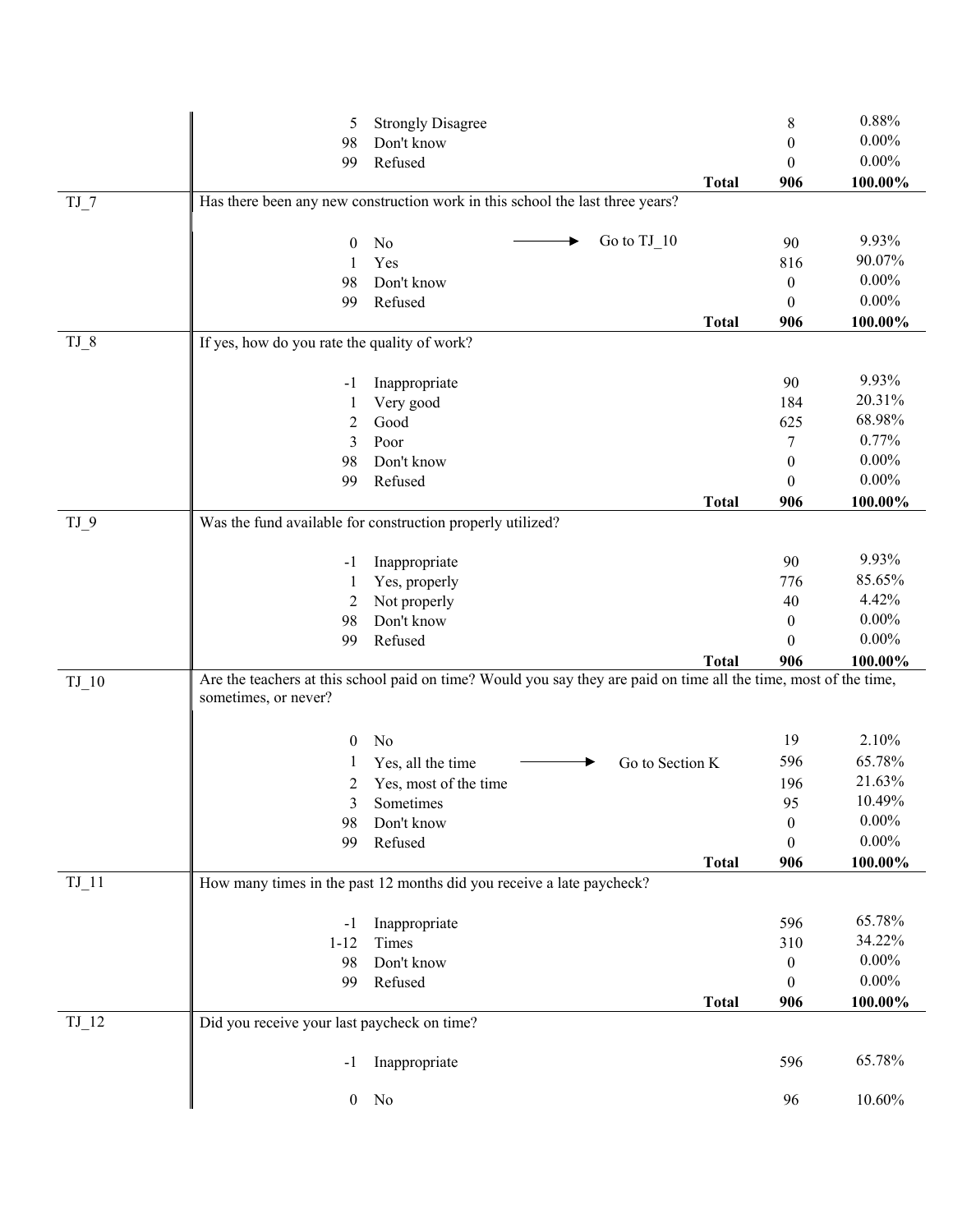| | | | | | |
|---|---|---|---|---|---|
| | 5 | Strongly Disagree | | 8 | 0.88% |
| | 98 | Don't know | | 0 | 0.00% |
| | 99 | Refused | | 0 | 0.00% |
| | | | **Total** | **906** | **100.00%** |
| TJ_7 | Has there been any new construction work in this school the last three years? | | | | |
| | 0 | No → Go to TJ_10 | | 90 | 9.93% |
| | 1 | Yes | | 816 | 90.07% |
| | 98 | Don't know | | 0 | 0.00% |
| | 99 | Refused | | 0 | 0.00% |
| | | | **Total** | **906** | **100.00%** |
| TJ_8 | If yes, how do you rate the quality of work? | | | | |
| | -1 | Inappropriate | | 90 | 9.93% |
| | 1 | Very good | | 184 | 20.31% |
| | 2 | Good | | 625 | 68.98% |
| | 3 | Poor | | 7 | 0.77% |
| | 98 | Don't know | | 0 | 0.00% |
| | 99 | Refused | | 0 | 0.00% |
| | | | **Total** | **906** | **100.00%** |
| TJ_9 | Was the fund available for construction properly utilized? | | | | |
| | -1 | Inappropriate | | 90 | 9.93% |
| | 1 | Yes, properly | | 776 | 85.65% |
| | 2 | Not properly | | 40 | 4.42% |
| | 98 | Don't know | | 0 | 0.00% |
| | 99 | Refused | | 0 | 0.00% |
| | | | **Total** | **906** | **100.00%** |
| TJ_10 | Are the teachers at this school paid on time? Would you say they are paid on time all the time, most of the time, sometimes, or never? | | | | |
| | 0 | No | | 19 | 2.10% |
| | 1 | Yes, all the time → Go to Section K | | 596 | 65.78% |
| | 2 | Yes, most of the time | | 196 | 21.63% |
| | 3 | Sometimes | | 95 | 10.49% |
| | 98 | Don't know | | 0 | 0.00% |
| | 99 | Refused | | 0 | 0.00% |
| | | | **Total** | **906** | **100.00%** |
| TJ_11 | How many times in the past 12 months did you receive a late paycheck? | | | | |
| | -1 | Inappropriate | | 596 | 65.78% |
| | 1-12 | Times | | 310 | 34.22% |
| | 98 | Don't know | | 0 | 0.00% |
| | 99 | Refused | | 0 | 0.00% |
| | | | **Total** | **906** | **100.00%** |
| TJ_12 | Did you receive your last paycheck on time? | | | | |
| | -1 | Inappropriate | | 596 | 65.78% |
| | 0 | No | | 96 | 10.60% |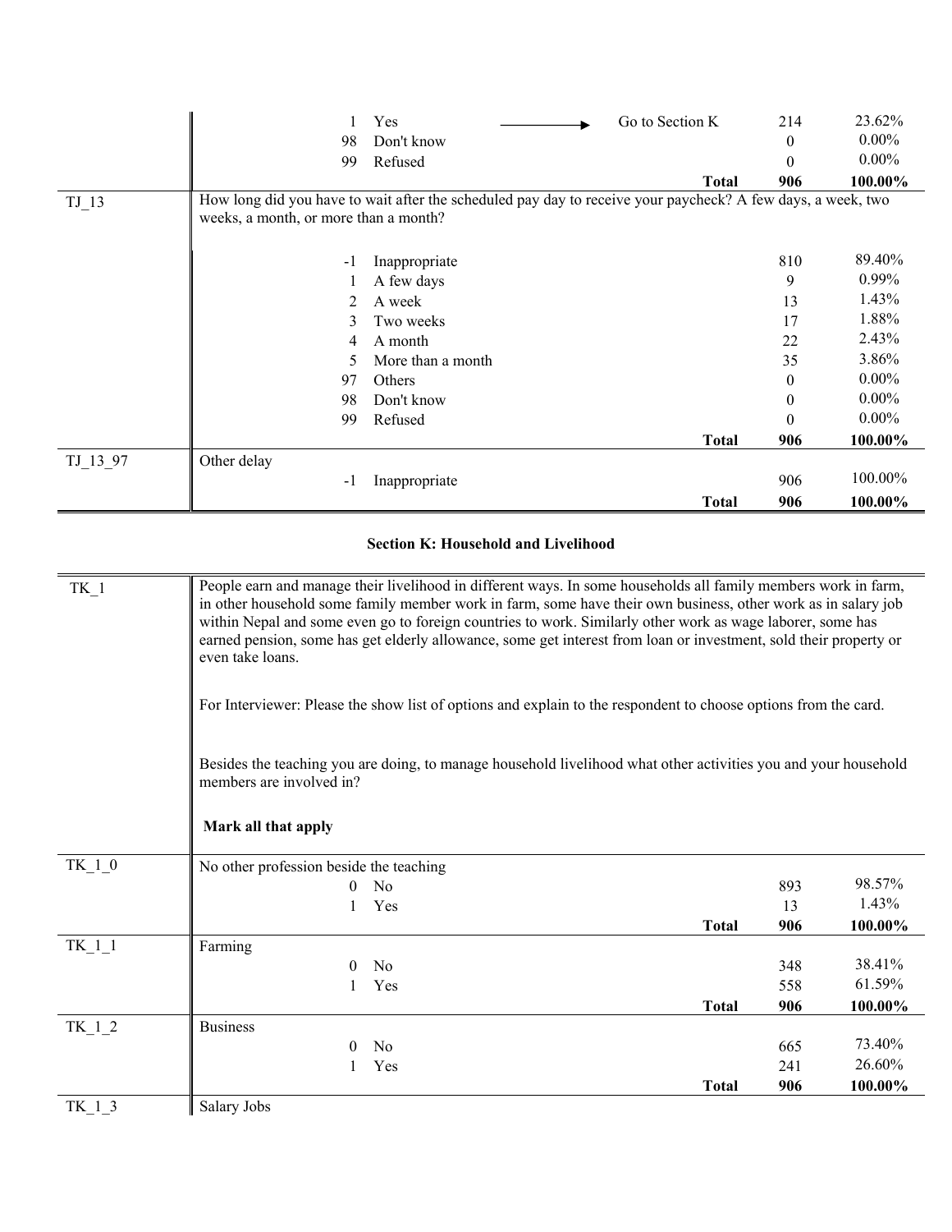| | | | | | |
|---|---|---|---|---|---|
| | 1 | Yes | → Go to Section K | 214 | 23.62% |
| | 98 | Don't know | | 0 | 0.00% |
| | 99 | Refused | | 0 | 0.00% |
| | | | **Total** | **906** | **100.00%** |
| TJ_13 | How long did you have to wait after the scheduled pay day to receive your paycheck? A few days, a week, two weeks, a month, or more than a month? | | | | |
| | -1 | Inappropriate | | 810 | 89.40% |
| | 1 | A few days | | 9 | 0.99% |
| | 2 | A week | | 13 | 1.43% |
| | 3 | Two weeks | | 17 | 1.88% |
| | 4 | A month | | 22 | 2.43% |
| | 5 | More than a month | | 35 | 3.86% |
| | 97 | Others | | 0 | 0.00% |
| | 98 | Don't know | | 0 | 0.00% |
| | 99 | Refused | | 0 | 0.00% |
| | | | **Total** | **906** | **100.00%** |
| TJ_13_97 | Other delay | | | | |
| | -1 | Inappropriate | | 906 | 100.00% |
| | | | **Total** | **906** | **100.00%** |

**Section K: Household and Livelihood**

| | | | | | |
|---|---|---|---|---|---|
| TK_1 | People earn and manage their livelihood in different ways. In some households all family members work in farm, in other household some family member work in farm, some have their own business, other work as in salary job within Nepal and some even go to foreign countries to work. Similarly other work as wage laborer, some has earned pension, some has get elderly allowance, some get interest from loan or investment, sold their property or even take loans.<br><br>For Interviewer: Please the show list of options and explain to the respondent to choose options from the card.<br><br>Besides the teaching you are doing, to manage household livelihood what other activities you and your household members are involved in?<br><br>**Mark all that apply** | | | | |
| TK_1_0 | No other profession beside the teaching | | | | |
| | 0 | No | | 893 | 98.57% |
| | 1 | Yes | | 13 | 1.43% |
| | | | **Total** | **906** | **100.00%** |
| TK_1_1 | Farming | | | | |
| | 0 | No | | 348 | 38.41% |
| | 1 | Yes | | 558 | 61.59% |
| | | | **Total** | **906** | **100.00%** |
| TK_1_2 | Business | | | | |
| | 0 | No | | 665 | 73.40% |
| | 1 | Yes | | 241 | 26.60% |
| | | | **Total** | **906** | **100.00%** |
| TK_1_3 | Salary Jobs | | | | |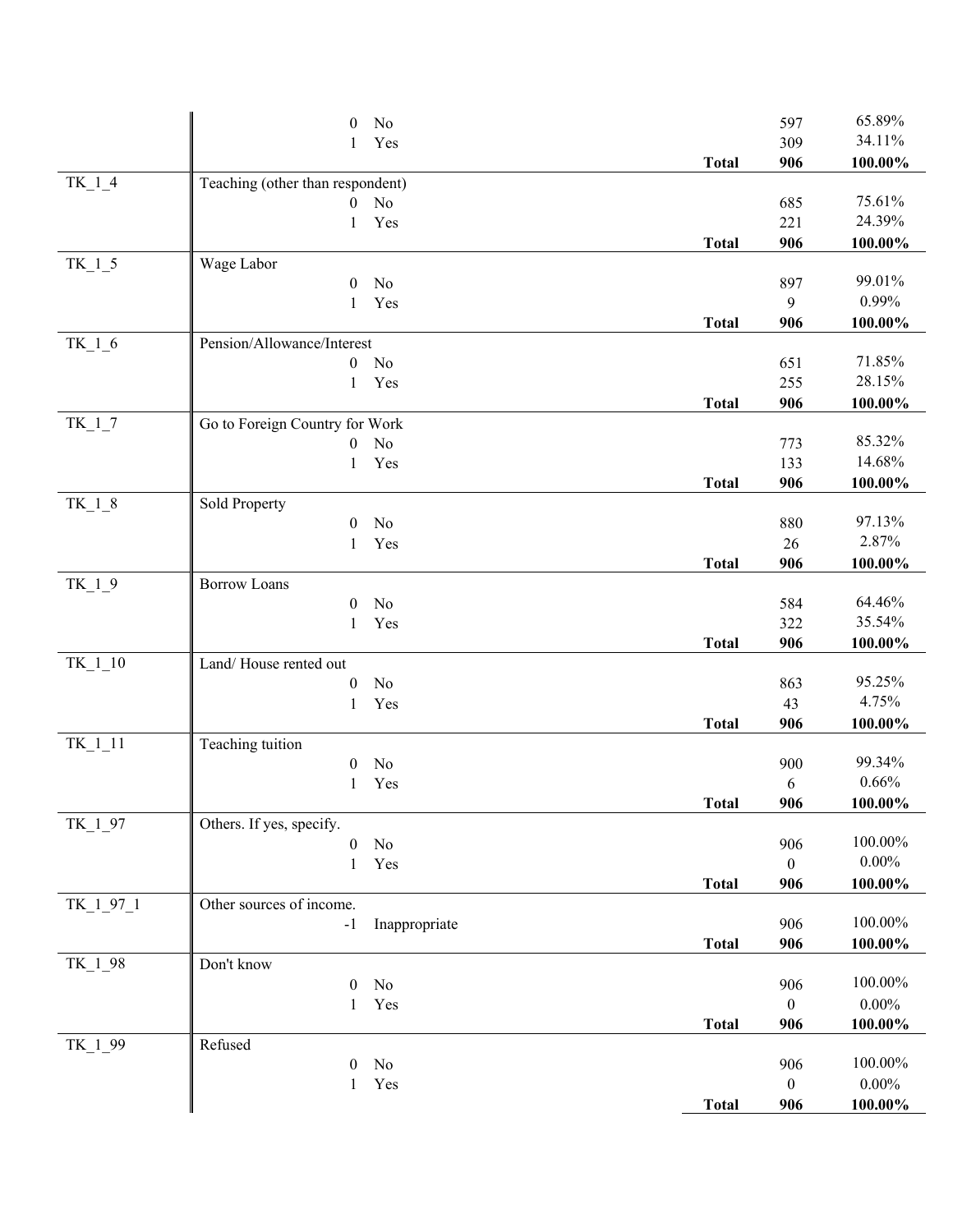| Variable | Label / Value | | Frequency | Percent |
|---|---|---|---|---|
| | 0 No | | 597 | 65.89% |
| | 1 Yes | | 309 | 34.11% |
| | | **Total** | **906** | **100.00%** |
| TK_1_4 | Teaching (other than respondent) | | | |
| | 0 No | | 685 | 75.61% |
| | 1 Yes | | 221 | 24.39% |
| | | **Total** | **906** | **100.00%** |
| TK_1_5 | Wage Labor | | | |
| | 0 No | | 897 | 99.01% |
| | 1 Yes | | 9 | 0.99% |
| | | **Total** | **906** | **100.00%** |
| TK_1_6 | Pension/Allowance/Interest | | | |
| | 0 No | | 651 | 71.85% |
| | 1 Yes | | 255 | 28.15% |
| | | **Total** | **906** | **100.00%** |
| TK_1_7 | Go to Foreign Country for Work | | | |
| | 0 No | | 773 | 85.32% |
| | 1 Yes | | 133 | 14.68% |
| | | **Total** | **906** | **100.00%** |
| TK_1_8 | Sold Property | | | |
| | 0 No | | 880 | 97.13% |
| | 1 Yes | | 26 | 2.87% |
| | | **Total** | **906** | **100.00%** |
| TK_1_9 | Borrow Loans | | | |
| | 0 No | | 584 | 64.46% |
| | 1 Yes | | 322 | 35.54% |
| | | **Total** | **906** | **100.00%** |
| TK_1_10 | Land/ House rented out | | | |
| | 0 No | | 863 | 95.25% |
| | 1 Yes | | 43 | 4.75% |
| | | **Total** | **906** | **100.00%** |
| TK_1_11 | Teaching tuition | | | |
| | 0 No | | 900 | 99.34% |
| | 1 Yes | | 6 | 0.66% |
| | | **Total** | **906** | **100.00%** |
| TK_1_97 | Others. If yes, specify. | | | |
| | 0 No | | 906 | 100.00% |
| | 1 Yes | | 0 | 0.00% |
| | | **Total** | **906** | **100.00%** |
| TK_1_97_1 | Other sources of income. | | | |
| | -1 Inappropriate | | 906 | 100.00% |
| | | **Total** | **906** | **100.00%** |
| TK_1_98 | Don't know | | | |
| | 0 No | | 906 | 100.00% |
| | 1 Yes | | 0 | 0.00% |
| | | **Total** | **906** | **100.00%** |
| TK_1_99 | Refused | | | |
| | 0 No | | 906 | 100.00% |
| | 1 Yes | | 0 | 0.00% |
| | | **Total** | **906** | **100.00%** |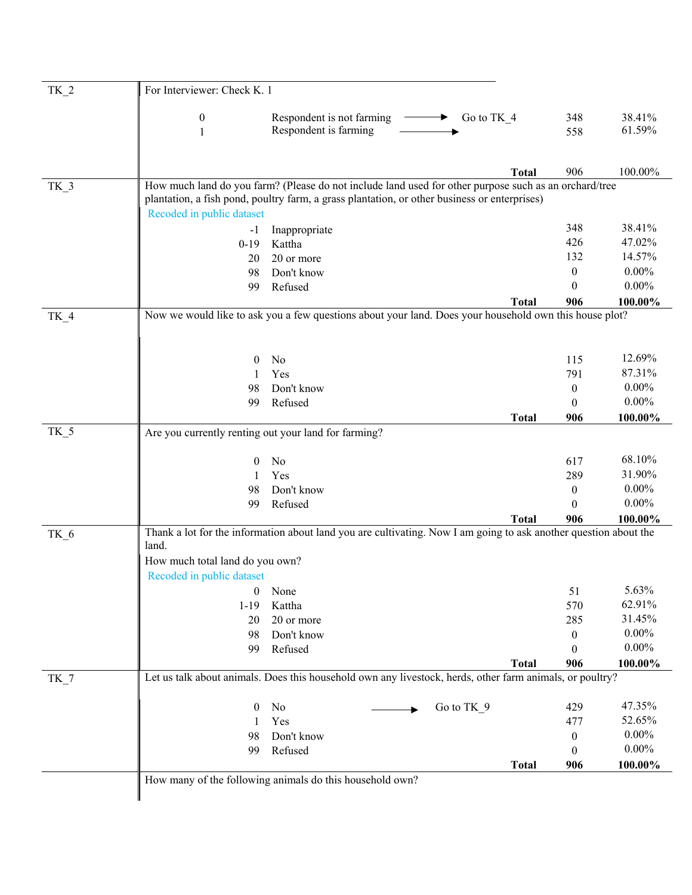| | | | | | |
|---|---|---|---|---|---|
| TK_2 | For Interviewer: Check K. 1 | | | | |
| | 0 | Respondent is not farming → Go to TK_4 | | 348 | 38.41% |
| | 1 | Respondent is farming → | | 558 | 61.59% |
| | | | **Total** | 906 | 100.00% |
| TK_3 | How much land do you farm? (Please do not include land used for other purpose such as an orchard/tree plantation, a fish pond, poultry farm, a grass plantation, or other business or enterprises)<br>Recoded in public dataset | | | | |
| | -1 | Inappropriate | | 348 | 38.41% |
| | 0-19 | Kattha | | 426 | 47.02% |
| | 20 | 20 or more | | 132 | 14.57% |
| | 98 | Don't know | | 0 | 0.00% |
| | 99 | Refused | | 0 | 0.00% |
| | | | **Total** | **906** | **100.00%** |
| TK_4 | Now we would like to ask you a few questions about your land. Does your household own this house plot? | | | | |
| | 0 | No | | 115 | 12.69% |
| | 1 | Yes | | 791 | 87.31% |
| | 98 | Don't know | | 0 | 0.00% |
| | 99 | Refused | | 0 | 0.00% |
| | | | **Total** | **906** | **100.00%** |
| TK_5 | Are you currently renting out your land for farming? | | | | |
| | 0 | No | | 617 | 68.10% |
| | 1 | Yes | | 289 | 31.90% |
| | 98 | Don't know | | 0 | 0.00% |
| | 99 | Refused | | 0 | 0.00% |
| | | | **Total** | **906** | **100.00%** |
| TK_6 | Thank a lot for the information about land you are cultivating. Now I am going to ask another question about the land.<br>How much total land do you own?<br>Recoded in public dataset | | | | |
| | 0 | None | | 51 | 5.63% |
| | 1-19 | Kattha | | 570 | 62.91% |
| | 20 | 20 or more | | 285 | 31.45% |
| | 98 | Don't know | | 0 | 0.00% |
| | 99 | Refused | | 0 | 0.00% |
| | | | **Total** | **906** | **100.00%** |
| TK_7 | Let us talk about animals. Does this household own any livestock, herds, other farm animals, or poultry? | | | | |
| | 0 | No → Go to TK_9 | | 429 | 47.35% |
| | 1 | Yes | | 477 | 52.65% |
| | 98 | Don't know | | 0 | 0.00% |
| | 99 | Refused | | 0 | 0.00% |
| | | | **Total** | **906** | **100.00%** |
| | How many of the following animals do this household own? | | | | |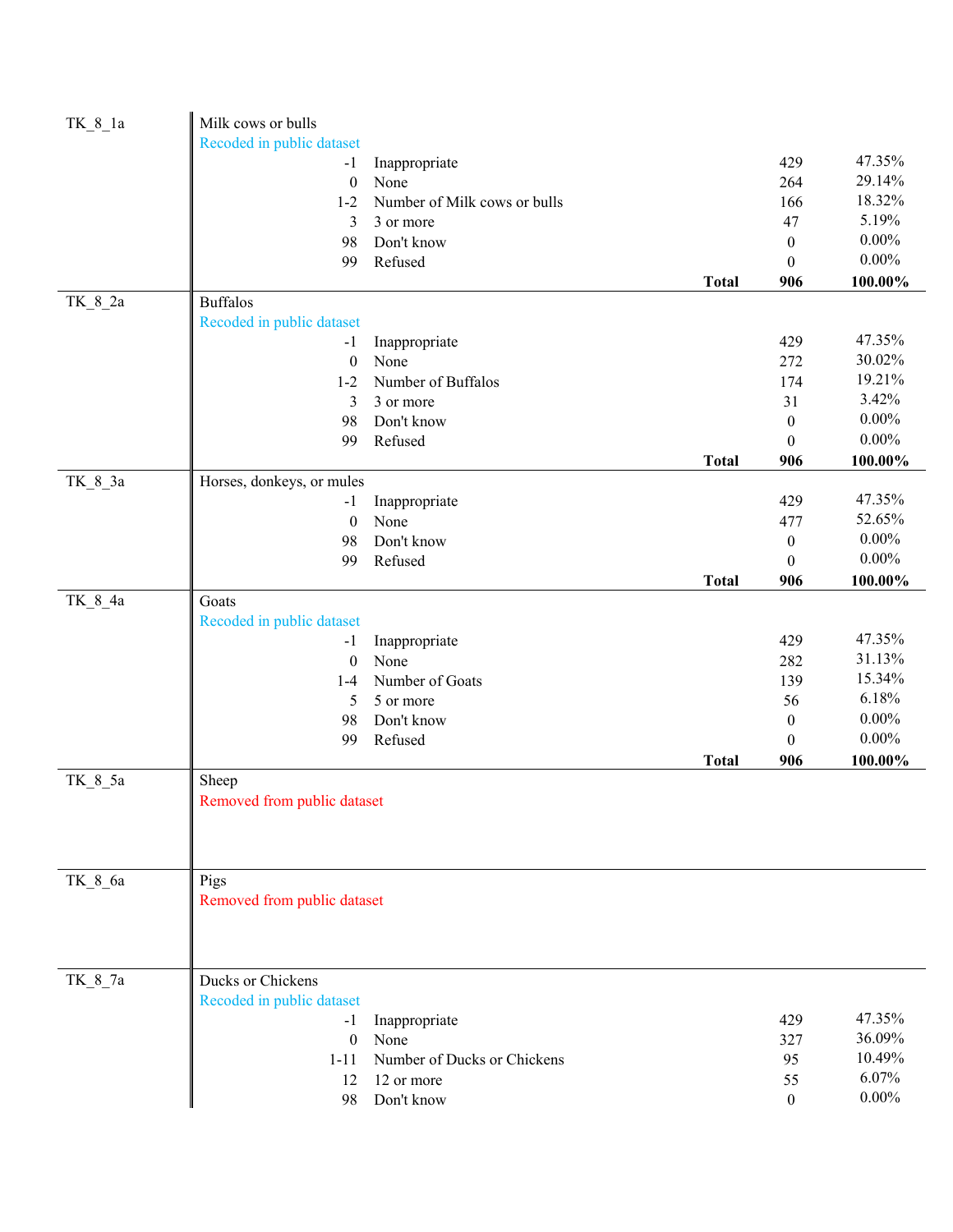| Variable | Description | | | Count | Percent |
|---|---|---|---|---|---|
| TK_8_1a | Milk cows or bulls | | | | |
| | Recoded in public dataset | | | | |
| | -1 | Inappropriate | | 429 | 47.35% |
| | 0 | None | | 264 | 29.14% |
| | 1-2 | Number of Milk cows or bulls | | 166 | 18.32% |
| | 3 | 3 or more | | 47 | 5.19% |
| | 98 | Don't know | | 0 | 0.00% |
| | 99 | Refused | | 0 | 0.00% |
| | | | **Total** | **906** | **100.00%** |
| TK_8_2a | Buffalos | | | | |
| | Recoded in public dataset | | | | |
| | -1 | Inappropriate | | 429 | 47.35% |
| | 0 | None | | 272 | 30.02% |
| | 1-2 | Number of Buffalos | | 174 | 19.21% |
| | 3 | 3 or more | | 31 | 3.42% |
| | 98 | Don't know | | 0 | 0.00% |
| | 99 | Refused | | 0 | 0.00% |
| | | | **Total** | **906** | **100.00%** |
| TK_8_3a | Horses, donkeys, or mules | | | | |
| | -1 | Inappropriate | | 429 | 47.35% |
| | 0 | None | | 477 | 52.65% |
| | 98 | Don't know | | 0 | 0.00% |
| | 99 | Refused | | 0 | 0.00% |
| | | | **Total** | **906** | **100.00%** |
| TK_8_4a | Goats | | | | |
| | Recoded in public dataset | | | | |
| | -1 | Inappropriate | | 429 | 47.35% |
| | 0 | None | | 282 | 31.13% |
| | 1-4 | Number of Goats | | 139 | 15.34% |
| | 5 | 5 or more | | 56 | 6.18% |
| | 98 | Don't know | | 0 | 0.00% |
| | 99 | Refused | | 0 | 0.00% |
| | | | **Total** | **906** | **100.00%** |
| TK_8_5a | Sheep | | | | |
| | Removed from public dataset | | | | |
| TK_8_6a | Pigs | | | | |
| | Removed from public dataset | | | | |
| TK_8_7a | Ducks or Chickens | | | | |
| | Recoded in public dataset | | | | |
| | -1 | Inappropriate | | 429 | 47.35% |
| | 0 | None | | 327 | 36.09% |
| | 1-11 | Number of Ducks or Chickens | | 95 | 10.49% |
| | 12 | 12 or more | | 55 | 6.07% |
| | 98 | Don't know | | 0 | 0.00% |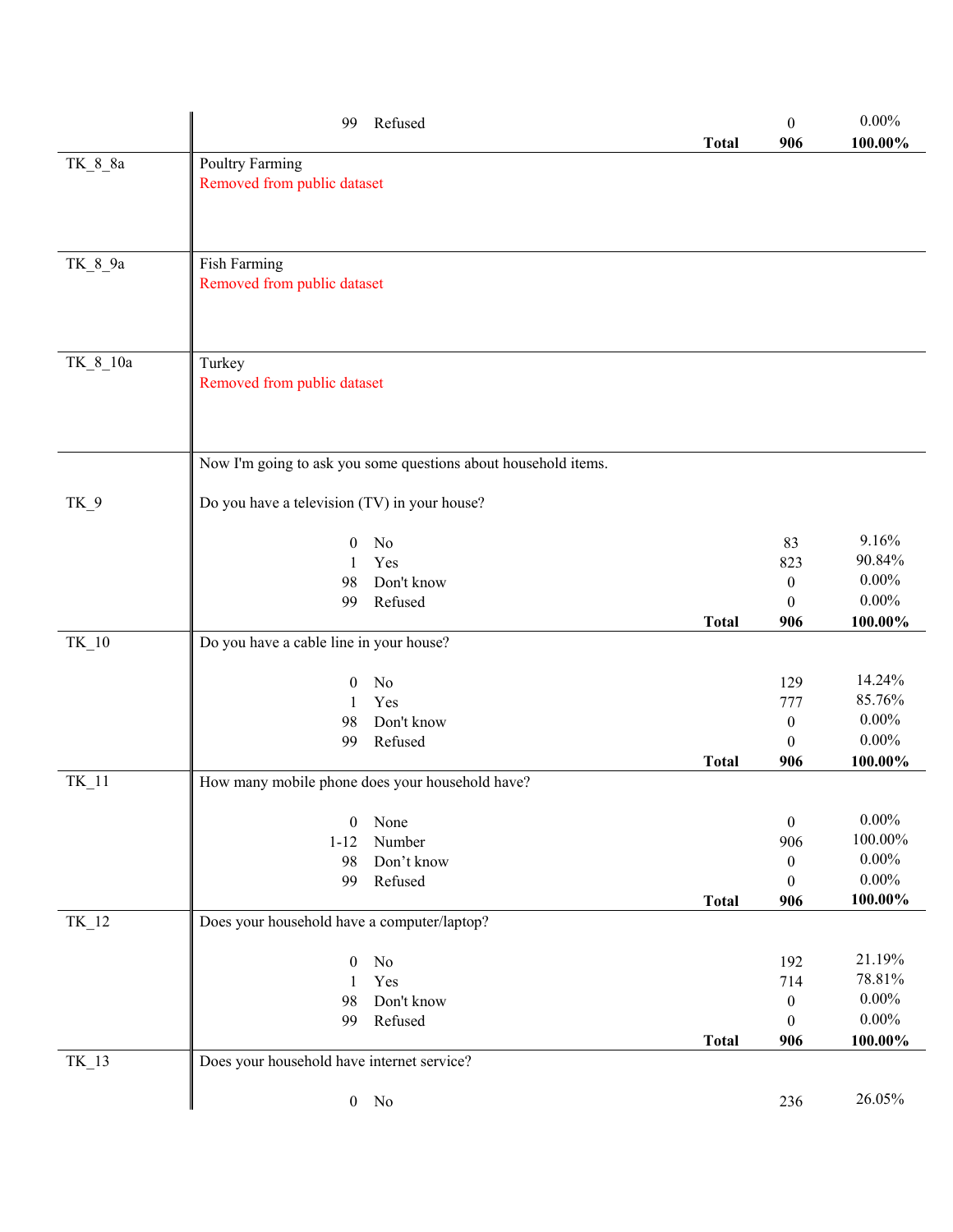| Variable | Question / Response | | Count | Percent |
|---|---|---|---|---|
| | 99 | Refused | 0 | 0.00% |
| | | **Total** | **906** | **100.00%** |
| TK_8_8a | Poultry Farming<br>Removed from public dataset | | | |
| TK_8_9a | Fish Farming<br>Removed from public dataset | | | |
| TK_8_10a | Turkey<br>Removed from public dataset | | | |
| | Now I'm going to ask you some questions about household items. | | | |
| TK_9 | Do you have a television (TV) in your house? | | | |
| | 0 | No | 83 | 9.16% |
| | 1 | Yes | 823 | 90.84% |
| | 98 | Don't know | 0 | 0.00% |
| | 99 | Refused | 0 | 0.00% |
| | | **Total** | **906** | **100.00%** |
| TK_10 | Do you have a cable line in your house? | | | |
| | 0 | No | 129 | 14.24% |
| | 1 | Yes | 777 | 85.76% |
| | 98 | Don't know | 0 | 0.00% |
| | 99 | Refused | 0 | 0.00% |
| | | **Total** | **906** | **100.00%** |
| TK_11 | How many mobile phone does your household have? | | | |
| | 0 | None | 0 | 0.00% |
| | 1-12 | Number | 906 | 100.00% |
| | 98 | Don't know | 0 | 0.00% |
| | 99 | Refused | 0 | 0.00% |
| | | **Total** | **906** | **100.00%** |
| TK_12 | Does your household have a computer/laptop? | | | |
| | 0 | No | 192 | 21.19% |
| | 1 | Yes | 714 | 78.81% |
| | 98 | Don't know | 0 | 0.00% |
| | 99 | Refused | 0 | 0.00% |
| | | **Total** | **906** | **100.00%** |
| TK_13 | Does your household have internet service? | | | |
| | 0 | No | 236 | 26.05% |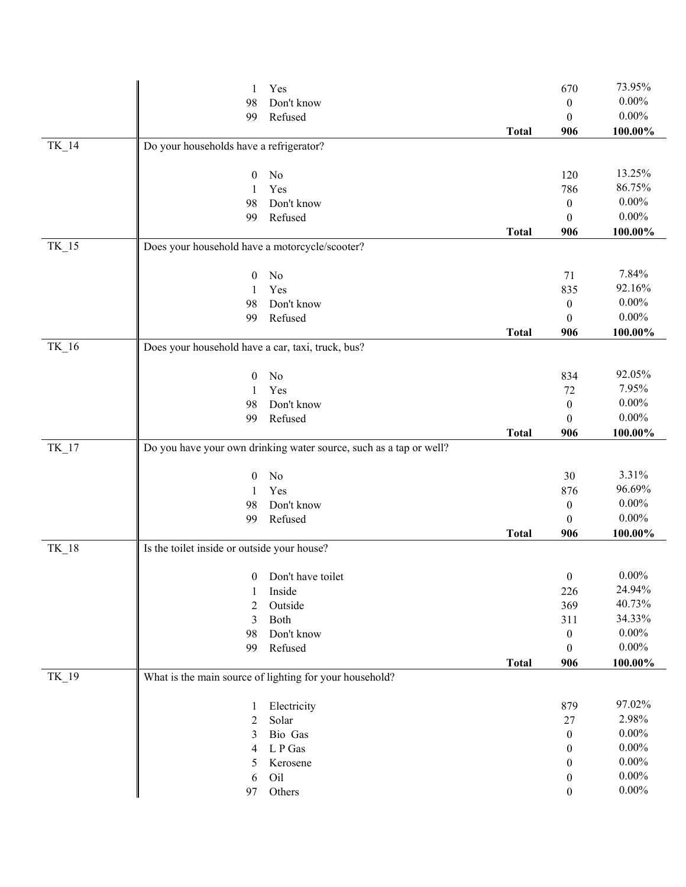| Variable | Code | Label | | Count | Percent |
|---|---|---|---|---|---|
| | 1 | Yes | | 670 | 73.95% |
| | 98 | Don't know | | 0 | 0.00% |
| | 99 | Refused | | 0 | 0.00% |
| | | | **Total** | **906** | **100.00%** |
| TK_14 | Do your households have a refrigerator? | | | | |
| | 0 | No | | 120 | 13.25% |
| | 1 | Yes | | 786 | 86.75% |
| | 98 | Don't know | | 0 | 0.00% |
| | 99 | Refused | | 0 | 0.00% |
| | | | **Total** | **906** | **100.00%** |
| TK_15 | Does your household have a motorcycle/scooter? | | | | |
| | 0 | No | | 71 | 7.84% |
| | 1 | Yes | | 835 | 92.16% |
| | 98 | Don't know | | 0 | 0.00% |
| | 99 | Refused | | 0 | 0.00% |
| | | | **Total** | **906** | **100.00%** |
| TK_16 | Does your household have a car, taxi, truck, bus? | | | | |
| | 0 | No | | 834 | 92.05% |
| | 1 | Yes | | 72 | 7.95% |
| | 98 | Don't know | | 0 | 0.00% |
| | 99 | Refused | | 0 | 0.00% |
| | | | **Total** | **906** | **100.00%** |
| TK_17 | Do you have your own drinking water source, such as a tap or well? | | | | |
| | 0 | No | | 30 | 3.31% |
| | 1 | Yes | | 876 | 96.69% |
| | 98 | Don't know | | 0 | 0.00% |
| | 99 | Refused | | 0 | 0.00% |
| | | | **Total** | **906** | **100.00%** |
| TK_18 | Is the toilet inside or outside your house? | | | | |
| | 0 | Don't have toilet | | 0 | 0.00% |
| | 1 | Inside | | 226 | 24.94% |
| | 2 | Outside | | 369 | 40.73% |
| | 3 | Both | | 311 | 34.33% |
| | 98 | Don't know | | 0 | 0.00% |
| | 99 | Refused | | 0 | 0.00% |
| | | | **Total** | **906** | **100.00%** |
| TK_19 | What is the main source of lighting for your household? | | | | |
| | 1 | Electricity | | 879 | 97.02% |
| | 2 | Solar | | 27 | 2.98% |
| | 3 | Bio Gas | | 0 | 0.00% |
| | 4 | L P Gas | | 0 | 0.00% |
| | 5 | Kerosene | | 0 | 0.00% |
| | 6 | Oil | | 0 | 0.00% |
| | 97 | Others | | 0 | 0.00% |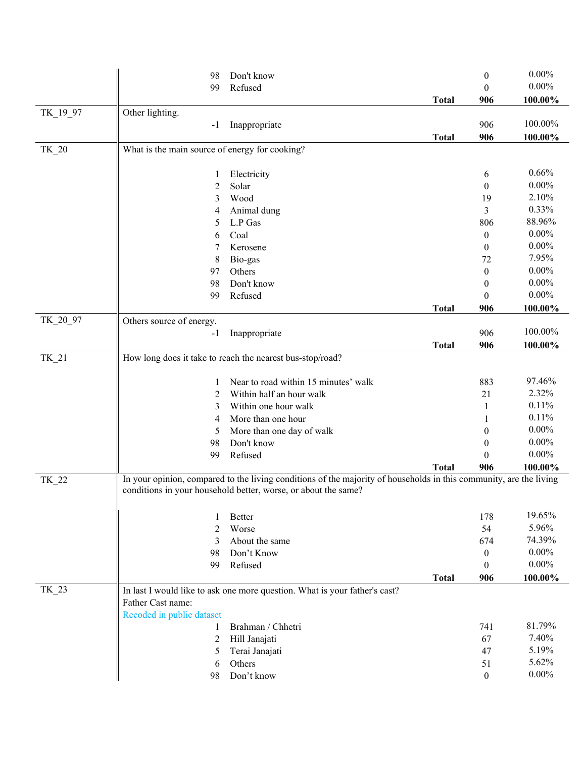| Variable | Question / Code | Label | | Frequency | Percent |
|---|---|---|---|---|---|
| | 98 | Don't know | | 0 | 0.00% |
| | 99 | Refused | | 0 | 0.00% |
| | | | **Total** | **906** | **100.00%** |
| TK_19_97 | Other lighting. | | | | |
| | -1 | Inappropriate | | 906 | 100.00% |
| | | | **Total** | **906** | **100.00%** |
| TK_20 | What is the main source of energy for cooking? | | | | |
| | 1 | Electricity | | 6 | 0.66% |
| | 2 | Solar | | 0 | 0.00% |
| | 3 | Wood | | 19 | 2.10% |
| | 4 | Animal dung | | 3 | 0.33% |
| | 5 | L.P Gas | | 806 | 88.96% |
| | 6 | Coal | | 0 | 0.00% |
| | 7 | Kerosene | | 0 | 0.00% |
| | 8 | Bio-gas | | 72 | 7.95% |
| | 97 | Others | | 0 | 0.00% |
| | 98 | Don't know | | 0 | 0.00% |
| | 99 | Refused | | 0 | 0.00% |
| | | | **Total** | **906** | **100.00%** |
| TK_20_97 | Others source of energy. | | | | |
| | -1 | Inappropriate | | 906 | 100.00% |
| | | | **Total** | **906** | **100.00%** |
| TK_21 | How long does it take to reach the nearest bus-stop/road? | | | | |
| | 1 | Near to road within 15 minutes' walk | | 883 | 97.46% |
| | 2 | Within half an hour walk | | 21 | 2.32% |
| | 3 | Within one hour walk | | 1 | 0.11% |
| | 4 | More than one hour | | 1 | 0.11% |
| | 5 | More than one day of walk | | 0 | 0.00% |
| | 98 | Don't know | | 0 | 0.00% |
| | 99 | Refused | | 0 | 0.00% |
| | | | **Total** | **906** | **100.00%** |
| TK_22 | In your opinion, compared to the living conditions of the majority of households in this community, are the living conditions in your household better, worse, or about the same? | | | | |
| | 1 | Better | | 178 | 19.65% |
| | 2 | Worse | | 54 | 5.96% |
| | 3 | About the same | | 674 | 74.39% |
| | 98 | Don't Know | | 0 | 0.00% |
| | 99 | Refused | | 0 | 0.00% |
| | | | **Total** | **906** | **100.00%** |
| TK_23 | In last I would like to ask one more question. What is your father's cast? Father Cast name: Recoded in public dataset | | | | |
| | 1 | Brahman / Chhetri | | 741 | 81.79% |
| | 2 | Hill Janajati | | 67 | 7.40% |
| | 5 | Terai Janajati | | 47 | 5.19% |
| | 6 | Others | | 51 | 5.62% |
| | 98 | Don't know | | 0 | 0.00% |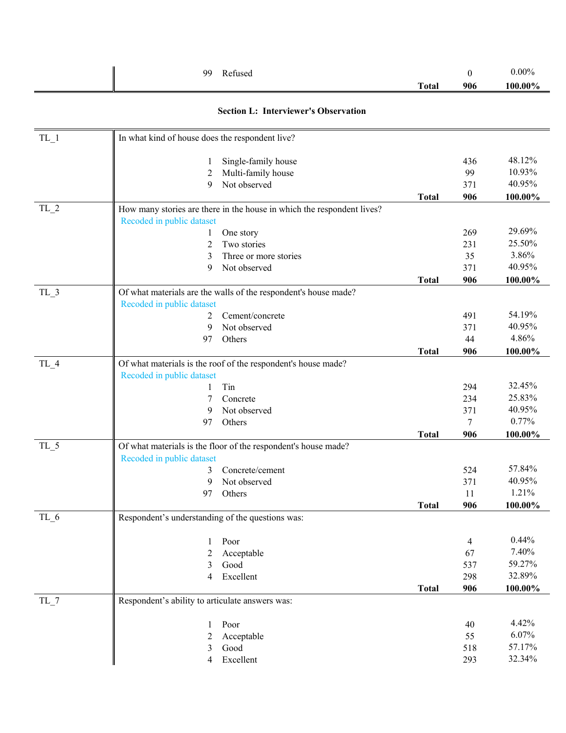| | | | | |
|---|---|---|---|---|
| | 99 Refused | | 0 | 0.00% |
| | | **Total** | **906** | **100.00%** |

## Section L: Interviewer's Observation

| Variable | Question / Response | | N | % |
|---|---|---|---|---|
| TL_1 | In what kind of house does the respondent live? | | | |
| | 1 Single-family house | | 436 | 48.12% |
| | 2 Multi-family house | | 99 | 10.93% |
| | 9 Not observed | | 371 | 40.95% |
| | | **Total** | **906** | **100.00%** |
| TL_2 | How many stories are there in the house in which the respondent lives? | | | |
| | Recoded in public dataset | | | |
| | 1 One story | | 269 | 29.69% |
| | 2 Two stories | | 231 | 25.50% |
| | 3 Three or more stories | | 35 | 3.86% |
| | 9 Not observed | | 371 | 40.95% |
| | | **Total** | **906** | **100.00%** |
| TL_3 | Of what materials are the walls of the respondent's house made? | | | |
| | Recoded in public dataset | | | |
| | 2 Cement/concrete | | 491 | 54.19% |
| | 9 Not observed | | 371 | 40.95% |
| | 97 Others | | 44 | 4.86% |
| | | **Total** | **906** | **100.00%** |
| TL_4 | Of what materials is the roof of the respondent's house made? | | | |
| | Recoded in public dataset | | | |
| | 1 Tin | | 294 | 32.45% |
| | 7 Concrete | | 234 | 25.83% |
| | 9 Not observed | | 371 | 40.95% |
| | 97 Others | | 7 | 0.77% |
| | | **Total** | **906** | **100.00%** |
| TL_5 | Of what materials is the floor of the respondent's house made? | | | |
| | Recoded in public dataset | | | |
| | 3 Concrete/cement | | 524 | 57.84% |
| | 9 Not observed | | 371 | 40.95% |
| | 97 Others | | 11 | 1.21% |
| | | **Total** | **906** | **100.00%** |
| TL_6 | Respondent's understanding of the questions was: | | | |
| | 1 Poor | | 4 | 0.44% |
| | 2 Acceptable | | 67 | 7.40% |
| | 3 Good | | 537 | 59.27% |
| | 4 Excellent | | 298 | 32.89% |
| | | **Total** | **906** | **100.00%** |
| TL_7 | Respondent's ability to articulate answers was: | | | |
| | 1 Poor | | 40 | 4.42% |
| | 2 Acceptable | | 55 | 6.07% |
| | 3 Good | | 518 | 57.17% |
| | 4 Excellent | | 293 | 32.34% |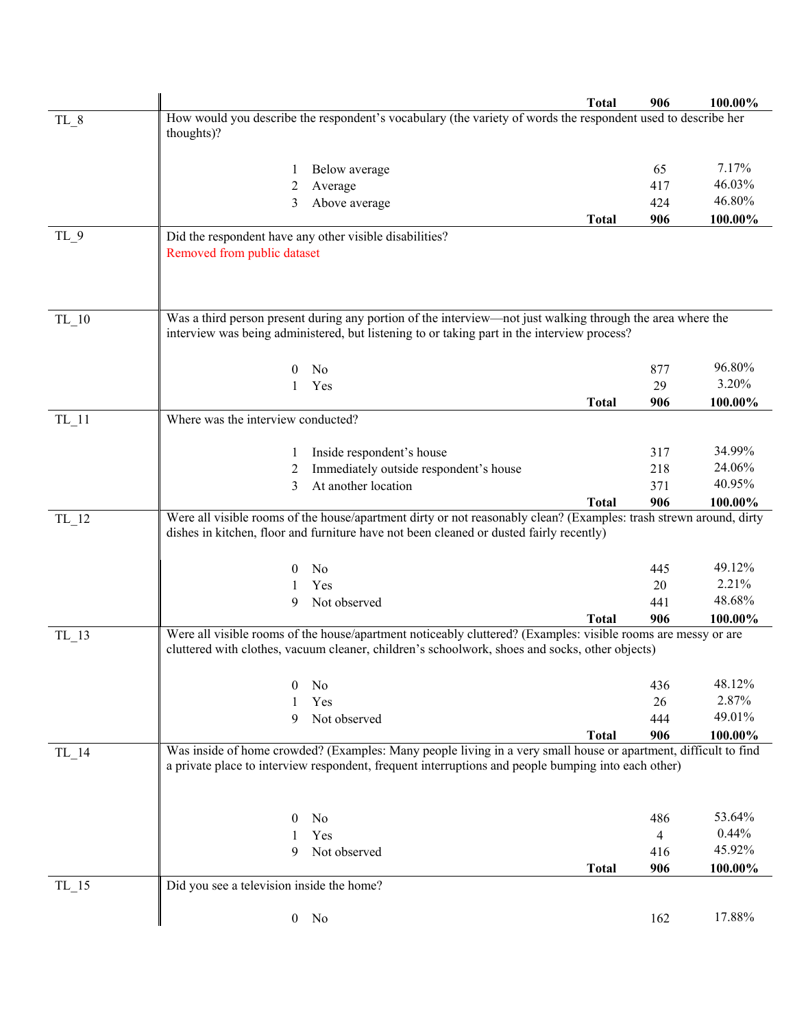| | | | | |
|---|---|---|---|---|
| | | **Total** | **906** | **100.00%** |
| TL_8 | How would you describe the respondent's vocabulary (the variety of words the respondent used to describe her thoughts)? | | | |
| | 1 | Below average | 65 | 7.17% |
| | 2 | Average | 417 | 46.03% |
| | 3 | Above average | 424 | 46.80% |
| | | **Total** | **906** | **100.00%** |
| TL_9 | Did the respondent have any other visible disabilities?<br>Removed from public dataset | | | |
| TL_10 | Was a third person present during any portion of the interview—not just walking through the area where the interview was being administered, but listening to or taking part in the interview process? | | | |
| | 0 | No | 877 | 96.80% |
| | 1 | Yes | 29 | 3.20% |
| | | **Total** | **906** | **100.00%** |
| TL_11 | Where was the interview conducted? | | | |
| | 1 | Inside respondent's house | 317 | 34.99% |
| | 2 | Immediately outside respondent's house | 218 | 24.06% |
| | 3 | At another location | 371 | 40.95% |
| | | **Total** | **906** | **100.00%** |
| TL_12 | Were all visible rooms of the house/apartment dirty or not reasonably clean? (Examples: trash strewn around, dirty dishes in kitchen, floor and furniture have not been cleaned or dusted fairly recently) | | | |
| | 0 | No | 445 | 49.12% |
| | 1 | Yes | 20 | 2.21% |
| | 9 | Not observed | 441 | 48.68% |
| | | **Total** | **906** | **100.00%** |
| TL_13 | Were all visible rooms of the house/apartment noticeably cluttered? (Examples: visible rooms are messy or are cluttered with clothes, vacuum cleaner, children's schoolwork, shoes and socks, other objects) | | | |
| | 0 | No | 436 | 48.12% |
| | 1 | Yes | 26 | 2.87% |
| | 9 | Not observed | 444 | 49.01% |
| | | **Total** | **906** | **100.00%** |
| TL_14 | Was inside of home crowded? (Examples: Many people living in a very small house or apartment, difficult to find a private place to interview respondent, frequent interruptions and people bumping into each other) | | | |
| | 0 | No | 486 | 53.64% |
| | 1 | Yes | 4 | 0.44% |
| | 9 | Not observed | 416 | 45.92% |
| | | **Total** | **906** | **100.00%** |
| TL_15 | Did you see a television inside the home? | | | |
| | 0 | No | 162 | 17.88% |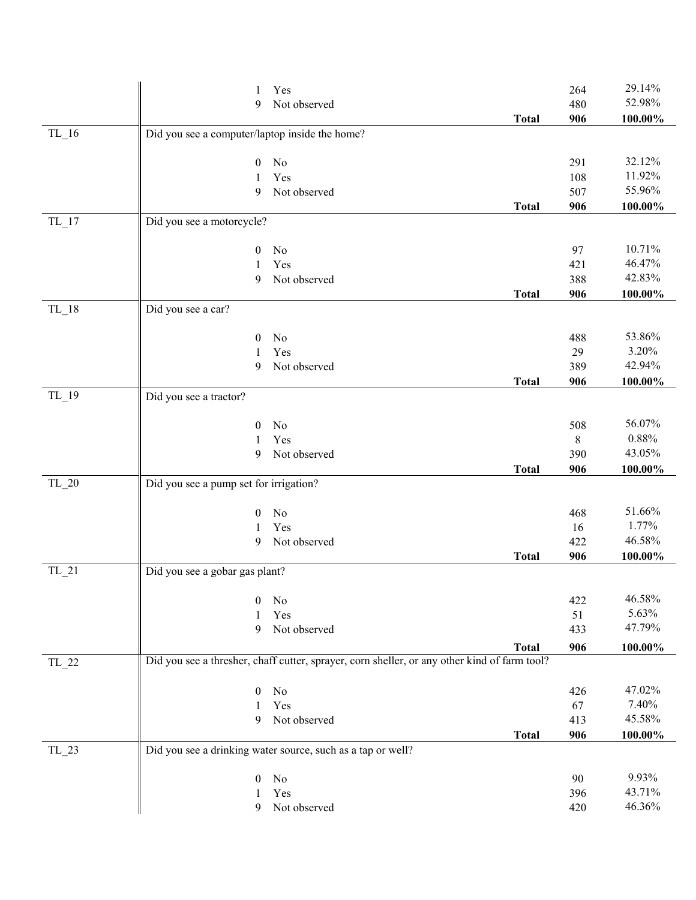| | | | | |
|---|---|---|---|---|
| | 1 Yes | | 264 | 29.14% |
| | 9 Not observed | | 480 | 52.98% |
| | | **Total** | **906** | **100.00%** |
| TL_16 | Did you see a computer/laptop inside the home? | | | |
| | 0 No | | 291 | 32.12% |
| | 1 Yes | | 108 | 11.92% |
| | 9 Not observed | | 507 | 55.96% |
| | | **Total** | **906** | **100.00%** |
| TL_17 | Did you see a motorcycle? | | | |
| | 0 No | | 97 | 10.71% |
| | 1 Yes | | 421 | 46.47% |
| | 9 Not observed | | 388 | 42.83% |
| | | **Total** | **906** | **100.00%** |
| TL_18 | Did you see a car? | | | |
| | 0 No | | 488 | 53.86% |
| | 1 Yes | | 29 | 3.20% |
| | 9 Not observed | | 389 | 42.94% |
| | | **Total** | **906** | **100.00%** |
| TL_19 | Did you see a tractor? | | | |
| | 0 No | | 508 | 56.07% |
| | 1 Yes | | 8 | 0.88% |
| | 9 Not observed | | 390 | 43.05% |
| | | **Total** | **906** | **100.00%** |
| TL_20 | Did you see a pump set for irrigation? | | | |
| | 0 No | | 468 | 51.66% |
| | 1 Yes | | 16 | 1.77% |
| | 9 Not observed | | 422 | 46.58% |
| | | **Total** | **906** | **100.00%** |
| TL_21 | Did you see a gobar gas plant? | | | |
| | 0 No | | 422 | 46.58% |
| | 1 Yes | | 51 | 5.63% |
| | 9 Not observed | | 433 | 47.79% |
| | | **Total** | **906** | **100.00%** |
| TL_22 | Did you see a thresher, chaff cutter, sprayer, corn sheller, or any other kind of farm tool? | | | |
| | 0 No | | 426 | 47.02% |
| | 1 Yes | | 67 | 7.40% |
| | 9 Not observed | | 413 | 45.58% |
| | | **Total** | **906** | **100.00%** |
| TL_23 | Did you see a drinking water source, such as a tap or well? | | | |
| | 0 No | | 90 | 9.93% |
| | 1 Yes | | 396 | 43.71% |
| | 9 Not observed | | 420 | 46.36% |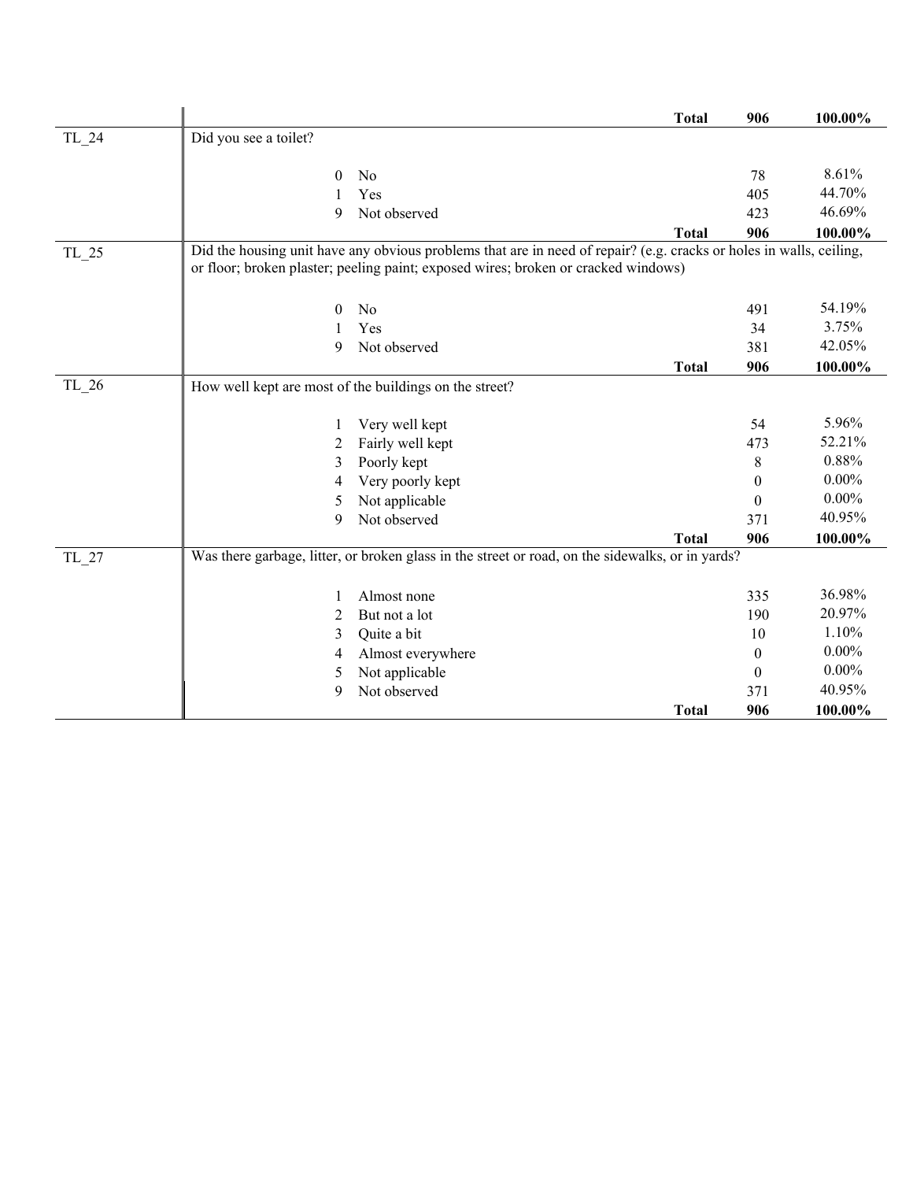| | | | | |
|---|---|---|---|---|
| | | **Total** | **906** | **100.00%** |
| TL_24 | Did you see a toilet? | | | |
| | 0 | No | 78 | 8.61% |
| | 1 | Yes | 405 | 44.70% |
| | 9 | Not observed | 423 | 46.69% |
| | | **Total** | **906** | **100.00%** |
| TL_25 | Did the housing unit have any obvious problems that are in need of repair? (e.g. cracks or holes in walls, ceiling, or floor; broken plaster; peeling paint; exposed wires; broken or cracked windows) | | | |
| | 0 | No | 491 | 54.19% |
| | 1 | Yes | 34 | 3.75% |
| | 9 | Not observed | 381 | 42.05% |
| | | **Total** | **906** | **100.00%** |
| TL_26 | How well kept are most of the buildings on the street? | | | |
| | 1 | Very well kept | 54 | 5.96% |
| | 2 | Fairly well kept | 473 | 52.21% |
| | 3 | Poorly kept | 8 | 0.88% |
| | 4 | Very poorly kept | 0 | 0.00% |
| | 5 | Not applicable | 0 | 0.00% |
| | 9 | Not observed | 371 | 40.95% |
| | | **Total** | **906** | **100.00%** |
| TL_27 | Was there garbage, litter, or broken glass in the street or road, on the sidewalks, or in yards? | | | |
| | 1 | Almost none | 335 | 36.98% |
| | 2 | But not a lot | 190 | 20.97% |
| | 3 | Quite a bit | 10 | 1.10% |
| | 4 | Almost everywhere | 0 | 0.00% |
| | 5 | Not applicable | 0 | 0.00% |
| | 9 | Not observed | 371 | 40.95% |
| | | **Total** | **906** | **100.00%** |